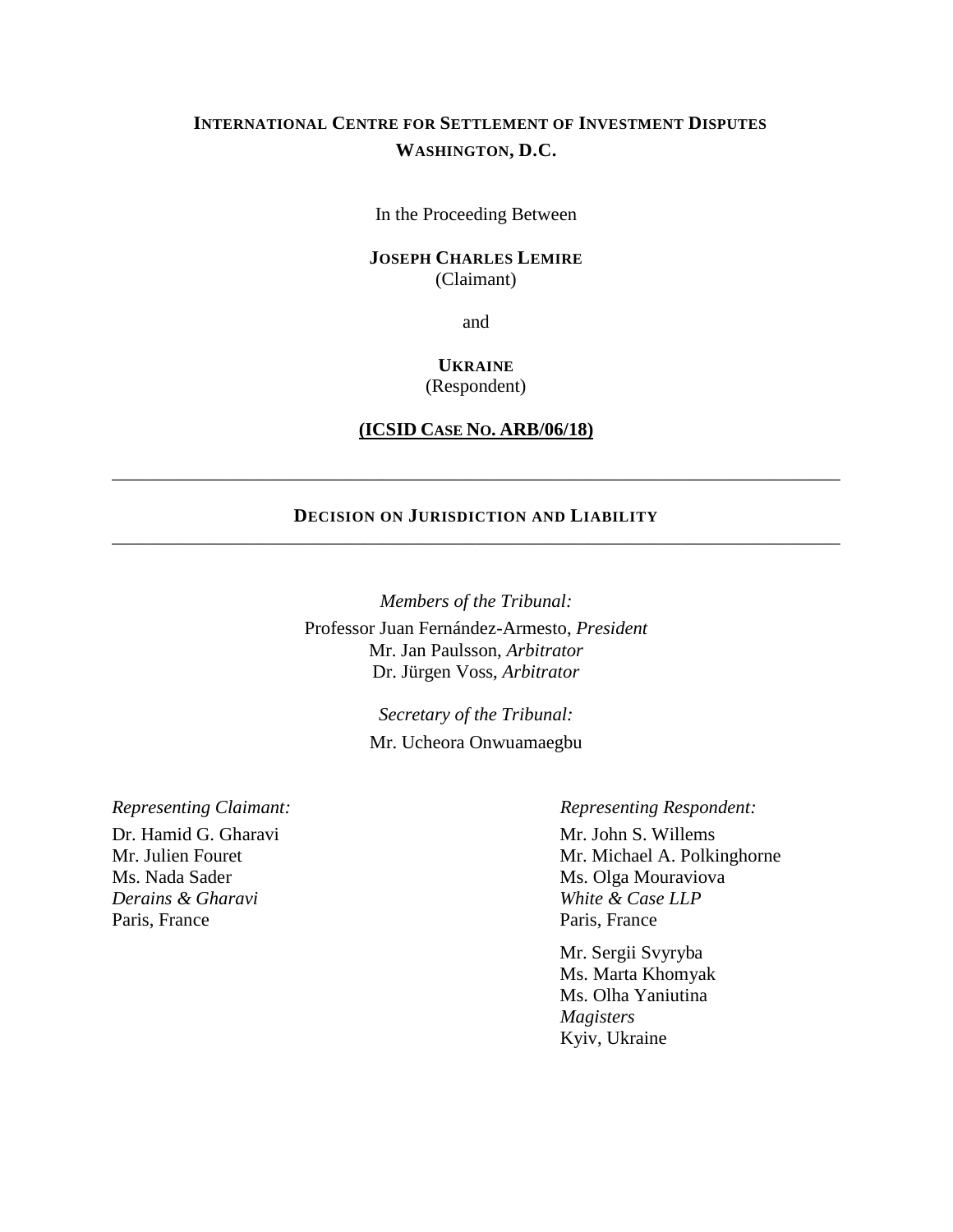**INTERNATIONAL CENTRE FOR SETTLEMENT OF INVESTMENT DISPUTES**
**WASHINGTON, D.C.**

In the Proceeding Between

**JOSEPH CHARLES LEMIRE**
(Claimant)

and

**UKRAINE**
(Respondent)

**(ICSID CASE NO. ARB/06/18)**

---

## DECISION ON JURISDICTION AND LIABILITY

---

*Members of the Tribunal:*

Professor Juan Fernández-Armesto, *President*
Mr. Jan Paulsson, *Arbitrator*
Dr. Jürgen Voss, *Arbitrator*

*Secretary of the Tribunal:*

Mr. Ucheora Onwuamaegbu

*Representing Claimant:*

Dr. Hamid G. Gharavi
Mr. Julien Fouret
Ms. Nada Sader
*Derains & Gharavi*
Paris, France

*Representing Respondent:*

Mr. John S. Willems
Mr. Michael A. Polkinghorne
Ms. Olga Mouraviova
*White & Case LLP*
Paris, France

Mr. Sergii Svyryba
Ms. Marta Khomyak
Ms. Olha Yaniutina
*Magisters*
Kyiv, Ukraine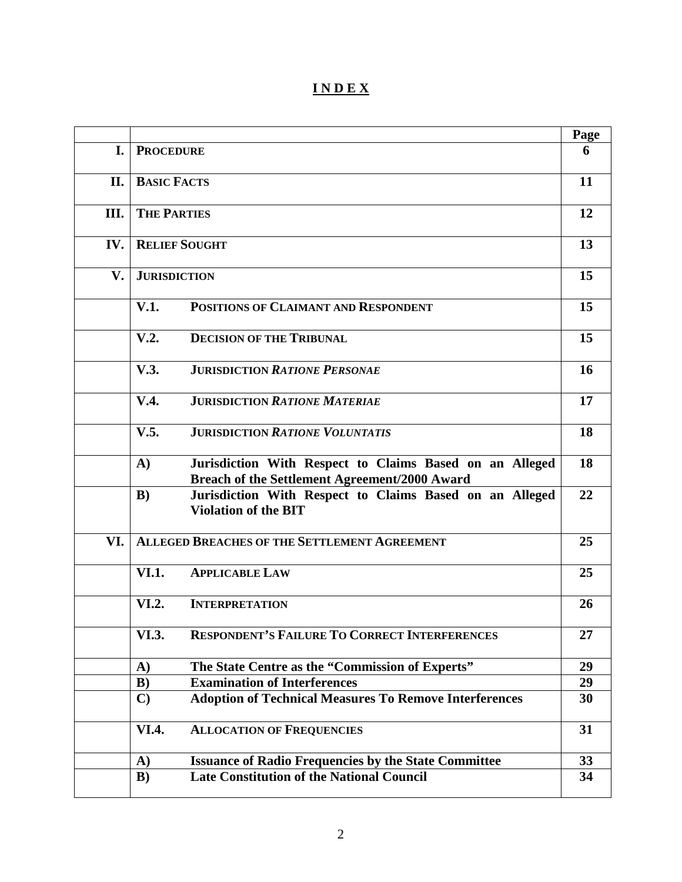# **I N D E X**

| | | Page |
|---|---|---|
| **I.** | **PROCEDURE** | **6** |
| **II.** | **BASIC FACTS** | **11** |
| **III.** | **THE PARTIES** | **12** |
| **IV.** | **RELIEF SOUGHT** | **13** |
| **V.** | **JURISDICTION** | **15** |
| | **V.1. POSITIONS OF CLAIMANT AND RESPONDENT** | **15** |
| | **V.2. DECISION OF THE TRIBUNAL** | **15** |
| | **V.3. JURISDICTION *RATIONE PERSONAE*** | **16** |
| | **V.4. JURISDICTION *RATIONE MATERIAE*** | **17** |
| | **V.5. JURISDICTION *RATIONE VOLUNTATIS*** | **18** |
| | **A) Jurisdiction With Respect to Claims Based on an Alleged Breach of the Settlement Agreement/2000 Award** | **18** |
| | **B) Jurisdiction With Respect to Claims Based on an Alleged Violation of the BIT** | **22** |
| **VI.** | **ALLEGED BREACHES OF THE SETTLEMENT AGREEMENT** | **25** |
| | **VI.1. APPLICABLE LAW** | **25** |
| | **VI.2. INTERPRETATION** | **26** |
| | **VI.3. RESPONDENT'S FAILURE TO CORRECT INTERFERENCES** | **27** |
| | **A) The State Centre as the "Commission of Experts"** | **29** |
| | **B) Examination of Interferences** | **29** |
| | **C) Adoption of Technical Measures To Remove Interferences** | **30** |
| | **VI.4. ALLOCATION OF FREQUENCIES** | **31** |
| | **A) Issuance of Radio Frequencies by the State Committee** | **33** |
| | **B) Late Constitution of the National Council** | **34** |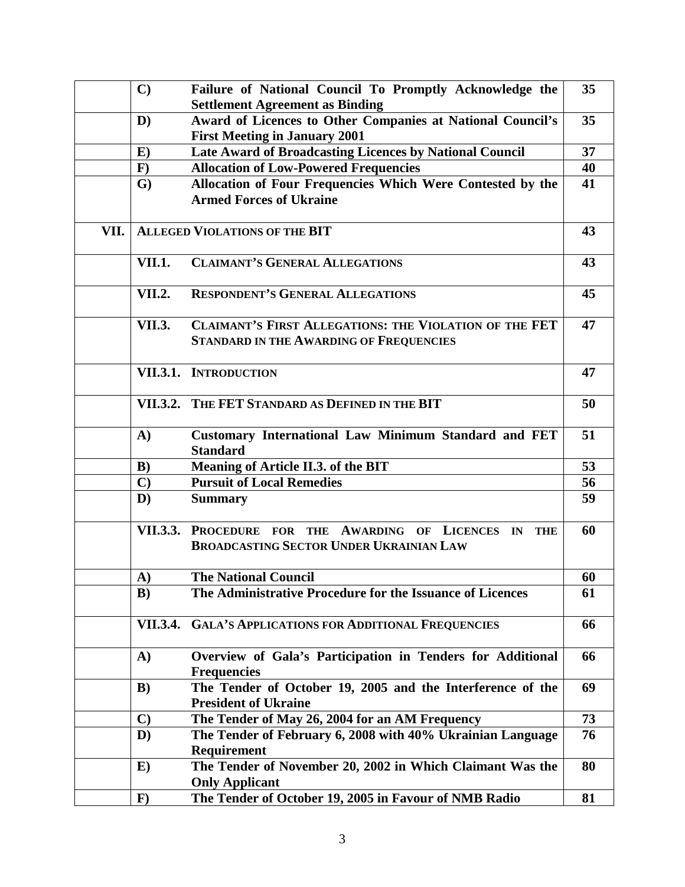| | | | |
|---|---|---|---|
| | **C)** | **Failure of National Council To Promptly Acknowledge the Settlement Agreement as Binding** | **35** |
| | **D)** | **Award of Licences to Other Companies at National Council's First Meeting in January 2001** | **35** |
| | **E)** | **Late Award of Broadcasting Licences by National Council** | **37** |
| | **F)** | **Allocation of Low-Powered Frequencies** | **40** |
| | **G)** | **Allocation of Four Frequencies Which Were Contested by the Armed Forces of Ukraine** | **41** |
| **VII.** | **ALLEGED VIOLATIONS OF THE BIT** | | **43** |
| | **VII.1.** | **CLAIMANT'S GENERAL ALLEGATIONS** | **43** |
| | **VII.2.** | **RESPONDENT'S GENERAL ALLEGATIONS** | **45** |
| | **VII.3.** | **CLAIMANT'S FIRST ALLEGATIONS: THE VIOLATION OF THE FET STANDARD IN THE AWARDING OF FREQUENCIES** | **47** |
| | **VII.3.1.** | **INTRODUCTION** | **47** |
| | **VII.3.2.** | **THE FET STANDARD AS DEFINED IN THE BIT** | **50** |
| | **A)** | **Customary International Law Minimum Standard and FET Standard** | **51** |
| | **B)** | **Meaning of Article II.3. of the BIT** | **53** |
| | **C)** | **Pursuit of Local Remedies** | **56** |
| | **D)** | **Summary** | **59** |
| | **VII.3.3.** | **PROCEDURE FOR THE AWARDING OF LICENCES IN THE BROADCASTING SECTOR UNDER UKRAINIAN LAW** | **60** |
| | **A)** | **The National Council** | **60** |
| | **B)** | **The Administrative Procedure for the Issuance of Licences** | **61** |
| | **VII.3.4.** | **GALA'S APPLICATIONS FOR ADDITIONAL FREQUENCIES** | **66** |
| | **A)** | **Overview of Gala's Participation in Tenders for Additional Frequencies** | **66** |
| | **B)** | **The Tender of October 19, 2005 and the Interference of the President of Ukraine** | **69** |
| | **C)** | **The Tender of May 26, 2004 for an AM Frequency** | **73** |
| | **D)** | **The Tender of February 6, 2008 with 40% Ukrainian Language Requirement** | **76** |
| | **E)** | **The Tender of November 20, 2002 in Which Claimant Was the Only Applicant** | **80** |
| | **F)** | **The Tender of October 19, 2005 in Favour of NMB Radio** | **81** |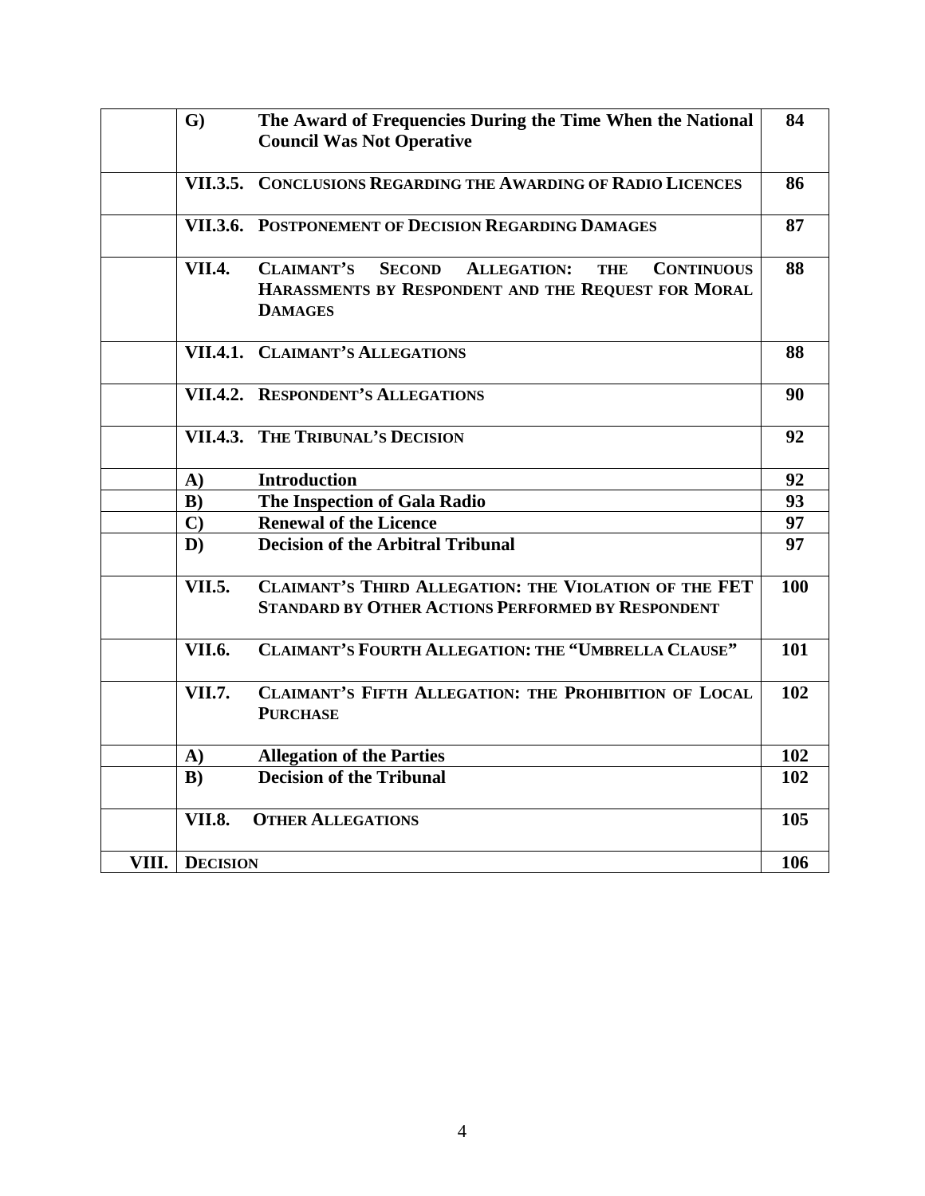| | | | |
|---|---|---|---|
| | **G)** | **The Award of Frequencies During the Time When the National Council Was Not Operative** | **84** |
| | **VII.3.5.** | **CONCLUSIONS REGARDING THE AWARDING OF RADIO LICENCES** | **86** |
| | **VII.3.6.** | **POSTPONEMENT OF DECISION REGARDING DAMAGES** | **87** |
| | **VII.4.** | **CLAIMANT'S SECOND ALLEGATION: THE CONTINUOUS HARASSMENTS BY RESPONDENT AND THE REQUEST FOR MORAL DAMAGES** | **88** |
| | **VII.4.1.** | **CLAIMANT'S ALLEGATIONS** | **88** |
| | **VII.4.2.** | **RESPONDENT'S ALLEGATIONS** | **90** |
| | **VII.4.3.** | **THE TRIBUNAL'S DECISION** | **92** |
| | **A)** | **Introduction** | **92** |
| | **B)** | **The Inspection of Gala Radio** | **93** |
| | **C)** | **Renewal of the Licence** | **97** |
| | **D)** | **Decision of the Arbitral Tribunal** | **97** |
| | **VII.5.** | **CLAIMANT'S THIRD ALLEGATION: THE VIOLATION OF THE FET STANDARD BY OTHER ACTIONS PERFORMED BY RESPONDENT** | **100** |
| | **VII.6.** | **CLAIMANT'S FOURTH ALLEGATION: THE "UMBRELLA CLAUSE"** | **101** |
| | **VII.7.** | **CLAIMANT'S FIFTH ALLEGATION: THE PROHIBITION OF LOCAL PURCHASE** | **102** |
| | **A)** | **Allegation of the Parties** | **102** |
| | **B)** | **Decision of the Tribunal** | **102** |
| | **VII.8.** | **OTHER ALLEGATIONS** | **105** |
| **VIII.** | **DECISION** | | **106** |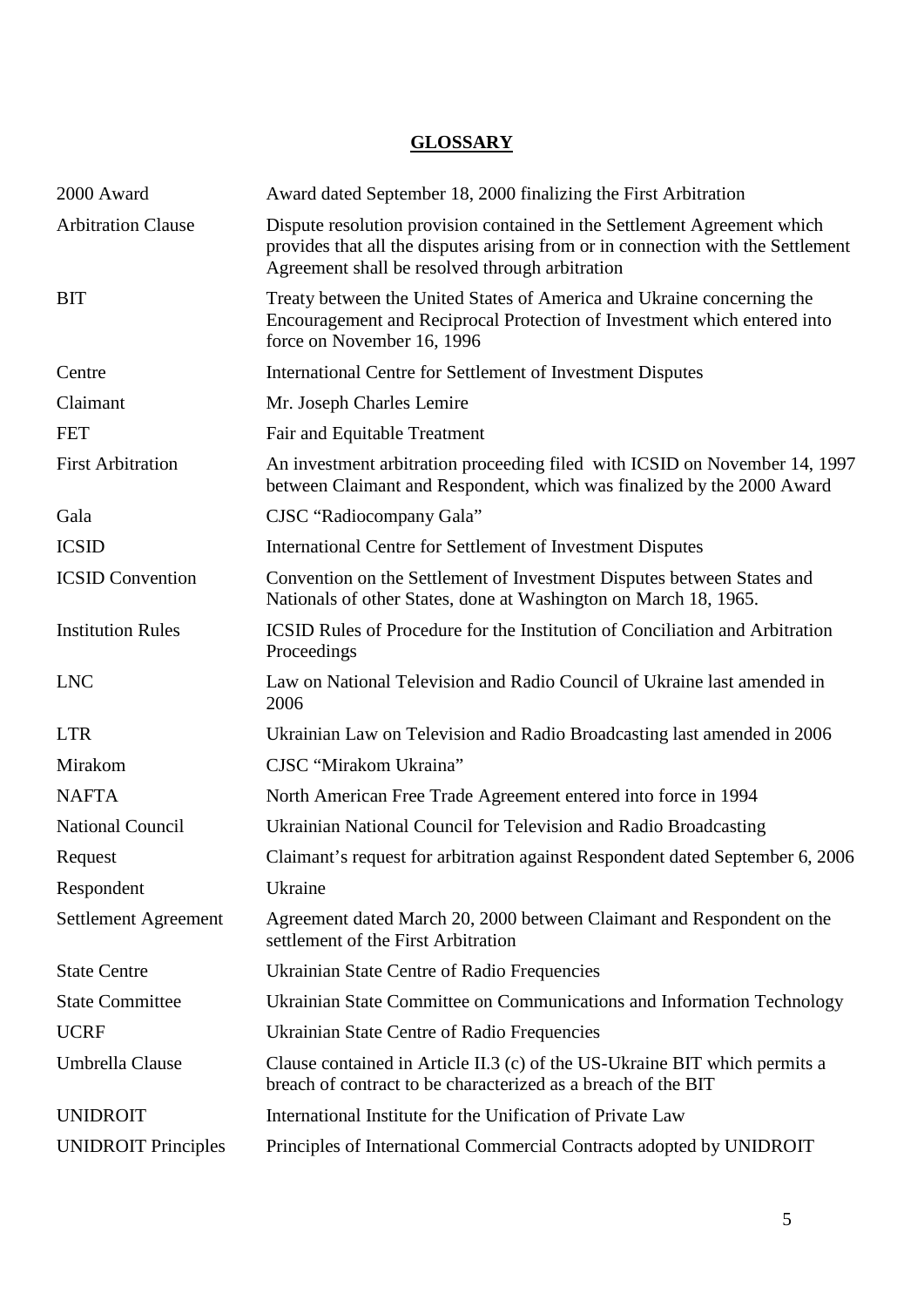# GLOSSARY

| | |
|---|---|
| 2000 Award | Award dated September 18, 2000 finalizing the First Arbitration |
| Arbitration Clause | Dispute resolution provision contained in the Settlement Agreement which provides that all the disputes arising from or in connection with the Settlement Agreement shall be resolved through arbitration |
| BIT | Treaty between the United States of America and Ukraine concerning the Encouragement and Reciprocal Protection of Investment which entered into force on November 16, 1996 |
| Centre | International Centre for Settlement of Investment Disputes |
| Claimant | Mr. Joseph Charles Lemire |
| FET | Fair and Equitable Treatment |
| First Arbitration | An investment arbitration proceeding filed with ICSID on November 14, 1997 between Claimant and Respondent, which was finalized by the 2000 Award |
| Gala | CJSC "Radiocompany Gala" |
| ICSID | International Centre for Settlement of Investment Disputes |
| ICSID Convention | Convention on the Settlement of Investment Disputes between States and Nationals of other States, done at Washington on March 18, 1965. |
| Institution Rules | ICSID Rules of Procedure for the Institution of Conciliation and Arbitration Proceedings |
| LNC | Law on National Television and Radio Council of Ukraine last amended in 2006 |
| LTR | Ukrainian Law on Television and Radio Broadcasting last amended in 2006 |
| Mirakom | CJSC "Mirakom Ukraina" |
| NAFTA | North American Free Trade Agreement entered into force in 1994 |
| National Council | Ukrainian National Council for Television and Radio Broadcasting |
| Request | Claimant's request for arbitration against Respondent dated September 6, 2006 |
| Respondent | Ukraine |
| Settlement Agreement | Agreement dated March 20, 2000 between Claimant and Respondent on the settlement of the First Arbitration |
| State Centre | Ukrainian State Centre of Radio Frequencies |
| State Committee | Ukrainian State Committee on Communications and Information Technology |
| UCRF | Ukrainian State Centre of Radio Frequencies |
| Umbrella Clause | Clause contained in Article II.3 (c) of the US-Ukraine BIT which permits a breach of contract to be characterized as a breach of the BIT |
| UNIDROIT | International Institute for the Unification of Private Law |
| UNIDROIT Principles | Principles of International Commercial Contracts adopted by UNIDROIT |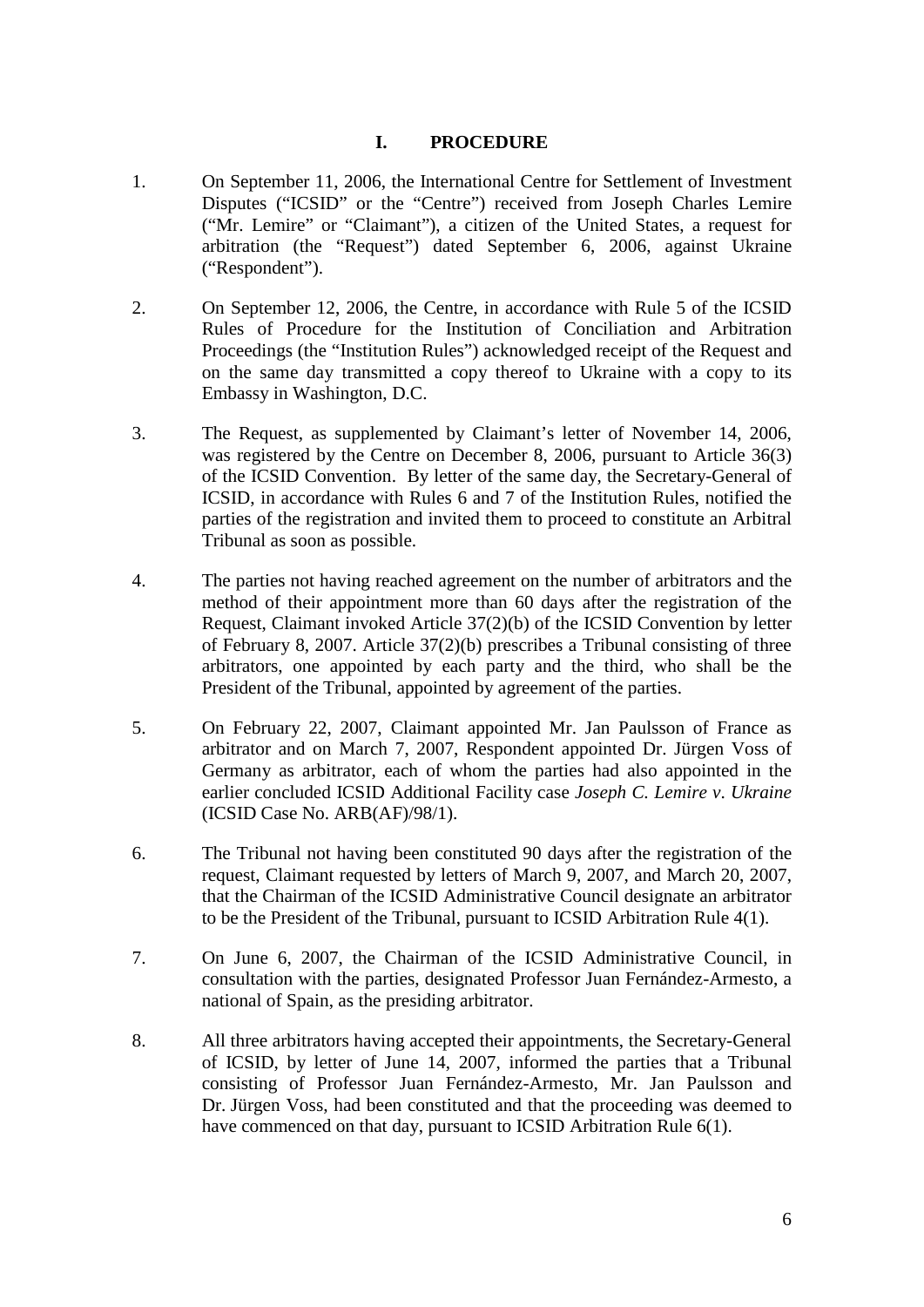# I. PROCEDURE

1. On September 11, 2006, the International Centre for Settlement of Investment Disputes ("ICSID" or the "Centre") received from Joseph Charles Lemire ("Mr. Lemire" or "Claimant"), a citizen of the United States, a request for arbitration (the "Request") dated September 6, 2006, against Ukraine ("Respondent").

2. On September 12, 2006, the Centre, in accordance with Rule 5 of the ICSID Rules of Procedure for the Institution of Conciliation and Arbitration Proceedings (the "Institution Rules") acknowledged receipt of the Request and on the same day transmitted a copy thereof to Ukraine with a copy to its Embassy in Washington, D.C.

3. The Request, as supplemented by Claimant's letter of November 14, 2006, was registered by the Centre on December 8, 2006, pursuant to Article 36(3) of the ICSID Convention. By letter of the same day, the Secretary-General of ICSID, in accordance with Rules 6 and 7 of the Institution Rules, notified the parties of the registration and invited them to proceed to constitute an Arbitral Tribunal as soon as possible.

4. The parties not having reached agreement on the number of arbitrators and the method of their appointment more than 60 days after the registration of the Request, Claimant invoked Article 37(2)(b) of the ICSID Convention by letter of February 8, 2007. Article 37(2)(b) prescribes a Tribunal consisting of three arbitrators, one appointed by each party and the third, who shall be the President of the Tribunal, appointed by agreement of the parties.

5. On February 22, 2007, Claimant appointed Mr. Jan Paulsson of France as arbitrator and on March 7, 2007, Respondent appointed Dr. Jürgen Voss of Germany as arbitrator, each of whom the parties had also appointed in the earlier concluded ICSID Additional Facility case *Joseph C. Lemire v. Ukraine* (ICSID Case No. ARB(AF)/98/1).

6. The Tribunal not having been constituted 90 days after the registration of the request, Claimant requested by letters of March 9, 2007, and March 20, 2007, that the Chairman of the ICSID Administrative Council designate an arbitrator to be the President of the Tribunal, pursuant to ICSID Arbitration Rule 4(1).

7. On June 6, 2007, the Chairman of the ICSID Administrative Council, in consultation with the parties, designated Professor Juan Fernández-Armesto, a national of Spain, as the presiding arbitrator.

8. All three arbitrators having accepted their appointments, the Secretary-General of ICSID, by letter of June 14, 2007, informed the parties that a Tribunal consisting of Professor Juan Fernández-Armesto, Mr. Jan Paulsson and Dr. Jürgen Voss, had been constituted and that the proceeding was deemed to have commenced on that day, pursuant to ICSID Arbitration Rule 6(1).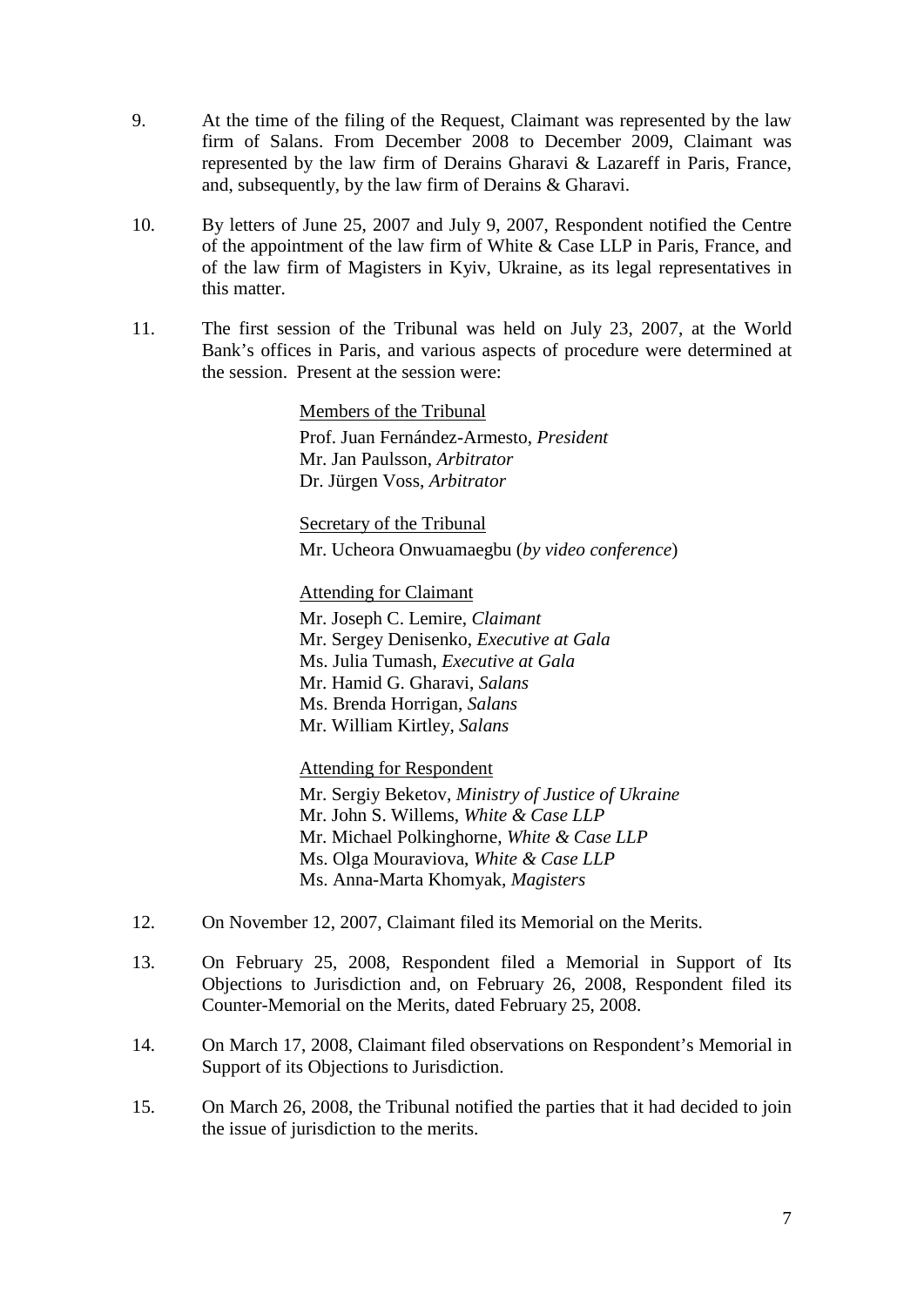9. At the time of the filing of the Request, Claimant was represented by the law firm of Salans. From December 2008 to December 2009, Claimant was represented by the law firm of Derains Gharavi & Lazareff in Paris, France, and, subsequently, by the law firm of Derains & Gharavi.

10. By letters of June 25, 2007 and July 9, 2007, Respondent notified the Centre of the appointment of the law firm of White & Case LLP in Paris, France, and of the law firm of Magisters in Kyiv, Ukraine, as its legal representatives in this matter.

11. The first session of the Tribunal was held on July 23, 2007, at the World Bank's offices in Paris, and various aspects of procedure were determined at the session. Present at the session were:

    Members of the Tribunal
    Prof. Juan Fernández-Armesto, *President*
    Mr. Jan Paulsson, *Arbitrator*
    Dr. Jürgen Voss, *Arbitrator*

    Secretary of the Tribunal
    Mr. Ucheora Onwuamaegbu (*by video conference*)

    Attending for Claimant
    Mr. Joseph C. Lemire, *Claimant*
    Mr. Sergey Denisenko, *Executive at Gala*
    Ms. Julia Tumash, *Executive at Gala*
    Mr. Hamid G. Gharavi, *Salans*
    Ms. Brenda Horrigan, *Salans*
    Mr. William Kirtley, *Salans*

    Attending for Respondent
    Mr. Sergiy Beketov, *Ministry of Justice of Ukraine*
    Mr. John S. Willems, *White & Case LLP*
    Mr. Michael Polkinghorne, *White & Case LLP*
    Ms. Olga Mouraviova, *White & Case LLP*
    Ms. Anna-Marta Khomyak, *Magisters*

12. On November 12, 2007, Claimant filed its Memorial on the Merits.

13. On February 25, 2008, Respondent filed a Memorial in Support of Its Objections to Jurisdiction and, on February 26, 2008, Respondent filed its Counter-Memorial on the Merits, dated February 25, 2008.

14. On March 17, 2008, Claimant filed observations on Respondent's Memorial in Support of its Objections to Jurisdiction.

15. On March 26, 2008, the Tribunal notified the parties that it had decided to join the issue of jurisdiction to the merits.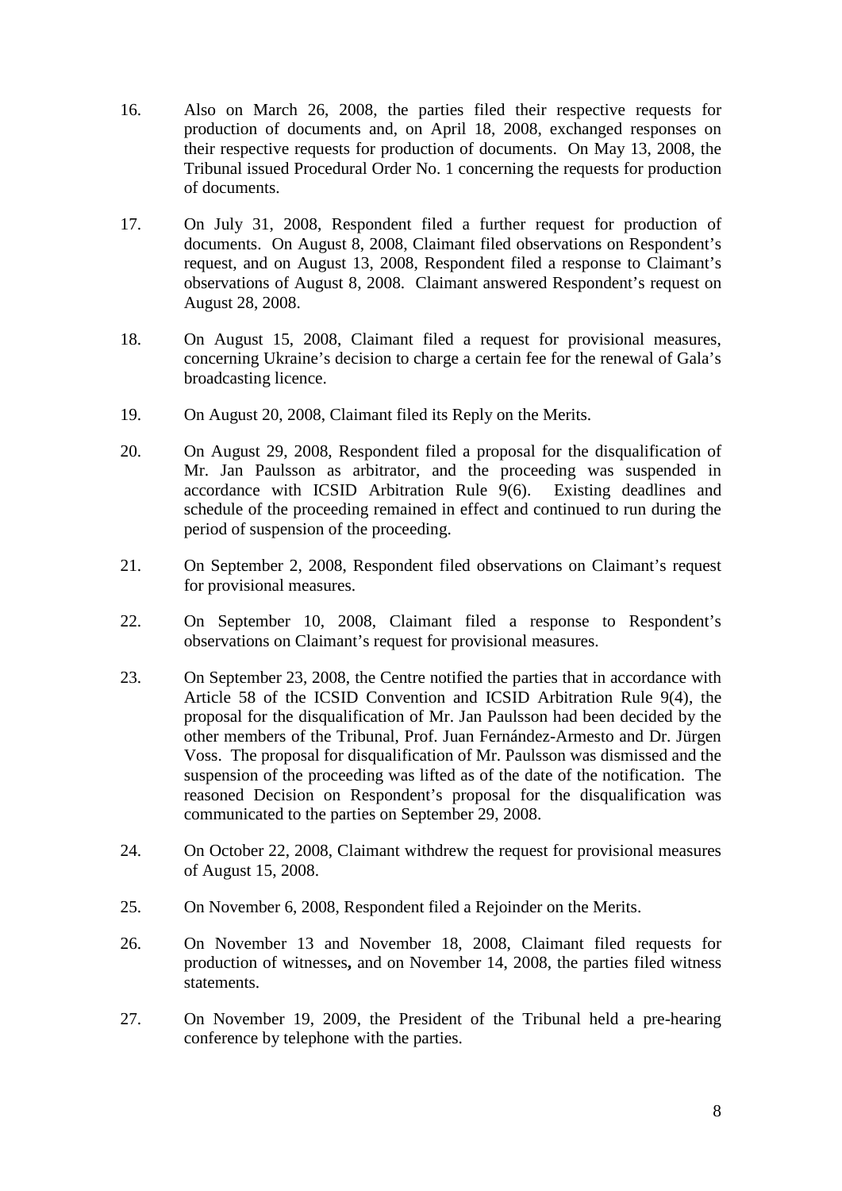16. Also on March 26, 2008, the parties filed their respective requests for production of documents and, on April 18, 2008, exchanged responses on their respective requests for production of documents. On May 13, 2008, the Tribunal issued Procedural Order No. 1 concerning the requests for production of documents.

17. On July 31, 2008, Respondent filed a further request for production of documents. On August 8, 2008, Claimant filed observations on Respondent's request, and on August 13, 2008, Respondent filed a response to Claimant's observations of August 8, 2008. Claimant answered Respondent's request on August 28, 2008.

18. On August 15, 2008, Claimant filed a request for provisional measures, concerning Ukraine's decision to charge a certain fee for the renewal of Gala's broadcasting licence.

19. On August 20, 2008, Claimant filed its Reply on the Merits.

20. On August 29, 2008, Respondent filed a proposal for the disqualification of Mr. Jan Paulsson as arbitrator, and the proceeding was suspended in accordance with ICSID Arbitration Rule 9(6). Existing deadlines and schedule of the proceeding remained in effect and continued to run during the period of suspension of the proceeding.

21. On September 2, 2008, Respondent filed observations on Claimant's request for provisional measures.

22. On September 10, 2008, Claimant filed a response to Respondent's observations on Claimant's request for provisional measures.

23. On September 23, 2008, the Centre notified the parties that in accordance with Article 58 of the ICSID Convention and ICSID Arbitration Rule 9(4), the proposal for the disqualification of Mr. Jan Paulsson had been decided by the other members of the Tribunal, Prof. Juan Fernández-Armesto and Dr. Jürgen Voss. The proposal for disqualification of Mr. Paulsson was dismissed and the suspension of the proceeding was lifted as of the date of the notification. The reasoned Decision on Respondent's proposal for the disqualification was communicated to the parties on September 29, 2008.

24. On October 22, 2008, Claimant withdrew the request for provisional measures of August 15, 2008.

25. On November 6, 2008, Respondent filed a Rejoinder on the Merits.

26. On November 13 and November 18, 2008, Claimant filed requests for production of witnesses**,** and on November 14, 2008, the parties filed witness statements.

27. On November 19, 2009, the President of the Tribunal held a pre-hearing conference by telephone with the parties.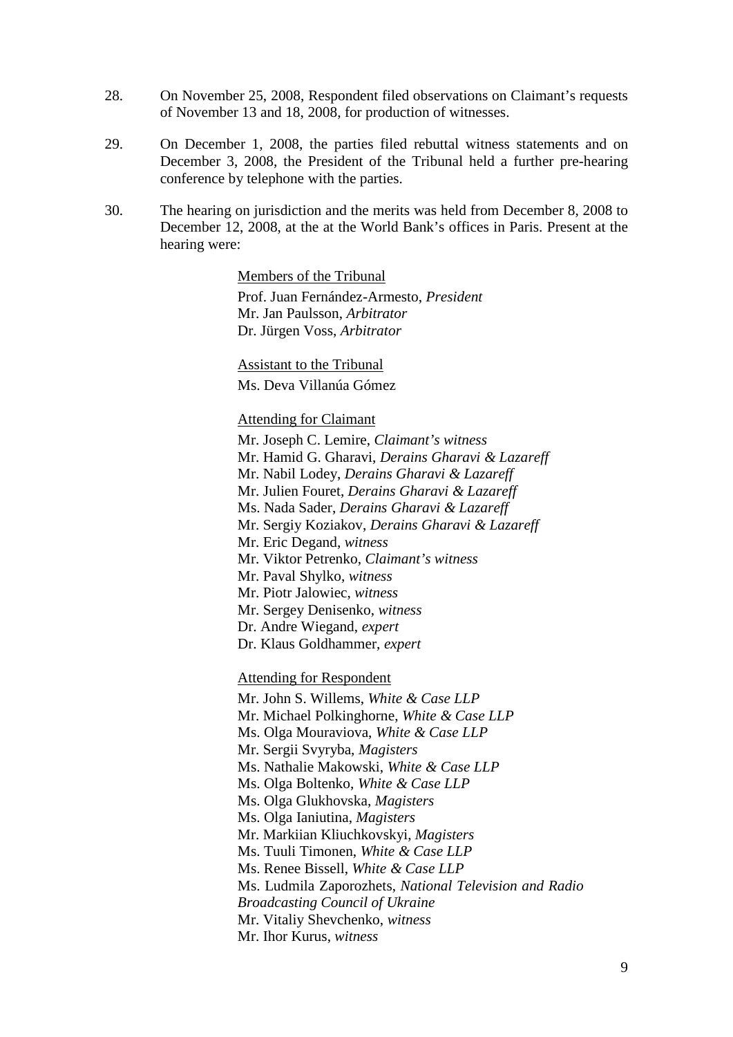28. On November 25, 2008, Respondent filed observations on Claimant's requests of November 13 and 18, 2008, for production of witnesses.

29. On December 1, 2008, the parties filed rebuttal witness statements and on December 3, 2008, the President of the Tribunal held a further pre-hearing conference by telephone with the parties.

30. The hearing on jurisdiction and the merits was held from December 8, 2008 to December 12, 2008, at the at the World Bank's offices in Paris. Present at the hearing were:

<u>Members of the Tribunal</u>

Prof. Juan Fernández-Armesto, *President*
Mr. Jan Paulsson, *Arbitrator*
Dr. Jürgen Voss, *Arbitrator*

<u>Assistant to the Tribunal</u>

Ms. Deva Villanúa Gómez

<u>Attending for Claimant</u>

Mr. Joseph C. Lemire, *Claimant's witness*
Mr. Hamid G. Gharavi, *Derains Gharavi & Lazareff*
Mr. Nabil Lodey, *Derains Gharavi & Lazareff*
Mr. Julien Fouret, *Derains Gharavi & Lazareff*
Ms. Nada Sader, *Derains Gharavi & Lazareff*
Mr. Sergiy Koziakov, *Derains Gharavi & Lazareff*
Mr. Eric Degand, *witness*
Mr. Viktor Petrenko, *Claimant's witness*
Mr. Paval Shylko, *witness*
Mr. Piotr Jalowiec, *witness*
Mr. Sergey Denisenko, *witness*
Dr. Andre Wiegand, *expert*
Dr. Klaus Goldhammer, *expert*

<u>Attending for Respondent</u>

Mr. John S. Willems, *White & Case LLP*
Mr. Michael Polkinghorne, *White & Case LLP*
Ms. Olga Mouraviova, *White & Case LLP*
Mr. Sergii Svyryba, *Magisters*
Ms. Nathalie Makowski, *White & Case LLP*
Ms. Olga Boltenko, *White & Case LLP*
Ms. Olga Glukhovska, *Magisters*
Ms. Olga Ianiutina, *Magisters*
Mr. Markiian Kliuchkovskyi, *Magisters*
Ms. Tuuli Timonen, *White & Case LLP*
Ms. Renee Bissell, *White & Case LLP*
Ms. Ludmila Zaporozhets, *National Television and Radio Broadcasting Council of Ukraine*
Mr. Vitaliy Shevchenko, *witness*
Mr. Ihor Kurus, *witness*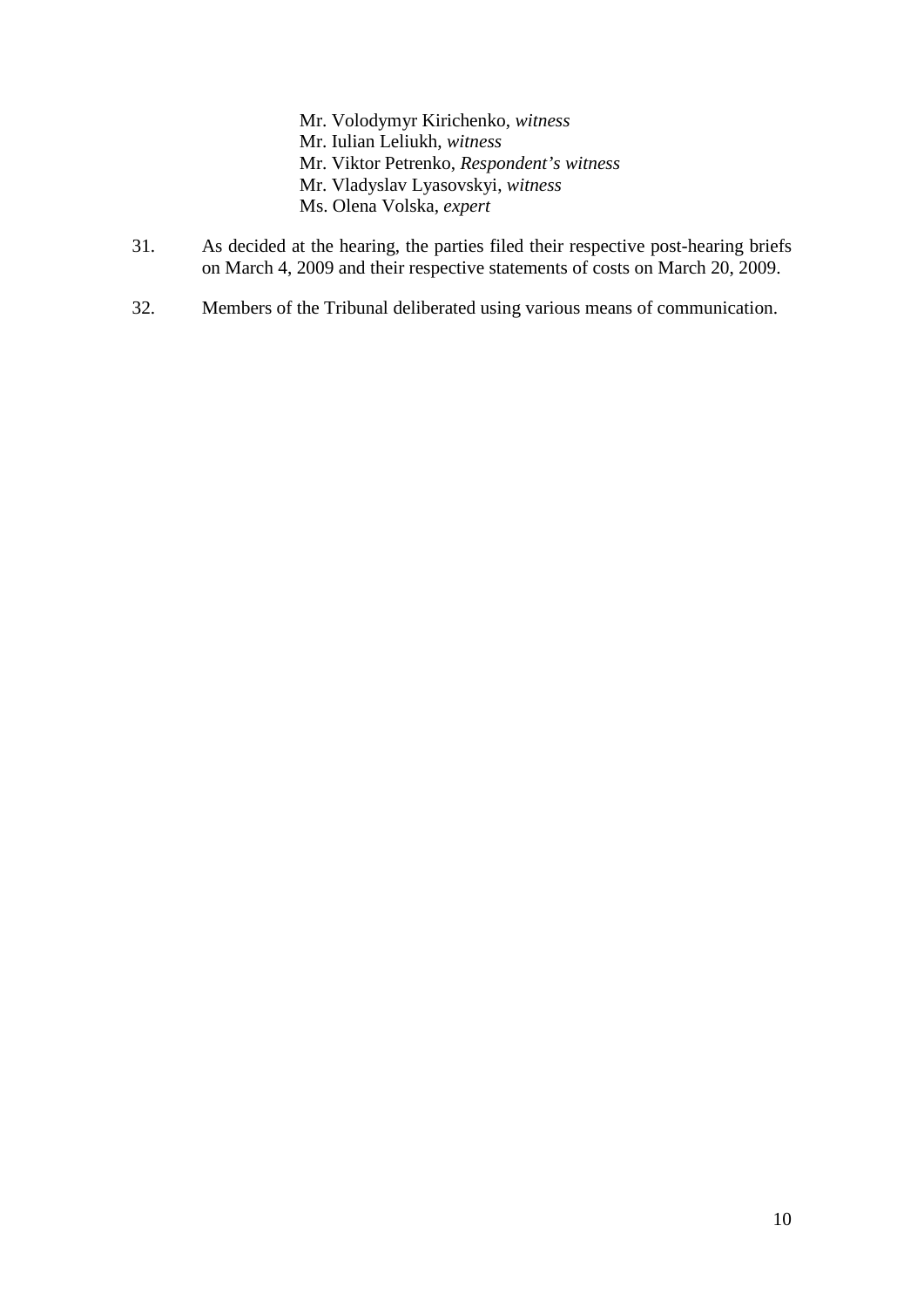Mr. Volodymyr Kirichenko, *witness*
Mr. Iulian Leliukh, *witness*
Mr. Viktor Petrenko, *Respondent's witness*
Mr. Vladyslav Lyasovskyi, *witness*
Ms. Olena Volska, *expert*

31. As decided at the hearing, the parties filed their respective post-hearing briefs on March 4, 2009 and their respective statements of costs on March 20, 2009.

32. Members of the Tribunal deliberated using various means of communication.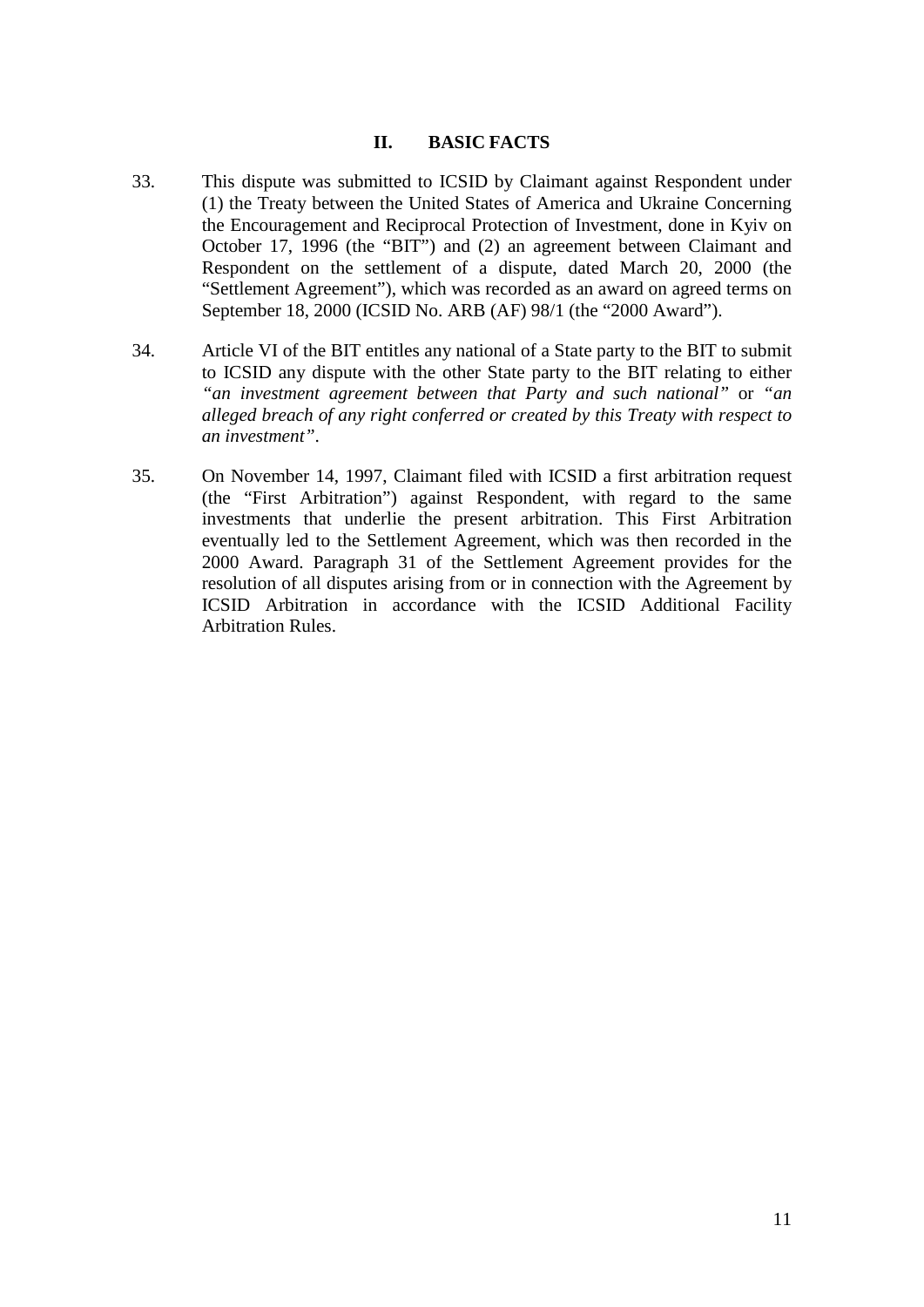## II. BASIC FACTS

33. This dispute was submitted to ICSID by Claimant against Respondent under (1) the Treaty between the United States of America and Ukraine Concerning the Encouragement and Reciprocal Protection of Investment, done in Kyiv on October 17, 1996 (the "BIT") and (2) an agreement between Claimant and Respondent on the settlement of a dispute, dated March 20, 2000 (the "Settlement Agreement"), which was recorded as an award on agreed terms on September 18, 2000 (ICSID No. ARB (AF) 98/1 (the "2000 Award").

34. Article VI of the BIT entitles any national of a State party to the BIT to submit to ICSID any dispute with the other State party to the BIT relating to either *"an investment agreement between that Party and such national"* or *"an alleged breach of any right conferred or created by this Treaty with respect to an investment"*.

35. On November 14, 1997, Claimant filed with ICSID a first arbitration request (the "First Arbitration") against Respondent, with regard to the same investments that underlie the present arbitration. This First Arbitration eventually led to the Settlement Agreement, which was then recorded in the 2000 Award. Paragraph 31 of the Settlement Agreement provides for the resolution of all disputes arising from or in connection with the Agreement by ICSID Arbitration in accordance with the ICSID Additional Facility Arbitration Rules.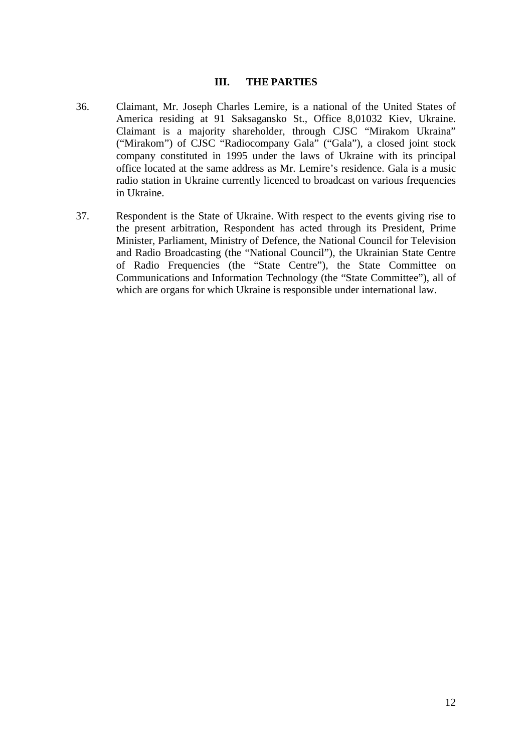## III. THE PARTIES

36. Claimant, Mr. Joseph Charles Lemire, is a national of the United States of America residing at 91 Saksagansko St., Office 8,01032 Kiev, Ukraine. Claimant is a majority shareholder, through CJSC "Mirakom Ukraina" ("Mirakom") of CJSC "Radiocompany Gala" ("Gala"), a closed joint stock company constituted in 1995 under the laws of Ukraine with its principal office located at the same address as Mr. Lemire's residence. Gala is a music radio station in Ukraine currently licenced to broadcast on various frequencies in Ukraine.

37. Respondent is the State of Ukraine. With respect to the events giving rise to the present arbitration, Respondent has acted through its President, Prime Minister, Parliament, Ministry of Defence, the National Council for Television and Radio Broadcasting (the "National Council"), the Ukrainian State Centre of Radio Frequencies (the "State Centre"), the State Committee on Communications and Information Technology (the "State Committee"), all of which are organs for which Ukraine is responsible under international law.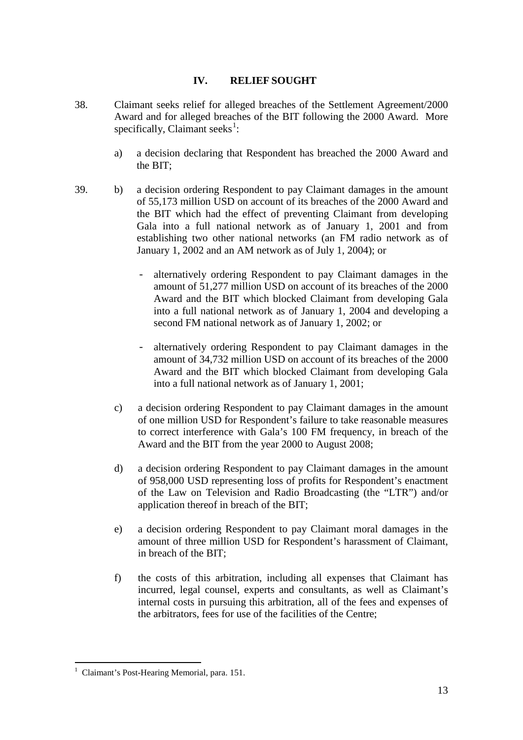## IV. RELIEF SOUGHT

38. Claimant seeks relief for alleged breaches of the Settlement Agreement/2000 Award and for alleged breaches of the BIT following the 2000 Award. More specifically, Claimant seeks[1]:

a) a decision declaring that Respondent has breached the 2000 Award and the BIT;

39. b) a decision ordering Respondent to pay Claimant damages in the amount of 55,173 million USD on account of its breaches of the 2000 Award and the BIT which had the effect of preventing Claimant from developing Gala into a full national network as of January 1, 2001 and from establishing two other national networks (an FM radio network as of January 1, 2002 and an AM network as of July 1, 2004); or

- alternatively ordering Respondent to pay Claimant damages in the amount of 51,277 million USD on account of its breaches of the 2000 Award and the BIT which blocked Claimant from developing Gala into a full national network as of January 1, 2004 and developing a second FM national network as of January 1, 2002; or

- alternatively ordering Respondent to pay Claimant damages in the amount of 34,732 million USD on account of its breaches of the 2000 Award and the BIT which blocked Claimant from developing Gala into a full national network as of January 1, 2001;

c) a decision ordering Respondent to pay Claimant damages in the amount of one million USD for Respondent's failure to take reasonable measures to correct interference with Gala's 100 FM frequency, in breach of the Award and the BIT from the year 2000 to August 2008;

d) a decision ordering Respondent to pay Claimant damages in the amount of 958,000 USD representing loss of profits for Respondent's enactment of the Law on Television and Radio Broadcasting (the "LTR") and/or application thereof in breach of the BIT;

e) a decision ordering Respondent to pay Claimant moral damages in the amount of three million USD for Respondent's harassment of Claimant, in breach of the BIT;

f) the costs of this arbitration, including all expenses that Claimant has incurred, legal counsel, experts and consultants, as well as Claimant's internal costs in pursuing this arbitration, all of the fees and expenses of the arbitrators, fees for use of the facilities of the Centre;

---

[1] Claimant's Post-Hearing Memorial, para. 151.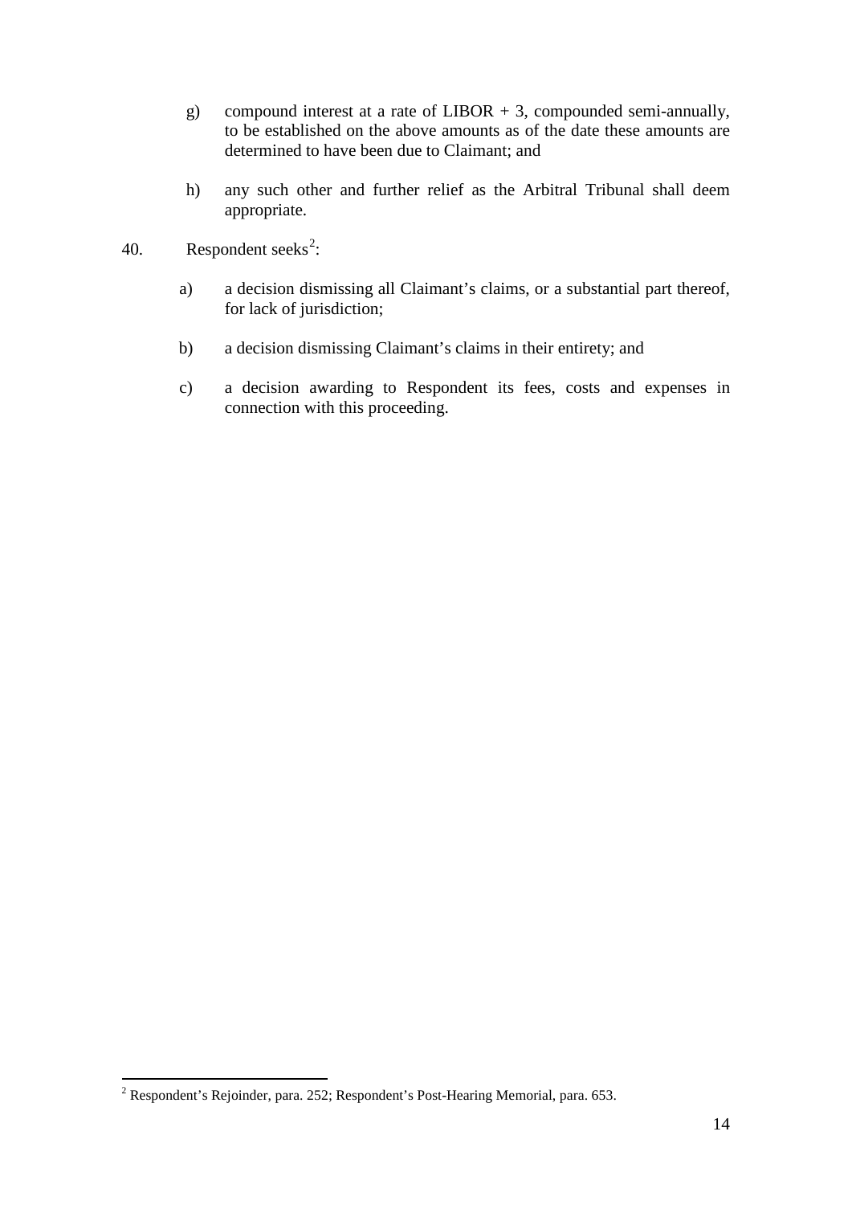g) compound interest at a rate of LIBOR + 3, compounded semi-annually, to be established on the above amounts as of the date these amounts are determined to have been due to Claimant; and

h) any such other and further relief as the Arbitral Tribunal shall deem appropriate.

40. Respondent seeks[2]:

a) a decision dismissing all Claimant's claims, or a substantial part thereof, for lack of jurisdiction;

b) a decision dismissing Claimant's claims in their entirety; and

c) a decision awarding to Respondent its fees, costs and expenses in connection with this proceeding.

---

[2] Respondent's Rejoinder, para. 252; Respondent's Post-Hearing Memorial, para. 653.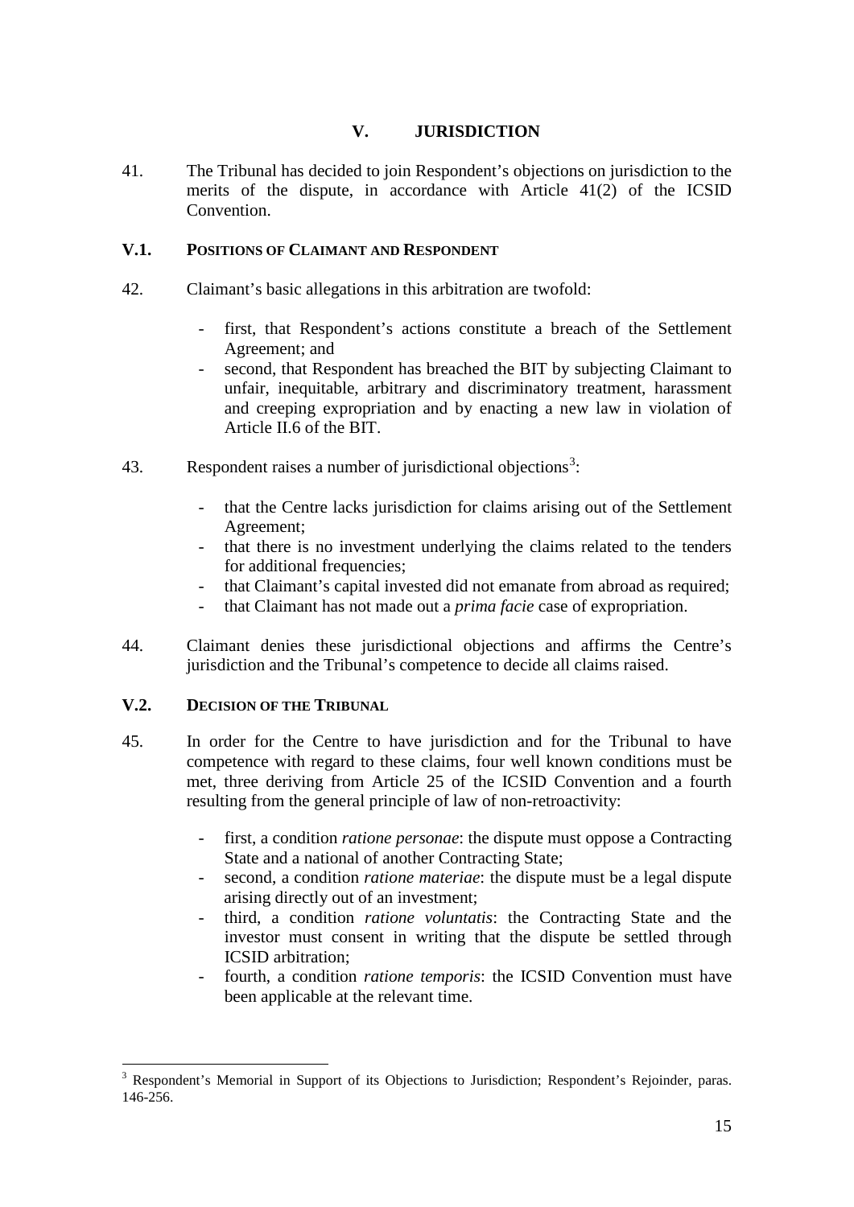# V. JURISDICTION

41. The Tribunal has decided to join Respondent's objections on jurisdiction to the merits of the dispute, in accordance with Article 41(2) of the ICSID Convention.

## V.1. POSITIONS OF CLAIMANT AND RESPONDENT

42. Claimant's basic allegations in this arbitration are twofold:

- first, that Respondent's actions constitute a breach of the Settlement Agreement; and
- second, that Respondent has breached the BIT by subjecting Claimant to unfair, inequitable, arbitrary and discriminatory treatment, harassment and creeping expropriation and by enacting a new law in violation of Article II.6 of the BIT.

43. Respondent raises a number of jurisdictional objections[3]:

- that the Centre lacks jurisdiction for claims arising out of the Settlement Agreement;
- that there is no investment underlying the claims related to the tenders for additional frequencies;
- that Claimant's capital invested did not emanate from abroad as required;
- that Claimant has not made out a *prima facie* case of expropriation.

44. Claimant denies these jurisdictional objections and affirms the Centre's jurisdiction and the Tribunal's competence to decide all claims raised.

## V.2. DECISION OF THE TRIBUNAL

45. In order for the Centre to have jurisdiction and for the Tribunal to have competence with regard to these claims, four well known conditions must be met, three deriving from Article 25 of the ICSID Convention and a fourth resulting from the general principle of law of non-retroactivity:

- first, a condition *ratione personae*: the dispute must oppose a Contracting State and a national of another Contracting State;
- second, a condition *ratione materiae*: the dispute must be a legal dispute arising directly out of an investment;
- third, a condition *ratione voluntatis*: the Contracting State and the investor must consent in writing that the dispute be settled through ICSID arbitration;
- fourth, a condition *ratione temporis*: the ICSID Convention must have been applicable at the relevant time.

---

[3] Respondent's Memorial in Support of its Objections to Jurisdiction; Respondent's Rejoinder, paras. 146-256.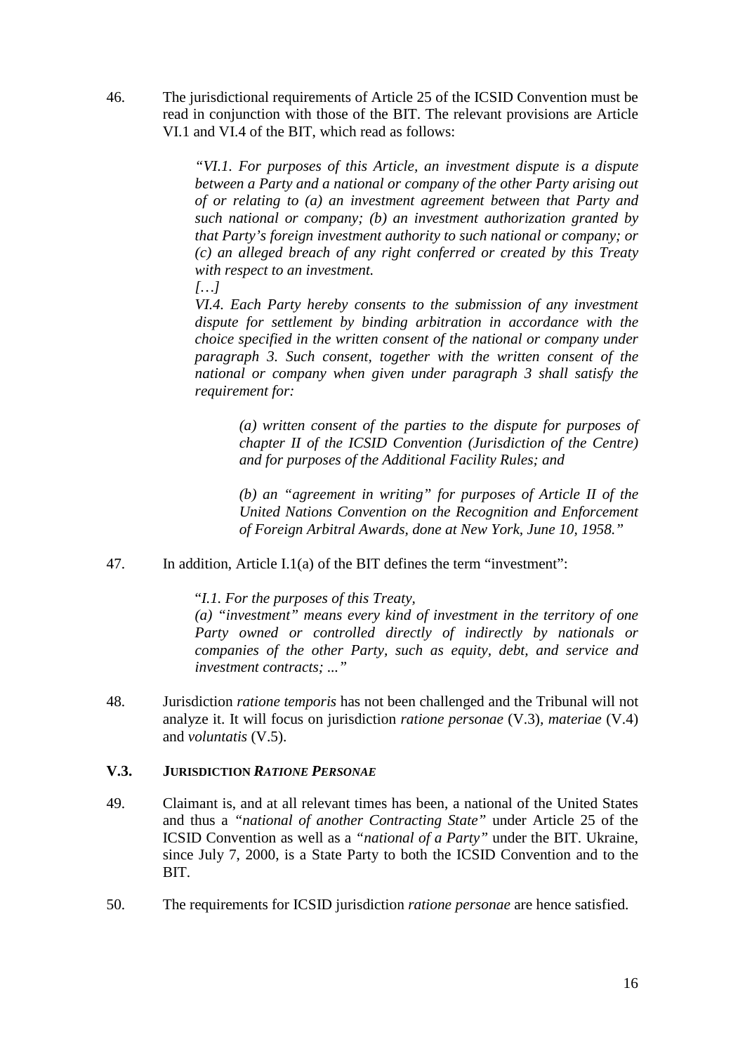46. The jurisdictional requirements of Article 25 of the ICSID Convention must be read in conjunction with those of the BIT. The relevant provisions are Article VI.1 and VI.4 of the BIT, which read as follows:

> *"VI.1. For purposes of this Article, an investment dispute is a dispute between a Party and a national or company of the other Party arising out of or relating to (a) an investment agreement between that Party and such national or company; (b) an investment authorization granted by that Party's foreign investment authority to such national or company; or (c) an alleged breach of any right conferred or created by this Treaty with respect to an investment.*
>
> *[…]*
>
> *VI.4. Each Party hereby consents to the submission of any investment dispute for settlement by binding arbitration in accordance with the choice specified in the written consent of the national or company under paragraph 3. Such consent, together with the written consent of the national or company when given under paragraph 3 shall satisfy the requirement for:*
>
> > *(a) written consent of the parties to the dispute for purposes of chapter II of the ICSID Convention (Jurisdiction of the Centre) and for purposes of the Additional Facility Rules; and*
> >
> > *(b) an "agreement in writing" for purposes of Article II of the United Nations Convention on the Recognition and Enforcement of Foreign Arbitral Awards, done at New York, June 10, 1958."*

47. In addition, Article I.1(a) of the BIT defines the term "investment":

> "*I.1. For the purposes of this Treaty,*
>
> *(a) "investment" means every kind of investment in the territory of one Party owned or controlled directly of indirectly by nationals or companies of the other Party, such as equity, debt, and service and investment contracts; ..."*

48. Jurisdiction *ratione temporis* has not been challenged and the Tribunal will not analyze it. It will focus on jurisdiction *ratione personae* (V.3), *materiae* (V.4) and *voluntatis* (V.5).

## V.3. JURISDICTION *RATIONE PERSONAE*

49. Claimant is, and at all relevant times has been, a national of the United States and thus a *"national of another Contracting State"* under Article 25 of the ICSID Convention as well as a *"national of a Party"* under the BIT. Ukraine, since July 7, 2000, is a State Party to both the ICSID Convention and to the BIT.

50. The requirements for ICSID jurisdiction *ratione personae* are hence satisfied.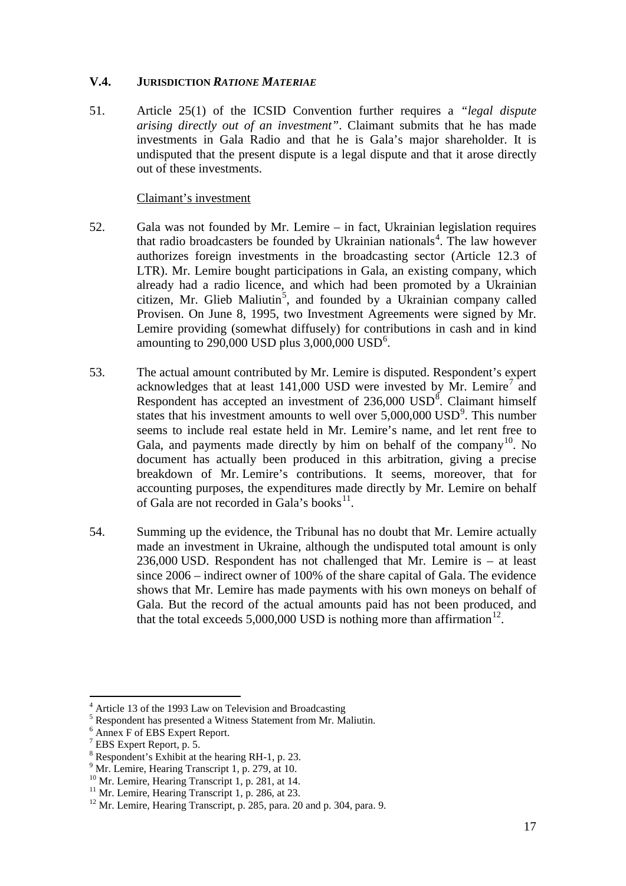### V.4. JURISDICTION *RATIONE MATERIAE*

51. Article 25(1) of the ICSID Convention further requires a *"legal dispute arising directly out of an investment"*. Claimant submits that he has made investments in Gala Radio and that he is Gala's major shareholder. It is undisputed that the present dispute is a legal dispute and that it arose directly out of these investments.

Claimant's investment

52. Gala was not founded by Mr. Lemire – in fact, Ukrainian legislation requires that radio broadcasters be founded by Ukrainian nationals[4]. The law however authorizes foreign investments in the broadcasting sector (Article 12.3 of LTR). Mr. Lemire bought participations in Gala, an existing company, which already had a radio licence, and which had been promoted by a Ukrainian citizen, Mr. Glieb Maliutin[5], and founded by a Ukrainian company called Provisen. On June 8, 1995, two Investment Agreements were signed by Mr. Lemire providing (somewhat diffusely) for contributions in cash and in kind amounting to 290,000 USD plus 3,000,000 USD[6].

53. The actual amount contributed by Mr. Lemire is disputed. Respondent's expert acknowledges that at least 141,000 USD were invested by Mr. Lemire[7] and Respondent has accepted an investment of 236,000 USD[8]. Claimant himself states that his investment amounts to well over 5,000,000 USD[9]. This number seems to include real estate held in Mr. Lemire's name, and let rent free to Gala, and payments made directly by him on behalf of the company[10]. No document has actually been produced in this arbitration, giving a precise breakdown of Mr. Lemire's contributions. It seems, moreover, that for accounting purposes, the expenditures made directly by Mr. Lemire on behalf of Gala are not recorded in Gala's books[11].

54. Summing up the evidence, the Tribunal has no doubt that Mr. Lemire actually made an investment in Ukraine, although the undisputed total amount is only 236,000 USD. Respondent has not challenged that Mr. Lemire is – at least since 2006 – indirect owner of 100% of the share capital of Gala. The evidence shows that Mr. Lemire has made payments with his own moneys on behalf of Gala. But the record of the actual amounts paid has not been produced, and that the total exceeds 5,000,000 USD is nothing more than affirmation[12].

---

[4] Article 13 of the 1993 Law on Television and Broadcasting

[5] Respondent has presented a Witness Statement from Mr. Maliutin.

[6] Annex F of EBS Expert Report.

[7] EBS Expert Report, p. 5.

[8] Respondent's Exhibit at the hearing RH-1, p. 23.

[9] Mr. Lemire, Hearing Transcript 1, p. 279, at 10.

[10] Mr. Lemire, Hearing Transcript 1, p. 281, at 14.

[11] Mr. Lemire, Hearing Transcript 1, p. 286, at 23.

[12] Mr. Lemire, Hearing Transcript, p. 285, para. 20 and p. 304, para. 9.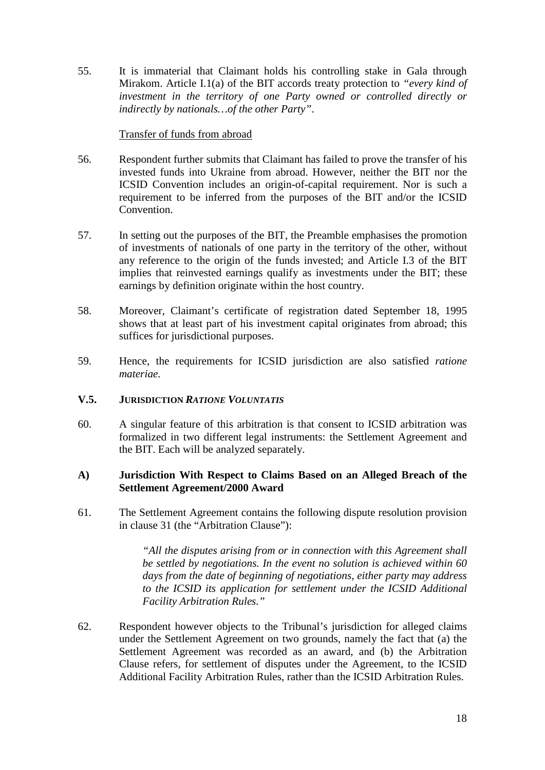55. It is immaterial that Claimant holds his controlling stake in Gala through Mirakom. Article I.1(a) of the BIT accords treaty protection to *"every kind of investment in the territory of one Party owned or controlled directly or indirectly by nationals…of the other Party"*.

Transfer of funds from abroad

56. Respondent further submits that Claimant has failed to prove the transfer of his invested funds into Ukraine from abroad. However, neither the BIT nor the ICSID Convention includes an origin-of-capital requirement. Nor is such a requirement to be inferred from the purposes of the BIT and/or the ICSID Convention.

57. In setting out the purposes of the BIT, the Preamble emphasises the promotion of investments of nationals of one party in the territory of the other, without any reference to the origin of the funds invested; and Article I.3 of the BIT implies that reinvested earnings qualify as investments under the BIT; these earnings by definition originate within the host country.

58. Moreover, Claimant's certificate of registration dated September 18, 1995 shows that at least part of his investment capital originates from abroad; this suffices for jurisdictional purposes.

59. Hence, the requirements for ICSID jurisdiction are also satisfied *ratione materiae.*

## V.5. JURISDICTION *RATIONE VOLUNTATIS*

60. A singular feature of this arbitration is that consent to ICSID arbitration was formalized in two different legal instruments: the Settlement Agreement and the BIT. Each will be analyzed separately.

### A) Jurisdiction With Respect to Claims Based on an Alleged Breach of the Settlement Agreement/2000 Award

61. The Settlement Agreement contains the following dispute resolution provision in clause 31 (the "Arbitration Clause"):

> *"All the disputes arising from or in connection with this Agreement shall be settled by negotiations. In the event no solution is achieved within 60 days from the date of beginning of negotiations, either party may address to the ICSID its application for settlement under the ICSID Additional Facility Arbitration Rules."*

62. Respondent however objects to the Tribunal's jurisdiction for alleged claims under the Settlement Agreement on two grounds, namely the fact that (a) the Settlement Agreement was recorded as an award, and (b) the Arbitration Clause refers, for settlement of disputes under the Agreement, to the ICSID Additional Facility Arbitration Rules, rather than the ICSID Arbitration Rules.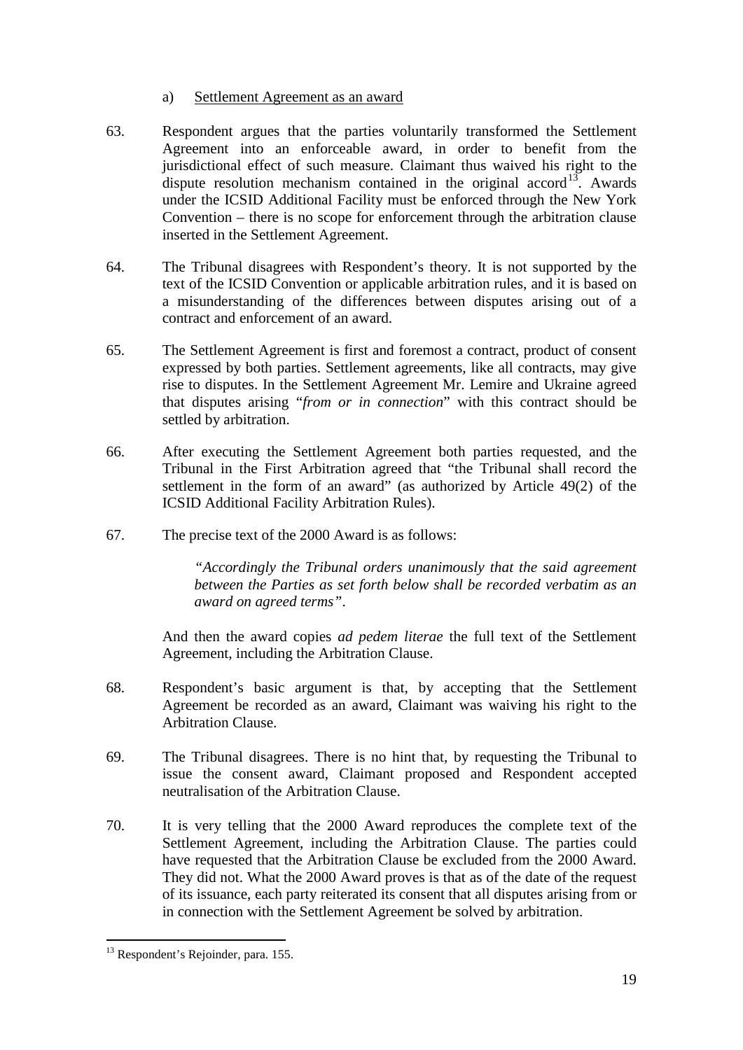a) <u>Settlement Agreement as an award</u>

63. Respondent argues that the parties voluntarily transformed the Settlement Agreement into an enforceable award, in order to benefit from the jurisdictional effect of such measure. Claimant thus waived his right to the dispute resolution mechanism contained in the original accord[13]. Awards under the ICSID Additional Facility must be enforced through the New York Convention – there is no scope for enforcement through the arbitration clause inserted in the Settlement Agreement.

64. The Tribunal disagrees with Respondent's theory. It is not supported by the text of the ICSID Convention or applicable arbitration rules, and it is based on a misunderstanding of the differences between disputes arising out of a contract and enforcement of an award.

65. The Settlement Agreement is first and foremost a contract, product of consent expressed by both parties. Settlement agreements, like all contracts, may give rise to disputes. In the Settlement Agreement Mr. Lemire and Ukraine agreed that disputes arising "*from or in connection*" with this contract should be settled by arbitration.

66. After executing the Settlement Agreement both parties requested, and the Tribunal in the First Arbitration agreed that "the Tribunal shall record the settlement in the form of an award" (as authorized by Article 49(2) of the ICSID Additional Facility Arbitration Rules).

67. The precise text of the 2000 Award is as follows:

> *"Accordingly the Tribunal orders unanimously that the said agreement between the Parties as set forth below shall be recorded verbatim as an award on agreed terms"*.

And then the award copies *ad pedem literae* the full text of the Settlement Agreement, including the Arbitration Clause.

68. Respondent's basic argument is that, by accepting that the Settlement Agreement be recorded as an award, Claimant was waiving his right to the Arbitration Clause.

69. The Tribunal disagrees. There is no hint that, by requesting the Tribunal to issue the consent award, Claimant proposed and Respondent accepted neutralisation of the Arbitration Clause.

70. It is very telling that the 2000 Award reproduces the complete text of the Settlement Agreement, including the Arbitration Clause. The parties could have requested that the Arbitration Clause be excluded from the 2000 Award. They did not. What the 2000 Award proves is that as of the date of the request of its issuance, each party reiterated its consent that all disputes arising from or in connection with the Settlement Agreement be solved by arbitration.

---

[13] Respondent's Rejoinder, para. 155.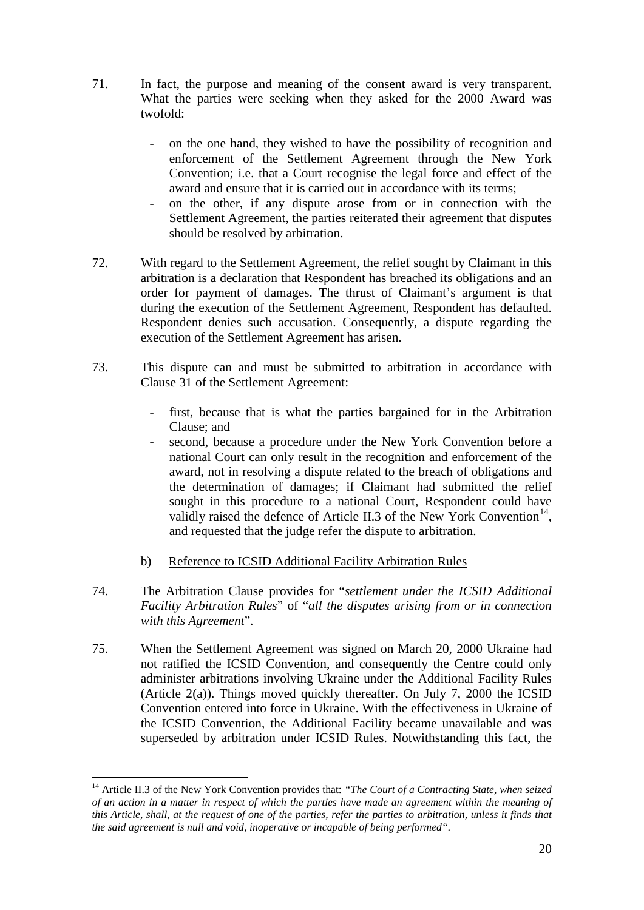71. In fact, the purpose and meaning of the consent award is very transparent. What the parties were seeking when they asked for the 2000 Award was twofold:

    - on the one hand, they wished to have the possibility of recognition and enforcement of the Settlement Agreement through the New York Convention; i.e. that a Court recognise the legal force and effect of the award and ensure that it is carried out in accordance with its terms;
    - on the other, if any dispute arose from or in connection with the Settlement Agreement, the parties reiterated their agreement that disputes should be resolved by arbitration.

72. With regard to the Settlement Agreement, the relief sought by Claimant in this arbitration is a declaration that Respondent has breached its obligations and an order for payment of damages. The thrust of Claimant's argument is that during the execution of the Settlement Agreement, Respondent has defaulted. Respondent denies such accusation. Consequently, a dispute regarding the execution of the Settlement Agreement has arisen.

73. This dispute can and must be submitted to arbitration in accordance with Clause 31 of the Settlement Agreement:

    - first, because that is what the parties bargained for in the Arbitration Clause; and
    - second, because a procedure under the New York Convention before a national Court can only result in the recognition and enforcement of the award, not in resolving a dispute related to the breach of obligations and the determination of damages; if Claimant had submitted the relief sought in this procedure to a national Court, Respondent could have validly raised the defence of Article II.3 of the New York Convention[14], and requested that the judge refer the dispute to arbitration.

b) <u>Reference to ICSID Additional Facility Arbitration Rules</u>

74. The Arbitration Clause provides for "*settlement under the ICSID Additional Facility Arbitration Rules*" of "*all the disputes arising from or in connection with this Agreement*".

75. When the Settlement Agreement was signed on March 20, 2000 Ukraine had not ratified the ICSID Convention, and consequently the Centre could only administer arbitrations involving Ukraine under the Additional Facility Rules (Article 2(a)). Things moved quickly thereafter. On July 7, 2000 the ICSID Convention entered into force in Ukraine. With the effectiveness in Ukraine of the ICSID Convention, the Additional Facility became unavailable and was superseded by arbitration under ICSID Rules. Notwithstanding this fact, the

---

[14] Article II.3 of the New York Convention provides that: *"The Court of a Contracting State, when seized of an action in a matter in respect of which the parties have made an agreement within the meaning of this Article, shall, at the request of one of the parties, refer the parties to arbitration, unless it finds that the said agreement is null and void, inoperative or incapable of being performed".*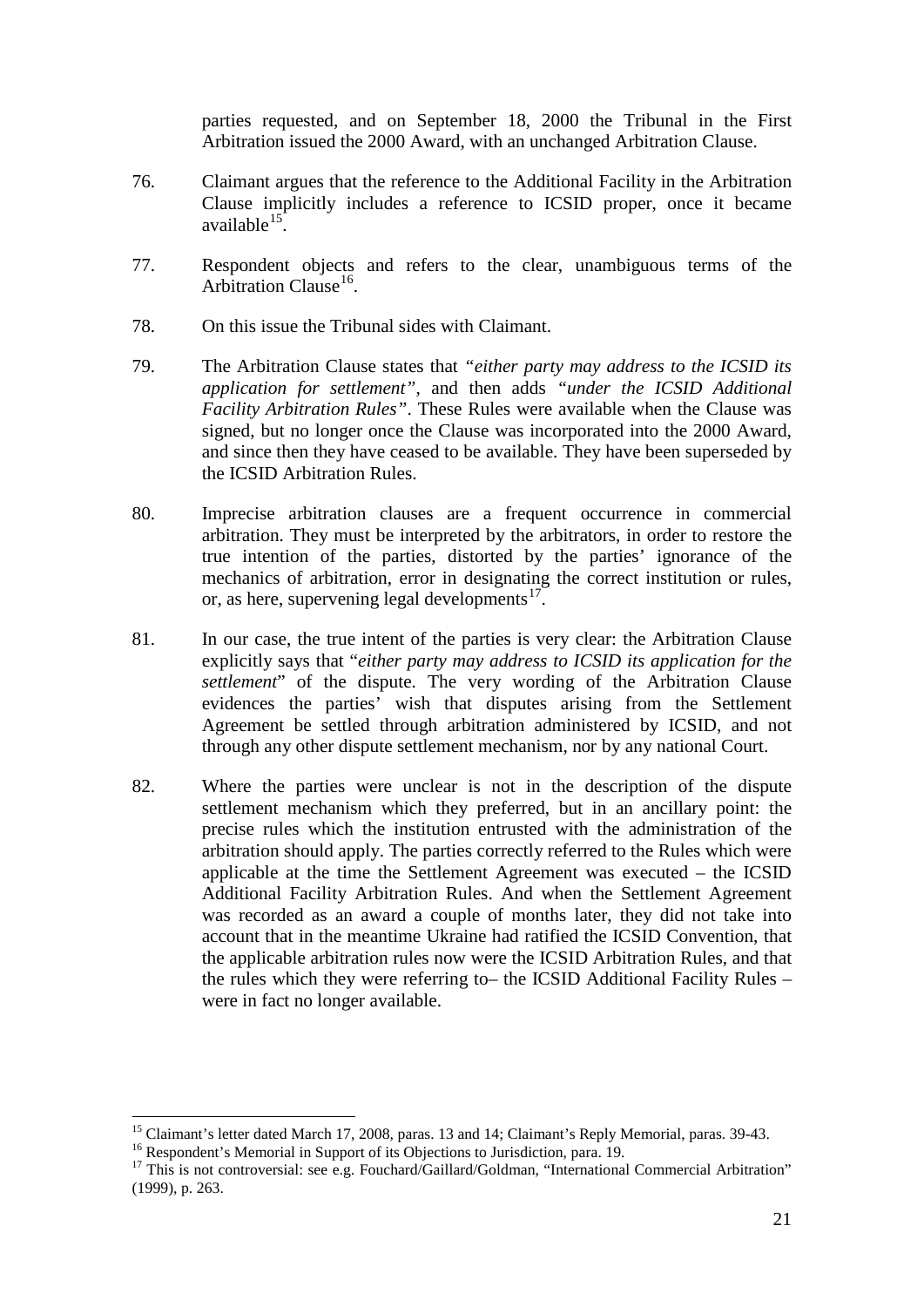parties requested, and on September 18, 2000 the Tribunal in the First Arbitration issued the 2000 Award, with an unchanged Arbitration Clause.

76. Claimant argues that the reference to the Additional Facility in the Arbitration Clause implicitly includes a reference to ICSID proper, once it became available[15].

77. Respondent objects and refers to the clear, unambiguous terms of the Arbitration Clause[16].

78. On this issue the Tribunal sides with Claimant.

79. The Arbitration Clause states that *"either party may address to the ICSID its application for settlement"*, and then adds *"under the ICSID Additional Facility Arbitration Rules"*. These Rules were available when the Clause was signed, but no longer once the Clause was incorporated into the 2000 Award, and since then they have ceased to be available. They have been superseded by the ICSID Arbitration Rules.

80. Imprecise arbitration clauses are a frequent occurrence in commercial arbitration. They must be interpreted by the arbitrators, in order to restore the true intention of the parties, distorted by the parties' ignorance of the mechanics of arbitration, error in designating the correct institution or rules, or, as here, supervening legal developments[17].

81. In our case, the true intent of the parties is very clear: the Arbitration Clause explicitly says that "*either party may address to ICSID its application for the settlement*" of the dispute. The very wording of the Arbitration Clause evidences the parties' wish that disputes arising from the Settlement Agreement be settled through arbitration administered by ICSID, and not through any other dispute settlement mechanism, nor by any national Court.

82. Where the parties were unclear is not in the description of the dispute settlement mechanism which they preferred, but in an ancillary point: the precise rules which the institution entrusted with the administration of the arbitration should apply. The parties correctly referred to the Rules which were applicable at the time the Settlement Agreement was executed – the ICSID Additional Facility Arbitration Rules. And when the Settlement Agreement was recorded as an award a couple of months later, they did not take into account that in the meantime Ukraine had ratified the ICSID Convention, that the applicable arbitration rules now were the ICSID Arbitration Rules, and that the rules which they were referring to– the ICSID Additional Facility Rules – were in fact no longer available.

---

[15] Claimant's letter dated March 17, 2008, paras. 13 and 14; Claimant's Reply Memorial, paras. 39-43.

[16] Respondent's Memorial in Support of its Objections to Jurisdiction, para. 19.

[17] This is not controversial: see e.g. Fouchard/Gaillard/Goldman, "International Commercial Arbitration" (1999), p. 263.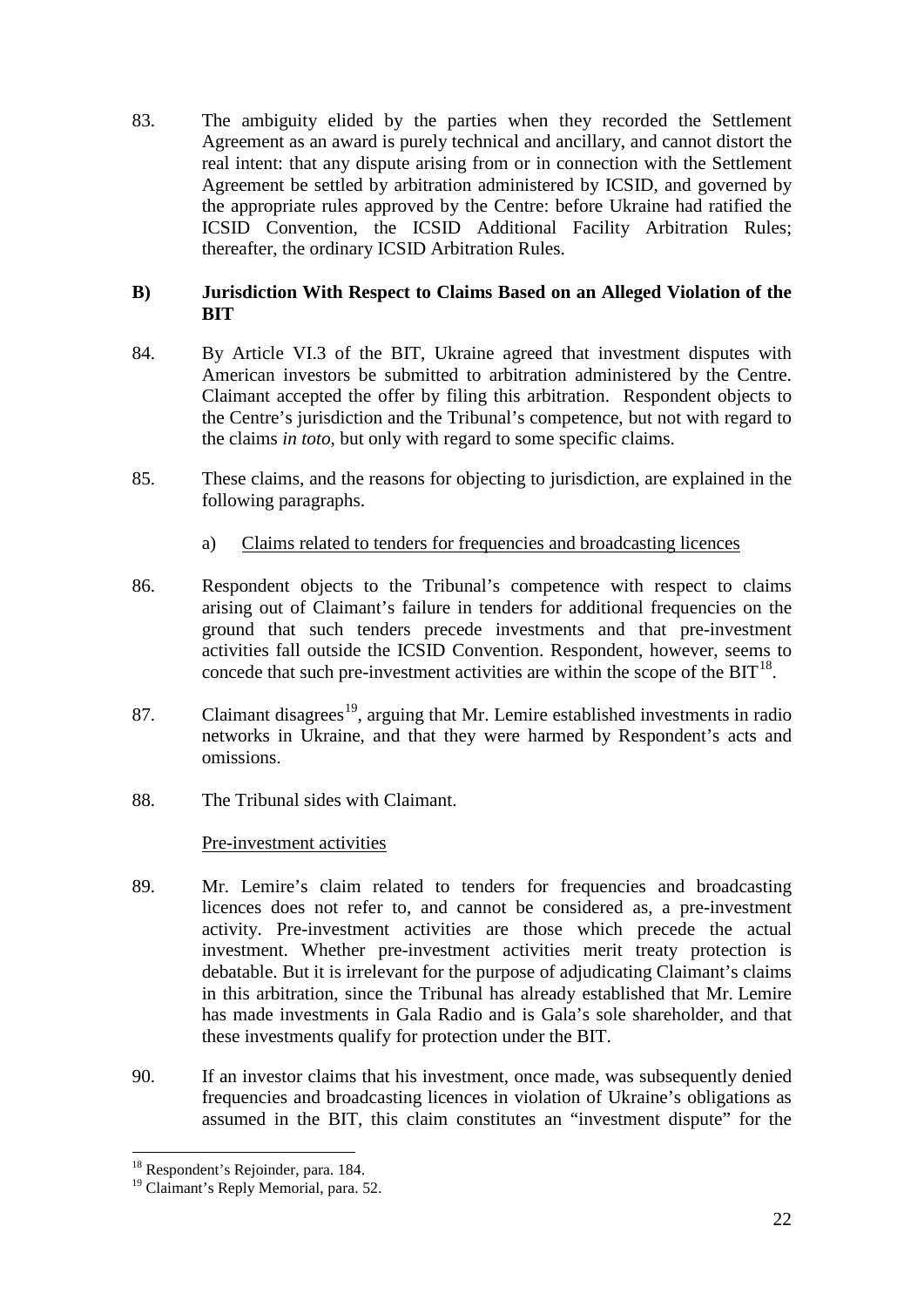83. The ambiguity elided by the parties when they recorded the Settlement Agreement as an award is purely technical and ancillary, and cannot distort the real intent: that any dispute arising from or in connection with the Settlement Agreement be settled by arbitration administered by ICSID, and governed by the appropriate rules approved by the Centre: before Ukraine had ratified the ICSID Convention, the ICSID Additional Facility Arbitration Rules; thereafter, the ordinary ICSID Arbitration Rules.

### B) Jurisdiction With Respect to Claims Based on an Alleged Violation of the BIT

84. By Article VI.3 of the BIT, Ukraine agreed that investment disputes with American investors be submitted to arbitration administered by the Centre. Claimant accepted the offer by filing this arbitration. Respondent objects to the Centre's jurisdiction and the Tribunal's competence, but not with regard to the claims *in toto*, but only with regard to some specific claims.

85. These claims, and the reasons for objecting to jurisdiction, are explained in the following paragraphs.

a) Claims related to tenders for frequencies and broadcasting licences

86. Respondent objects to the Tribunal's competence with respect to claims arising out of Claimant's failure in tenders for additional frequencies on the ground that such tenders precede investments and that pre-investment activities fall outside the ICSID Convention. Respondent, however, seems to concede that such pre-investment activities are within the scope of the BIT[18].

87. Claimant disagrees[19], arguing that Mr. Lemire established investments in radio networks in Ukraine, and that they were harmed by Respondent's acts and omissions.

88. The Tribunal sides with Claimant.

Pre-investment activities

89. Mr. Lemire's claim related to tenders for frequencies and broadcasting licences does not refer to, and cannot be considered as, a pre-investment activity. Pre-investment activities are those which precede the actual investment. Whether pre-investment activities merit treaty protection is debatable. But it is irrelevant for the purpose of adjudicating Claimant's claims in this arbitration, since the Tribunal has already established that Mr. Lemire has made investments in Gala Radio and is Gala's sole shareholder, and that these investments qualify for protection under the BIT.

90. If an investor claims that his investment, once made, was subsequently denied frequencies and broadcasting licences in violation of Ukraine's obligations as assumed in the BIT, this claim constitutes an "investment dispute" for the

---

[18] Respondent's Rejoinder, para. 184.

[19] Claimant's Reply Memorial, para. 52.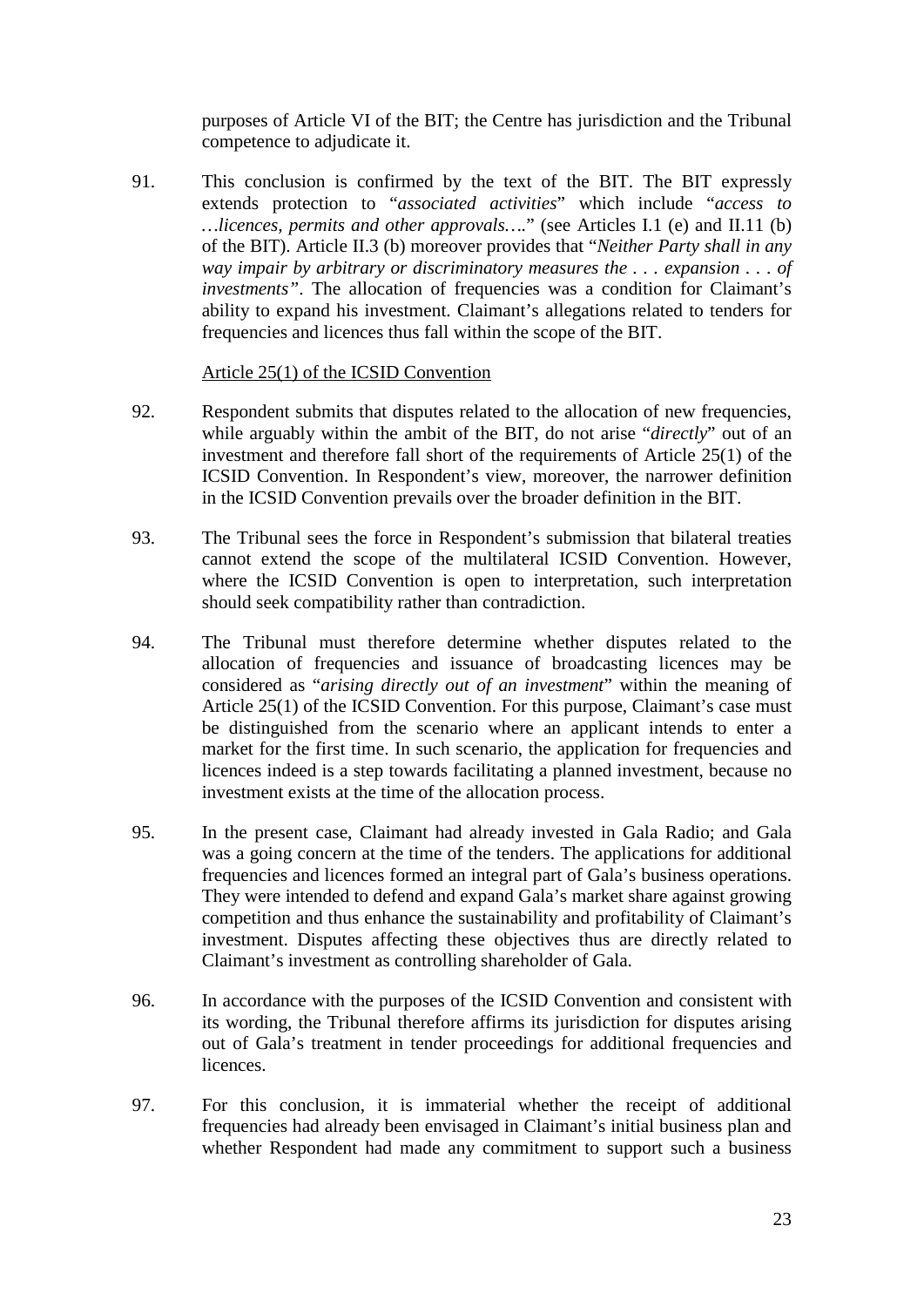purposes of Article VI of the BIT; the Centre has jurisdiction and the Tribunal competence to adjudicate it.

91. This conclusion is confirmed by the text of the BIT. The BIT expressly extends protection to "*associated activities*" which include "*access to …licences, permits and other approvals….*" (see Articles I.1 (e) and II.11 (b) of the BIT). Article II.3 (b) moreover provides that "*Neither Party shall in any way impair by arbitrary or discriminatory measures the . . . expansion . . . of investments"*. The allocation of frequencies was a condition for Claimant's ability to expand his investment. Claimant's allegations related to tenders for frequencies and licences thus fall within the scope of the BIT.

<u>Article 25(1) of the ICSID Convention</u>

92. Respondent submits that disputes related to the allocation of new frequencies, while arguably within the ambit of the BIT, do not arise "*directly*" out of an investment and therefore fall short of the requirements of Article 25(1) of the ICSID Convention. In Respondent's view, moreover, the narrower definition in the ICSID Convention prevails over the broader definition in the BIT.

93. The Tribunal sees the force in Respondent's submission that bilateral treaties cannot extend the scope of the multilateral ICSID Convention. However, where the ICSID Convention is open to interpretation, such interpretation should seek compatibility rather than contradiction.

94. The Tribunal must therefore determine whether disputes related to the allocation of frequencies and issuance of broadcasting licences may be considered as "*arising directly out of an investment*" within the meaning of Article 25(1) of the ICSID Convention. For this purpose, Claimant's case must be distinguished from the scenario where an applicant intends to enter a market for the first time. In such scenario, the application for frequencies and licences indeed is a step towards facilitating a planned investment, because no investment exists at the time of the allocation process.

95. In the present case, Claimant had already invested in Gala Radio; and Gala was a going concern at the time of the tenders. The applications for additional frequencies and licences formed an integral part of Gala's business operations. They were intended to defend and expand Gala's market share against growing competition and thus enhance the sustainability and profitability of Claimant's investment. Disputes affecting these objectives thus are directly related to Claimant's investment as controlling shareholder of Gala.

96. In accordance with the purposes of the ICSID Convention and consistent with its wording, the Tribunal therefore affirms its jurisdiction for disputes arising out of Gala's treatment in tender proceedings for additional frequencies and licences.

97. For this conclusion, it is immaterial whether the receipt of additional frequencies had already been envisaged in Claimant's initial business plan and whether Respondent had made any commitment to support such a business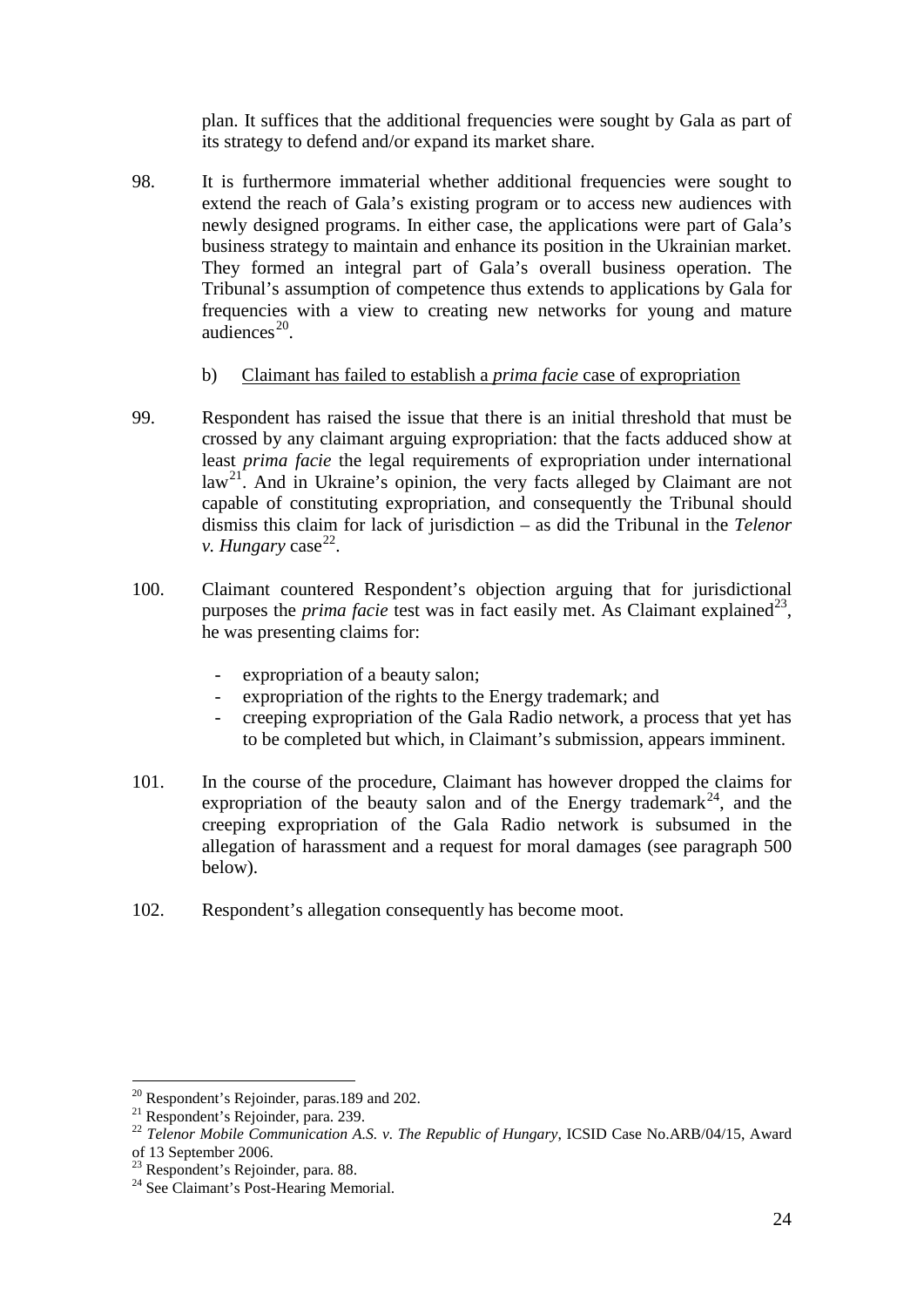plan. It suffices that the additional frequencies were sought by Gala as part of its strategy to defend and/or expand its market share.

98. It is furthermore immaterial whether additional frequencies were sought to extend the reach of Gala's existing program or to access new audiences with newly designed programs. In either case, the applications were part of Gala's business strategy to maintain and enhance its position in the Ukrainian market. They formed an integral part of Gala's overall business operation. The Tribunal's assumption of competence thus extends to applications by Gala for frequencies with a view to creating new networks for young and mature audiences[20].

b) Claimant has failed to establish a *prima facie* case of expropriation

99. Respondent has raised the issue that there is an initial threshold that must be crossed by any claimant arguing expropriation: that the facts adduced show at least *prima facie* the legal requirements of expropriation under international law[21]. And in Ukraine's opinion, the very facts alleged by Claimant are not capable of constituting expropriation, and consequently the Tribunal should dismiss this claim for lack of jurisdiction – as did the Tribunal in the *Telenor v. Hungary* case[22].

100. Claimant countered Respondent's objection arguing that for jurisdictional purposes the *prima facie* test was in fact easily met. As Claimant explained[23], he was presenting claims for:

- expropriation of a beauty salon;
- expropriation of the rights to the Energy trademark; and
- creeping expropriation of the Gala Radio network, a process that yet has to be completed but which, in Claimant's submission, appears imminent.

101. In the course of the procedure, Claimant has however dropped the claims for expropriation of the beauty salon and of the Energy trademark[24], and the creeping expropriation of the Gala Radio network is subsumed in the allegation of harassment and a request for moral damages (see paragraph 500 below).

102. Respondent's allegation consequently has become moot.

---

[20] Respondent's Rejoinder, paras.189 and 202.

[21] Respondent's Rejoinder, para. 239.

[22] *Telenor Mobile Communication A.S. v. The Republic of Hungary*, ICSID Case No.ARB/04/15, Award of 13 September 2006.

[23] Respondent's Rejoinder, para. 88.

[24] See Claimant's Post-Hearing Memorial.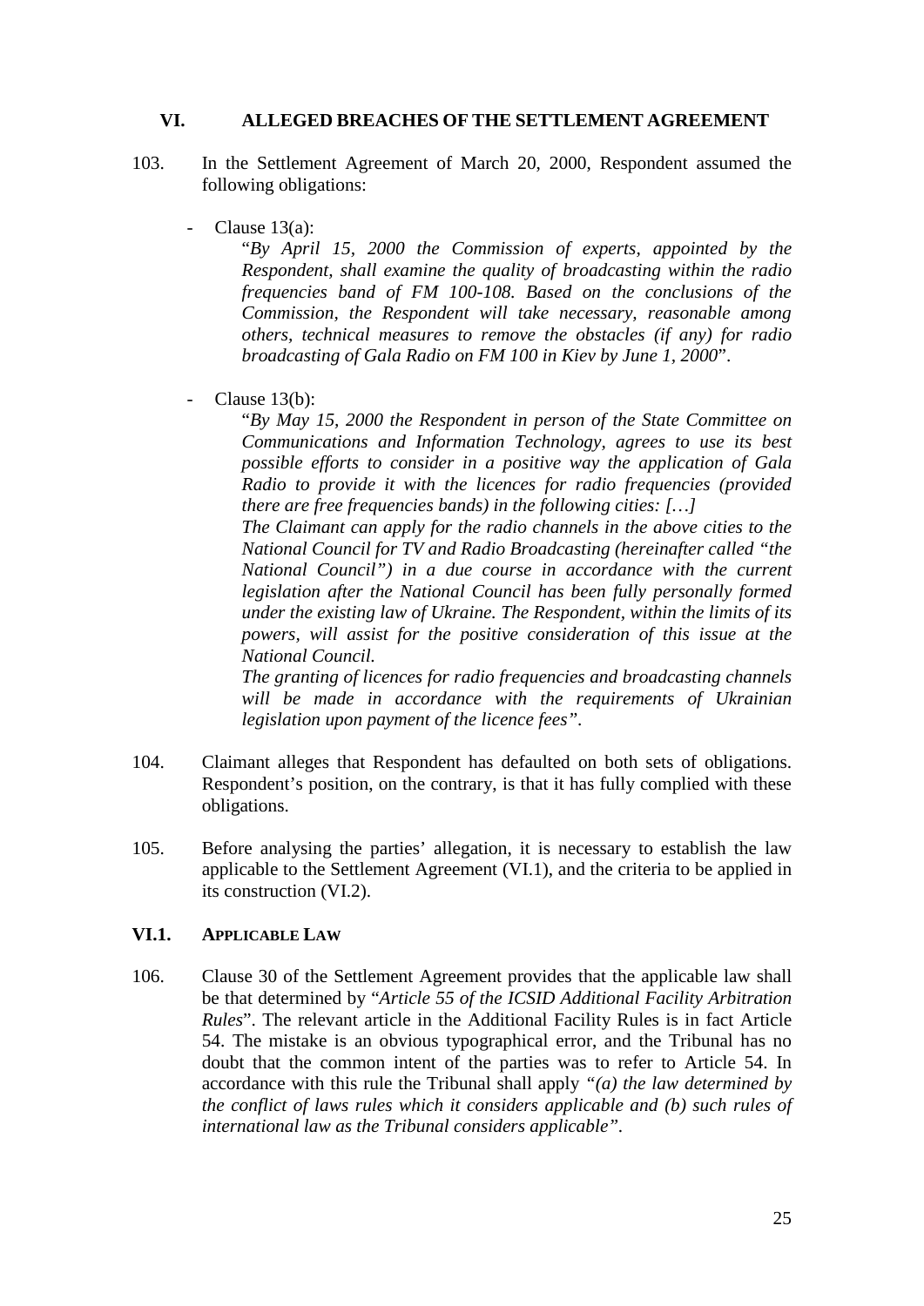## VI. ALLEGED BREACHES OF THE SETTLEMENT AGREEMENT

103. In the Settlement Agreement of March 20, 2000, Respondent assumed the following obligations:

- Clause 13(a):

  "*By April 15, 2000 the Commission of experts, appointed by the Respondent, shall examine the quality of broadcasting within the radio frequencies band of FM 100-108. Based on the conclusions of the Commission, the Respondent will take necessary, reasonable among others, technical measures to remove the obstacles (if any) for radio broadcasting of Gala Radio on FM 100 in Kiev by June 1, 2000*".

- Clause 13(b):

  "*By May 15, 2000 the Respondent in person of the State Committee on Communications and Information Technology, agrees to use its best possible efforts to consider in a positive way the application of Gala Radio to provide it with the licences for radio frequencies (provided there are free frequencies bands) in the following cities: […]*

  *The Claimant can apply for the radio channels in the above cities to the National Council for TV and Radio Broadcasting (hereinafter called "the National Council") in a due course in accordance with the current legislation after the National Council has been fully personally formed under the existing law of Ukraine. The Respondent, within the limits of its powers, will assist for the positive consideration of this issue at the National Council.*

  *The granting of licences for radio frequencies and broadcasting channels will be made in accordance with the requirements of Ukrainian legislation upon payment of the licence fees"*.

104. Claimant alleges that Respondent has defaulted on both sets of obligations. Respondent's position, on the contrary, is that it has fully complied with these obligations.

105. Before analysing the parties' allegation, it is necessary to establish the law applicable to the Settlement Agreement (VI.1), and the criteria to be applied in its construction (VI.2).

### VI.1. APPLICABLE LAW

106. Clause 30 of the Settlement Agreement provides that the applicable law shall be that determined by "*Article 55 of the ICSID Additional Facility Arbitration Rules*". The relevant article in the Additional Facility Rules is in fact Article 54. The mistake is an obvious typographical error, and the Tribunal has no doubt that the common intent of the parties was to refer to Article 54. In accordance with this rule the Tribunal shall apply "*(a) the law determined by the conflict of laws rules which it considers applicable and (b) such rules of international law as the Tribunal considers applicable"*.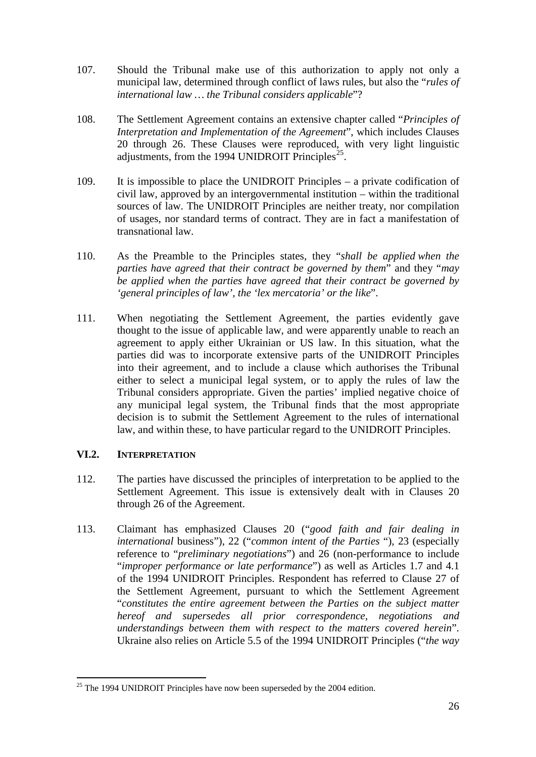107. Should the Tribunal make use of this authorization to apply not only a municipal law, determined through conflict of laws rules, but also the "*rules of international law … the Tribunal considers applicable*"?

108. The Settlement Agreement contains an extensive chapter called "*Principles of Interpretation and Implementation of the Agreement*", which includes Clauses 20 through 26. These Clauses were reproduced, with very light linguistic adjustments, from the 1994 UNIDROIT Principles[25].

109. It is impossible to place the UNIDROIT Principles – a private codification of civil law, approved by an intergovernmental institution – within the traditional sources of law. The UNIDROIT Principles are neither treaty, nor compilation of usages, nor standard terms of contract. They are in fact a manifestation of transnational law.

110. As the Preamble to the Principles states, they "*shall be applied when the parties have agreed that their contract be governed by them*" and they "*may be applied when the parties have agreed that their contract be governed by 'general principles of law', the 'lex mercatoria' or the like*".

111. When negotiating the Settlement Agreement, the parties evidently gave thought to the issue of applicable law, and were apparently unable to reach an agreement to apply either Ukrainian or US law. In this situation, what the parties did was to incorporate extensive parts of the UNIDROIT Principles into their agreement, and to include a clause which authorises the Tribunal either to select a municipal legal system, or to apply the rules of law the Tribunal considers appropriate. Given the parties' implied negative choice of any municipal legal system, the Tribunal finds that the most appropriate decision is to submit the Settlement Agreement to the rules of international law, and within these, to have particular regard to the UNIDROIT Principles.

### VI.2. INTERPRETATION

112. The parties have discussed the principles of interpretation to be applied to the Settlement Agreement. This issue is extensively dealt with in Clauses 20 through 26 of the Agreement.

113. Claimant has emphasized Clauses 20 ("*good faith and fair dealing in international* business"), 22 ("*common intent of the Parties* "), 23 (especially reference to "*preliminary negotiations*") and 26 (non-performance to include "*improper performance or late performance*") as well as Articles 1.7 and 4.1 of the 1994 UNIDROIT Principles. Respondent has referred to Clause 27 of the Settlement Agreement, pursuant to which the Settlement Agreement "*constitutes the entire agreement between the Parties on the subject matter hereof and supersedes all prior correspondence, negotiations and understandings between them with respect to the matters covered herein*". Ukraine also relies on Article 5.5 of the 1994 UNIDROIT Principles ("*the way*

---

[25] The 1994 UNIDROIT Principles have now been superseded by the 2004 edition.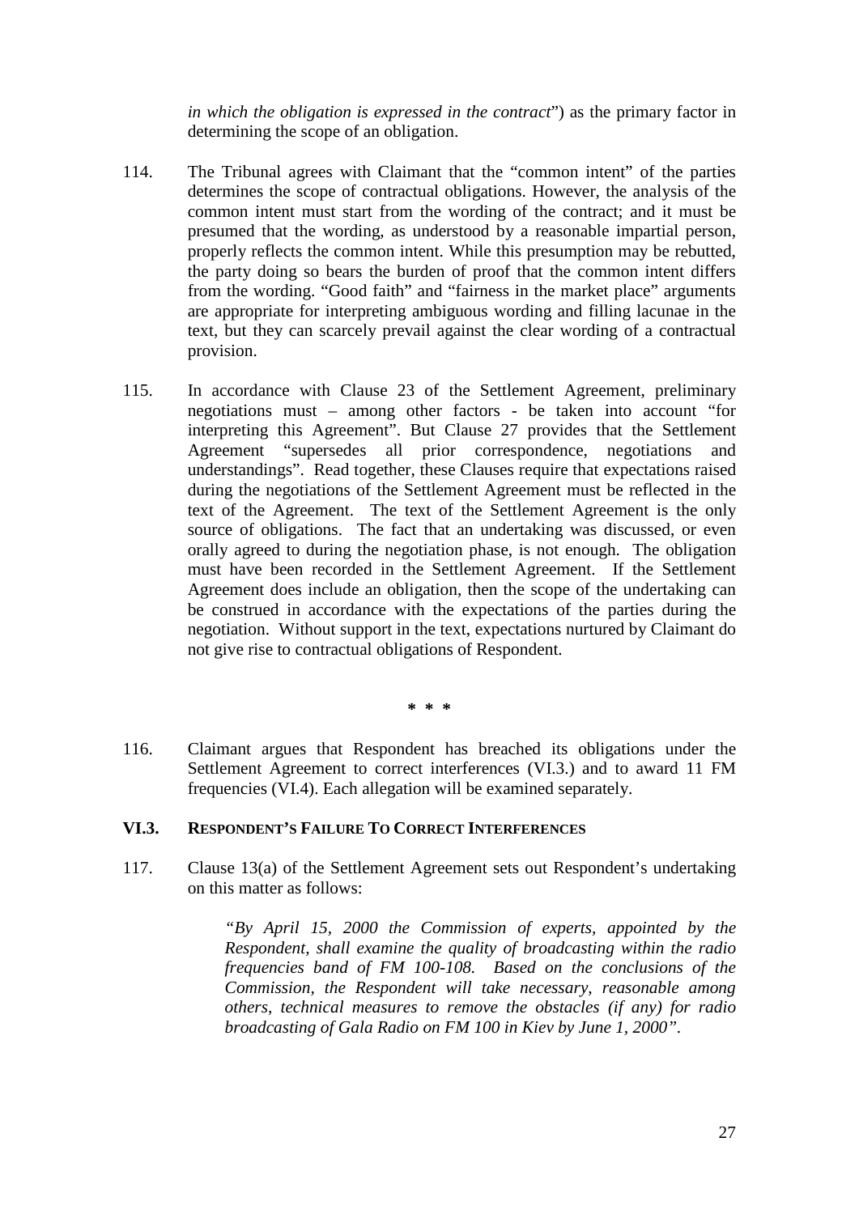*in which the obligation is expressed in the contract*") as the primary factor in determining the scope of an obligation.

114. The Tribunal agrees with Claimant that the "common intent" of the parties determines the scope of contractual obligations. However, the analysis of the common intent must start from the wording of the contract; and it must be presumed that the wording, as understood by a reasonable impartial person, properly reflects the common intent. While this presumption may be rebutted, the party doing so bears the burden of proof that the common intent differs from the wording. "Good faith" and "fairness in the market place" arguments are appropriate for interpreting ambiguous wording and filling lacunae in the text, but they can scarcely prevail against the clear wording of a contractual provision.

115. In accordance with Clause 23 of the Settlement Agreement, preliminary negotiations must – among other factors - be taken into account "for interpreting this Agreement". But Clause 27 provides that the Settlement Agreement "supersedes all prior correspondence, negotiations and understandings". Read together, these Clauses require that expectations raised during the negotiations of the Settlement Agreement must be reflected in the text of the Agreement. The text of the Settlement Agreement is the only source of obligations. The fact that an undertaking was discussed, or even orally agreed to during the negotiation phase, is not enough. The obligation must have been recorded in the Settlement Agreement. If the Settlement Agreement does include an obligation, then the scope of the undertaking can be construed in accordance with the expectations of the parties during the negotiation. Without support in the text, expectations nurtured by Claimant do not give rise to contractual obligations of Respondent.

**\* \* \***

116. Claimant argues that Respondent has breached its obligations under the Settlement Agreement to correct interferences (VI.3.) and to award 11 FM frequencies (VI.4). Each allegation will be examined separately.

### VI.3. RESPONDENT'S FAILURE TO CORRECT INTERFERENCES

117. Clause 13(a) of the Settlement Agreement sets out Respondent's undertaking on this matter as follows:

> *"By April 15, 2000 the Commission of experts, appointed by the Respondent, shall examine the quality of broadcasting within the radio frequencies band of FM 100-108. Based on the conclusions of the Commission, the Respondent will take necessary, reasonable among others, technical measures to remove the obstacles (if any) for radio broadcasting of Gala Radio on FM 100 in Kiev by June 1, 2000".*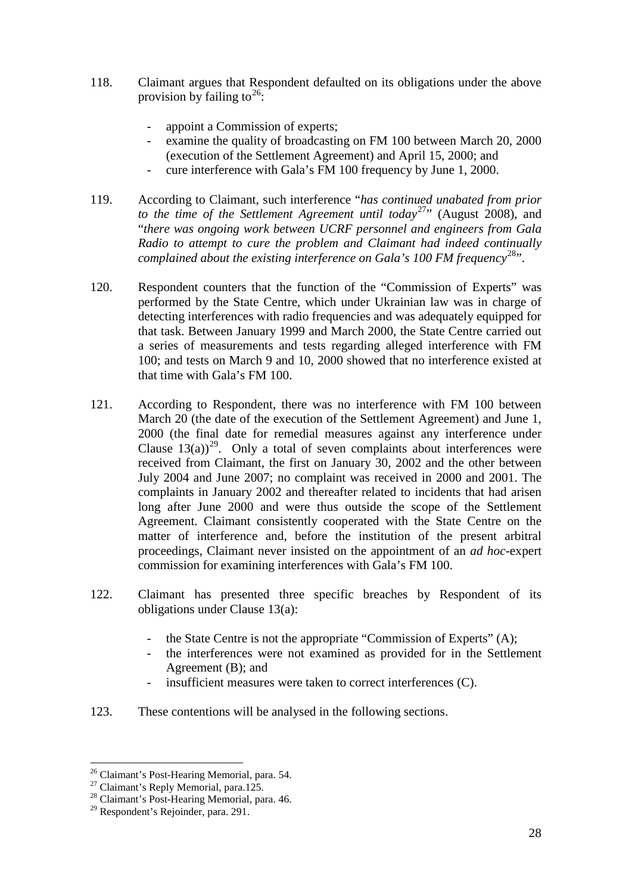118. Claimant argues that Respondent defaulted on its obligations under the above provision by failing to[26]:

- appoint a Commission of experts;
- examine the quality of broadcasting on FM 100 between March 20, 2000 (execution of the Settlement Agreement) and April 15, 2000; and
- cure interference with Gala's FM 100 frequency by June 1, 2000.

119. According to Claimant, such interference "*has continued unabated from prior to the time of the Settlement Agreement until today*[27]" (August 2008), and "*there was ongoing work between UCRF personnel and engineers from Gala Radio to attempt to cure the problem and Claimant had indeed continually complained about the existing interference on Gala's 100 FM frequency*[28]".

120. Respondent counters that the function of the "Commission of Experts" was performed by the State Centre, which under Ukrainian law was in charge of detecting interferences with radio frequencies and was adequately equipped for that task. Between January 1999 and March 2000, the State Centre carried out a series of measurements and tests regarding alleged interference with FM 100; and tests on March 9 and 10, 2000 showed that no interference existed at that time with Gala's FM 100.

121. According to Respondent, there was no interference with FM 100 between March 20 (the date of the execution of the Settlement Agreement) and June 1, 2000 (the final date for remedial measures against any interference under Clause 13(a))[29]. Only a total of seven complaints about interferences were received from Claimant, the first on January 30, 2002 and the other between July 2004 and June 2007; no complaint was received in 2000 and 2001. The complaints in January 2002 and thereafter related to incidents that had arisen long after June 2000 and were thus outside the scope of the Settlement Agreement. Claimant consistently cooperated with the State Centre on the matter of interference and, before the institution of the present arbitral proceedings, Claimant never insisted on the appointment of an *ad hoc*-expert commission for examining interferences with Gala's FM 100.

122. Claimant has presented three specific breaches by Respondent of its obligations under Clause 13(a):

- the State Centre is not the appropriate "Commission of Experts" (A);
- the interferences were not examined as provided for in the Settlement Agreement (B); and
- insufficient measures were taken to correct interferences (C).

123. These contentions will be analysed in the following sections.

---

[26] Claimant's Post-Hearing Memorial, para. 54.

[27] Claimant's Reply Memorial, para.125.

[28] Claimant's Post-Hearing Memorial, para. 46.

[29] Respondent's Rejoinder, para. 291.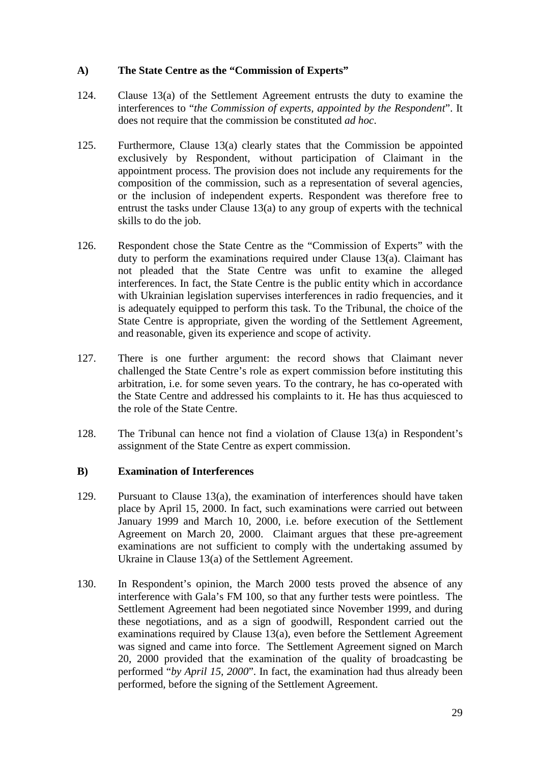### A) The State Centre as the "Commission of Experts"

124. Clause 13(a) of the Settlement Agreement entrusts the duty to examine the interferences to "*the Commission of experts, appointed by the Respondent*". It does not require that the commission be constituted *ad hoc*.

125. Furthermore, Clause 13(a) clearly states that the Commission be appointed exclusively by Respondent, without participation of Claimant in the appointment process. The provision does not include any requirements for the composition of the commission, such as a representation of several agencies, or the inclusion of independent experts. Respondent was therefore free to entrust the tasks under Clause 13(a) to any group of experts with the technical skills to do the job.

126. Respondent chose the State Centre as the "Commission of Experts" with the duty to perform the examinations required under Clause 13(a). Claimant has not pleaded that the State Centre was unfit to examine the alleged interferences. In fact, the State Centre is the public entity which in accordance with Ukrainian legislation supervises interferences in radio frequencies, and it is adequately equipped to perform this task. To the Tribunal, the choice of the State Centre is appropriate, given the wording of the Settlement Agreement, and reasonable, given its experience and scope of activity.

127. There is one further argument: the record shows that Claimant never challenged the State Centre's role as expert commission before instituting this arbitration, i.e. for some seven years. To the contrary, he has co-operated with the State Centre and addressed his complaints to it. He has thus acquiesced to the role of the State Centre.

128. The Tribunal can hence not find a violation of Clause 13(a) in Respondent's assignment of the State Centre as expert commission.

### B) Examination of Interferences

129. Pursuant to Clause 13(a), the examination of interferences should have taken place by April 15, 2000. In fact, such examinations were carried out between January 1999 and March 10, 2000, i.e. before execution of the Settlement Agreement on March 20, 2000. Claimant argues that these pre-agreement examinations are not sufficient to comply with the undertaking assumed by Ukraine in Clause 13(a) of the Settlement Agreement.

130. In Respondent's opinion, the March 2000 tests proved the absence of any interference with Gala's FM 100, so that any further tests were pointless. The Settlement Agreement had been negotiated since November 1999, and during these negotiations, and as a sign of goodwill, Respondent carried out the examinations required by Clause 13(a), even before the Settlement Agreement was signed and came into force. The Settlement Agreement signed on March 20, 2000 provided that the examination of the quality of broadcasting be performed "*by April 15, 2000*". In fact, the examination had thus already been performed, before the signing of the Settlement Agreement.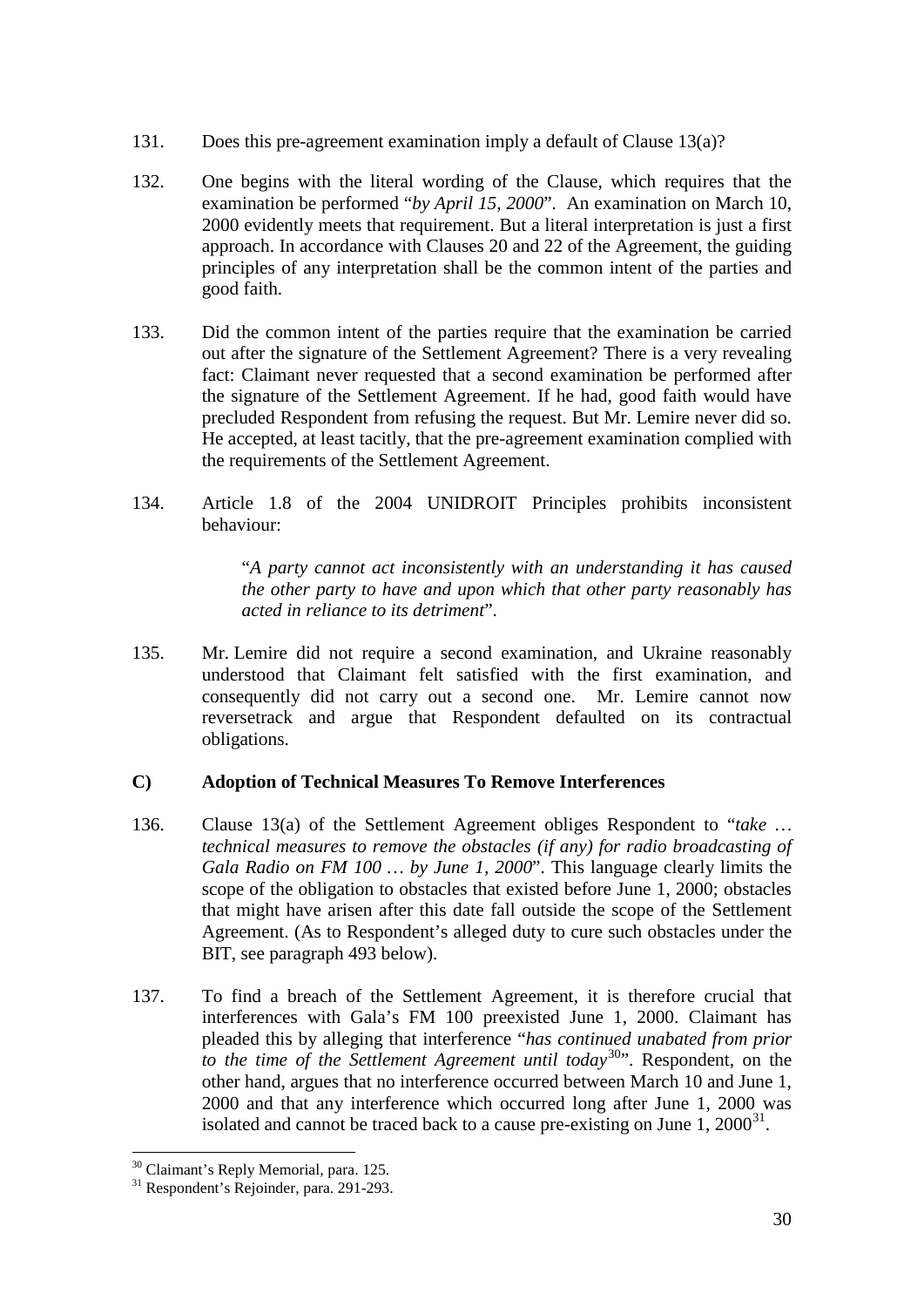131. Does this pre-agreement examination imply a default of Clause 13(a)?

132. One begins with the literal wording of the Clause, which requires that the examination be performed "*by April 15, 2000*". An examination on March 10, 2000 evidently meets that requirement. But a literal interpretation is just a first approach. In accordance with Clauses 20 and 22 of the Agreement, the guiding principles of any interpretation shall be the common intent of the parties and good faith.

133. Did the common intent of the parties require that the examination be carried out after the signature of the Settlement Agreement? There is a very revealing fact: Claimant never requested that a second examination be performed after the signature of the Settlement Agreement. If he had, good faith would have precluded Respondent from refusing the request. But Mr. Lemire never did so. He accepted, at least tacitly, that the pre-agreement examination complied with the requirements of the Settlement Agreement.

134. Article 1.8 of the 2004 UNIDROIT Principles prohibits inconsistent behaviour:

> "*A party cannot act inconsistently with an understanding it has caused the other party to have and upon which that other party reasonably has acted in reliance to its detriment*".

135. Mr. Lemire did not require a second examination, and Ukraine reasonably understood that Claimant felt satisfied with the first examination, and consequently did not carry out a second one. Mr. Lemire cannot now reversetrack and argue that Respondent defaulted on its contractual obligations.

### C) Adoption of Technical Measures To Remove Interferences

136. Clause 13(a) of the Settlement Agreement obliges Respondent to "*take … technical measures to remove the obstacles (if any) for radio broadcasting of Gala Radio on FM 100 … by June 1, 2000*". This language clearly limits the scope of the obligation to obstacles that existed before June 1, 2000; obstacles that might have arisen after this date fall outside the scope of the Settlement Agreement. (As to Respondent's alleged duty to cure such obstacles under the BIT, see paragraph 493 below).

137. To find a breach of the Settlement Agreement, it is therefore crucial that interferences with Gala's FM 100 preexisted June 1, 2000. Claimant has pleaded this by alleging that interference "*has continued unabated from prior to the time of the Settlement Agreement until today*[30]". Respondent, on the other hand, argues that no interference occurred between March 10 and June 1, 2000 and that any interference which occurred long after June 1, 2000 was isolated and cannot be traced back to a cause pre-existing on June 1, 2000[31].

---

[30] Claimant's Reply Memorial, para. 125.

[31] Respondent's Rejoinder, para. 291-293.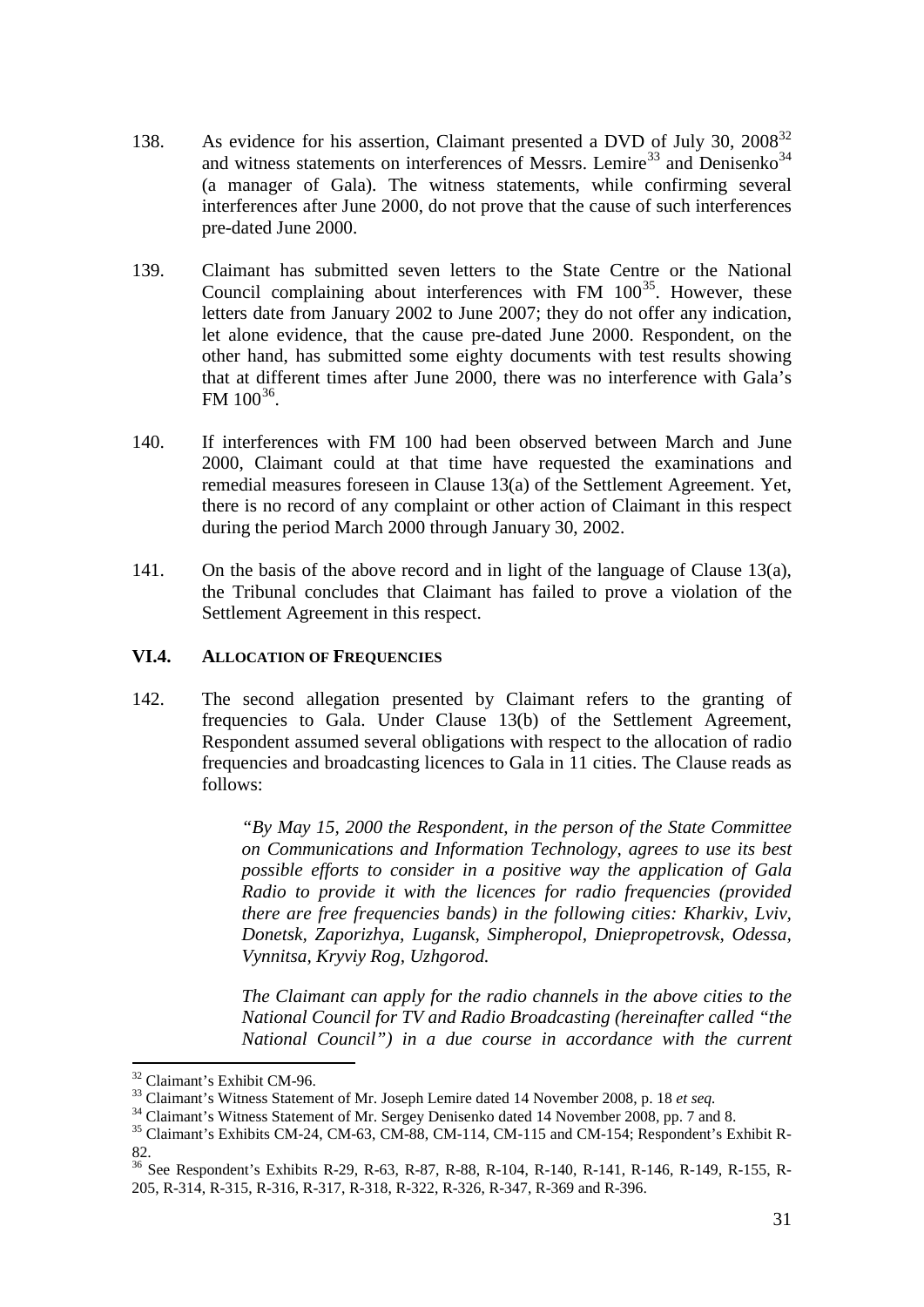138. As evidence for his assertion, Claimant presented a DVD of July 30, 2008[32] and witness statements on interferences of Messrs. Lemire[33] and Denisenko[34] (a manager of Gala). The witness statements, while confirming several interferences after June 2000, do not prove that the cause of such interferences pre-dated June 2000.

139. Claimant has submitted seven letters to the State Centre or the National Council complaining about interferences with FM 100[35]. However, these letters date from January 2002 to June 2007; they do not offer any indication, let alone evidence, that the cause pre-dated June 2000. Respondent, on the other hand, has submitted some eighty documents with test results showing that at different times after June 2000, there was no interference with Gala's FM 100[36].

140. If interferences with FM 100 had been observed between March and June 2000, Claimant could at that time have requested the examinations and remedial measures foreseen in Clause 13(a) of the Settlement Agreement. Yet, there is no record of any complaint or other action of Claimant in this respect during the period March 2000 through January 30, 2002.

141. On the basis of the above record and in light of the language of Clause 13(a), the Tribunal concludes that Claimant has failed to prove a violation of the Settlement Agreement in this respect.

### VI.4. ALLOCATION OF FREQUENCIES

142. The second allegation presented by Claimant refers to the granting of frequencies to Gala. Under Clause 13(b) of the Settlement Agreement, Respondent assumed several obligations with respect to the allocation of radio frequencies and broadcasting licences to Gala in 11 cities. The Clause reads as follows:

> *"By May 15, 2000 the Respondent, in the person of the State Committee on Communications and Information Technology, agrees to use its best possible efforts to consider in a positive way the application of Gala Radio to provide it with the licences for radio frequencies (provided there are free frequencies bands) in the following cities: Kharkiv, Lviv, Donetsk, Zaporizhya, Lugansk, Simpheropol, Dniepropetrovsk, Odessa, Vynnitsa, Kryviy Rog, Uzhgorod.*
>
> *The Claimant can apply for the radio channels in the above cities to the National Council for TV and Radio Broadcasting (hereinafter called "the National Council") in a due course in accordance with the current*

---

[32] Claimant's Exhibit CM-96.

[33] Claimant's Witness Statement of Mr. Joseph Lemire dated 14 November 2008, p. 18 *et seq.*

[34] Claimant's Witness Statement of Mr. Sergey Denisenko dated 14 November 2008, pp. 7 and 8.

[35] Claimant's Exhibits CM-24, CM-63, CM-88, CM-114, CM-115 and CM-154; Respondent's Exhibit R-82.

[36] See Respondent's Exhibits R-29, R-63, R-87, R-88, R-104, R-140, R-141, R-146, R-149, R-155, R-205, R-314, R-315, R-316, R-317, R-318, R-322, R-326, R-347, R-369 and R-396.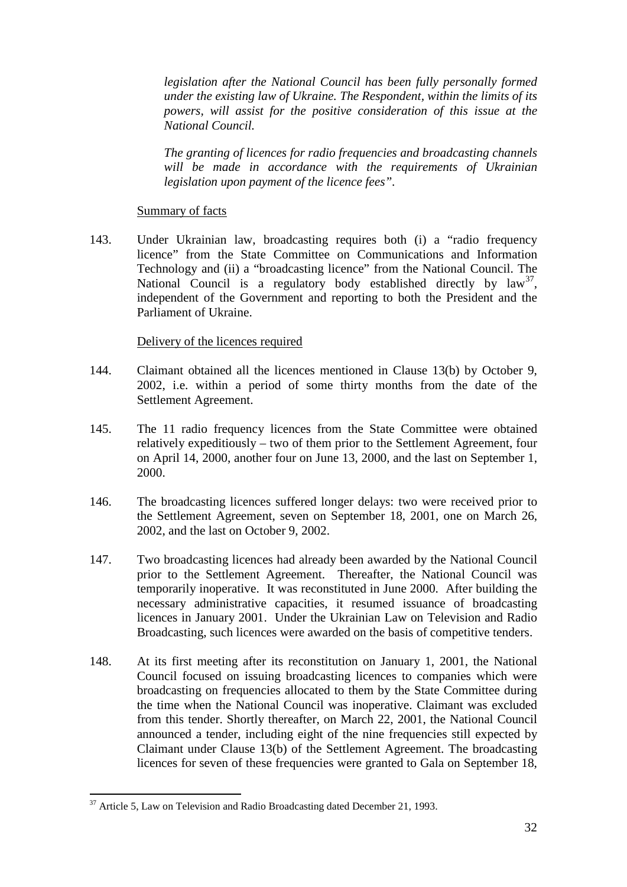*legislation after the National Council has been fully personally formed under the existing law of Ukraine. The Respondent, within the limits of its powers, will assist for the positive consideration of this issue at the National Council.*

*The granting of licences for radio frequencies and broadcasting channels will be made in accordance with the requirements of Ukrainian legislation upon payment of the licence fees".*

Summary of facts

143. Under Ukrainian law, broadcasting requires both (i) a "radio frequency licence" from the State Committee on Communications and Information Technology and (ii) a "broadcasting licence" from the National Council. The National Council is a regulatory body established directly by law[37], independent of the Government and reporting to both the President and the Parliament of Ukraine.

Delivery of the licences required

144. Claimant obtained all the licences mentioned in Clause 13(b) by October 9, 2002, i.e. within a period of some thirty months from the date of the Settlement Agreement.

145. The 11 radio frequency licences from the State Committee were obtained relatively expeditiously – two of them prior to the Settlement Agreement, four on April 14, 2000, another four on June 13, 2000, and the last on September 1, 2000.

146. The broadcasting licences suffered longer delays: two were received prior to the Settlement Agreement, seven on September 18, 2001, one on March 26, 2002, and the last on October 9, 2002.

147. Two broadcasting licences had already been awarded by the National Council prior to the Settlement Agreement. Thereafter, the National Council was temporarily inoperative. It was reconstituted in June 2000. After building the necessary administrative capacities, it resumed issuance of broadcasting licences in January 2001. Under the Ukrainian Law on Television and Radio Broadcasting, such licences were awarded on the basis of competitive tenders.

148. At its first meeting after its reconstitution on January 1, 2001, the National Council focused on issuing broadcasting licences to companies which were broadcasting on frequencies allocated to them by the State Committee during the time when the National Council was inoperative. Claimant was excluded from this tender. Shortly thereafter, on March 22, 2001, the National Council announced a tender, including eight of the nine frequencies still expected by Claimant under Clause 13(b) of the Settlement Agreement. The broadcasting licences for seven of these frequencies were granted to Gala on September 18,

[37] Article 5, Law on Television and Radio Broadcasting dated December 21, 1993.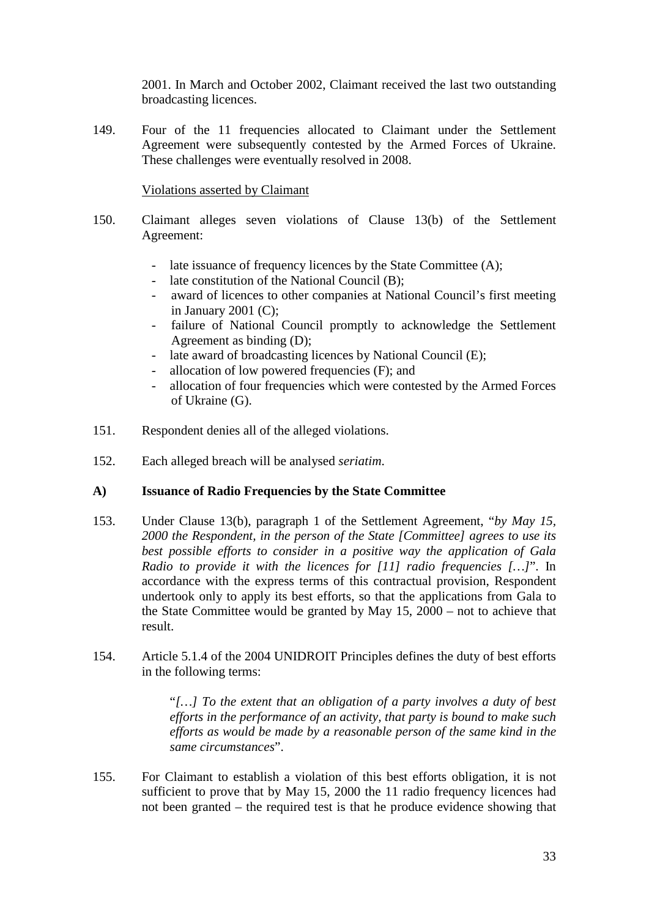2001. In March and October 2002, Claimant received the last two outstanding broadcasting licences.

149. Four of the 11 frequencies allocated to Claimant under the Settlement Agreement were subsequently contested by the Armed Forces of Ukraine. These challenges were eventually resolved in 2008.

Violations asserted by Claimant

150. Claimant alleges seven violations of Clause 13(b) of the Settlement Agreement:

- late issuance of frequency licences by the State Committee (A);
- late constitution of the National Council (B);
- award of licences to other companies at National Council's first meeting in January 2001 (C);
- failure of National Council promptly to acknowledge the Settlement Agreement as binding (D);
- late award of broadcasting licences by National Council (E);
- allocation of low powered frequencies (F); and
- allocation of four frequencies which were contested by the Armed Forces of Ukraine (G).

151. Respondent denies all of the alleged violations.

152. Each alleged breach will be analysed *seriatim*.

## A) Issuance of Radio Frequencies by the State Committee

153. Under Clause 13(b), paragraph 1 of the Settlement Agreement, "*by May 15, 2000 the Respondent, in the person of the State [Committee] agrees to use its best possible efforts to consider in a positive way the application of Gala Radio to provide it with the licences for [11] radio frequencies […]*". In accordance with the express terms of this contractual provision, Respondent undertook only to apply its best efforts, so that the applications from Gala to the State Committee would be granted by May 15, 2000 – not to achieve that result.

154. Article 5.1.4 of the 2004 UNIDROIT Principles defines the duty of best efforts in the following terms:

> "*[…] To the extent that an obligation of a party involves a duty of best efforts in the performance of an activity, that party is bound to make such efforts as would be made by a reasonable person of the same kind in the same circumstances*".

155. For Claimant to establish a violation of this best efforts obligation, it is not sufficient to prove that by May 15, 2000 the 11 radio frequency licences had not been granted – the required test is that he produce evidence showing that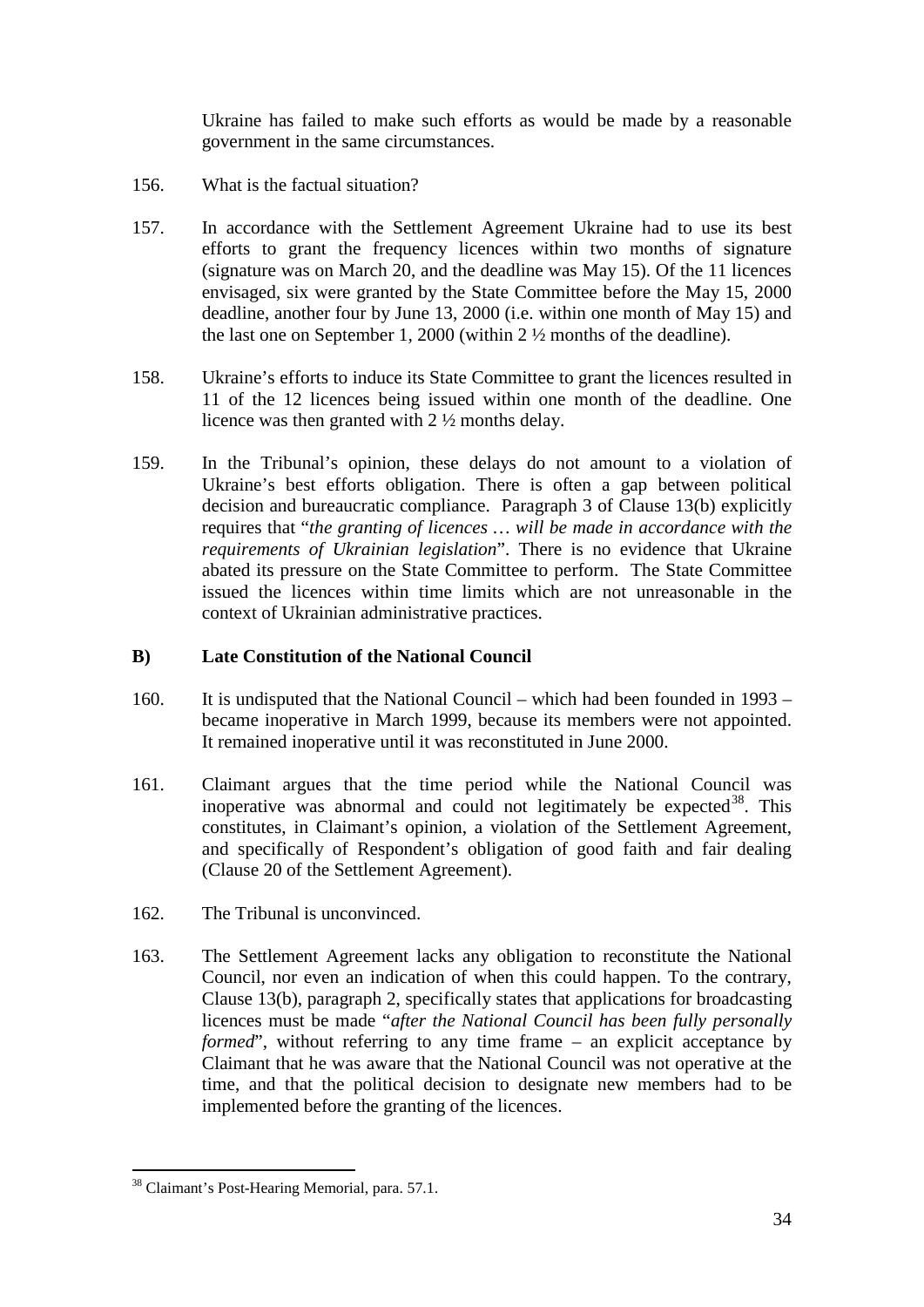Ukraine has failed to make such efforts as would be made by a reasonable government in the same circumstances.

156. What is the factual situation?

157. In accordance with the Settlement Agreement Ukraine had to use its best efforts to grant the frequency licences within two months of signature (signature was on March 20, and the deadline was May 15). Of the 11 licences envisaged, six were granted by the State Committee before the May 15, 2000 deadline, another four by June 13, 2000 (i.e. within one month of May 15) and the last one on September 1, 2000 (within 2 ½ months of the deadline).

158. Ukraine's efforts to induce its State Committee to grant the licences resulted in 11 of the 12 licences being issued within one month of the deadline. One licence was then granted with 2 ½ months delay.

159. In the Tribunal's opinion, these delays do not amount to a violation of Ukraine's best efforts obligation. There is often a gap between political decision and bureaucratic compliance. Paragraph 3 of Clause 13(b) explicitly requires that "*the granting of licences … will be made in accordance with the requirements of Ukrainian legislation*". There is no evidence that Ukraine abated its pressure on the State Committee to perform. The State Committee issued the licences within time limits which are not unreasonable in the context of Ukrainian administrative practices.

### B) Late Constitution of the National Council

160. It is undisputed that the National Council – which had been founded in 1993 – became inoperative in March 1999, because its members were not appointed. It remained inoperative until it was reconstituted in June 2000.

161. Claimant argues that the time period while the National Council was inoperative was abnormal and could not legitimately be expected[38]. This constitutes, in Claimant's opinion, a violation of the Settlement Agreement, and specifically of Respondent's obligation of good faith and fair dealing (Clause 20 of the Settlement Agreement).

162. The Tribunal is unconvinced.

163. The Settlement Agreement lacks any obligation to reconstitute the National Council, nor even an indication of when this could happen. To the contrary, Clause 13(b), paragraph 2, specifically states that applications for broadcasting licences must be made "*after the National Council has been fully personally formed*", without referring to any time frame – an explicit acceptance by Claimant that he was aware that the National Council was not operative at the time, and that the political decision to designate new members had to be implemented before the granting of the licences.

---

[38] Claimant's Post-Hearing Memorial, para. 57.1.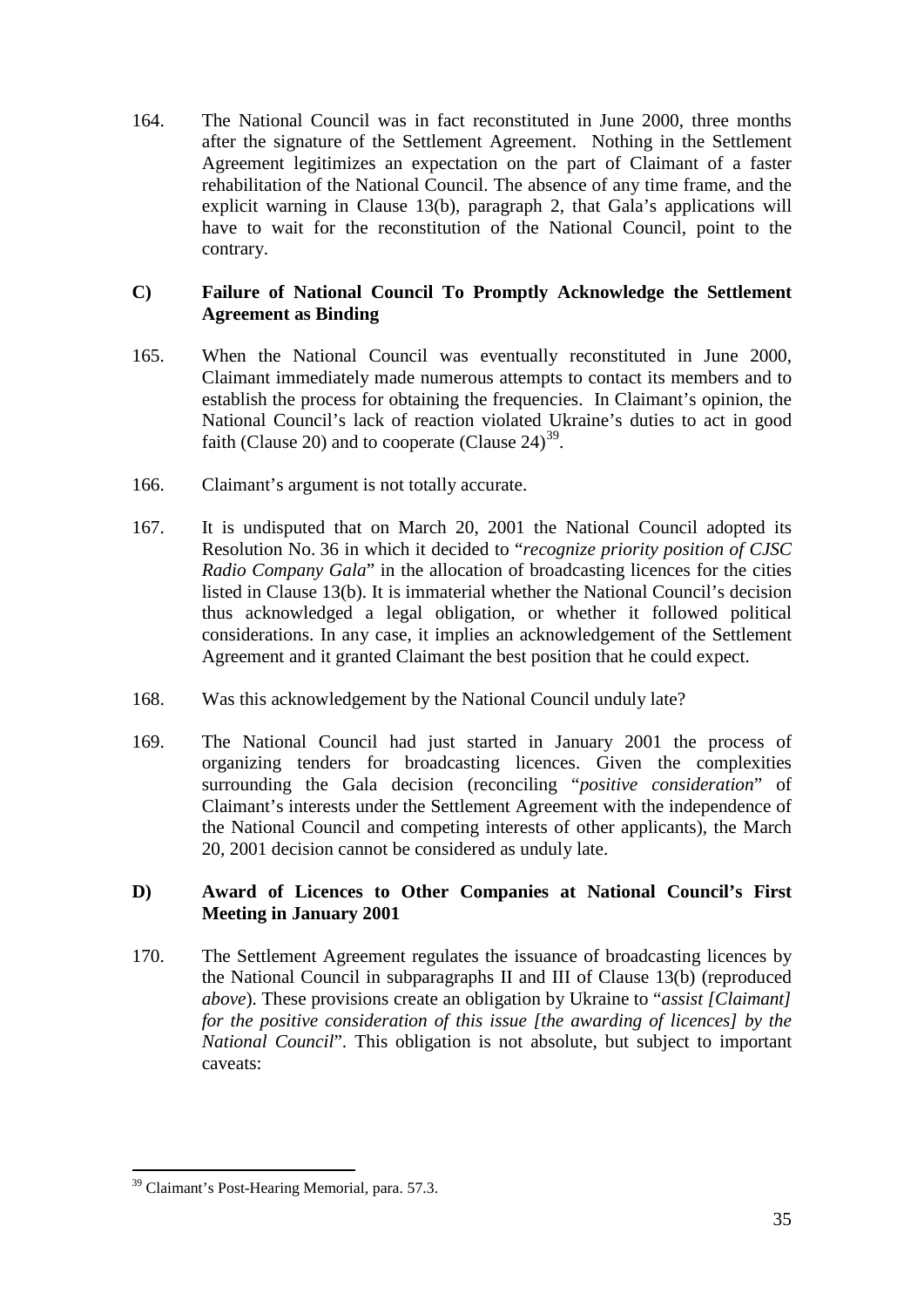164. The National Council was in fact reconstituted in June 2000, three months after the signature of the Settlement Agreement. Nothing in the Settlement Agreement legitimizes an expectation on the part of Claimant of a faster rehabilitation of the National Council. The absence of any time frame, and the explicit warning in Clause 13(b), paragraph 2, that Gala's applications will have to wait for the reconstitution of the National Council, point to the contrary.

### C) Failure of National Council To Promptly Acknowledge the Settlement Agreement as Binding

165. When the National Council was eventually reconstituted in June 2000, Claimant immediately made numerous attempts to contact its members and to establish the process for obtaining the frequencies. In Claimant's opinion, the National Council's lack of reaction violated Ukraine's duties to act in good faith (Clause 20) and to cooperate (Clause 24)[39].

166. Claimant's argument is not totally accurate.

167. It is undisputed that on March 20, 2001 the National Council adopted its Resolution No. 36 in which it decided to "*recognize priority position of CJSC Radio Company Gala*" in the allocation of broadcasting licences for the cities listed in Clause 13(b). It is immaterial whether the National Council's decision thus acknowledged a legal obligation, or whether it followed political considerations. In any case, it implies an acknowledgement of the Settlement Agreement and it granted Claimant the best position that he could expect.

168. Was this acknowledgement by the National Council unduly late?

169. The National Council had just started in January 2001 the process of organizing tenders for broadcasting licences. Given the complexities surrounding the Gala decision (reconciling "*positive consideration*" of Claimant's interests under the Settlement Agreement with the independence of the National Council and competing interests of other applicants), the March 20, 2001 decision cannot be considered as unduly late.

### D) Award of Licences to Other Companies at National Council's First Meeting in January 2001

170. The Settlement Agreement regulates the issuance of broadcasting licences by the National Council in subparagraphs II and III of Clause 13(b) (reproduced *above*). These provisions create an obligation by Ukraine to "*assist [Claimant] for the positive consideration of this issue [the awarding of licences] by the National Council*". This obligation is not absolute, but subject to important caveats:

---

[39] Claimant's Post-Hearing Memorial, para. 57.3.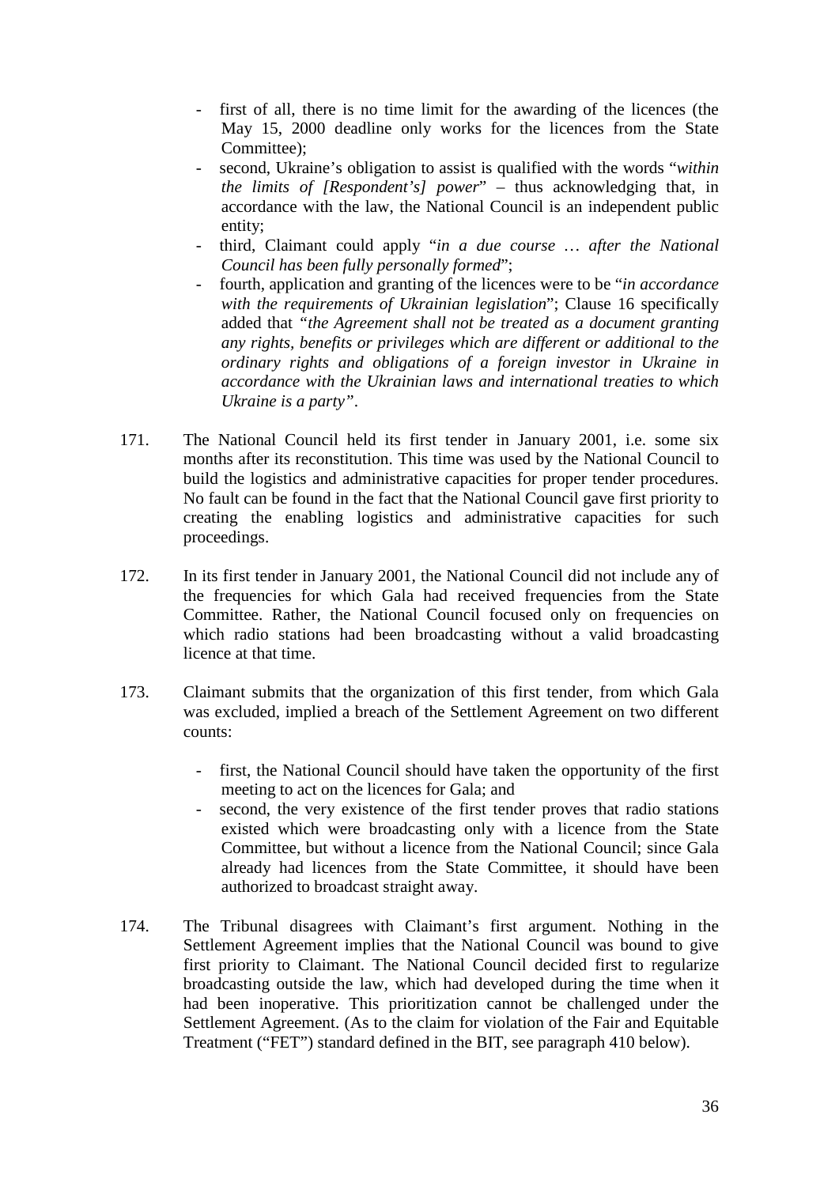- first of all, there is no time limit for the awarding of the licences (the May 15, 2000 deadline only works for the licences from the State Committee);
- second, Ukraine's obligation to assist is qualified with the words "*within the limits of [Respondent's] power*" – thus acknowledging that, in accordance with the law, the National Council is an independent public entity;
- third, Claimant could apply "*in a due course … after the National Council has been fully personally formed*";
- fourth, application and granting of the licences were to be "*in accordance with the requirements of Ukrainian legislation*"; Clause 16 specifically added that *"the Agreement shall not be treated as a document granting any rights, benefits or privileges which are different or additional to the ordinary rights and obligations of a foreign investor in Ukraine in accordance with the Ukrainian laws and international treaties to which Ukraine is a party"*.

171. The National Council held its first tender in January 2001, i.e. some six months after its reconstitution. This time was used by the National Council to build the logistics and administrative capacities for proper tender procedures. No fault can be found in the fact that the National Council gave first priority to creating the enabling logistics and administrative capacities for such proceedings.

172. In its first tender in January 2001, the National Council did not include any of the frequencies for which Gala had received frequencies from the State Committee. Rather, the National Council focused only on frequencies on which radio stations had been broadcasting without a valid broadcasting licence at that time.

173. Claimant submits that the organization of this first tender, from which Gala was excluded, implied a breach of the Settlement Agreement on two different counts:

- first, the National Council should have taken the opportunity of the first meeting to act on the licences for Gala; and
- second, the very existence of the first tender proves that radio stations existed which were broadcasting only with a licence from the State Committee, but without a licence from the National Council; since Gala already had licences from the State Committee, it should have been authorized to broadcast straight away.

174. The Tribunal disagrees with Claimant's first argument. Nothing in the Settlement Agreement implies that the National Council was bound to give first priority to Claimant. The National Council decided first to regularize broadcasting outside the law, which had developed during the time when it had been inoperative. This prioritization cannot be challenged under the Settlement Agreement. (As to the claim for violation of the Fair and Equitable Treatment ("FET") standard defined in the BIT, see paragraph 410 below).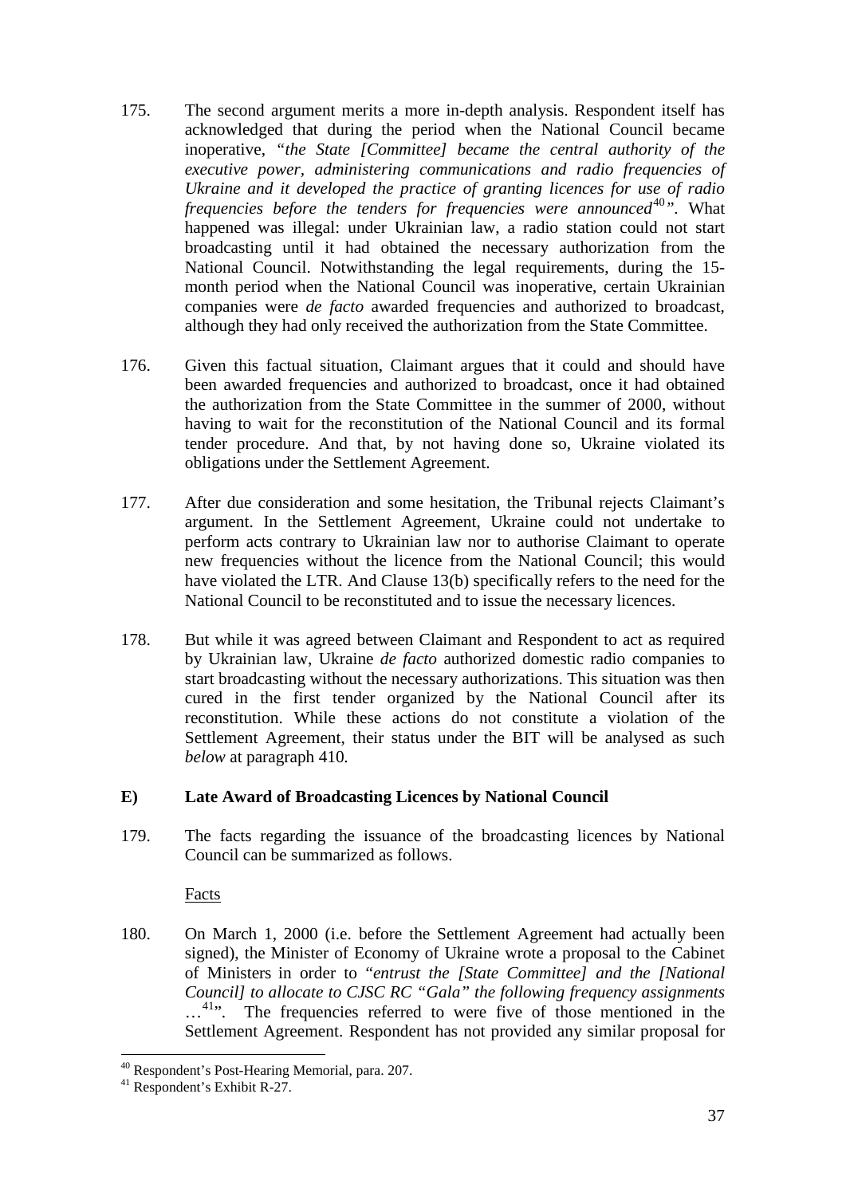175. The second argument merits a more in-depth analysis. Respondent itself has acknowledged that during the period when the National Council became inoperative, "*the State [Committee] became the central authority of the executive power, administering communications and radio frequencies of Ukraine and it developed the practice of granting licences for use of radio frequencies before the tenders for frequencies were announced*[40]". What happened was illegal: under Ukrainian law, a radio station could not start broadcasting until it had obtained the necessary authorization from the National Council. Notwithstanding the legal requirements, during the 15-month period when the National Council was inoperative, certain Ukrainian companies were *de facto* awarded frequencies and authorized to broadcast, although they had only received the authorization from the State Committee.

176. Given this factual situation, Claimant argues that it could and should have been awarded frequencies and authorized to broadcast, once it had obtained the authorization from the State Committee in the summer of 2000, without having to wait for the reconstitution of the National Council and its formal tender procedure. And that, by not having done so, Ukraine violated its obligations under the Settlement Agreement.

177. After due consideration and some hesitation, the Tribunal rejects Claimant's argument. In the Settlement Agreement, Ukraine could not undertake to perform acts contrary to Ukrainian law nor to authorise Claimant to operate new frequencies without the licence from the National Council; this would have violated the LTR. And Clause 13(b) specifically refers to the need for the National Council to be reconstituted and to issue the necessary licences.

178. But while it was agreed between Claimant and Respondent to act as required by Ukrainian law, Ukraine *de facto* authorized domestic radio companies to start broadcasting without the necessary authorizations. This situation was then cured in the first tender organized by the National Council after its reconstitution. While these actions do not constitute a violation of the Settlement Agreement, their status under the BIT will be analysed as such *below* at paragraph 410.

## E) Late Award of Broadcasting Licences by National Council

179. The facts regarding the issuance of the broadcasting licences by National Council can be summarized as follows.

Facts

180. On March 1, 2000 (i.e. before the Settlement Agreement had actually been signed), the Minister of Economy of Ukraine wrote a proposal to the Cabinet of Ministers in order to "*entrust the [State Committee] and the [National Council] to allocate to CJSC RC "Gala" the following frequency assignments …*[41]". The frequencies referred to were five of those mentioned in the Settlement Agreement. Respondent has not provided any similar proposal for

[40] Respondent's Post-Hearing Memorial, para. 207.

[41] Respondent's Exhibit R-27.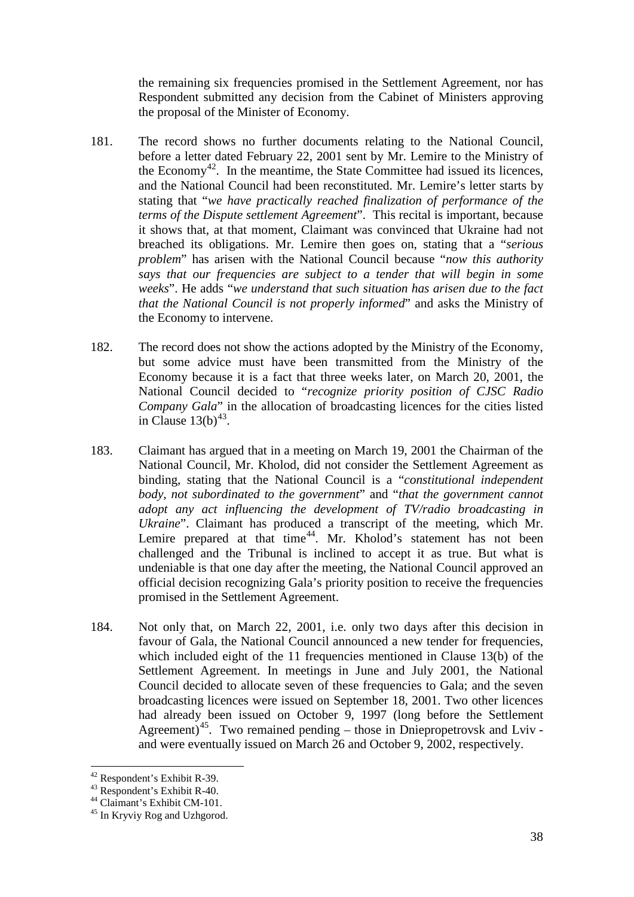the remaining six frequencies promised in the Settlement Agreement, nor has Respondent submitted any decision from the Cabinet of Ministers approving the proposal of the Minister of Economy.

181. The record shows no further documents relating to the National Council, before a letter dated February 22, 2001 sent by Mr. Lemire to the Ministry of the Economy[42]. In the meantime, the State Committee had issued its licences, and the National Council had been reconstituted. Mr. Lemire's letter starts by stating that "*we have practically reached finalization of performance of the terms of the Dispute settlement Agreement*". This recital is important, because it shows that, at that moment, Claimant was convinced that Ukraine had not breached its obligations. Mr. Lemire then goes on, stating that a "*serious problem*" has arisen with the National Council because "*now this authority says that our frequencies are subject to a tender that will begin in some weeks*". He adds "*we understand that such situation has arisen due to the fact that the National Council is not properly informed*" and asks the Ministry of the Economy to intervene.

182. The record does not show the actions adopted by the Ministry of the Economy, but some advice must have been transmitted from the Ministry of the Economy because it is a fact that three weeks later, on March 20, 2001, the National Council decided to "*recognize priority position of CJSC Radio Company Gala*" in the allocation of broadcasting licences for the cities listed in Clause 13(b)[43].

183. Claimant has argued that in a meeting on March 19, 2001 the Chairman of the National Council, Mr. Kholod, did not consider the Settlement Agreement as binding, stating that the National Council is a "*constitutional independent body, not subordinated to the government*" and "*that the government cannot adopt any act influencing the development of TV/radio broadcasting in Ukraine*". Claimant has produced a transcript of the meeting, which Mr. Lemire prepared at that time[44]. Mr. Kholod's statement has not been challenged and the Tribunal is inclined to accept it as true. But what is undeniable is that one day after the meeting, the National Council approved an official decision recognizing Gala's priority position to receive the frequencies promised in the Settlement Agreement.

184. Not only that, on March 22, 2001, i.e. only two days after this decision in favour of Gala, the National Council announced a new tender for frequencies, which included eight of the 11 frequencies mentioned in Clause 13(b) of the Settlement Agreement. In meetings in June and July 2001, the National Council decided to allocate seven of these frequencies to Gala; and the seven broadcasting licences were issued on September 18, 2001. Two other licences had already been issued on October 9, 1997 (long before the Settlement Agreement)[45]. Two remained pending – those in Dniepropetrovsk and Lviv - and were eventually issued on March 26 and October 9, 2002, respectively.

---

[42] Respondent's Exhibit R-39.

[43] Respondent's Exhibit R-40.

[44] Claimant's Exhibit CM-101.

[45] In Kryviy Rog and Uzhgorod.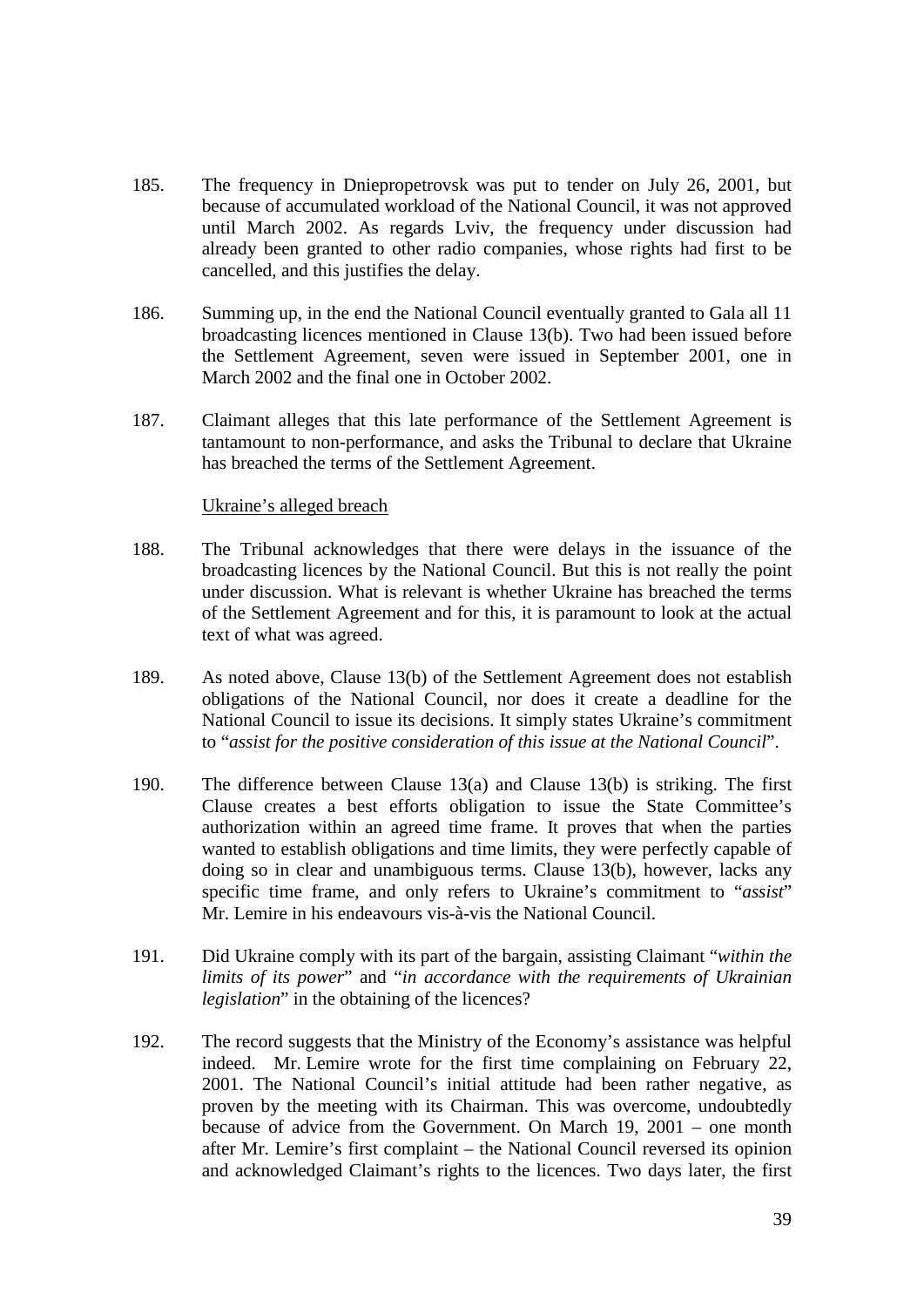185. The frequency in Dniepropetrovsk was put to tender on July 26, 2001, but because of accumulated workload of the National Council, it was not approved until March 2002. As regards Lviv, the frequency under discussion had already been granted to other radio companies, whose rights had first to be cancelled, and this justifies the delay.

186. Summing up, in the end the National Council eventually granted to Gala all 11 broadcasting licences mentioned in Clause 13(b). Two had been issued before the Settlement Agreement, seven were issued in September 2001, one in March 2002 and the final one in October 2002.

187. Claimant alleges that this late performance of the Settlement Agreement is tantamount to non-performance, and asks the Tribunal to declare that Ukraine has breached the terms of the Settlement Agreement.

<u>Ukraine's alleged breach</u>

188. The Tribunal acknowledges that there were delays in the issuance of the broadcasting licences by the National Council. But this is not really the point under discussion. What is relevant is whether Ukraine has breached the terms of the Settlement Agreement and for this, it is paramount to look at the actual text of what was agreed.

189. As noted above, Clause 13(b) of the Settlement Agreement does not establish obligations of the National Council, nor does it create a deadline for the National Council to issue its decisions. It simply states Ukraine's commitment to "*assist for the positive consideration of this issue at the National Council*".

190. The difference between Clause 13(a) and Clause 13(b) is striking. The first Clause creates a best efforts obligation to issue the State Committee's authorization within an agreed time frame. It proves that when the parties wanted to establish obligations and time limits, they were perfectly capable of doing so in clear and unambiguous terms. Clause 13(b), however, lacks any specific time frame, and only refers to Ukraine's commitment to "*assist*" Mr. Lemire in his endeavours vis-à-vis the National Council.

191. Did Ukraine comply with its part of the bargain, assisting Claimant "*within the limits of its power*" and "*in accordance with the requirements of Ukrainian legislation*" in the obtaining of the licences?

192. The record suggests that the Ministry of the Economy's assistance was helpful indeed. Mr. Lemire wrote for the first time complaining on February 22, 2001. The National Council's initial attitude had been rather negative, as proven by the meeting with its Chairman. This was overcome, undoubtedly because of advice from the Government. On March 19, 2001 – one month after Mr. Lemire's first complaint – the National Council reversed its opinion and acknowledged Claimant's rights to the licences. Two days later, the first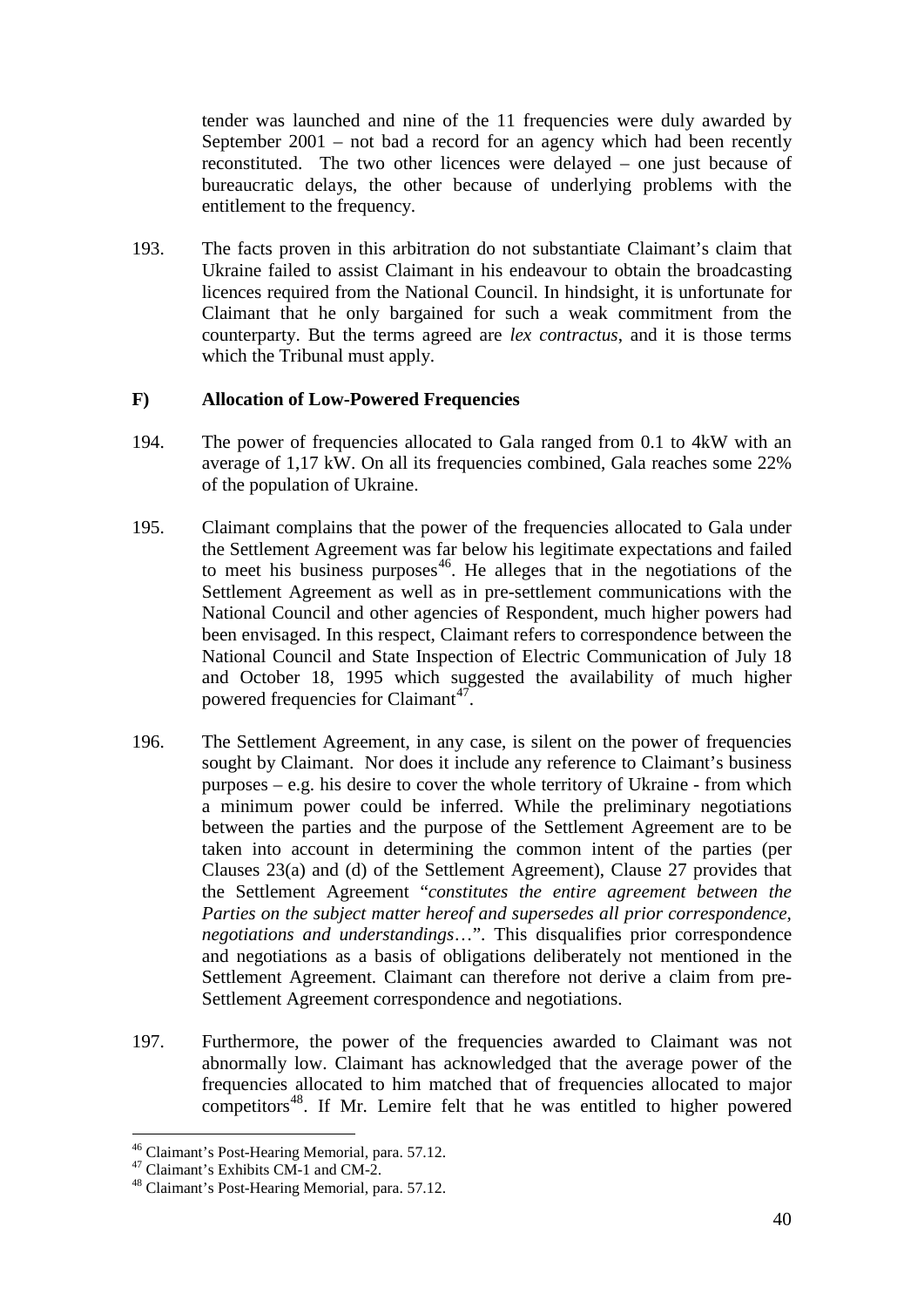tender was launched and nine of the 11 frequencies were duly awarded by September 2001 – not bad a record for an agency which had been recently reconstituted. The two other licences were delayed – one just because of bureaucratic delays, the other because of underlying problems with the entitlement to the frequency.

193. The facts proven in this arbitration do not substantiate Claimant's claim that Ukraine failed to assist Claimant in his endeavour to obtain the broadcasting licences required from the National Council. In hindsight, it is unfortunate for Claimant that he only bargained for such a weak commitment from the counterparty. But the terms agreed are *lex contractus*, and it is those terms which the Tribunal must apply.

### F) Allocation of Low-Powered Frequencies

194. The power of frequencies allocated to Gala ranged from 0.1 to 4kW with an average of 1,17 kW. On all its frequencies combined, Gala reaches some 22% of the population of Ukraine.

195. Claimant complains that the power of the frequencies allocated to Gala under the Settlement Agreement was far below his legitimate expectations and failed to meet his business purposes[46]. He alleges that in the negotiations of the Settlement Agreement as well as in pre-settlement communications with the National Council and other agencies of Respondent, much higher powers had been envisaged. In this respect, Claimant refers to correspondence between the National Council and State Inspection of Electric Communication of July 18 and October 18, 1995 which suggested the availability of much higher powered frequencies for Claimant[47].

196. The Settlement Agreement, in any case, is silent on the power of frequencies sought by Claimant. Nor does it include any reference to Claimant's business purposes – e.g. his desire to cover the whole territory of Ukraine - from which a minimum power could be inferred. While the preliminary negotiations between the parties and the purpose of the Settlement Agreement are to be taken into account in determining the common intent of the parties (per Clauses 23(a) and (d) of the Settlement Agreement), Clause 27 provides that the Settlement Agreement "*constitutes the entire agreement between the Parties on the subject matter hereof and supersedes all prior correspondence, negotiations and understandings*…". This disqualifies prior correspondence and negotiations as a basis of obligations deliberately not mentioned in the Settlement Agreement. Claimant can therefore not derive a claim from pre-Settlement Agreement correspondence and negotiations.

197. Furthermore, the power of the frequencies awarded to Claimant was not abnormally low. Claimant has acknowledged that the average power of the frequencies allocated to him matched that of frequencies allocated to major competitors[48]. If Mr. Lemire felt that he was entitled to higher powered

---

[46] Claimant's Post-Hearing Memorial, para. 57.12.

[47] Claimant's Exhibits CM-1 and CM-2.

[48] Claimant's Post-Hearing Memorial, para. 57.12.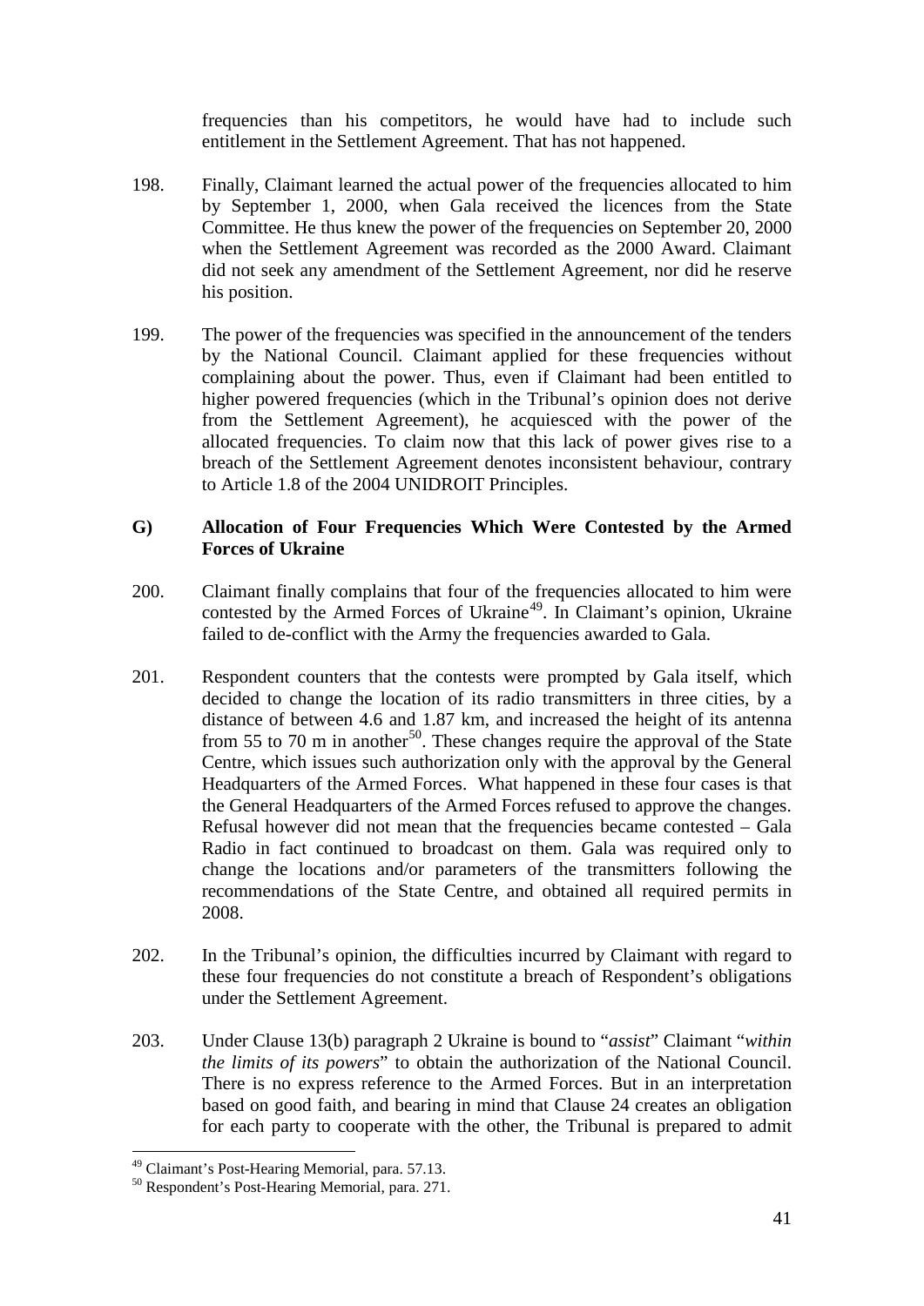frequencies than his competitors, he would have had to include such entitlement in the Settlement Agreement. That has not happened.

198. Finally, Claimant learned the actual power of the frequencies allocated to him by September 1, 2000, when Gala received the licences from the State Committee. He thus knew the power of the frequencies on September 20, 2000 when the Settlement Agreement was recorded as the 2000 Award. Claimant did not seek any amendment of the Settlement Agreement, nor did he reserve his position.

199. The power of the frequencies was specified in the announcement of the tenders by the National Council. Claimant applied for these frequencies without complaining about the power. Thus, even if Claimant had been entitled to higher powered frequencies (which in the Tribunal's opinion does not derive from the Settlement Agreement), he acquiesced with the power of the allocated frequencies. To claim now that this lack of power gives rise to a breach of the Settlement Agreement denotes inconsistent behaviour, contrary to Article 1.8 of the 2004 UNIDROIT Principles.

### G) Allocation of Four Frequencies Which Were Contested by the Armed Forces of Ukraine

200. Claimant finally complains that four of the frequencies allocated to him were contested by the Armed Forces of Ukraine[49]. In Claimant's opinion, Ukraine failed to de-conflict with the Army the frequencies awarded to Gala.

201. Respondent counters that the contests were prompted by Gala itself, which decided to change the location of its radio transmitters in three cities, by a distance of between 4.6 and 1.87 km, and increased the height of its antenna from 55 to 70 m in another[50]. These changes require the approval of the State Centre, which issues such authorization only with the approval by the General Headquarters of the Armed Forces. What happened in these four cases is that the General Headquarters of the Armed Forces refused to approve the changes. Refusal however did not mean that the frequencies became contested – Gala Radio in fact continued to broadcast on them. Gala was required only to change the locations and/or parameters of the transmitters following the recommendations of the State Centre, and obtained all required permits in 2008.

202. In the Tribunal's opinion, the difficulties incurred by Claimant with regard to these four frequencies do not constitute a breach of Respondent's obligations under the Settlement Agreement.

203. Under Clause 13(b) paragraph 2 Ukraine is bound to "*assist*" Claimant "*within the limits of its powers*" to obtain the authorization of the National Council. There is no express reference to the Armed Forces. But in an interpretation based on good faith, and bearing in mind that Clause 24 creates an obligation for each party to cooperate with the other, the Tribunal is prepared to admit

---

[49] Claimant's Post-Hearing Memorial, para. 57.13.

[50] Respondent's Post-Hearing Memorial, para. 271.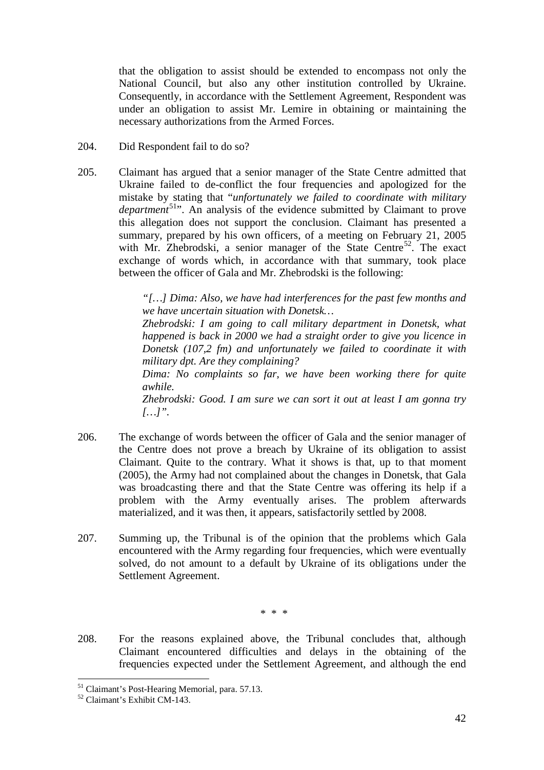that the obligation to assist should be extended to encompass not only the National Council, but also any other institution controlled by Ukraine. Consequently, in accordance with the Settlement Agreement, Respondent was under an obligation to assist Mr. Lemire in obtaining or maintaining the necessary authorizations from the Armed Forces.

204. Did Respondent fail to do so?

205. Claimant has argued that a senior manager of the State Centre admitted that Ukraine failed to de-conflict the four frequencies and apologized for the mistake by stating that "*unfortunately we failed to coordinate with military department*[51]". An analysis of the evidence submitted by Claimant to prove this allegation does not support the conclusion. Claimant has presented a summary, prepared by his own officers, of a meeting on February 21, 2005 with Mr. Zhebrodski, a senior manager of the State Centre[52]. The exact exchange of words which, in accordance with that summary, took place between the officer of Gala and Mr. Zhebrodski is the following:

> *"[…] Dima: Also, we have had interferences for the past few months and we have uncertain situation with Donetsk…*
>
> *Zhebrodski: I am going to call military department in Donetsk, what happened is back in 2000 we had a straight order to give you licence in Donetsk (107,2 fm) and unfortunately we failed to coordinate it with military dpt. Are they complaining?*
>
> *Dima: No complaints so far, we have been working there for quite awhile.*
>
> *Zhebrodski: Good. I am sure we can sort it out at least I am gonna try […]".*

206. The exchange of words between the officer of Gala and the senior manager of the Centre does not prove a breach by Ukraine of its obligation to assist Claimant. Quite to the contrary. What it shows is that, up to that moment (2005), the Army had not complained about the changes in Donetsk, that Gala was broadcasting there and that the State Centre was offering its help if a problem with the Army eventually arises. The problem afterwards materialized, and it was then, it appears, satisfactorily settled by 2008.

207. Summing up, the Tribunal is of the opinion that the problems which Gala encountered with the Army regarding four frequencies, which were eventually solved, do not amount to a default by Ukraine of its obligations under the Settlement Agreement.

\* \* \*

208. For the reasons explained above, the Tribunal concludes that, although Claimant encountered difficulties and delays in the obtaining of the frequencies expected under the Settlement Agreement, and although the end

---

[51] Claimant's Post-Hearing Memorial, para. 57.13.

[52] Claimant's Exhibit CM-143.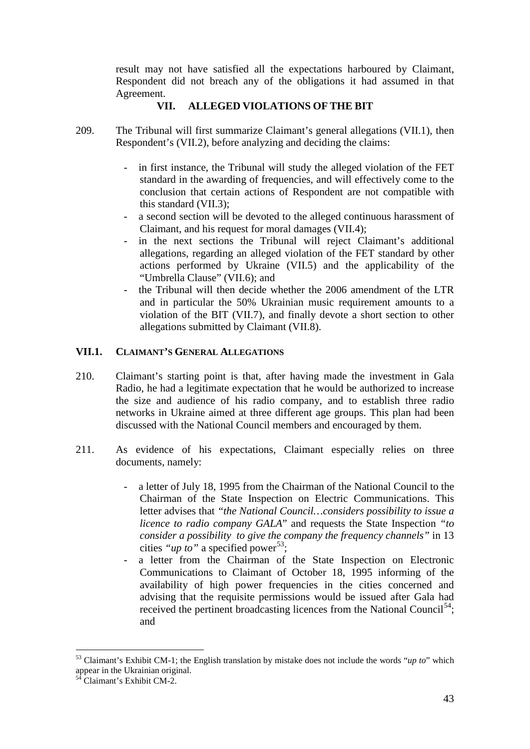result may not have satisfied all the expectations harboured by Claimant, Respondent did not breach any of the obligations it had assumed in that Agreement.

## VII. ALLEGED VIOLATIONS OF THE BIT

209. The Tribunal will first summarize Claimant's general allegations (VII.1), then Respondent's (VII.2), before analyzing and deciding the claims:

- in first instance, the Tribunal will study the alleged violation of the FET standard in the awarding of frequencies, and will effectively come to the conclusion that certain actions of Respondent are not compatible with this standard (VII.3);
- a second section will be devoted to the alleged continuous harassment of Claimant, and his request for moral damages (VII.4);
- in the next sections the Tribunal will reject Claimant's additional allegations, regarding an alleged violation of the FET standard by other actions performed by Ukraine (VII.5) and the applicability of the "Umbrella Clause" (VII.6); and
- the Tribunal will then decide whether the 2006 amendment of the LTR and in particular the 50% Ukrainian music requirement amounts to a violation of the BIT (VII.7), and finally devote a short section to other allegations submitted by Claimant (VII.8).

### VII.1. CLAIMANT'S GENERAL ALLEGATIONS

210. Claimant's starting point is that, after having made the investment in Gala Radio, he had a legitimate expectation that he would be authorized to increase the size and audience of his radio company, and to establish three radio networks in Ukraine aimed at three different age groups. This plan had been discussed with the National Council members and encouraged by them.

211. As evidence of his expectations, Claimant especially relies on three documents, namely:

- a letter of July 18, 1995 from the Chairman of the National Council to the Chairman of the State Inspection on Electric Communications. This letter advises that *"the National Council…considers possibility to issue a licence to radio company GALA*" and requests the State Inspection *"to consider a possibility to give the company the frequency channels"* in 13 cities *"up to"* a specified power[53];
- a letter from the Chairman of the State Inspection on Electronic Communications to Claimant of October 18, 1995 informing of the availability of high power frequencies in the cities concerned and advising that the requisite permissions would be issued after Gala had received the pertinent broadcasting licences from the National Council[54]; and

---

[53] Claimant's Exhibit CM-1; the English translation by mistake does not include the words "*up to*" which appear in the Ukrainian original.

[54] Claimant's Exhibit CM-2.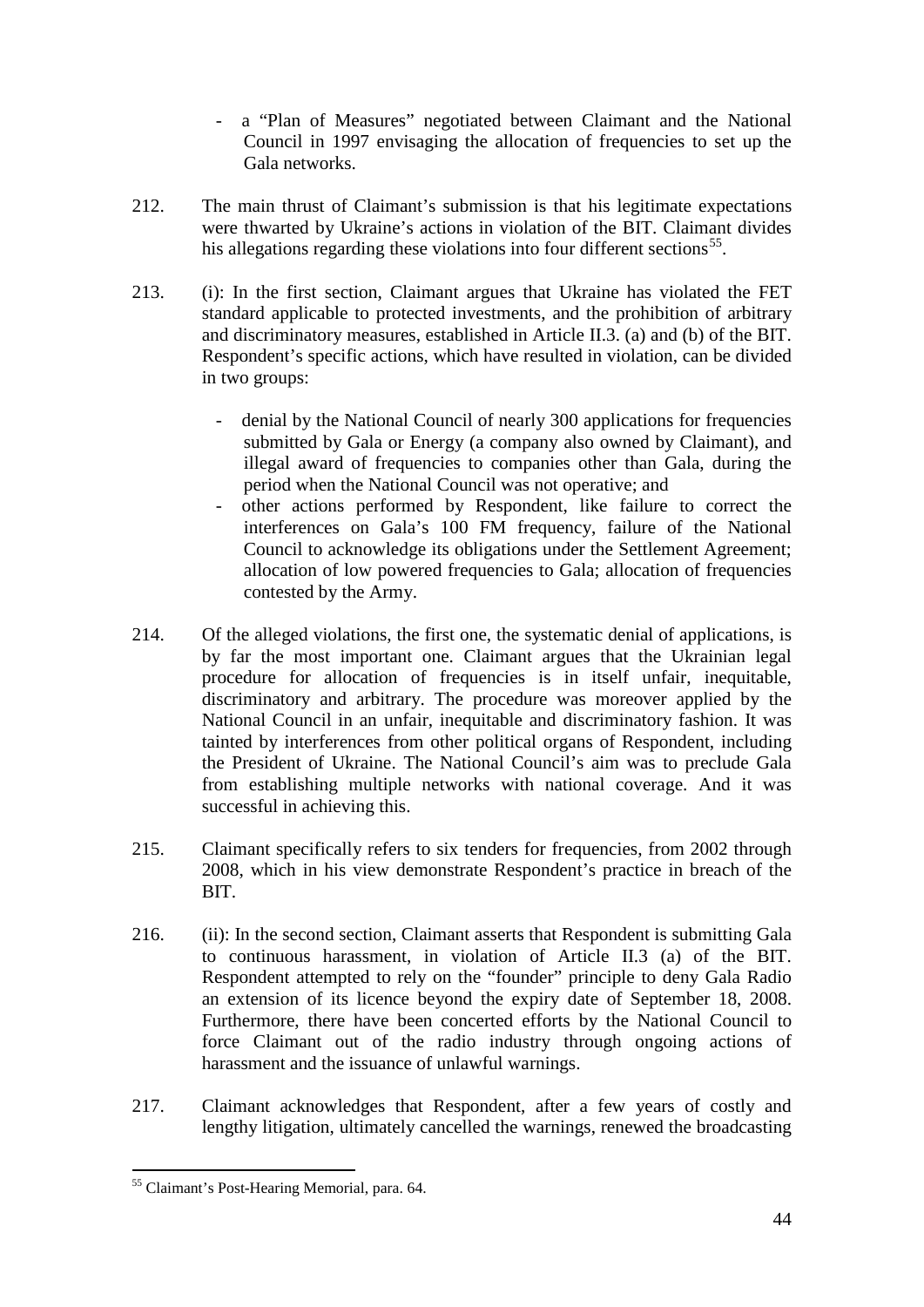- a "Plan of Measures" negotiated between Claimant and the National Council in 1997 envisaging the allocation of frequencies to set up the Gala networks.

212. The main thrust of Claimant's submission is that his legitimate expectations were thwarted by Ukraine's actions in violation of the BIT. Claimant divides his allegations regarding these violations into four different sections[55].

213. (i): In the first section, Claimant argues that Ukraine has violated the FET standard applicable to protected investments, and the prohibition of arbitrary and discriminatory measures, established in Article II.3. (a) and (b) of the BIT. Respondent's specific actions, which have resulted in violation, can be divided in two groups:

   - denial by the National Council of nearly 300 applications for frequencies submitted by Gala or Energy (a company also owned by Claimant), and illegal award of frequencies to companies other than Gala, during the period when the National Council was not operative; and
   - other actions performed by Respondent, like failure to correct the interferences on Gala's 100 FM frequency, failure of the National Council to acknowledge its obligations under the Settlement Agreement; allocation of low powered frequencies to Gala; allocation of frequencies contested by the Army.

214. Of the alleged violations, the first one, the systematic denial of applications, is by far the most important one. Claimant argues that the Ukrainian legal procedure for allocation of frequencies is in itself unfair, inequitable, discriminatory and arbitrary. The procedure was moreover applied by the National Council in an unfair, inequitable and discriminatory fashion. It was tainted by interferences from other political organs of Respondent, including the President of Ukraine. The National Council's aim was to preclude Gala from establishing multiple networks with national coverage. And it was successful in achieving this.

215. Claimant specifically refers to six tenders for frequencies, from 2002 through 2008, which in his view demonstrate Respondent's practice in breach of the BIT.

216. (ii): In the second section, Claimant asserts that Respondent is submitting Gala to continuous harassment, in violation of Article II.3 (a) of the BIT. Respondent attempted to rely on the "founder" principle to deny Gala Radio an extension of its licence beyond the expiry date of September 18, 2008. Furthermore, there have been concerted efforts by the National Council to force Claimant out of the radio industry through ongoing actions of harassment and the issuance of unlawful warnings.

217. Claimant acknowledges that Respondent, after a few years of costly and lengthy litigation, ultimately cancelled the warnings, renewed the broadcasting

---

[55] Claimant's Post-Hearing Memorial, para. 64.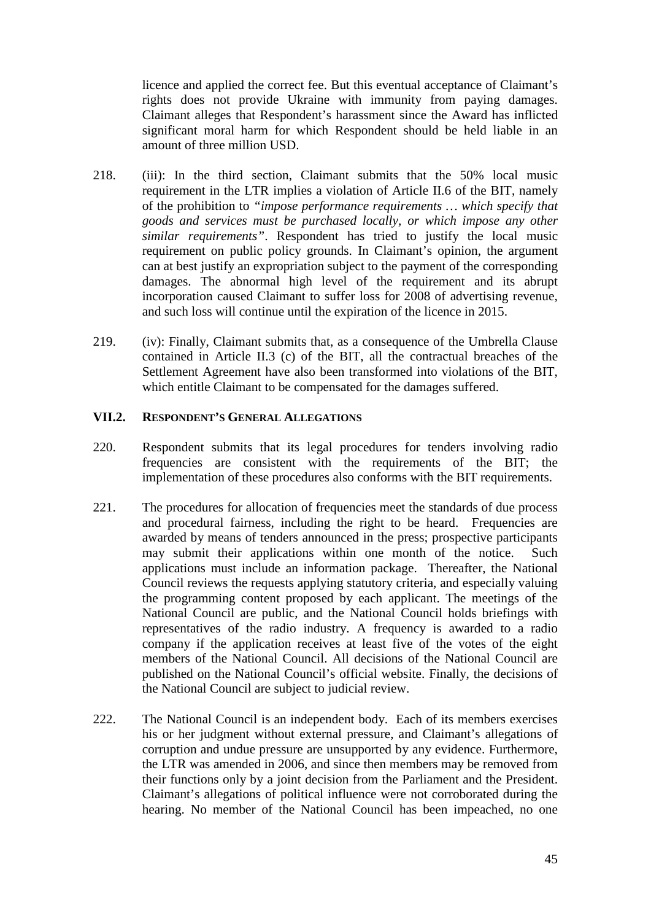licence and applied the correct fee. But this eventual acceptance of Claimant's rights does not provide Ukraine with immunity from paying damages. Claimant alleges that Respondent's harassment since the Award has inflicted significant moral harm for which Respondent should be held liable in an amount of three million USD.

218. (iii): In the third section, Claimant submits that the 50% local music requirement in the LTR implies a violation of Article II.6 of the BIT, namely of the prohibition to *"impose performance requirements … which specify that goods and services must be purchased locally, or which impose any other similar requirements"*. Respondent has tried to justify the local music requirement on public policy grounds. In Claimant's opinion, the argument can at best justify an expropriation subject to the payment of the corresponding damages. The abnormal high level of the requirement and its abrupt incorporation caused Claimant to suffer loss for 2008 of advertising revenue, and such loss will continue until the expiration of the licence in 2015.

219. (iv): Finally, Claimant submits that, as a consequence of the Umbrella Clause contained in Article II.3 (c) of the BIT, all the contractual breaches of the Settlement Agreement have also been transformed into violations of the BIT, which entitle Claimant to be compensated for the damages suffered.

## VII.2. RESPONDENT'S GENERAL ALLEGATIONS

220. Respondent submits that its legal procedures for tenders involving radio frequencies are consistent with the requirements of the BIT; the implementation of these procedures also conforms with the BIT requirements.

221. The procedures for allocation of frequencies meet the standards of due process and procedural fairness, including the right to be heard. Frequencies are awarded by means of tenders announced in the press; prospective participants may submit their applications within one month of the notice. Such applications must include an information package. Thereafter, the National Council reviews the requests applying statutory criteria, and especially valuing the programming content proposed by each applicant. The meetings of the National Council are public, and the National Council holds briefings with representatives of the radio industry. A frequency is awarded to a radio company if the application receives at least five of the votes of the eight members of the National Council. All decisions of the National Council are published on the National Council's official website. Finally, the decisions of the National Council are subject to judicial review.

222. The National Council is an independent body. Each of its members exercises his or her judgment without external pressure, and Claimant's allegations of corruption and undue pressure are unsupported by any evidence. Furthermore, the LTR was amended in 2006, and since then members may be removed from their functions only by a joint decision from the Parliament and the President. Claimant's allegations of political influence were not corroborated during the hearing. No member of the National Council has been impeached, no one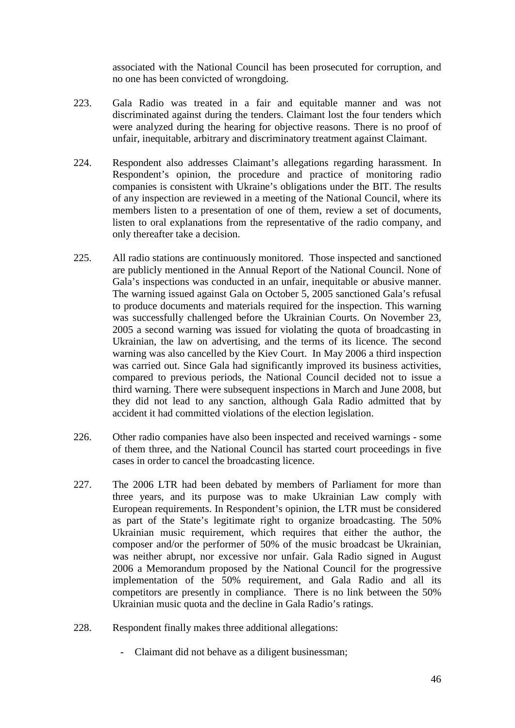associated with the National Council has been prosecuted for corruption, and no one has been convicted of wrongdoing.

223. Gala Radio was treated in a fair and equitable manner and was not discriminated against during the tenders. Claimant lost the four tenders which were analyzed during the hearing for objective reasons. There is no proof of unfair, inequitable, arbitrary and discriminatory treatment against Claimant.

224. Respondent also addresses Claimant's allegations regarding harassment. In Respondent's opinion, the procedure and practice of monitoring radio companies is consistent with Ukraine's obligations under the BIT. The results of any inspection are reviewed in a meeting of the National Council, where its members listen to a presentation of one of them, review a set of documents, listen to oral explanations from the representative of the radio company, and only thereafter take a decision.

225. All radio stations are continuously monitored. Those inspected and sanctioned are publicly mentioned in the Annual Report of the National Council. None of Gala's inspections was conducted in an unfair, inequitable or abusive manner. The warning issued against Gala on October 5, 2005 sanctioned Gala's refusal to produce documents and materials required for the inspection. This warning was successfully challenged before the Ukrainian Courts. On November 23, 2005 a second warning was issued for violating the quota of broadcasting in Ukrainian, the law on advertising, and the terms of its licence. The second warning was also cancelled by the Kiev Court. In May 2006 a third inspection was carried out. Since Gala had significantly improved its business activities, compared to previous periods, the National Council decided not to issue a third warning. There were subsequent inspections in March and June 2008, but they did not lead to any sanction, although Gala Radio admitted that by accident it had committed violations of the election legislation.

226. Other radio companies have also been inspected and received warnings - some of them three, and the National Council has started court proceedings in five cases in order to cancel the broadcasting licence.

227. The 2006 LTR had been debated by members of Parliament for more than three years, and its purpose was to make Ukrainian Law comply with European requirements. In Respondent's opinion, the LTR must be considered as part of the State's legitimate right to organize broadcasting. The 50% Ukrainian music requirement, which requires that either the author, the composer and/or the performer of 50% of the music broadcast be Ukrainian, was neither abrupt, nor excessive nor unfair. Gala Radio signed in August 2006 a Memorandum proposed by the National Council for the progressive implementation of the 50% requirement, and Gala Radio and all its competitors are presently in compliance. There is no link between the 50% Ukrainian music quota and the decline in Gala Radio's ratings.

228. Respondent finally makes three additional allegations:

- Claimant did not behave as a diligent businessman;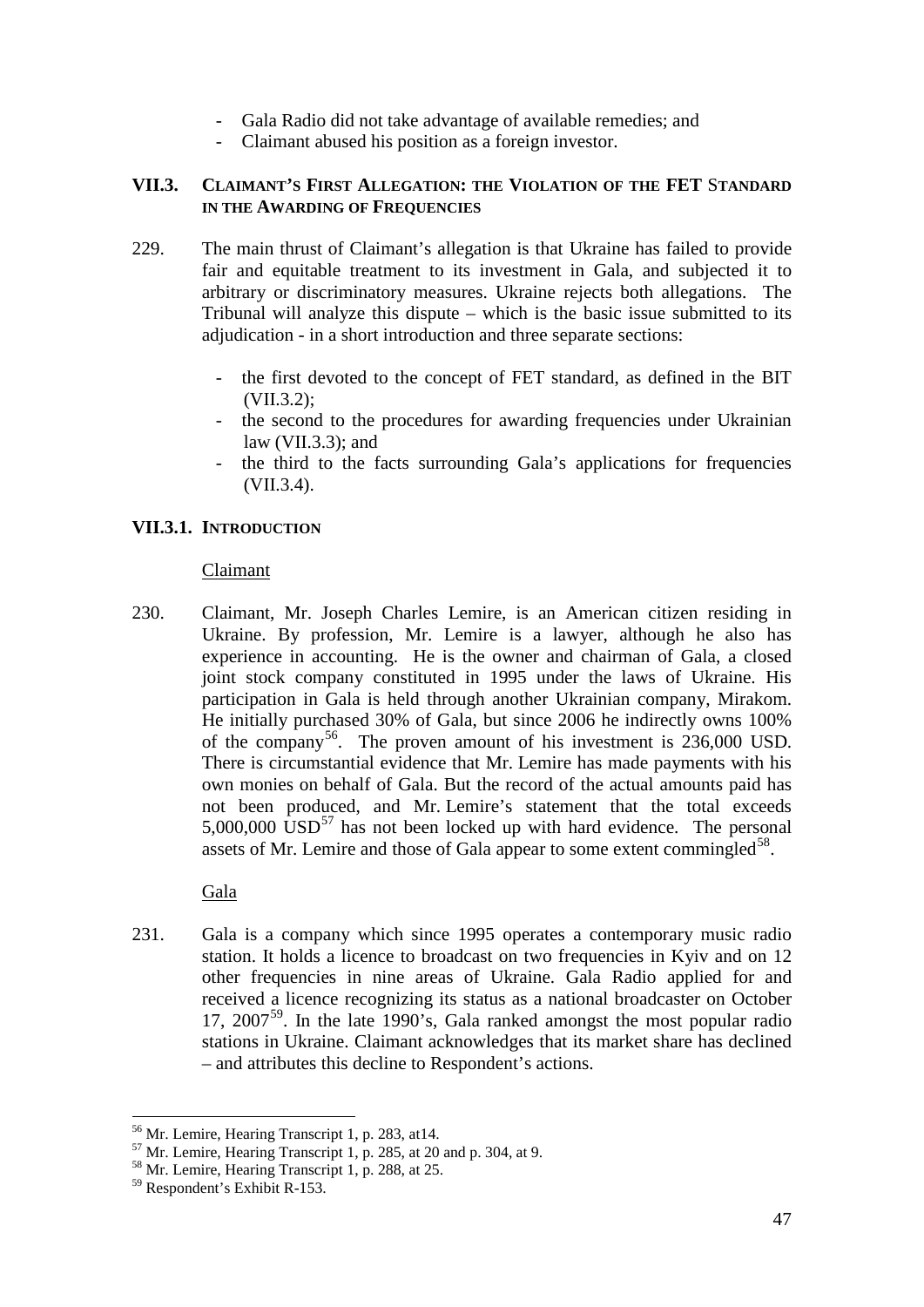- Gala Radio did not take advantage of available remedies; and
- Claimant abused his position as a foreign investor.

### VII.3. CLAIMANT'S FIRST ALLEGATION: THE VIOLATION OF THE FET STANDARD IN THE AWARDING OF FREQUENCIES

229. The main thrust of Claimant's allegation is that Ukraine has failed to provide fair and equitable treatment to its investment in Gala, and subjected it to arbitrary or discriminatory measures. Ukraine rejects both allegations. The Tribunal will analyze this dispute – which is the basic issue submitted to its adjudication - in a short introduction and three separate sections:

- the first devoted to the concept of FET standard, as defined in the BIT (VII.3.2);
- the second to the procedures for awarding frequencies under Ukrainian law (VII.3.3); and
- the third to the facts surrounding Gala's applications for frequencies (VII.3.4).

#### VII.3.1. INTRODUCTION

Claimant

230. Claimant, Mr. Joseph Charles Lemire, is an American citizen residing in Ukraine. By profession, Mr. Lemire is a lawyer, although he also has experience in accounting. He is the owner and chairman of Gala, a closed joint stock company constituted in 1995 under the laws of Ukraine. His participation in Gala is held through another Ukrainian company, Mirakom. He initially purchased 30% of Gala, but since 2006 he indirectly owns 100% of the company[56]. The proven amount of his investment is 236,000 USD. There is circumstantial evidence that Mr. Lemire has made payments with his own monies on behalf of Gala. But the record of the actual amounts paid has not been produced, and Mr. Lemire's statement that the total exceeds 5,000,000 USD[57] has not been locked up with hard evidence. The personal assets of Mr. Lemire and those of Gala appear to some extent commingled[58].

Gala

231. Gala is a company which since 1995 operates a contemporary music radio station. It holds a licence to broadcast on two frequencies in Kyiv and on 12 other frequencies in nine areas of Ukraine. Gala Radio applied for and received a licence recognizing its status as a national broadcaster on October 17, 2007[59]. In the late 1990's, Gala ranked amongst the most popular radio stations in Ukraine. Claimant acknowledges that its market share has declined – and attributes this decline to Respondent's actions.

---

[56] Mr. Lemire, Hearing Transcript 1, p. 283, at14.

[57] Mr. Lemire, Hearing Transcript 1, p. 285, at 20 and p. 304, at 9.

[58] Mr. Lemire, Hearing Transcript 1, p. 288, at 25.

[59] Respondent's Exhibit R-153.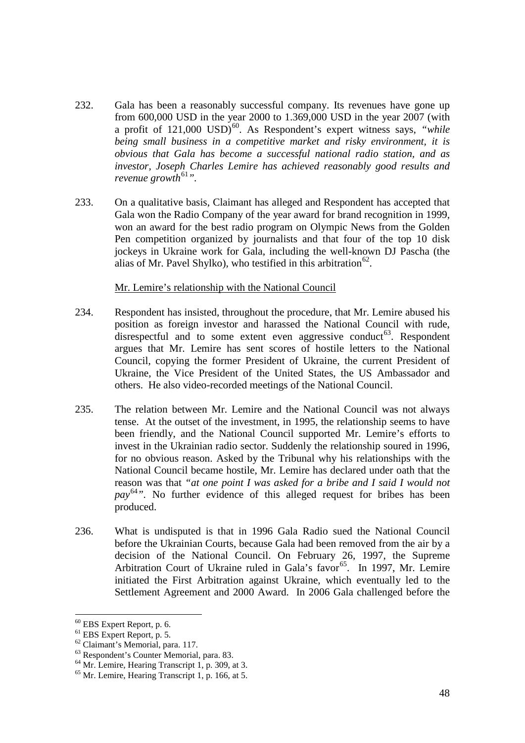232. Gala has been a reasonably successful company. Its revenues have gone up from 600,000 USD in the year 2000 to 1.369,000 USD in the year 2007 (with a profit of 121,000 USD)[60]. As Respondent's expert witness says, "*while being small business in a competitive market and risky environment, it is obvious that Gala has become a successful national radio station, and as investor, Joseph Charles Lemire has achieved reasonably good results and revenue growth*[61]".

233. On a qualitative basis, Claimant has alleged and Respondent has accepted that Gala won the Radio Company of the year award for brand recognition in 1999, won an award for the best radio program on Olympic News from the Golden Pen competition organized by journalists and that four of the top 10 disk jockeys in Ukraine work for Gala, including the well-known DJ Pascha (the alias of Mr. Pavel Shylko), who testified in this arbitration[62].

<u>Mr. Lemire's relationship with the National Council</u>

234. Respondent has insisted, throughout the procedure, that Mr. Lemire abused his position as foreign investor and harassed the National Council with rude, disrespectful and to some extent even aggressive conduct[63]. Respondent argues that Mr. Lemire has sent scores of hostile letters to the National Council, copying the former President of Ukraine, the current President of Ukraine, the Vice President of the United States, the US Ambassador and others. He also video-recorded meetings of the National Council.

235. The relation between Mr. Lemire and the National Council was not always tense. At the outset of the investment, in 1995, the relationship seems to have been friendly, and the National Council supported Mr. Lemire's efforts to invest in the Ukrainian radio sector. Suddenly the relationship soured in 1996, for no obvious reason. Asked by the Tribunal why his relationships with the National Council became hostile, Mr. Lemire has declared under oath that the reason was that "*at one point I was asked for a bribe and I said I would not pay*[64]". No further evidence of this alleged request for bribes has been produced.

236. What is undisputed is that in 1996 Gala Radio sued the National Council before the Ukrainian Courts, because Gala had been removed from the air by a decision of the National Council. On February 26, 1997, the Supreme Arbitration Court of Ukraine ruled in Gala's favor[65]. In 1997, Mr. Lemire initiated the First Arbitration against Ukraine, which eventually led to the Settlement Agreement and 2000 Award. In 2006 Gala challenged before the

---

[60] EBS Expert Report, p. 6.
[61] EBS Expert Report, p. 5.
[62] Claimant's Memorial, para. 117.
[63] Respondent's Counter Memorial, para. 83.
[64] Mr. Lemire, Hearing Transcript 1, p. 309, at 3.
[65] Mr. Lemire, Hearing Transcript 1, p. 166, at 5.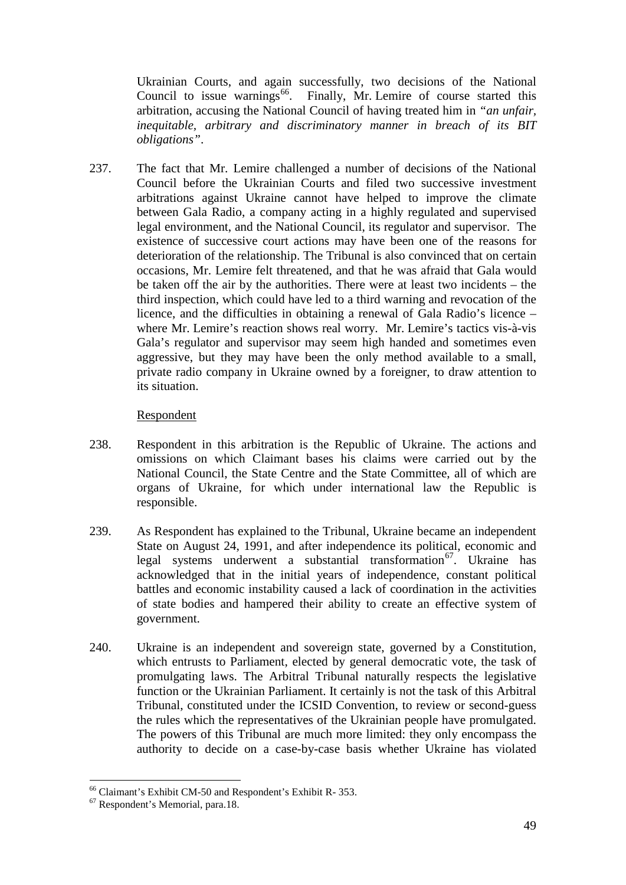Ukrainian Courts, and again successfully, two decisions of the National Council to issue warnings[66]. Finally, Mr. Lemire of course started this arbitration, accusing the National Council of having treated him in *"an unfair, inequitable, arbitrary and discriminatory manner in breach of its BIT obligations"*.

237. The fact that Mr. Lemire challenged a number of decisions of the National Council before the Ukrainian Courts and filed two successive investment arbitrations against Ukraine cannot have helped to improve the climate between Gala Radio, a company acting in a highly regulated and supervised legal environment, and the National Council, its regulator and supervisor. The existence of successive court actions may have been one of the reasons for deterioration of the relationship. The Tribunal is also convinced that on certain occasions, Mr. Lemire felt threatened, and that he was afraid that Gala would be taken off the air by the authorities. There were at least two incidents – the third inspection, which could have led to a third warning and revocation of the licence, and the difficulties in obtaining a renewal of Gala Radio's licence – where Mr. Lemire's reaction shows real worry. Mr. Lemire's tactics vis-à-vis Gala's regulator and supervisor may seem high handed and sometimes even aggressive, but they may have been the only method available to a small, private radio company in Ukraine owned by a foreigner, to draw attention to its situation.

Respondent

238. Respondent in this arbitration is the Republic of Ukraine. The actions and omissions on which Claimant bases his claims were carried out by the National Council, the State Centre and the State Committee, all of which are organs of Ukraine, for which under international law the Republic is responsible.

239. As Respondent has explained to the Tribunal, Ukraine became an independent State on August 24, 1991, and after independence its political, economic and legal systems underwent a substantial transformation[67]. Ukraine has acknowledged that in the initial years of independence, constant political battles and economic instability caused a lack of coordination in the activities of state bodies and hampered their ability to create an effective system of government.

240. Ukraine is an independent and sovereign state, governed by a Constitution, which entrusts to Parliament, elected by general democratic vote, the task of promulgating laws. The Arbitral Tribunal naturally respects the legislative function or the Ukrainian Parliament. It certainly is not the task of this Arbitral Tribunal, constituted under the ICSID Convention, to review or second-guess the rules which the representatives of the Ukrainian people have promulgated. The powers of this Tribunal are much more limited: they only encompass the authority to decide on a case-by-case basis whether Ukraine has violated

[66] Claimant's Exhibit CM-50 and Respondent's Exhibit R- 353.

[67] Respondent's Memorial, para.18.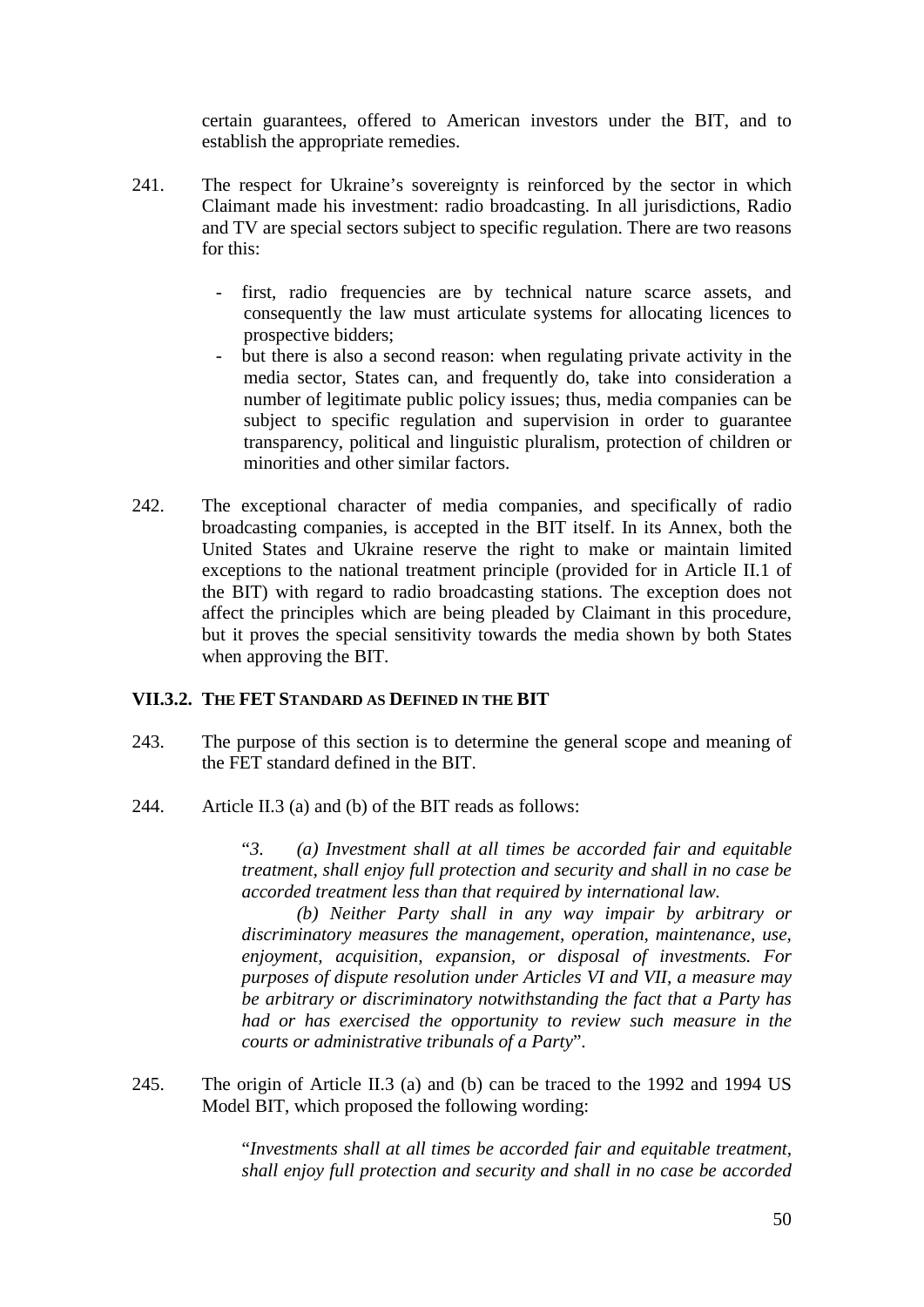certain guarantees, offered to American investors under the BIT, and to establish the appropriate remedies.

241. The respect for Ukraine's sovereignty is reinforced by the sector in which Claimant made his investment: radio broadcasting. In all jurisdictions, Radio and TV are special sectors subject to specific regulation. There are two reasons for this:

- first, radio frequencies are by technical nature scarce assets, and consequently the law must articulate systems for allocating licences to prospective bidders;
- but there is also a second reason: when regulating private activity in the media sector, States can, and frequently do, take into consideration a number of legitimate public policy issues; thus, media companies can be subject to specific regulation and supervision in order to guarantee transparency, political and linguistic pluralism, protection of children or minorities and other similar factors.

242. The exceptional character of media companies, and specifically of radio broadcasting companies, is accepted in the BIT itself. In its Annex, both the United States and Ukraine reserve the right to make or maintain limited exceptions to the national treatment principle (provided for in Article II.1 of the BIT) with regard to radio broadcasting stations. The exception does not affect the principles which are being pleaded by Claimant in this procedure, but it proves the special sensitivity towards the media shown by both States when approving the BIT.

### VII.3.2. THE FET STANDARD AS DEFINED IN THE BIT

243. The purpose of this section is to determine the general scope and meaning of the FET standard defined in the BIT.

244. Article II.3 (a) and (b) of the BIT reads as follows:

> "*3. (a) Investment shall at all times be accorded fair and equitable treatment, shall enjoy full protection and security and shall in no case be accorded treatment less than that required by international law.*
>
> *(b) Neither Party shall in any way impair by arbitrary or discriminatory measures the management, operation, maintenance, use, enjoyment, acquisition, expansion, or disposal of investments. For purposes of dispute resolution under Articles VI and VII, a measure may be arbitrary or discriminatory notwithstanding the fact that a Party has had or has exercised the opportunity to review such measure in the courts or administrative tribunals of a Party*".

245. The origin of Article II.3 (a) and (b) can be traced to the 1992 and 1994 US Model BIT, which proposed the following wording:

> "*Investments shall at all times be accorded fair and equitable treatment, shall enjoy full protection and security and shall in no case be accorded*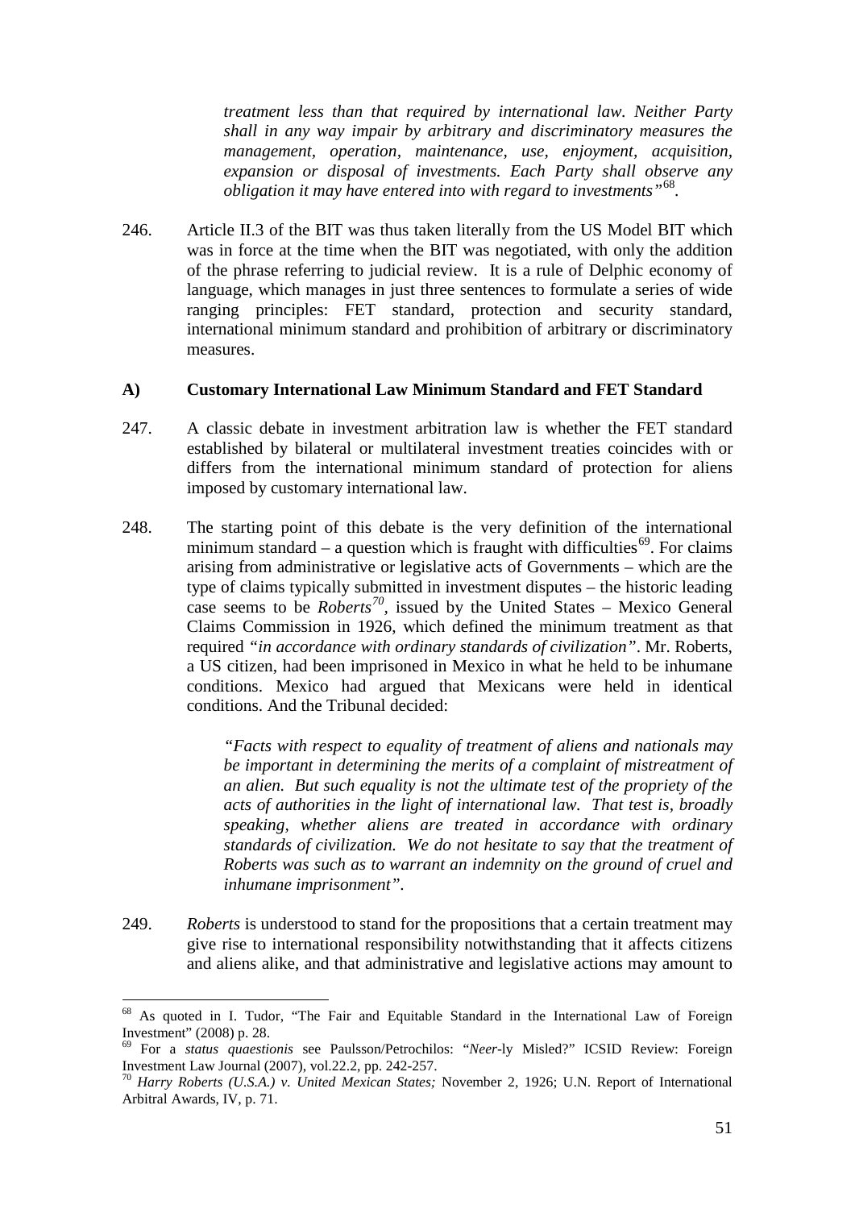> *treatment less than that required by international law. Neither Party shall in any way impair by arbitrary and discriminatory measures the management, operation, maintenance, use, enjoyment, acquisition, expansion or disposal of investments. Each Party shall observe any obligation it may have entered into with regard to investments"*[68].

246. Article II.3 of the BIT was thus taken literally from the US Model BIT which was in force at the time when the BIT was negotiated, with only the addition of the phrase referring to judicial review. It is a rule of Delphic economy of language, which manages in just three sentences to formulate a series of wide ranging principles: FET standard, protection and security standard, international minimum standard and prohibition of arbitrary or discriminatory measures.

### A) Customary International Law Minimum Standard and FET Standard

247. A classic debate in investment arbitration law is whether the FET standard established by bilateral or multilateral investment treaties coincides with or differs from the international minimum standard of protection for aliens imposed by customary international law.

248. The starting point of this debate is the very definition of the international minimum standard – a question which is fraught with difficulties[69]. For claims arising from administrative or legislative acts of Governments – which are the type of claims typically submitted in investment disputes – the historic leading case seems to be *Roberts*[70], issued by the United States – Mexico General Claims Commission in 1926, which defined the minimum treatment as that required *"in accordance with ordinary standards of civilization"*. Mr. Roberts, a US citizen, had been imprisoned in Mexico in what he held to be inhumane conditions. Mexico had argued that Mexicans were held in identical conditions. And the Tribunal decided:

> *"Facts with respect to equality of treatment of aliens and nationals may be important in determining the merits of a complaint of mistreatment of an alien. But such equality is not the ultimate test of the propriety of the acts of authorities in the light of international law. That test is, broadly speaking, whether aliens are treated in accordance with ordinary standards of civilization. We do not hesitate to say that the treatment of Roberts was such as to warrant an indemnity on the ground of cruel and inhumane imprisonment"*.

249. *Roberts* is understood to stand for the propositions that a certain treatment may give rise to international responsibility notwithstanding that it affects citizens and aliens alike, and that administrative and legislative actions may amount to

---

[68] As quoted in I. Tudor, "The Fair and Equitable Standard in the International Law of Foreign Investment" (2008) p. 28.

[69] For a *status quaestionis* see Paulsson/Petrochilos: "*Neer*-ly Misled?" ICSID Review: Foreign Investment Law Journal (2007), vol.22.2, pp. 242-257.

[70] *Harry Roberts (U.S.A.) v. United Mexican States;* November 2, 1926; U.N. Report of International Arbitral Awards, IV, p. 71.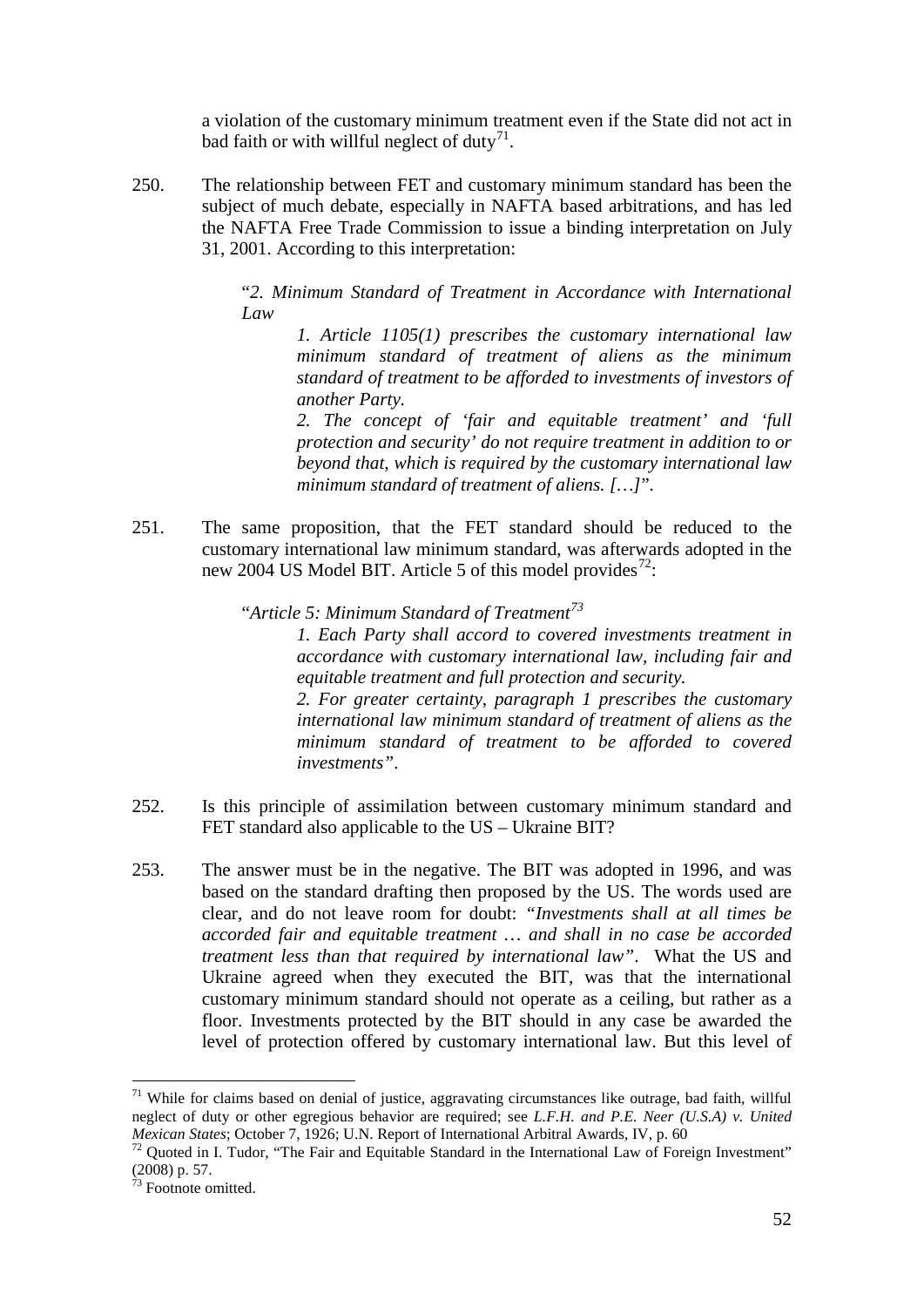a violation of the customary minimum treatment even if the State did not act in bad faith or with willful neglect of duty[71].

250. The relationship between FET and customary minimum standard has been the subject of much debate, especially in NAFTA based arbitrations, and has led the NAFTA Free Trade Commission to issue a binding interpretation on July 31, 2001. According to this interpretation:

> "*2. Minimum Standard of Treatment in Accordance with International Law*
>
> > *1. Article 1105(1) prescribes the customary international law minimum standard of treatment of aliens as the minimum standard of treatment to be afforded to investments of investors of another Party.*
> >
> > *2. The concept of 'fair and equitable treatment' and 'full protection and security' do not require treatment in addition to or beyond that, which is required by the customary international law minimum standard of treatment of aliens. […]*".

251. The same proposition, that the FET standard should be reduced to the customary international law minimum standard, was afterwards adopted in the new 2004 US Model BIT. Article 5 of this model provides[72]:

> "*Article 5: Minimum Standard of Treatment*[73]
>
> > *1. Each Party shall accord to covered investments treatment in accordance with customary international law, including fair and equitable treatment and full protection and security.*
> >
> > *2. For greater certainty, paragraph 1 prescribes the customary international law minimum standard of treatment of aliens as the minimum standard of treatment to be afforded to covered investments*".

252. Is this principle of assimilation between customary minimum standard and FET standard also applicable to the US – Ukraine BIT?

253. The answer must be in the negative. The BIT was adopted in 1996, and was based on the standard drafting then proposed by the US. The words used are clear, and do not leave room for doubt: "*Investments shall at all times be accorded fair and equitable treatment … and shall in no case be accorded treatment less than that required by international law*". What the US and Ukraine agreed when they executed the BIT, was that the international customary minimum standard should not operate as a ceiling, but rather as a floor. Investments protected by the BIT should in any case be awarded the level of protection offered by customary international law. But this level of

---

[71] While for claims based on denial of justice, aggravating circumstances like outrage, bad faith, willful neglect of duty or other egregious behavior are required; see *L.F.H. and P.E. Neer (U.S.A) v. United Mexican States*; October 7, 1926; U.N. Report of International Arbitral Awards, IV, p. 60

[72] Quoted in I. Tudor, "The Fair and Equitable Standard in the International Law of Foreign Investment" (2008) p. 57.

[73] Footnote omitted.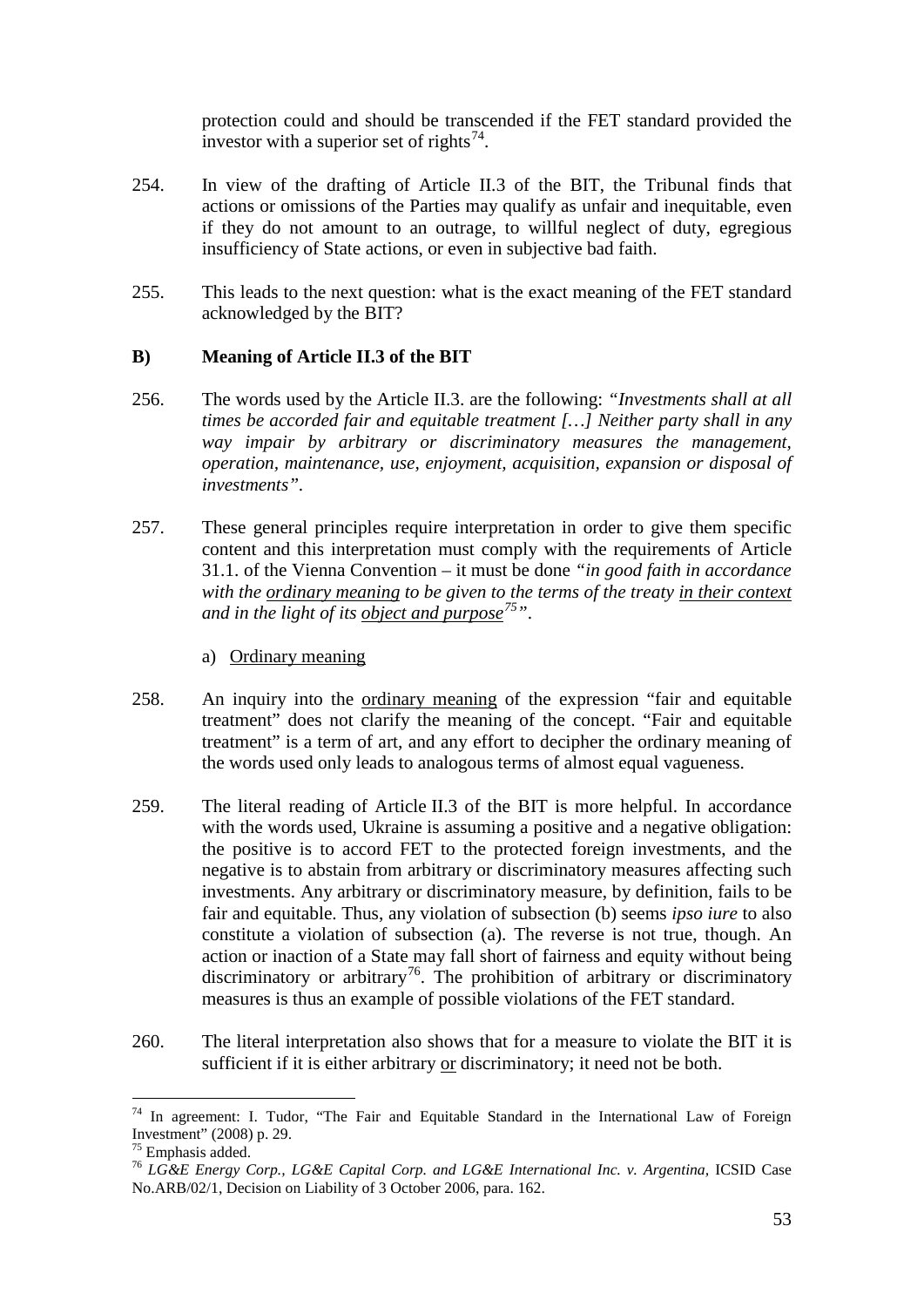protection could and should be transcended if the FET standard provided the investor with a superior set of rights[74].

254. In view of the drafting of Article II.3 of the BIT, the Tribunal finds that actions or omissions of the Parties may qualify as unfair and inequitable, even if they do not amount to an outrage, to willful neglect of duty, egregious insufficiency of State actions, or even in subjective bad faith.

255. This leads to the next question: what is the exact meaning of the FET standard acknowledged by the BIT?

### B) Meaning of Article II.3 of the BIT

256. The words used by the Article II.3. are the following: *"Investments shall at all times be accorded fair and equitable treatment […] Neither party shall in any way impair by arbitrary or discriminatory measures the management, operation, maintenance, use, enjoyment, acquisition, expansion or disposal of investments"*.

257. These general principles require interpretation in order to give them specific content and this interpretation must comply with the requirements of Article 31.1. of the Vienna Convention – it must be done *"in good faith in accordance with the <u>ordinary meaning</u> to be given to the terms of the treaty <u>in their context</u> and in the light of its <u>object and purpose</u>[75]"*.

a) <u>Ordinary meaning</u>

258. An inquiry into the <u>ordinary meaning</u> of the expression "fair and equitable treatment" does not clarify the meaning of the concept. "Fair and equitable treatment" is a term of art, and any effort to decipher the ordinary meaning of the words used only leads to analogous terms of almost equal vagueness.

259. The literal reading of Article II.3 of the BIT is more helpful. In accordance with the words used, Ukraine is assuming a positive and a negative obligation: the positive is to accord FET to the protected foreign investments, and the negative is to abstain from arbitrary or discriminatory measures affecting such investments. Any arbitrary or discriminatory measure, by definition, fails to be fair and equitable. Thus, any violation of subsection (b) seems *ipso iure* to also constitute a violation of subsection (a). The reverse is not true, though. An action or inaction of a State may fall short of fairness and equity without being discriminatory or arbitrary[76]. The prohibition of arbitrary or discriminatory measures is thus an example of possible violations of the FET standard.

260. The literal interpretation also shows that for a measure to violate the BIT it is sufficient if it is either arbitrary <u>or</u> discriminatory; it need not be both.

---

[74] In agreement: I. Tudor, "The Fair and Equitable Standard in the International Law of Foreign Investment" (2008) p. 29.

[75] Emphasis added.

[76] *LG&E Energy Corp., LG&E Capital Corp. and LG&E International Inc. v. Argentina,* ICSID Case No.ARB/02/1, Decision on Liability of 3 October 2006, para. 162.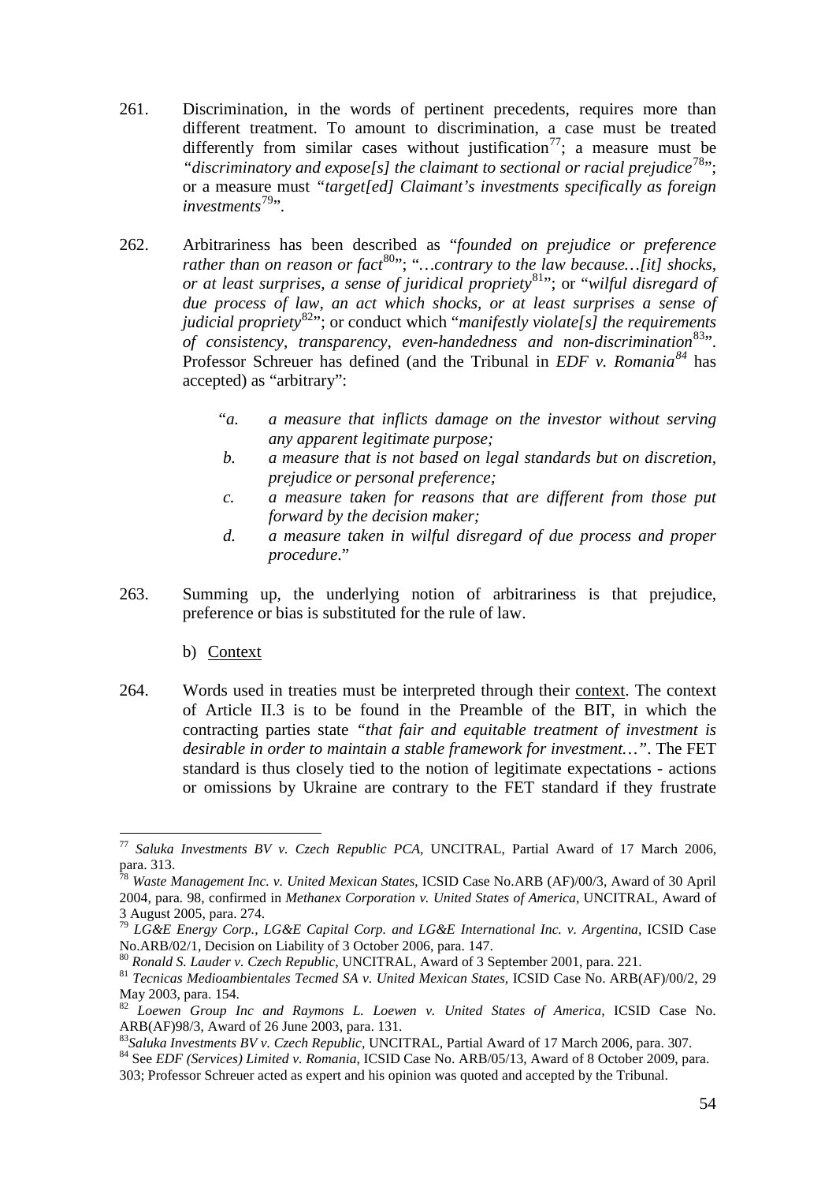261. Discrimination, in the words of pertinent precedents, requires more than different treatment. To amount to discrimination, a case must be treated differently from similar cases without justification[77]; a measure must be *"discriminatory and expose[s] the claimant to sectional or racial prejudice*[78]"; or a measure must *"target[ed] Claimant's investments specifically as foreign investments*[79]".

262. Arbitrariness has been described as "*founded on prejudice or preference rather than on reason or fact*[80]"; "*…contrary to the law because…[it] shocks, or at least surprises, a sense of juridical propriety*[81]"; or "*wilful disregard of due process of law, an act which shocks, or at least surprises a sense of judicial propriety*[82]"; or conduct which "*manifestly violate[s] the requirements of consistency, transparency, even-handedness and non-discrimination*[83]". Professor Schreuer has defined (and the Tribunal in *EDF v. Romania*[84] has accepted) as "arbitrary":

> "*a. a measure that inflicts damage on the investor without serving any apparent legitimate purpose;*
>
> *b. a measure that is not based on legal standards but on discretion, prejudice or personal preference;*
>
> *c. a measure taken for reasons that are different from those put forward by the decision maker;*
>
> *d. a measure taken in wilful disregard of due process and proper procedure*."

263. Summing up, the underlying notion of arbitrariness is that prejudice, preference or bias is substituted for the rule of law.

b) Context

264. Words used in treaties must be interpreted through their context. The context of Article II.3 is to be found in the Preamble of the BIT, in which the contracting parties state *"that fair and equitable treatment of investment is desirable in order to maintain a stable framework for investment…"*. The FET standard is thus closely tied to the notion of legitimate expectations - actions or omissions by Ukraine are contrary to the FET standard if they frustrate

---

[77] *Saluka Investments BV v. Czech Republic PCA*, UNCITRAL, Partial Award of 17 March 2006, para. 313.

[78] *Waste Management Inc. v. United Mexican States*, ICSID Case No.ARB (AF)/00/3, Award of 30 April 2004, para. 98, confirmed in *Methanex Corporation v. United States of America*, UNCITRAL, Award of 3 August 2005, para. 274.

[79] *LG&E Energy Corp., LG&E Capital Corp. and LG&E International Inc. v. Argentina*, ICSID Case No.ARB/02/1, Decision on Liability of 3 October 2006, para. 147.

[80] *Ronald S. Lauder v. Czech Republic*, UNCITRAL, Award of 3 September 2001, para. 221.

[81] *Tecnicas Medioambientales Tecmed SA v. United Mexican States*, ICSID Case No. ARB(AF)/00/2, 29 May 2003, para. 154.

[82] *Loewen Group Inc and Raymons L. Loewen v. United States of America*, ICSID Case No. ARB(AF)98/3, Award of 26 June 2003, para. 131.

[83] *Saluka Investments BV v. Czech Republic*, UNCITRAL, Partial Award of 17 March 2006, para. 307.

[84] See *EDF (Services) Limited v. Romania*, ICSID Case No. ARB/05/13, Award of 8 October 2009, para. 303; Professor Schreuer acted as expert and his opinion was quoted and accepted by the Tribunal.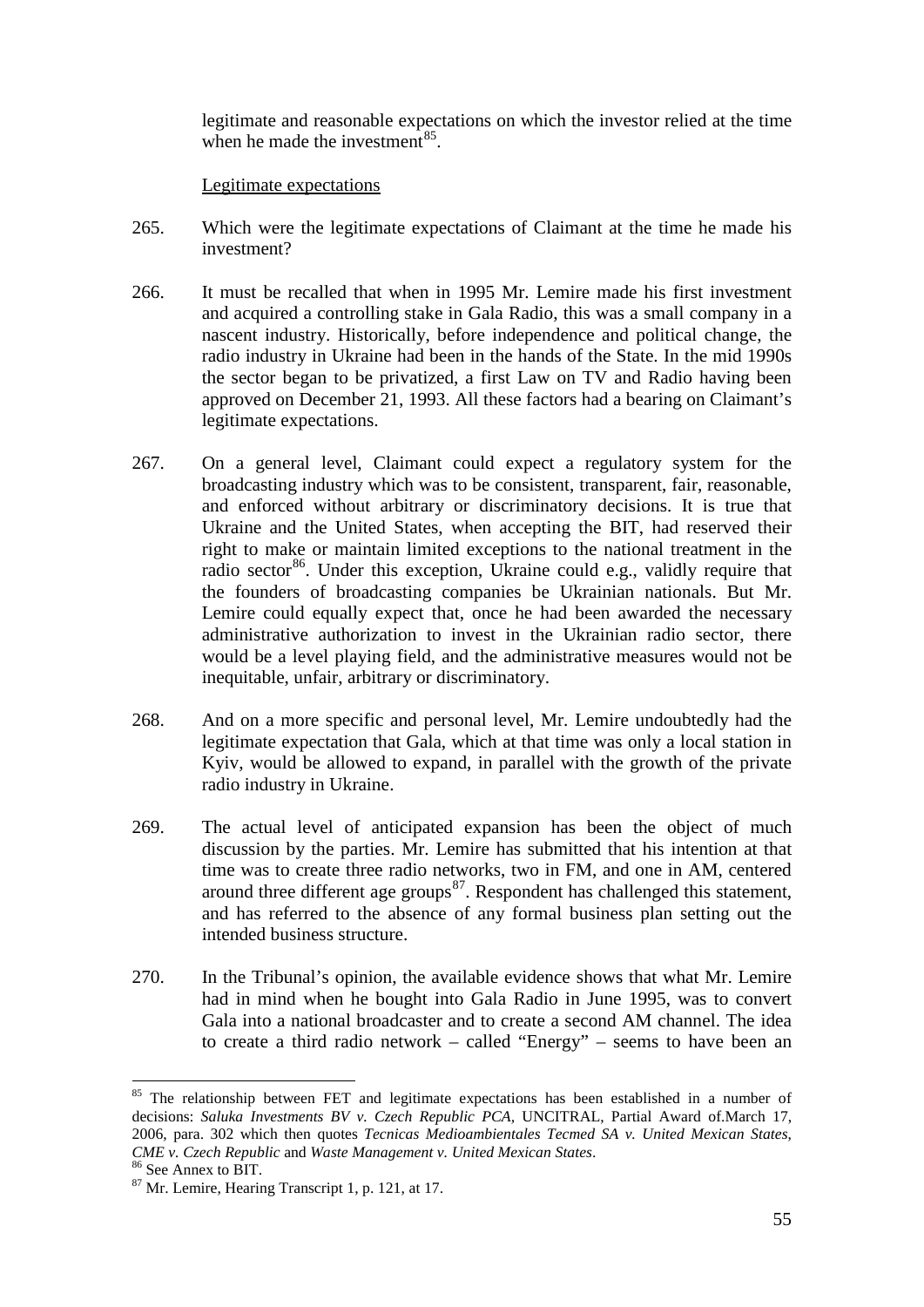legitimate and reasonable expectations on which the investor relied at the time when he made the investment[85].

Legitimate expectations

265. Which were the legitimate expectations of Claimant at the time he made his investment?

266. It must be recalled that when in 1995 Mr. Lemire made his first investment and acquired a controlling stake in Gala Radio, this was a small company in a nascent industry. Historically, before independence and political change, the radio industry in Ukraine had been in the hands of the State. In the mid 1990s the sector began to be privatized, a first Law on TV and Radio having been approved on December 21, 1993. All these factors had a bearing on Claimant's legitimate expectations.

267. On a general level, Claimant could expect a regulatory system for the broadcasting industry which was to be consistent, transparent, fair, reasonable, and enforced without arbitrary or discriminatory decisions. It is true that Ukraine and the United States, when accepting the BIT, had reserved their right to make or maintain limited exceptions to the national treatment in the radio sector[86]. Under this exception, Ukraine could e.g., validly require that the founders of broadcasting companies be Ukrainian nationals. But Mr. Lemire could equally expect that, once he had been awarded the necessary administrative authorization to invest in the Ukrainian radio sector, there would be a level playing field, and the administrative measures would not be inequitable, unfair, arbitrary or discriminatory.

268. And on a more specific and personal level, Mr. Lemire undoubtedly had the legitimate expectation that Gala, which at that time was only a local station in Kyiv, would be allowed to expand, in parallel with the growth of the private radio industry in Ukraine.

269. The actual level of anticipated expansion has been the object of much discussion by the parties. Mr. Lemire has submitted that his intention at that time was to create three radio networks, two in FM, and one in AM, centered around three different age groups[87]. Respondent has challenged this statement, and has referred to the absence of any formal business plan setting out the intended business structure.

270. In the Tribunal's opinion, the available evidence shows that what Mr. Lemire had in mind when he bought into Gala Radio in June 1995, was to convert Gala into a national broadcaster and to create a second AM channel. The idea to create a third radio network – called "Energy" – seems to have been an

---

[85] The relationship between FET and legitimate expectations has been established in a number of decisions: *Saluka Investments BV v. Czech Republic PCA*, UNCITRAL, Partial Award of.March 17, 2006, para. 302 which then quotes *Tecnicas Medioambientales Tecmed SA v. United Mexican States*, *CME v. Czech Republic* and *Waste Management v. United Mexican States*.

[86] See Annex to BIT.

[87] Mr. Lemire, Hearing Transcript 1, p. 121, at 17.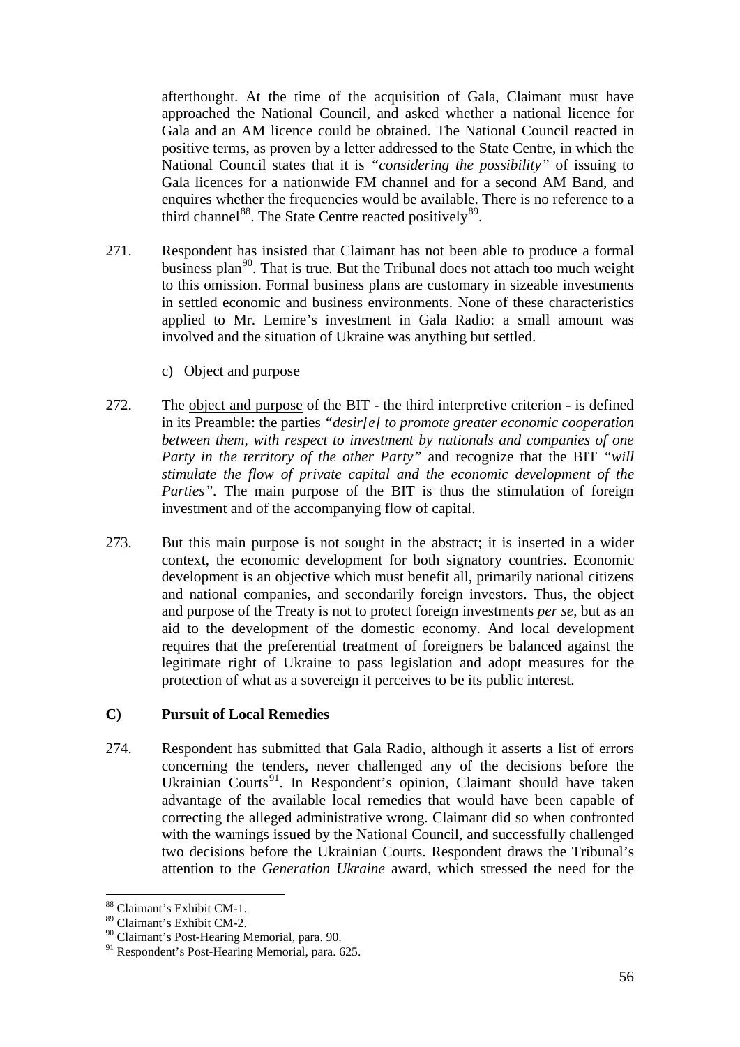afterthought. At the time of the acquisition of Gala, Claimant must have approached the National Council, and asked whether a national licence for Gala and an AM licence could be obtained. The National Council reacted in positive terms, as proven by a letter addressed to the State Centre, in which the National Council states that it is *"considering the possibility"* of issuing to Gala licences for a nationwide FM channel and for a second AM Band, and enquires whether the frequencies would be available. There is no reference to a third channel[88]. The State Centre reacted positively[89].

271. Respondent has insisted that Claimant has not been able to produce a formal business plan[90]. That is true. But the Tribunal does not attach too much weight to this omission. Formal business plans are customary in sizeable investments in settled economic and business environments. None of these characteristics applied to Mr. Lemire's investment in Gala Radio: a small amount was involved and the situation of Ukraine was anything but settled.

c) Object and purpose

272. The object and purpose of the BIT - the third interpretive criterion - is defined in its Preamble: the parties *"desir[e] to promote greater economic cooperation between them, with respect to investment by nationals and companies of one Party in the territory of the other Party"* and recognize that the BIT *"will stimulate the flow of private capital and the economic development of the Parties"*. The main purpose of the BIT is thus the stimulation of foreign investment and of the accompanying flow of capital.

273. But this main purpose is not sought in the abstract; it is inserted in a wider context, the economic development for both signatory countries. Economic development is an objective which must benefit all, primarily national citizens and national companies, and secondarily foreign investors. Thus, the object and purpose of the Treaty is not to protect foreign investments *per se*, but as an aid to the development of the domestic economy. And local development requires that the preferential treatment of foreigners be balanced against the legitimate right of Ukraine to pass legislation and adopt measures for the protection of what as a sovereign it perceives to be its public interest.

### C) Pursuit of Local Remedies

274. Respondent has submitted that Gala Radio, although it asserts a list of errors concerning the tenders, never challenged any of the decisions before the Ukrainian Courts[91]. In Respondent's opinion, Claimant should have taken advantage of the available local remedies that would have been capable of correcting the alleged administrative wrong. Claimant did so when confronted with the warnings issued by the National Council, and successfully challenged two decisions before the Ukrainian Courts. Respondent draws the Tribunal's attention to the *Generation Ukraine* award, which stressed the need for the

---

[88] Claimant's Exhibit CM-1.

[89] Claimant's Exhibit CM-2.

[90] Claimant's Post-Hearing Memorial, para. 90.

[91] Respondent's Post-Hearing Memorial, para. 625.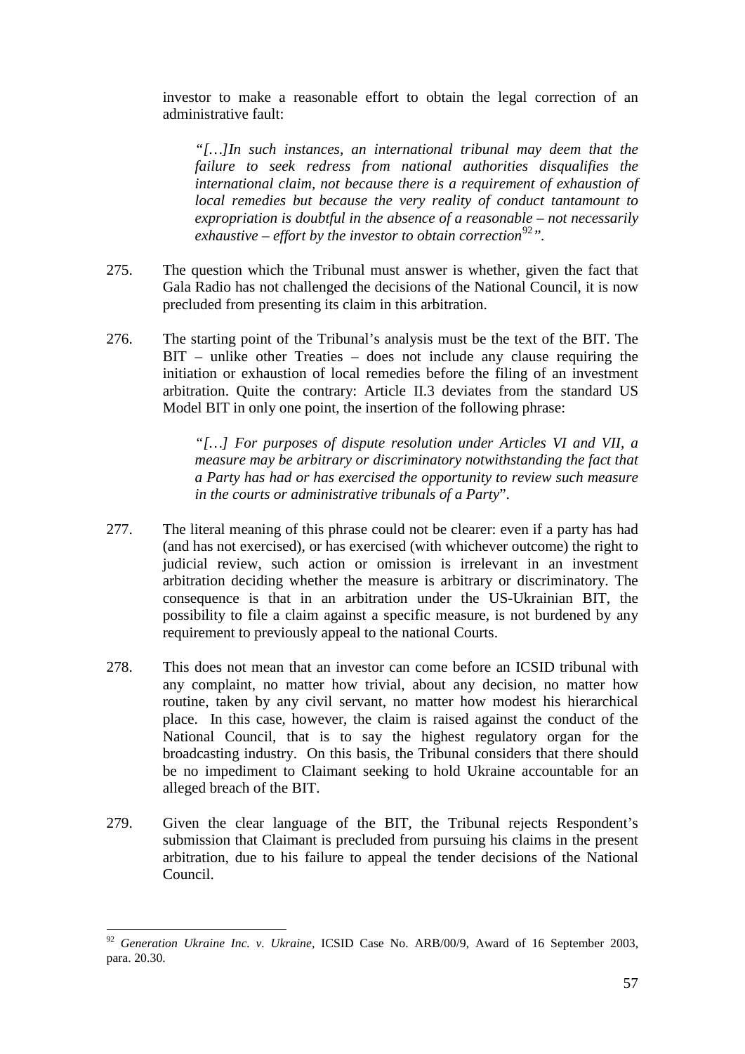investor to make a reasonable effort to obtain the legal correction of an administrative fault:

> *"[…]In such instances, an international tribunal may deem that the failure to seek redress from national authorities disqualifies the international claim, not because there is a requirement of exhaustion of local remedies but because the very reality of conduct tantamount to expropriation is doubtful in the absence of a reasonable – not necessarily exhaustive – effort by the investor to obtain correction*[92]*"*.

275. The question which the Tribunal must answer is whether, given the fact that Gala Radio has not challenged the decisions of the National Council, it is now precluded from presenting its claim in this arbitration.

276. The starting point of the Tribunal's analysis must be the text of the BIT. The BIT – unlike other Treaties – does not include any clause requiring the initiation or exhaustion of local remedies before the filing of an investment arbitration. Quite the contrary: Article II.3 deviates from the standard US Model BIT in only one point, the insertion of the following phrase:

> *"[…] For purposes of dispute resolution under Articles VI and VII, a measure may be arbitrary or discriminatory notwithstanding the fact that a Party has had or has exercised the opportunity to review such measure in the courts or administrative tribunals of a Party*".

277. The literal meaning of this phrase could not be clearer: even if a party has had (and has not exercised), or has exercised (with whichever outcome) the right to judicial review, such action or omission is irrelevant in an investment arbitration deciding whether the measure is arbitrary or discriminatory. The consequence is that in an arbitration under the US-Ukrainian BIT, the possibility to file a claim against a specific measure, is not burdened by any requirement to previously appeal to the national Courts.

278. This does not mean that an investor can come before an ICSID tribunal with any complaint, no matter how trivial, about any decision, no matter how routine, taken by any civil servant, no matter how modest his hierarchical place. In this case, however, the claim is raised against the conduct of the National Council, that is to say the highest regulatory organ for the broadcasting industry. On this basis, the Tribunal considers that there should be no impediment to Claimant seeking to hold Ukraine accountable for an alleged breach of the BIT.

279. Given the clear language of the BIT, the Tribunal rejects Respondent's submission that Claimant is precluded from pursuing his claims in the present arbitration, due to his failure to appeal the tender decisions of the National Council.

---

[92] *Generation Ukraine Inc. v. Ukraine*, ICSID Case No. ARB/00/9, Award of 16 September 2003, para. 20.30.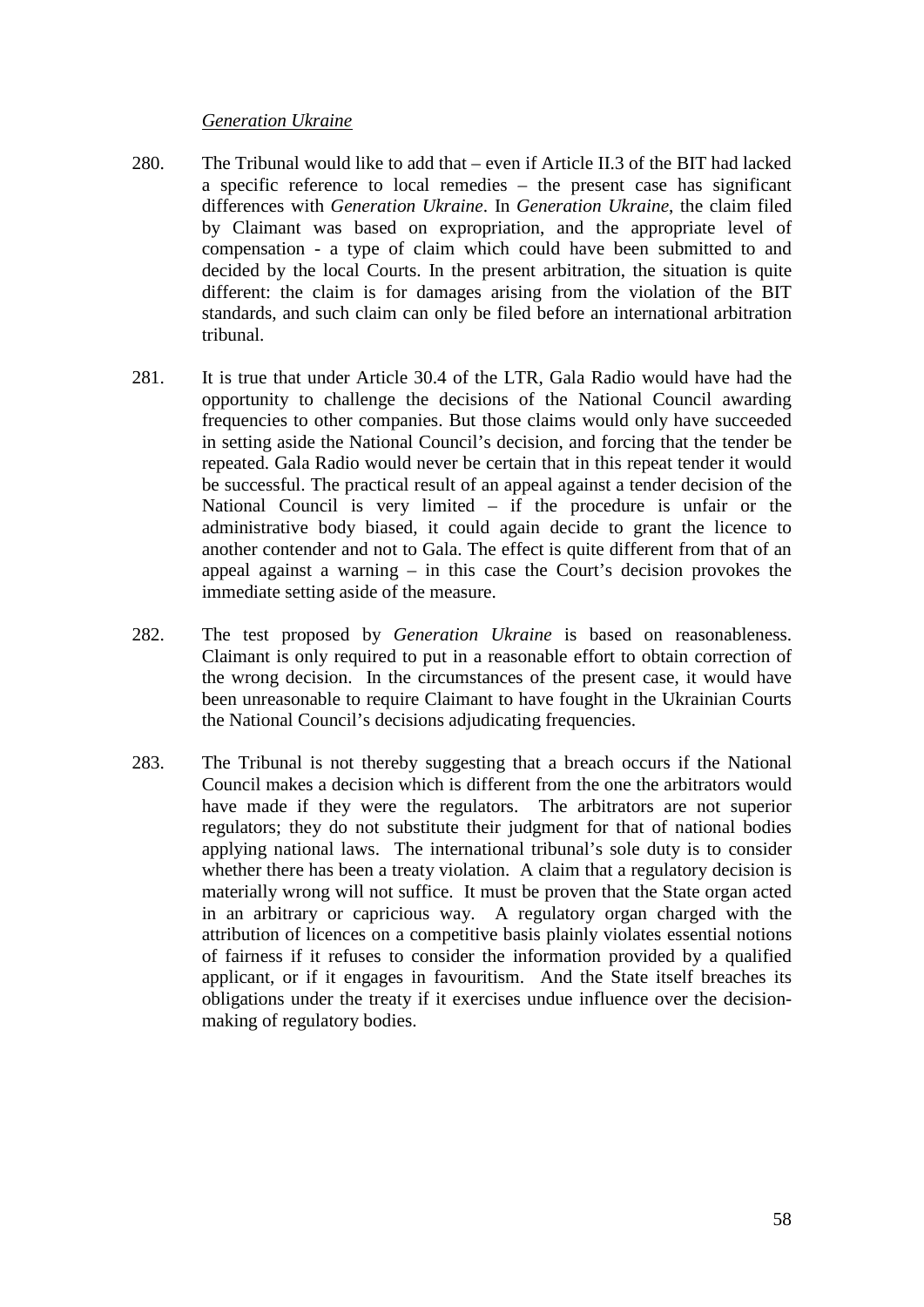*Generation Ukraine*

280. The Tribunal would like to add that – even if Article II.3 of the BIT had lacked a specific reference to local remedies – the present case has significant differences with *Generation Ukraine*. In *Generation Ukraine*, the claim filed by Claimant was based on expropriation, and the appropriate level of compensation - a type of claim which could have been submitted to and decided by the local Courts. In the present arbitration, the situation is quite different: the claim is for damages arising from the violation of the BIT standards, and such claim can only be filed before an international arbitration tribunal.

281. It is true that under Article 30.4 of the LTR, Gala Radio would have had the opportunity to challenge the decisions of the National Council awarding frequencies to other companies. But those claims would only have succeeded in setting aside the National Council's decision, and forcing that the tender be repeated. Gala Radio would never be certain that in this repeat tender it would be successful. The practical result of an appeal against a tender decision of the National Council is very limited – if the procedure is unfair or the administrative body biased, it could again decide to grant the licence to another contender and not to Gala. The effect is quite different from that of an appeal against a warning – in this case the Court's decision provokes the immediate setting aside of the measure.

282. The test proposed by *Generation Ukraine* is based on reasonableness. Claimant is only required to put in a reasonable effort to obtain correction of the wrong decision. In the circumstances of the present case, it would have been unreasonable to require Claimant to have fought in the Ukrainian Courts the National Council's decisions adjudicating frequencies.

283. The Tribunal is not thereby suggesting that a breach occurs if the National Council makes a decision which is different from the one the arbitrators would have made if they were the regulators. The arbitrators are not superior regulators; they do not substitute their judgment for that of national bodies applying national laws. The international tribunal's sole duty is to consider whether there has been a treaty violation. A claim that a regulatory decision is materially wrong will not suffice. It must be proven that the State organ acted in an arbitrary or capricious way. A regulatory organ charged with the attribution of licences on a competitive basis plainly violates essential notions of fairness if it refuses to consider the information provided by a qualified applicant, or if it engages in favouritism. And the State itself breaches its obligations under the treaty if it exercises undue influence over the decision-making of regulatory bodies.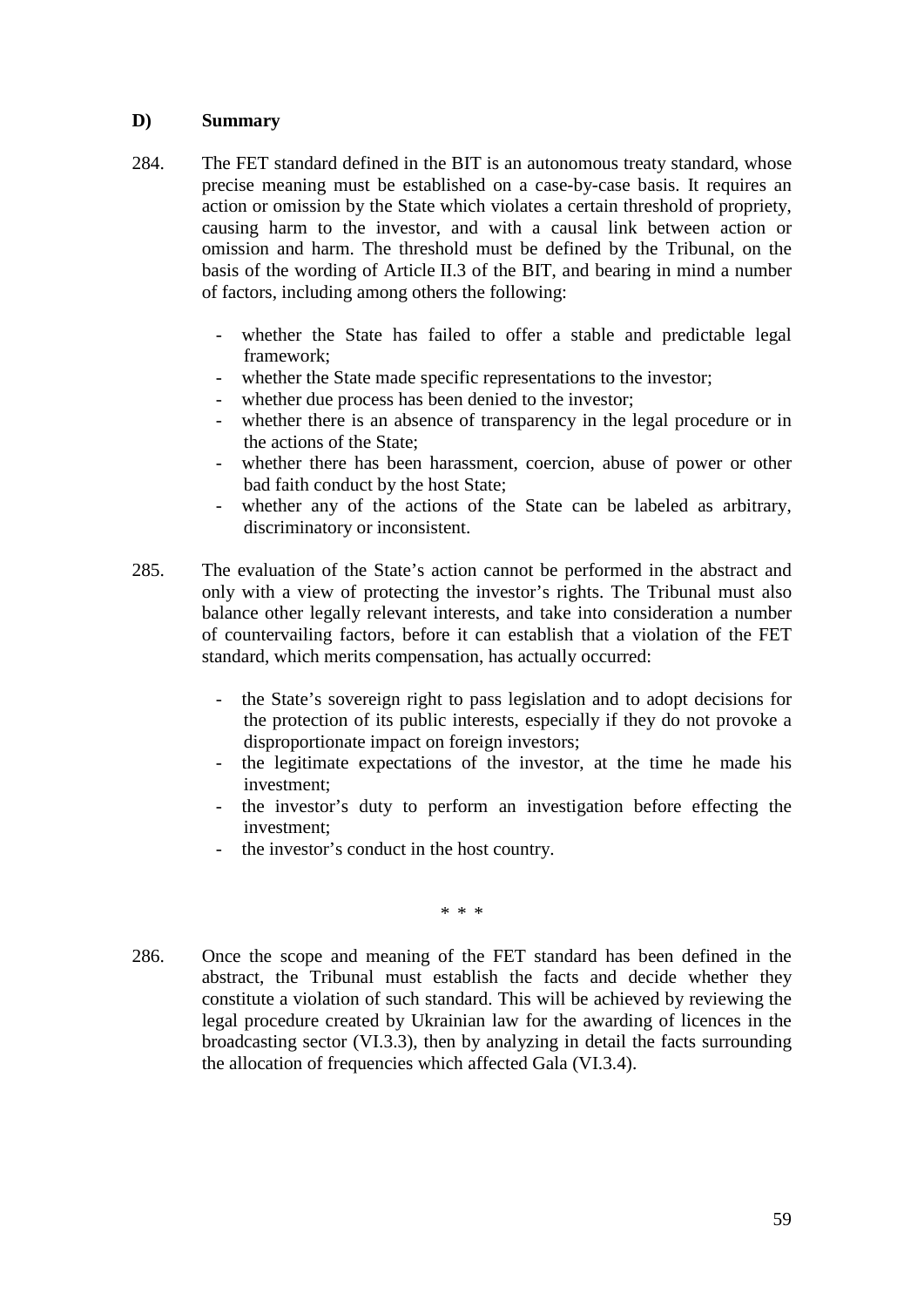### D) Summary

284. The FET standard defined in the BIT is an autonomous treaty standard, whose precise meaning must be established on a case-by-case basis. It requires an action or omission by the State which violates a certain threshold of propriety, causing harm to the investor, and with a causal link between action or omission and harm. The threshold must be defined by the Tribunal, on the basis of the wording of Article II.3 of the BIT, and bearing in mind a number of factors, including among others the following:

- whether the State has failed to offer a stable and predictable legal framework;
- whether the State made specific representations to the investor;
- whether due process has been denied to the investor;
- whether there is an absence of transparency in the legal procedure or in the actions of the State;
- whether there has been harassment, coercion, abuse of power or other bad faith conduct by the host State;
- whether any of the actions of the State can be labeled as arbitrary, discriminatory or inconsistent.

285. The evaluation of the State's action cannot be performed in the abstract and only with a view of protecting the investor's rights. The Tribunal must also balance other legally relevant interests, and take into consideration a number of countervailing factors, before it can establish that a violation of the FET standard, which merits compensation, has actually occurred:

- the State's sovereign right to pass legislation and to adopt decisions for the protection of its public interests, especially if they do not provoke a disproportionate impact on foreign investors;
- the legitimate expectations of the investor, at the time he made his investment;
- the investor's duty to perform an investigation before effecting the investment;
- the investor's conduct in the host country.

\* \* \*

286. Once the scope and meaning of the FET standard has been defined in the abstract, the Tribunal must establish the facts and decide whether they constitute a violation of such standard. This will be achieved by reviewing the legal procedure created by Ukrainian law for the awarding of licences in the broadcasting sector (VI.3.3), then by analyzing in detail the facts surrounding the allocation of frequencies which affected Gala (VI.3.4).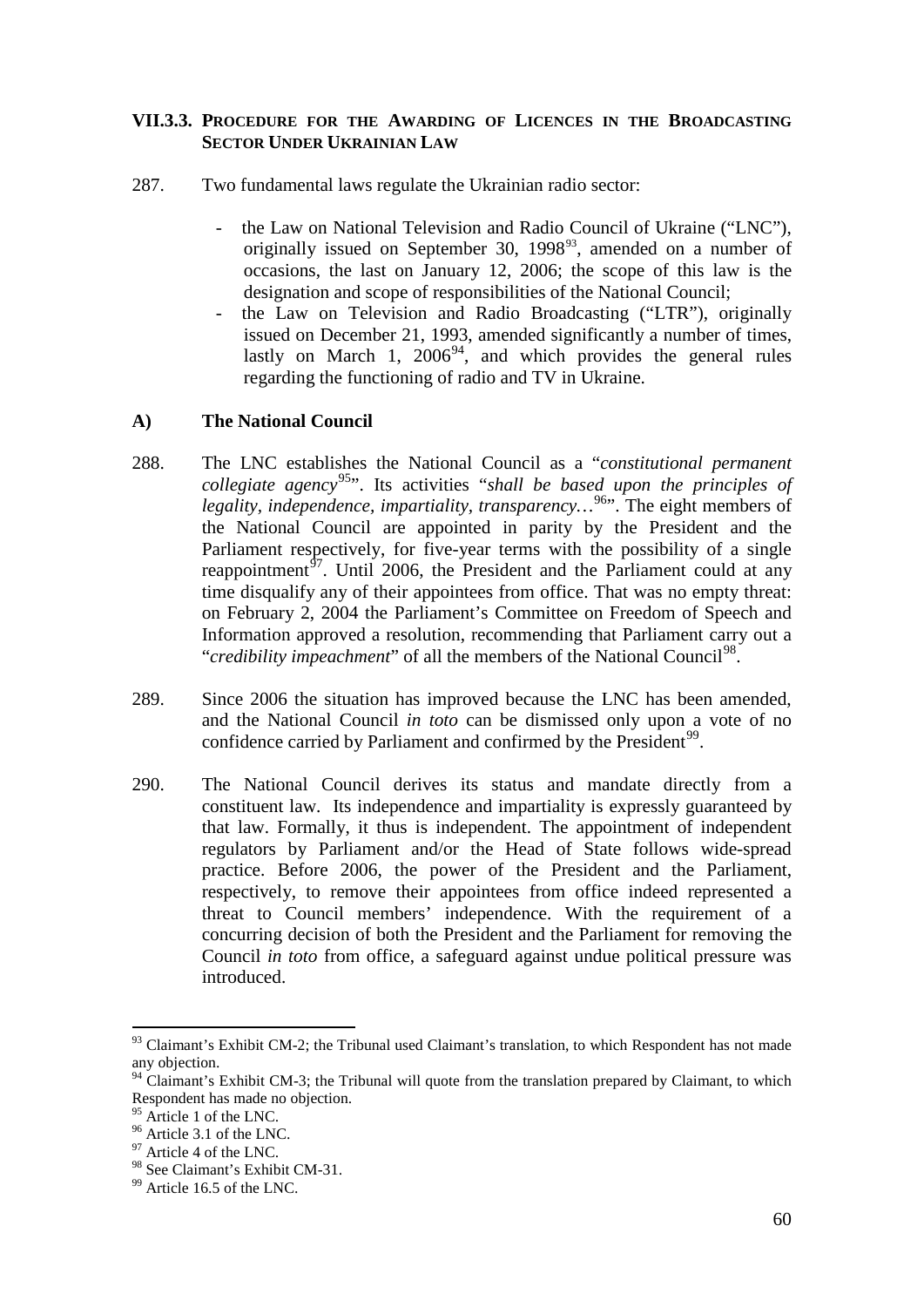### VII.3.3. PROCEDURE FOR THE AWARDING OF LICENCES IN THE BROADCASTING SECTOR UNDER UKRAINIAN LAW

287. Two fundamental laws regulate the Ukrainian radio sector:

- the Law on National Television and Radio Council of Ukraine ("LNC"), originally issued on September 30, 1998[93], amended on a number of occasions, the last on January 12, 2006; the scope of this law is the designation and scope of responsibilities of the National Council;
- the Law on Television and Radio Broadcasting ("LTR"), originally issued on December 21, 1993, amended significantly a number of times, lastly on March 1, 2006[94], and which provides the general rules regarding the functioning of radio and TV in Ukraine.

**A) The National Council**

288. The LNC establishes the National Council as a "*constitutional permanent collegiate agency*[95]". Its activities "*shall be based upon the principles of legality, independence, impartiality, transparency…*[96]". The eight members of the National Council are appointed in parity by the President and the Parliament respectively, for five-year terms with the possibility of a single reappointment[97]. Until 2006, the President and the Parliament could at any time disqualify any of their appointees from office. That was no empty threat: on February 2, 2004 the Parliament's Committee on Freedom of Speech and Information approved a resolution, recommending that Parliament carry out a "*credibility impeachment*" of all the members of the National Council[98].

289. Since 2006 the situation has improved because the LNC has been amended, and the National Council *in toto* can be dismissed only upon a vote of no confidence carried by Parliament and confirmed by the President[99].

290. The National Council derives its status and mandate directly from a constituent law. Its independence and impartiality is expressly guaranteed by that law. Formally, it thus is independent. The appointment of independent regulators by Parliament and/or the Head of State follows wide-spread practice. Before 2006, the power of the President and the Parliament, respectively, to remove their appointees from office indeed represented a threat to Council members' independence. With the requirement of a concurring decision of both the President and the Parliament for removing the Council *in toto* from office, a safeguard against undue political pressure was introduced.

---

[93] Claimant's Exhibit CM-2; the Tribunal used Claimant's translation, to which Respondent has not made any objection.

[94] Claimant's Exhibit CM-3; the Tribunal will quote from the translation prepared by Claimant, to which Respondent has made no objection.

[95] Article 1 of the LNC.

[96] Article 3.1 of the LNC.

[97] Article 4 of the LNC.

[98] See Claimant's Exhibit CM-31.

[99] Article 16.5 of the LNC.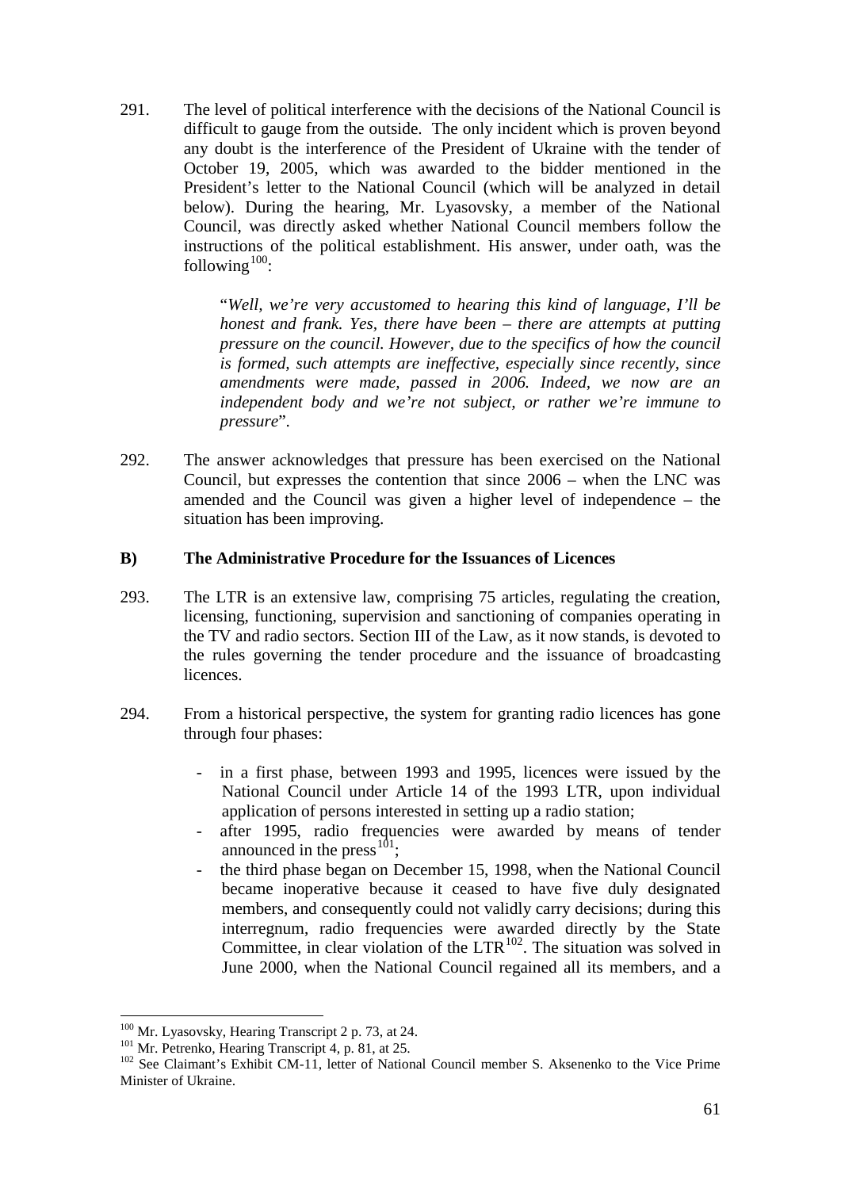291. The level of political interference with the decisions of the National Council is difficult to gauge from the outside. The only incident which is proven beyond any doubt is the interference of the President of Ukraine with the tender of October 19, 2005, which was awarded to the bidder mentioned in the President's letter to the National Council (which will be analyzed in detail below). During the hearing, Mr. Lyasovsky, a member of the National Council, was directly asked whether National Council members follow the instructions of the political establishment. His answer, under oath, was the following[100]:

> "*Well, we're very accustomed to hearing this kind of language, I'll be honest and frank. Yes, there have been – there are attempts at putting pressure on the council. However, due to the specifics of how the council is formed, such attempts are ineffective, especially since recently, since amendments were made, passed in 2006. Indeed, we now are an independent body and we're not subject, or rather we're immune to pressure*".

292. The answer acknowledges that pressure has been exercised on the National Council, but expresses the contention that since 2006 – when the LNC was amended and the Council was given a higher level of independence – the situation has been improving.

### B) The Administrative Procedure for the Issuances of Licences

293. The LTR is an extensive law, comprising 75 articles, regulating the creation, licensing, functioning, supervision and sanctioning of companies operating in the TV and radio sectors. Section III of the Law, as it now stands, is devoted to the rules governing the tender procedure and the issuance of broadcasting licences.

294. From a historical perspective, the system for granting radio licences has gone through four phases:

- in a first phase, between 1993 and 1995, licences were issued by the National Council under Article 14 of the 1993 LTR, upon individual application of persons interested in setting up a radio station;
- after 1995, radio frequencies were awarded by means of tender announced in the press[101];
- the third phase began on December 15, 1998, when the National Council became inoperative because it ceased to have five duly designated members, and consequently could not validly carry decisions; during this interregnum, radio frequencies were awarded directly by the State Committee, in clear violation of the LTR[102]. The situation was solved in June 2000, when the National Council regained all its members, and a

---

[100] Mr. Lyasovsky, Hearing Transcript 2 p. 73, at 24.

[101] Mr. Petrenko, Hearing Transcript 4, p. 81, at 25.

[102] See Claimant's Exhibit CM-11, letter of National Council member S. Aksenenko to the Vice Prime Minister of Ukraine.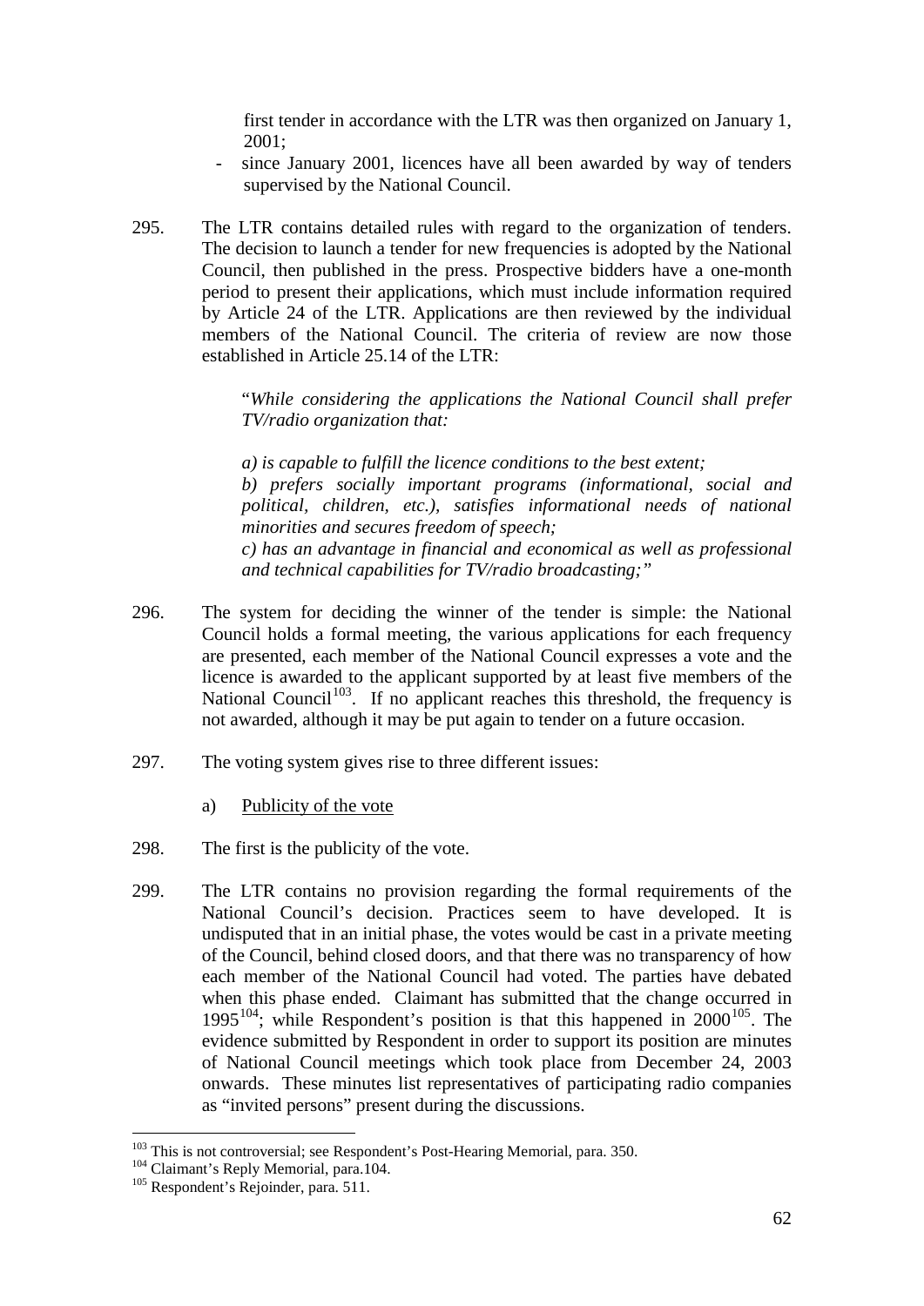first tender in accordance with the LTR was then organized on January 1, 2001;

- since January 2001, licences have all been awarded by way of tenders supervised by the National Council.

295. The LTR contains detailed rules with regard to the organization of tenders. The decision to launch a tender for new frequencies is adopted by the National Council, then published in the press. Prospective bidders have a one-month period to present their applications, which must include information required by Article 24 of the LTR. Applications are then reviewed by the individual members of the National Council. The criteria of review are now those established in Article 25.14 of the LTR:

> "*While considering the applications the National Council shall prefer TV/radio organization that:*
>
> *a) is capable to fulfill the licence conditions to the best extent;*
> *b) prefers socially important programs (informational, social and political, children, etc.), satisfies informational needs of national minorities and secures freedom of speech;*
> *c) has an advantage in financial and economical as well as professional and technical capabilities for TV/radio broadcasting;"*

296. The system for deciding the winner of the tender is simple: the National Council holds a formal meeting, the various applications for each frequency are presented, each member of the National Council expresses a vote and the licence is awarded to the applicant supported by at least five members of the National Council[103]. If no applicant reaches this threshold, the frequency is not awarded, although it may be put again to tender on a future occasion.

297. The voting system gives rise to three different issues:

a) Publicity of the vote

298. The first is the publicity of the vote.

299. The LTR contains no provision regarding the formal requirements of the National Council's decision. Practices seem to have developed. It is undisputed that in an initial phase, the votes would be cast in a private meeting of the Council, behind closed doors, and that there was no transparency of how each member of the National Council had voted. The parties have debated when this phase ended. Claimant has submitted that the change occurred in 1995[104]; while Respondent's position is that this happened in 2000[105]. The evidence submitted by Respondent in order to support its position are minutes of National Council meetings which took place from December 24, 2003 onwards. These minutes list representatives of participating radio companies as "invited persons" present during the discussions.

---

[103] This is not controversial; see Respondent's Post-Hearing Memorial, para. 350.
[104] Claimant's Reply Memorial, para.104.
[105] Respondent's Rejoinder, para. 511.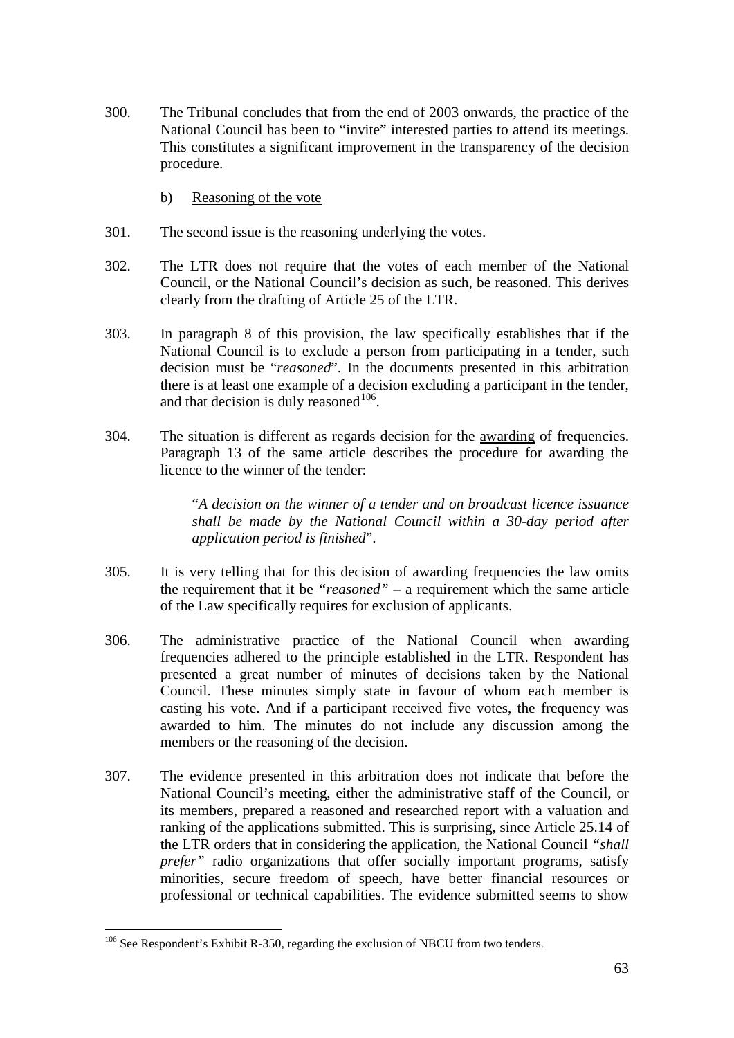300. The Tribunal concludes that from the end of 2003 onwards, the practice of the National Council has been to "invite" interested parties to attend its meetings. This constitutes a significant improvement in the transparency of the decision procedure.

b) Reasoning of the vote

301. The second issue is the reasoning underlying the votes.

302. The LTR does not require that the votes of each member of the National Council, or the National Council's decision as such, be reasoned. This derives clearly from the drafting of Article 25 of the LTR.

303. In paragraph 8 of this provision, the law specifically establishes that if the National Council is to exclude a person from participating in a tender, such decision must be "*reasoned*". In the documents presented in this arbitration there is at least one example of a decision excluding a participant in the tender, and that decision is duly reasoned[106].

304. The situation is different as regards decision for the awarding of frequencies. Paragraph 13 of the same article describes the procedure for awarding the licence to the winner of the tender:

> "*A decision on the winner of a tender and on broadcast licence issuance shall be made by the National Council within a 30-day period after application period is finished*".

305. It is very telling that for this decision of awarding frequencies the law omits the requirement that it be *"reasoned"* – a requirement which the same article of the Law specifically requires for exclusion of applicants.

306. The administrative practice of the National Council when awarding frequencies adhered to the principle established in the LTR. Respondent has presented a great number of minutes of decisions taken by the National Council. These minutes simply state in favour of whom each member is casting his vote. And if a participant received five votes, the frequency was awarded to him. The minutes do not include any discussion among the members or the reasoning of the decision.

307. The evidence presented in this arbitration does not indicate that before the National Council's meeting, either the administrative staff of the Council, or its members, prepared a reasoned and researched report with a valuation and ranking of the applications submitted. This is surprising, since Article 25.14 of the LTR orders that in considering the application, the National Council *"shall prefer"* radio organizations that offer socially important programs, satisfy minorities, secure freedom of speech, have better financial resources or professional or technical capabilities. The evidence submitted seems to show

---

[106] See Respondent's Exhibit R-350, regarding the exclusion of NBCU from two tenders.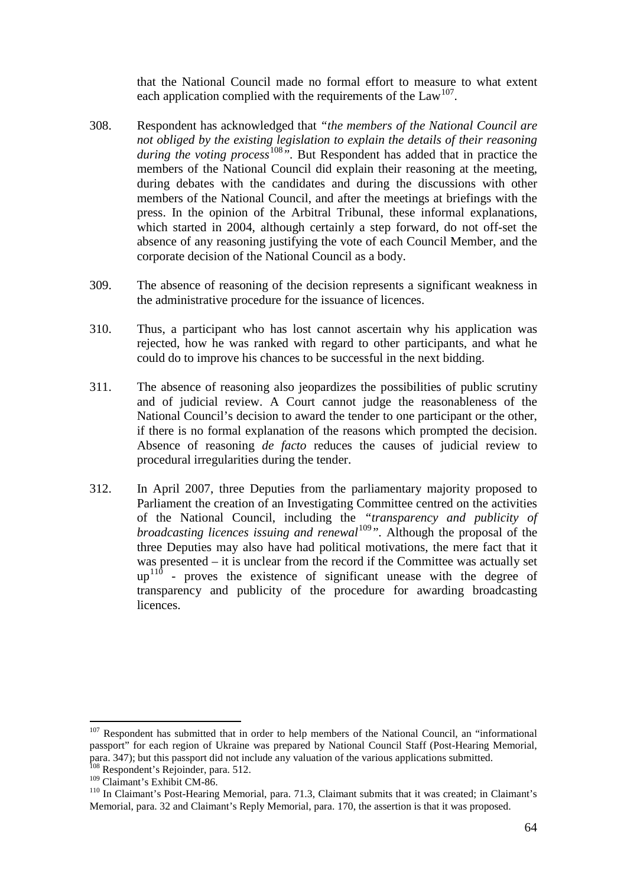that the National Council made no formal effort to measure to what extent each application complied with the requirements of the Law[107].

308. Respondent has acknowledged that *"the members of the National Council are not obliged by the existing legislation to explain the details of their reasoning during the voting process*[108]*"*. But Respondent has added that in practice the members of the National Council did explain their reasoning at the meeting, during debates with the candidates and during the discussions with other members of the National Council, and after the meetings at briefings with the press. In the opinion of the Arbitral Tribunal, these informal explanations, which started in 2004, although certainly a step forward, do not off-set the absence of any reasoning justifying the vote of each Council Member, and the corporate decision of the National Council as a body.

309. The absence of reasoning of the decision represents a significant weakness in the administrative procedure for the issuance of licences.

310. Thus, a participant who has lost cannot ascertain why his application was rejected, how he was ranked with regard to other participants, and what he could do to improve his chances to be successful in the next bidding.

311. The absence of reasoning also jeopardizes the possibilities of public scrutiny and of judicial review. A Court cannot judge the reasonableness of the National Council's decision to award the tender to one participant or the other, if there is no formal explanation of the reasons which prompted the decision. Absence of reasoning *de facto* reduces the causes of judicial review to procedural irregularities during the tender.

312. In April 2007, three Deputies from the parliamentary majority proposed to Parliament the creation of an Investigating Committee centred on the activities of the National Council, including the *"transparency and publicity of broadcasting licences issuing and renewal*[109]*"*. Although the proposal of the three Deputies may also have had political motivations, the mere fact that it was presented – it is unclear from the record if the Committee was actually set up[110] - proves the existence of significant unease with the degree of transparency and publicity of the procedure for awarding broadcasting licences.

---

[107] Respondent has submitted that in order to help members of the National Council, an "informational passport" for each region of Ukraine was prepared by National Council Staff (Post-Hearing Memorial, para. 347); but this passport did not include any valuation of the various applications submitted.

[108] Respondent's Rejoinder, para. 512.

[109] Claimant's Exhibit CM-86.

[110] In Claimant's Post-Hearing Memorial, para. 71.3, Claimant submits that it was created; in Claimant's Memorial, para. 32 and Claimant's Reply Memorial, para. 170, the assertion is that it was proposed.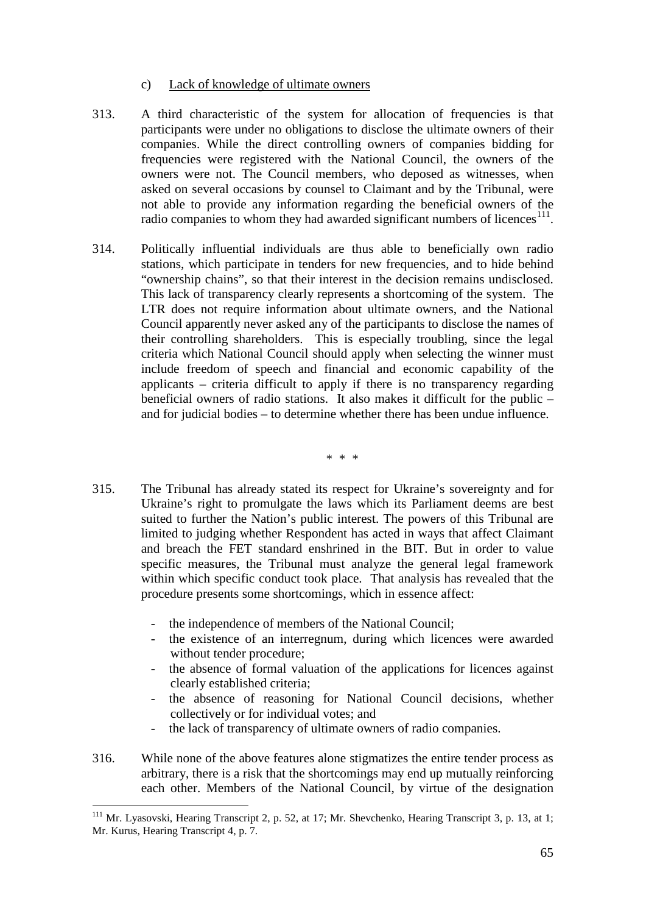c) <u>Lack of knowledge of ultimate owners</u>

313. A third characteristic of the system for allocation of frequencies is that participants were under no obligations to disclose the ultimate owners of their companies. While the direct controlling owners of companies bidding for frequencies were registered with the National Council, the owners of the owners were not. The Council members, who deposed as witnesses, when asked on several occasions by counsel to Claimant and by the Tribunal, were not able to provide any information regarding the beneficial owners of the radio companies to whom they had awarded significant numbers of licences[111].

314. Politically influential individuals are thus able to beneficially own radio stations, which participate in tenders for new frequencies, and to hide behind "ownership chains", so that their interest in the decision remains undisclosed. This lack of transparency clearly represents a shortcoming of the system. The LTR does not require information about ultimate owners, and the National Council apparently never asked any of the participants to disclose the names of their controlling shareholders. This is especially troubling, since the legal criteria which National Council should apply when selecting the winner must include freedom of speech and financial and economic capability of the applicants – criteria difficult to apply if there is no transparency regarding beneficial owners of radio stations. It also makes it difficult for the public – and for judicial bodies – to determine whether there has been undue influence.

\* \* \*

315. The Tribunal has already stated its respect for Ukraine's sovereignty and for Ukraine's right to promulgate the laws which its Parliament deems are best suited to further the Nation's public interest. The powers of this Tribunal are limited to judging whether Respondent has acted in ways that affect Claimant and breach the FET standard enshrined in the BIT. But in order to value specific measures, the Tribunal must analyze the general legal framework within which specific conduct took place. That analysis has revealed that the procedure presents some shortcomings, which in essence affect:

- the independence of members of the National Council;
- the existence of an interregnum, during which licences were awarded without tender procedure;
- the absence of formal valuation of the applications for licences against clearly established criteria;
- the absence of reasoning for National Council decisions, whether collectively or for individual votes; and
- the lack of transparency of ultimate owners of radio companies.

316. While none of the above features alone stigmatizes the entire tender process as arbitrary, there is a risk that the shortcomings may end up mutually reinforcing each other. Members of the National Council, by virtue of the designation

---

[111] Mr. Lyasovski, Hearing Transcript 2, p. 52, at 17; Mr. Shevchenko, Hearing Transcript 3, p. 13, at 1; Mr. Kurus, Hearing Transcript 4, p. 7.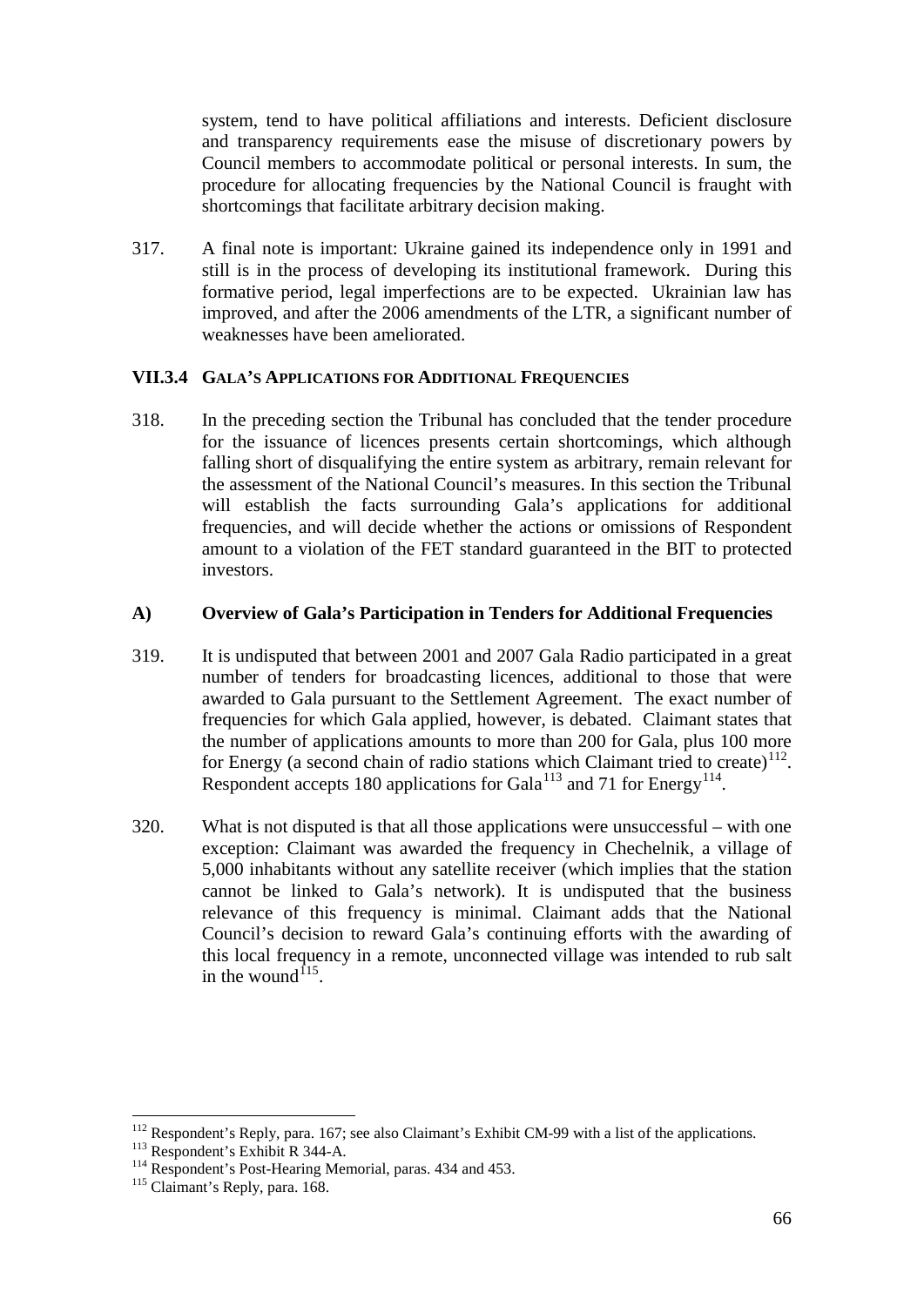system, tend to have political affiliations and interests. Deficient disclosure and transparency requirements ease the misuse of discretionary powers by Council members to accommodate political or personal interests. In sum, the procedure for allocating frequencies by the National Council is fraught with shortcomings that facilitate arbitrary decision making.

317. A final note is important: Ukraine gained its independence only in 1991 and still is in the process of developing its institutional framework. During this formative period, legal imperfections are to be expected. Ukrainian law has improved, and after the 2006 amendments of the LTR, a significant number of weaknesses have been ameliorated.

### VII.3.4 GALA'S APPLICATIONS FOR ADDITIONAL FREQUENCIES

318. In the preceding section the Tribunal has concluded that the tender procedure for the issuance of licences presents certain shortcomings, which although falling short of disqualifying the entire system as arbitrary, remain relevant for the assessment of the National Council's measures. In this section the Tribunal will establish the facts surrounding Gala's applications for additional frequencies, and will decide whether the actions or omissions of Respondent amount to a violation of the FET standard guaranteed in the BIT to protected investors.

#### A) Overview of Gala's Participation in Tenders for Additional Frequencies

319. It is undisputed that between 2001 and 2007 Gala Radio participated in a great number of tenders for broadcasting licences, additional to those that were awarded to Gala pursuant to the Settlement Agreement. The exact number of frequencies for which Gala applied, however, is debated. Claimant states that the number of applications amounts to more than 200 for Gala, plus 100 more for Energy (a second chain of radio stations which Claimant tried to create)[112]. Respondent accepts 180 applications for Gala[113] and 71 for Energy[114].

320. What is not disputed is that all those applications were unsuccessful – with one exception: Claimant was awarded the frequency in Chechelnik, a village of 5,000 inhabitants without any satellite receiver (which implies that the station cannot be linked to Gala's network). It is undisputed that the business relevance of this frequency is minimal. Claimant adds that the National Council's decision to reward Gala's continuing efforts with the awarding of this local frequency in a remote, unconnected village was intended to rub salt in the wound[115].

---

[112] Respondent's Reply, para. 167; see also Claimant's Exhibit CM-99 with a list of the applications.

[113] Respondent's Exhibit R 344-A.

[114] Respondent's Post-Hearing Memorial, paras. 434 and 453.

[115] Claimant's Reply, para. 168.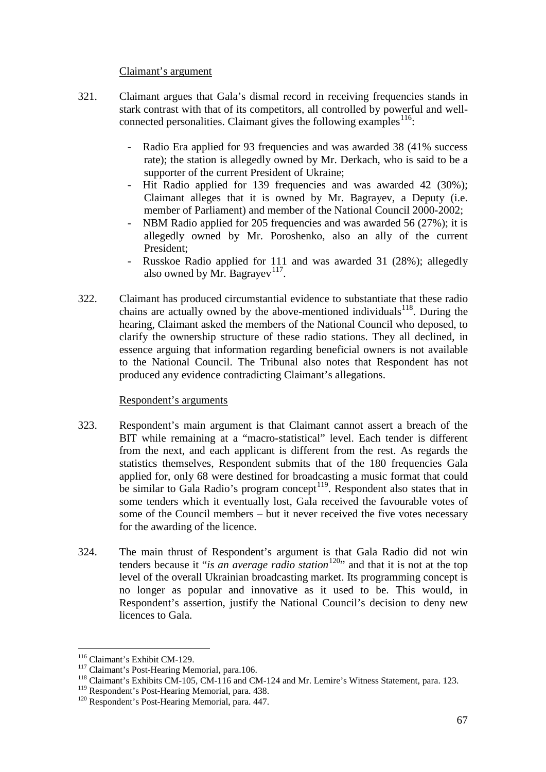Claimant's argument

321. Claimant argues that Gala's dismal record in receiving frequencies stands in stark contrast with that of its competitors, all controlled by powerful and well-connected personalities. Claimant gives the following examples[116]:

- Radio Era applied for 93 frequencies and was awarded 38 (41% success rate); the station is allegedly owned by Mr. Derkach, who is said to be a supporter of the current President of Ukraine;
- Hit Radio applied for 139 frequencies and was awarded 42 (30%); Claimant alleges that it is owned by Mr. Bagrayev, a Deputy (i.e. member of Parliament) and member of the National Council 2000-2002;
- NBM Radio applied for 205 frequencies and was awarded 56 (27%); it is allegedly owned by Mr. Poroshenko, also an ally of the current President;
- Russkoe Radio applied for 111 and was awarded 31 (28%); allegedly also owned by Mr. Bagrayev[117].

322. Claimant has produced circumstantial evidence to substantiate that these radio chains are actually owned by the above-mentioned individuals[118]. During the hearing, Claimant asked the members of the National Council who deposed, to clarify the ownership structure of these radio stations. They all declined, in essence arguing that information regarding beneficial owners is not available to the National Council. The Tribunal also notes that Respondent has not produced any evidence contradicting Claimant's allegations.

Respondent's arguments

323. Respondent's main argument is that Claimant cannot assert a breach of the BIT while remaining at a "macro-statistical" level. Each tender is different from the next, and each applicant is different from the rest. As regards the statistics themselves, Respondent submits that of the 180 frequencies Gala applied for, only 68 were destined for broadcasting a music format that could be similar to Gala Radio's program concept[119]. Respondent also states that in some tenders which it eventually lost, Gala received the favourable votes of some of the Council members – but it never received the five votes necessary for the awarding of the licence.

324. The main thrust of Respondent's argument is that Gala Radio did not win tenders because it "*is an average radio station*[120]" and that it is not at the top level of the overall Ukrainian broadcasting market. Its programming concept is no longer as popular and innovative as it used to be. This would, in Respondent's assertion, justify the National Council's decision to deny new licences to Gala.

---

[116] Claimant's Exhibit CM-129.

[117] Claimant's Post-Hearing Memorial, para.106.

[118] Claimant's Exhibits CM-105, CM-116 and CM-124 and Mr. Lemire's Witness Statement, para. 123.

[119] Respondent's Post-Hearing Memorial, para. 438.

[120] Respondent's Post-Hearing Memorial, para. 447.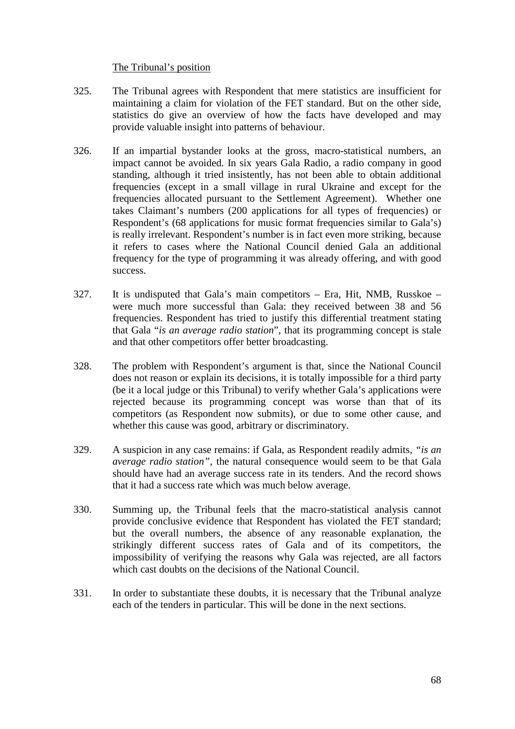The Tribunal's position

325. The Tribunal agrees with Respondent that mere statistics are insufficient for maintaining a claim for violation of the FET standard. But on the other side, statistics do give an overview of how the facts have developed and may provide valuable insight into patterns of behaviour.

326. If an impartial bystander looks at the gross, macro-statistical numbers, an impact cannot be avoided. In six years Gala Radio, a radio company in good standing, although it tried insistently, has not been able to obtain additional frequencies (except in a small village in rural Ukraine and except for the frequencies allocated pursuant to the Settlement Agreement). Whether one takes Claimant's numbers (200 applications for all types of frequencies) or Respondent's (68 applications for music format frequencies similar to Gala's) is really irrelevant. Respondent's number is in fact even more striking, because it refers to cases where the National Council denied Gala an additional frequency for the type of programming it was already offering, and with good success.

327. It is undisputed that Gala's main competitors – Era, Hit, NMB, Russkoe – were much more successful than Gala: they received between 38 and 56 frequencies. Respondent has tried to justify this differential treatment stating that Gala "*is an average radio station*", that its programming concept is stale and that other competitors offer better broadcasting.

328. The problem with Respondent's argument is that, since the National Council does not reason or explain its decisions, it is totally impossible for a third party (be it a local judge or this Tribunal) to verify whether Gala's applications were rejected because its programming concept was worse than that of its competitors (as Respondent now submits), or due to some other cause, and whether this cause was good, arbitrary or discriminatory.

329. A suspicion in any case remains: if Gala, as Respondent readily admits, *"is an average radio station"*, the natural consequence would seem to be that Gala should have had an average success rate in its tenders. And the record shows that it had a success rate which was much below average.

330. Summing up, the Tribunal feels that the macro-statistical analysis cannot provide conclusive evidence that Respondent has violated the FET standard; but the overall numbers, the absence of any reasonable explanation, the strikingly different success rates of Gala and of its competitors, the impossibility of verifying the reasons why Gala was rejected, are all factors which cast doubts on the decisions of the National Council.

331. In order to substantiate these doubts, it is necessary that the Tribunal analyze each of the tenders in particular. This will be done in the next sections.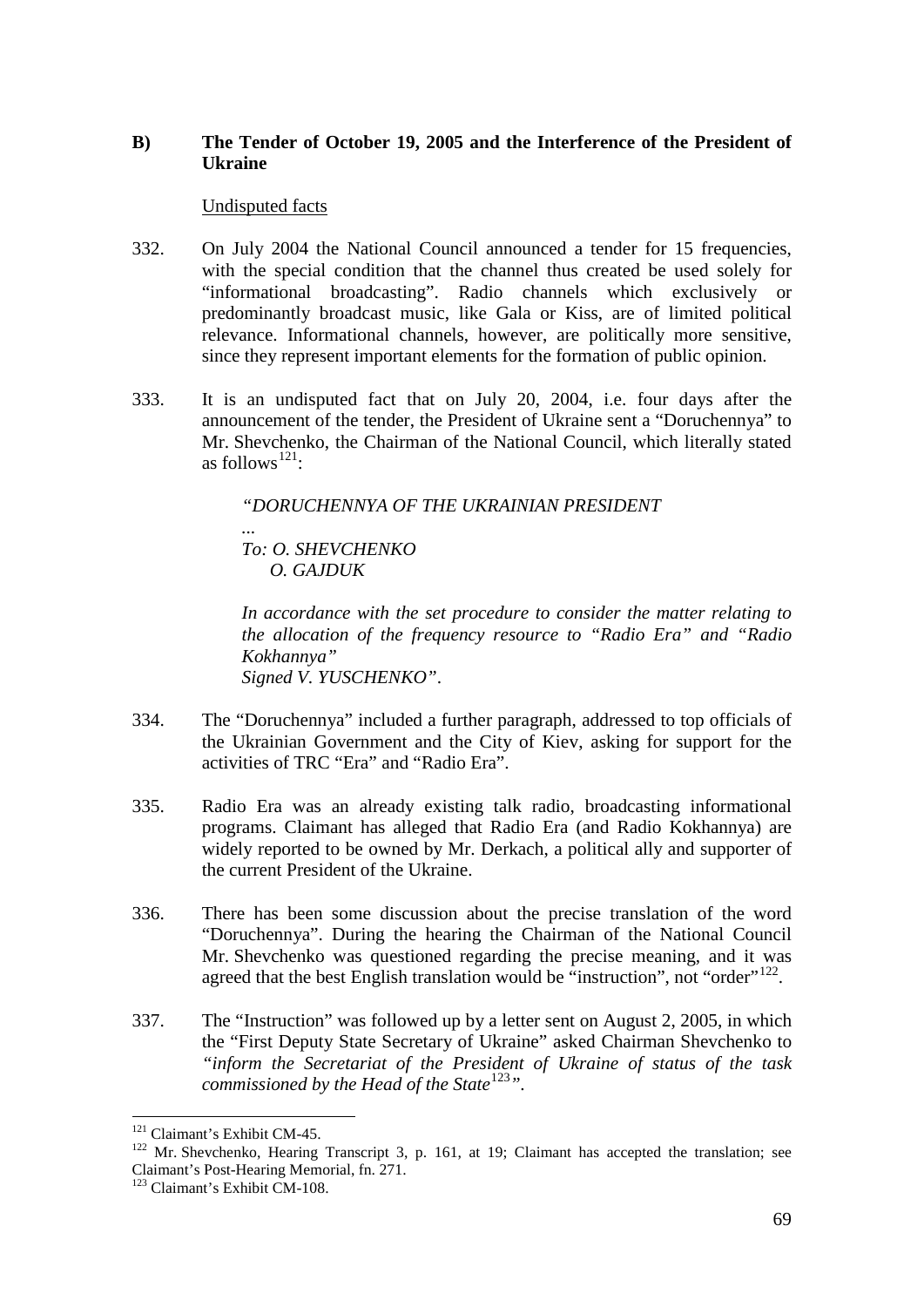## B) The Tender of October 19, 2005 and the Interference of the President of Ukraine

Undisputed facts

332. On July 2004 the National Council announced a tender for 15 frequencies, with the special condition that the channel thus created be used solely for "informational broadcasting". Radio channels which exclusively or predominantly broadcast music, like Gala or Kiss, are of limited political relevance. Informational channels, however, are politically more sensitive, since they represent important elements for the formation of public opinion.

333. It is an undisputed fact that on July 20, 2004, i.e. four days after the announcement of the tender, the President of Ukraine sent a "Doruchennya" to Mr. Shevchenko, the Chairman of the National Council, which literally stated as follows[121]:

> *"DORUCHENNYA OF THE UKRAINIAN PRESIDENT*
>
> *...*
>
> *To: O. SHEVCHENKO*
> *O. GAJDUK*
>
> *In accordance with the set procedure to consider the matter relating to the allocation of the frequency resource to "Radio Era" and "Radio Kokhannya"*
> *Signed V. YUSCHENKO".*

334. The "Doruchennya" included a further paragraph, addressed to top officials of the Ukrainian Government and the City of Kiev, asking for support for the activities of TRC "Era" and "Radio Era".

335. Radio Era was an already existing talk radio, broadcasting informational programs. Claimant has alleged that Radio Era (and Radio Kokhannya) are widely reported to be owned by Mr. Derkach, a political ally and supporter of the current President of the Ukraine.

336. There has been some discussion about the precise translation of the word "Doruchennya". During the hearing the Chairman of the National Council Mr. Shevchenko was questioned regarding the precise meaning, and it was agreed that the best English translation would be "instruction", not "order"[122].

337. The "Instruction" was followed up by a letter sent on August 2, 2005, in which the "First Deputy State Secretary of Ukraine" asked Chairman Shevchenko to *"inform the Secretariat of the President of Ukraine of status of the task commissioned by the Head of the State*[123]*"*.

---

[121] Claimant's Exhibit CM-45.

[122] Mr. Shevchenko, Hearing Transcript 3, p. 161, at 19; Claimant has accepted the translation; see Claimant's Post-Hearing Memorial, fn. 271.

[123] Claimant's Exhibit CM-108.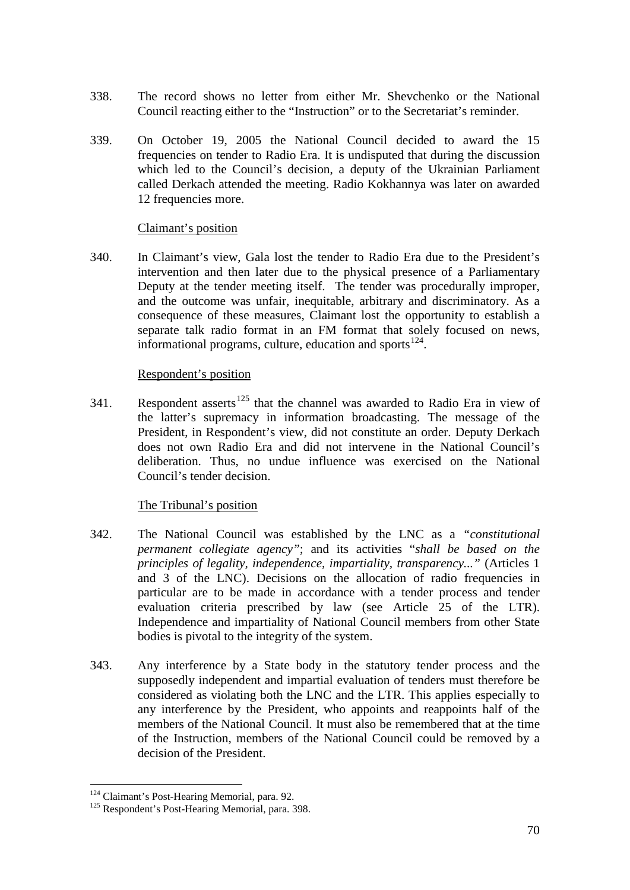338. The record shows no letter from either Mr. Shevchenko or the National Council reacting either to the "Instruction" or to the Secretariat's reminder.

339. On October 19, 2005 the National Council decided to award the 15 frequencies on tender to Radio Era. It is undisputed that during the discussion which led to the Council's decision, a deputy of the Ukrainian Parliament called Derkach attended the meeting. Radio Kokhannya was later on awarded 12 frequencies more.

Claimant's position

340. In Claimant's view, Gala lost the tender to Radio Era due to the President's intervention and then later due to the physical presence of a Parliamentary Deputy at the tender meeting itself. The tender was procedurally improper, and the outcome was unfair, inequitable, arbitrary and discriminatory. As a consequence of these measures, Claimant lost the opportunity to establish a separate talk radio format in an FM format that solely focused on news, informational programs, culture, education and sports[124].

Respondent's position

341. Respondent asserts[125] that the channel was awarded to Radio Era in view of the latter's supremacy in information broadcasting. The message of the President, in Respondent's view, did not constitute an order. Deputy Derkach does not own Radio Era and did not intervene in the National Council's deliberation. Thus, no undue influence was exercised on the National Council's tender decision.

The Tribunal's position

342. The National Council was established by the LNC as a "*constitutional permanent collegiate agency*"; and its activities "*shall be based on the principles of legality, independence, impartiality, transparency...*" (Articles 1 and 3 of the LNC). Decisions on the allocation of radio frequencies in particular are to be made in accordance with a tender process and tender evaluation criteria prescribed by law (see Article 25 of the LTR). Independence and impartiality of National Council members from other State bodies is pivotal to the integrity of the system.

343. Any interference by a State body in the statutory tender process and the supposedly independent and impartial evaluation of tenders must therefore be considered as violating both the LNC and the LTR. This applies especially to any interference by the President, who appoints and reappoints half of the members of the National Council. It must also be remembered that at the time of the Instruction, members of the National Council could be removed by a decision of the President.

[124] Claimant's Post-Hearing Memorial, para. 92.

[125] Respondent's Post-Hearing Memorial, para. 398.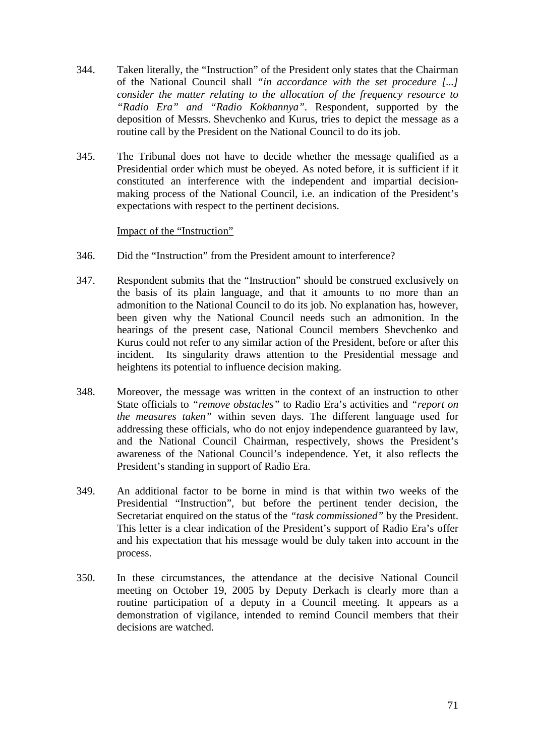344. Taken literally, the "Instruction" of the President only states that the Chairman of the National Council shall *"in accordance with the set procedure [...] consider the matter relating to the allocation of the frequency resource to "Radio Era" and "Radio Kokhannya"*. Respondent, supported by the deposition of Messrs. Shevchenko and Kurus, tries to depict the message as a routine call by the President on the National Council to do its job.

345. The Tribunal does not have to decide whether the message qualified as a Presidential order which must be obeyed. As noted before, it is sufficient if it constituted an interference with the independent and impartial decision-making process of the National Council, i.e. an indication of the President's expectations with respect to the pertinent decisions.

Impact of the "Instruction"

346. Did the "Instruction" from the President amount to interference?

347. Respondent submits that the "Instruction" should be construed exclusively on the basis of its plain language, and that it amounts to no more than an admonition to the National Council to do its job. No explanation has, however, been given why the National Council needs such an admonition. In the hearings of the present case, National Council members Shevchenko and Kurus could not refer to any similar action of the President, before or after this incident. Its singularity draws attention to the Presidential message and heightens its potential to influence decision making.

348. Moreover, the message was written in the context of an instruction to other State officials to *"remove obstacles"* to Radio Era's activities and *"report on the measures taken"* within seven days. The different language used for addressing these officials, who do not enjoy independence guaranteed by law, and the National Council Chairman, respectively, shows the President's awareness of the National Council's independence. Yet, it also reflects the President's standing in support of Radio Era.

349. An additional factor to be borne in mind is that within two weeks of the Presidential "Instruction", but before the pertinent tender decision, the Secretariat enquired on the status of the *"task commissioned"* by the President. This letter is a clear indication of the President's support of Radio Era's offer and his expectation that his message would be duly taken into account in the process.

350. In these circumstances, the attendance at the decisive National Council meeting on October 19, 2005 by Deputy Derkach is clearly more than a routine participation of a deputy in a Council meeting. It appears as a demonstration of vigilance, intended to remind Council members that their decisions are watched.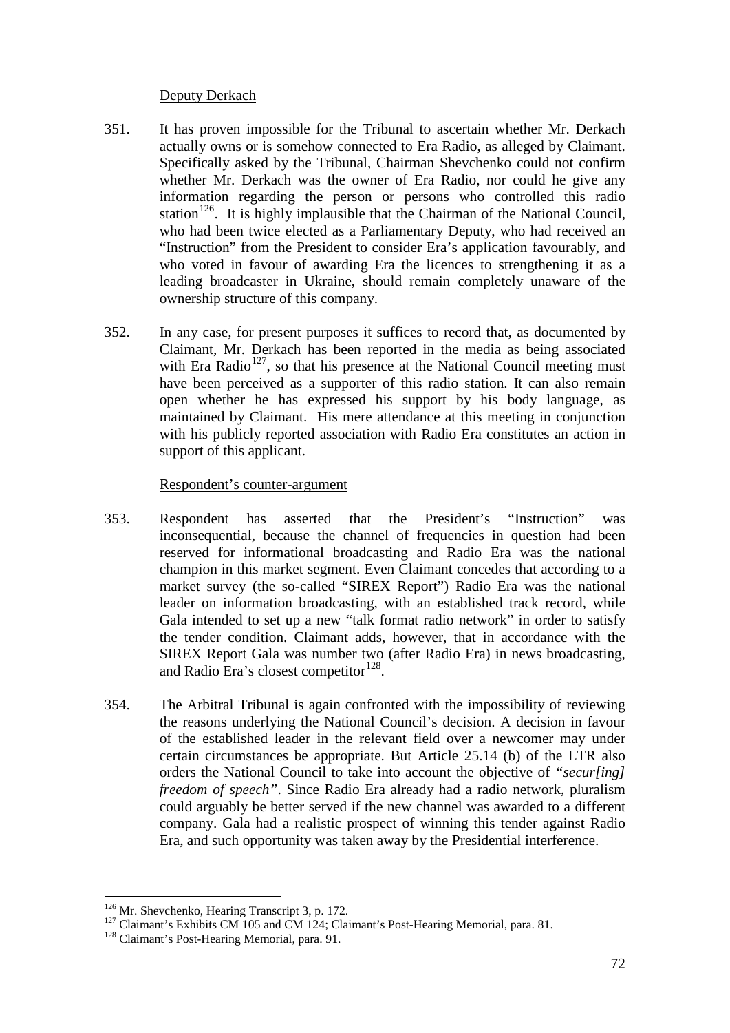Deputy Derkach

351. It has proven impossible for the Tribunal to ascertain whether Mr. Derkach actually owns or is somehow connected to Era Radio, as alleged by Claimant. Specifically asked by the Tribunal, Chairman Shevchenko could not confirm whether Mr. Derkach was the owner of Era Radio, nor could he give any information regarding the person or persons who controlled this radio station[126]. It is highly implausible that the Chairman of the National Council, who had been twice elected as a Parliamentary Deputy, who had received an "Instruction" from the President to consider Era's application favourably, and who voted in favour of awarding Era the licences to strengthening it as a leading broadcaster in Ukraine, should remain completely unaware of the ownership structure of this company.

352. In any case, for present purposes it suffices to record that, as documented by Claimant, Mr. Derkach has been reported in the media as being associated with Era Radio[127], so that his presence at the National Council meeting must have been perceived as a supporter of this radio station. It can also remain open whether he has expressed his support by his body language, as maintained by Claimant. His mere attendance at this meeting in conjunction with his publicly reported association with Radio Era constitutes an action in support of this applicant.

Respondent's counter-argument

353. Respondent has asserted that the President's "Instruction" was inconsequential, because the channel of frequencies in question had been reserved for informational broadcasting and Radio Era was the national champion in this market segment. Even Claimant concedes that according to a market survey (the so-called "SIREX Report") Radio Era was the national leader on information broadcasting, with an established track record, while Gala intended to set up a new "talk format radio network" in order to satisfy the tender condition. Claimant adds, however, that in accordance with the SIREX Report Gala was number two (after Radio Era) in news broadcasting, and Radio Era's closest competitor[128].

354. The Arbitral Tribunal is again confronted with the impossibility of reviewing the reasons underlying the National Council's decision. A decision in favour of the established leader in the relevant field over a newcomer may under certain circumstances be appropriate. But Article 25.14 (b) of the LTR also orders the National Council to take into account the objective of *"secur[ing] freedom of speech"*. Since Radio Era already had a radio network, pluralism could arguably be better served if the new channel was awarded to a different company. Gala had a realistic prospect of winning this tender against Radio Era, and such opportunity was taken away by the Presidential interference.

---

[126] Mr. Shevchenko, Hearing Transcript 3, p. 172.

[127] Claimant's Exhibits CM 105 and CM 124; Claimant's Post-Hearing Memorial, para. 81.

[128] Claimant's Post-Hearing Memorial, para. 91.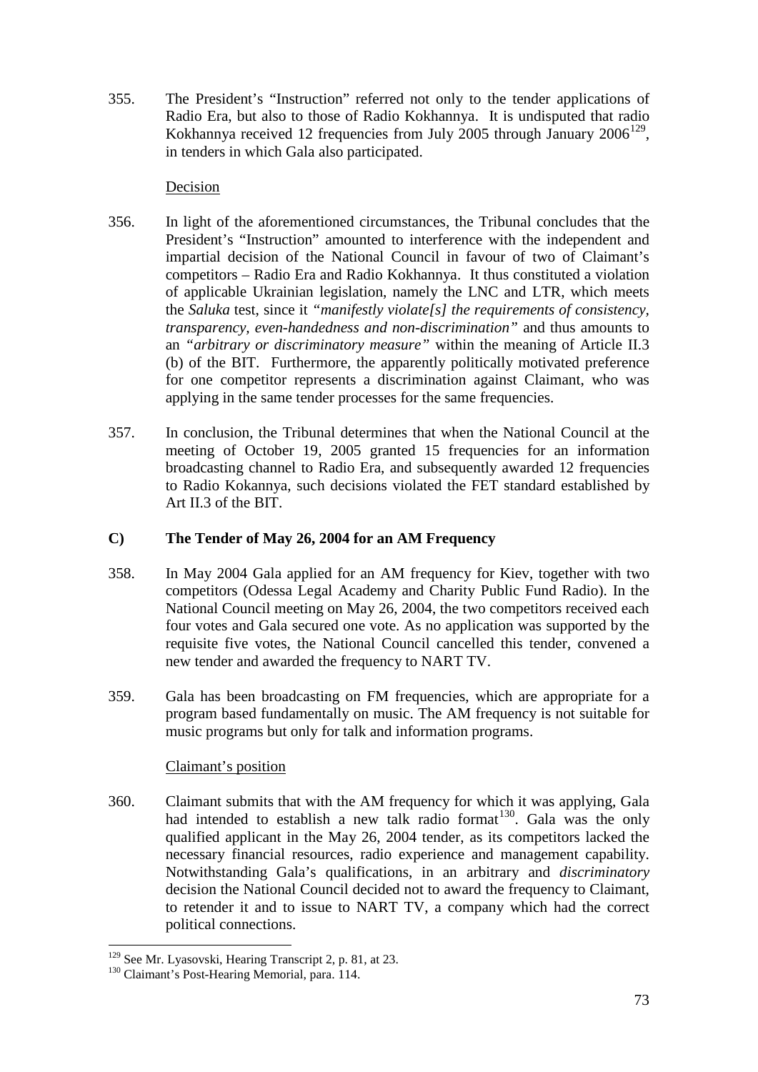355. The President's "Instruction" referred not only to the tender applications of Radio Era, but also to those of Radio Kokhannya. It is undisputed that radio Kokhannya received 12 frequencies from July 2005 through January 2006[129], in tenders in which Gala also participated.

Decision

356. In light of the aforementioned circumstances, the Tribunal concludes that the President's "Instruction" amounted to interference with the independent and impartial decision of the National Council in favour of two of Claimant's competitors – Radio Era and Radio Kokhannya. It thus constituted a violation of applicable Ukrainian legislation, namely the LNC and LTR, which meets the *Saluka* test, since it *"manifestly violate[s] the requirements of consistency, transparency, even-handedness and non-discrimination"* and thus amounts to an *"arbitrary or discriminatory measure"* within the meaning of Article II.3 (b) of the BIT. Furthermore, the apparently politically motivated preference for one competitor represents a discrimination against Claimant, who was applying in the same tender processes for the same frequencies.

357. In conclusion, the Tribunal determines that when the National Council at the meeting of October 19, 2005 granted 15 frequencies for an information broadcasting channel to Radio Era, and subsequently awarded 12 frequencies to Radio Kokannya, such decisions violated the FET standard established by Art II.3 of the BIT.

## C) The Tender of May 26, 2004 for an AM Frequency

358. In May 2004 Gala applied for an AM frequency for Kiev, together with two competitors (Odessa Legal Academy and Charity Public Fund Radio). In the National Council meeting on May 26, 2004, the two competitors received each four votes and Gala secured one vote. As no application was supported by the requisite five votes, the National Council cancelled this tender, convened a new tender and awarded the frequency to NART TV.

359. Gala has been broadcasting on FM frequencies, which are appropriate for a program based fundamentally on music. The AM frequency is not suitable for music programs but only for talk and information programs.

Claimant's position

360. Claimant submits that with the AM frequency for which it was applying, Gala had intended to establish a new talk radio format[130]. Gala was the only qualified applicant in the May 26, 2004 tender, as its competitors lacked the necessary financial resources, radio experience and management capability. Notwithstanding Gala's qualifications, in an arbitrary and *discriminatory* decision the National Council decided not to award the frequency to Claimant, to retender it and to issue to NART TV, a company which had the correct political connections.

---

[129] See Mr. Lyasovski, Hearing Transcript 2, p. 81, at 23.

[130] Claimant's Post-Hearing Memorial, para. 114.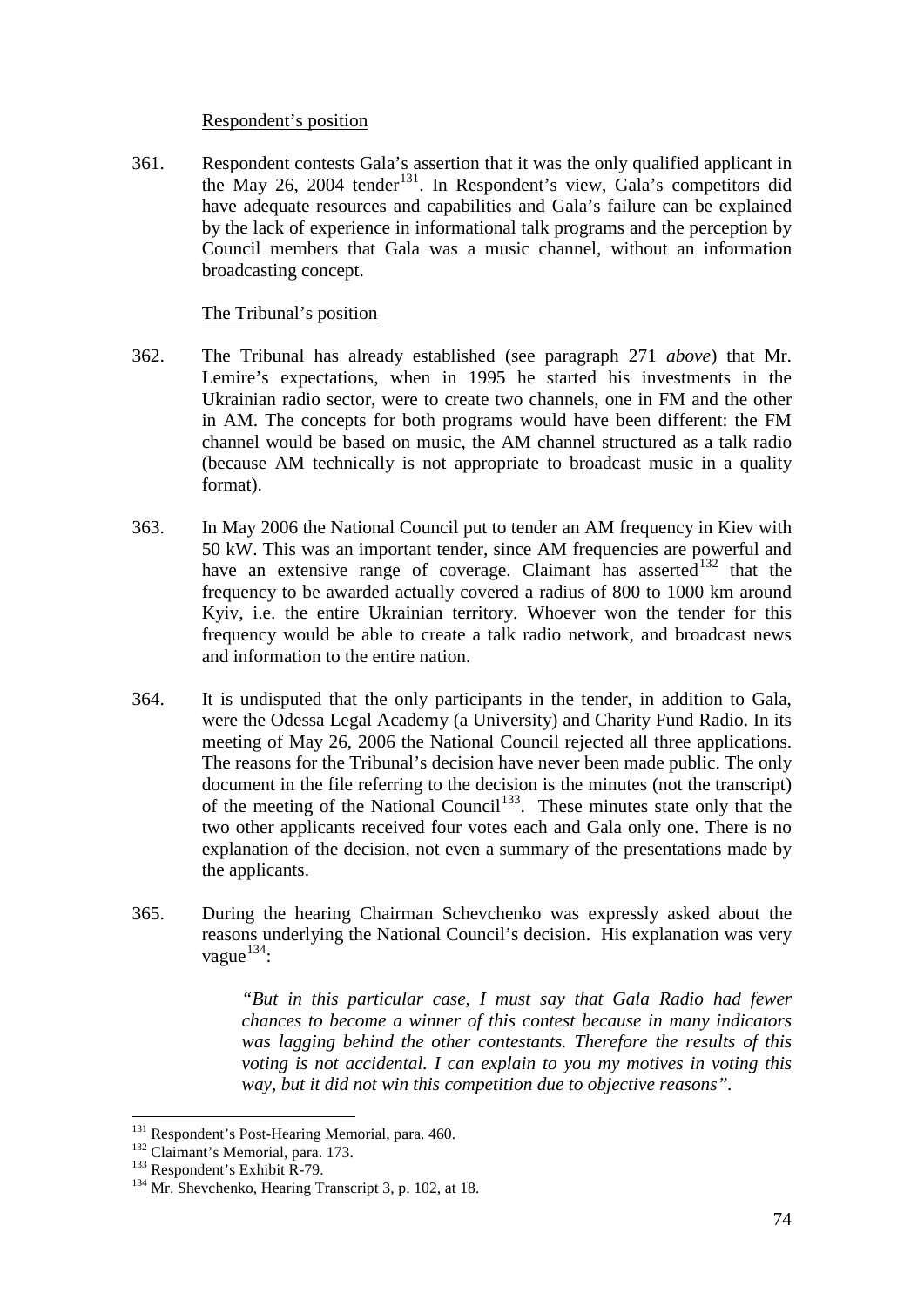Respondent's position

361. Respondent contests Gala's assertion that it was the only qualified applicant in the May 26, 2004 tender[131]. In Respondent's view, Gala's competitors did have adequate resources and capabilities and Gala's failure can be explained by the lack of experience in informational talk programs and the perception by Council members that Gala was a music channel, without an information broadcasting concept.

The Tribunal's position

362. The Tribunal has already established (see paragraph 271 *above*) that Mr. Lemire's expectations, when in 1995 he started his investments in the Ukrainian radio sector, were to create two channels, one in FM and the other in AM. The concepts for both programs would have been different: the FM channel would be based on music, the AM channel structured as a talk radio (because AM technically is not appropriate to broadcast music in a quality format).

363. In May 2006 the National Council put to tender an AM frequency in Kiev with 50 kW. This was an important tender, since AM frequencies are powerful and have an extensive range of coverage. Claimant has asserted[132] that the frequency to be awarded actually covered a radius of 800 to 1000 km around Kyiv, i.e. the entire Ukrainian territory. Whoever won the tender for this frequency would be able to create a talk radio network, and broadcast news and information to the entire nation.

364. It is undisputed that the only participants in the tender, in addition to Gala, were the Odessa Legal Academy (a University) and Charity Fund Radio. In its meeting of May 26, 2006 the National Council rejected all three applications. The reasons for the Tribunal's decision have never been made public. The only document in the file referring to the decision is the minutes (not the transcript) of the meeting of the National Council[133]. These minutes state only that the two other applicants received four votes each and Gala only one. There is no explanation of the decision, not even a summary of the presentations made by the applicants.

365. During the hearing Chairman Schevchenko was expressly asked about the reasons underlying the National Council's decision. His explanation was very vague[134]:

> *"But in this particular case, I must say that Gala Radio had fewer chances to become a winner of this contest because in many indicators was lagging behind the other contestants. Therefore the results of this voting is not accidental. I can explain to you my motives in voting this way, but it did not win this competition due to objective reasons".*

---

[131] Respondent's Post-Hearing Memorial, para. 460.

[132] Claimant's Memorial, para. 173.

[133] Respondent's Exhibit R-79.

[134] Mr. Shevchenko, Hearing Transcript 3, p. 102, at 18.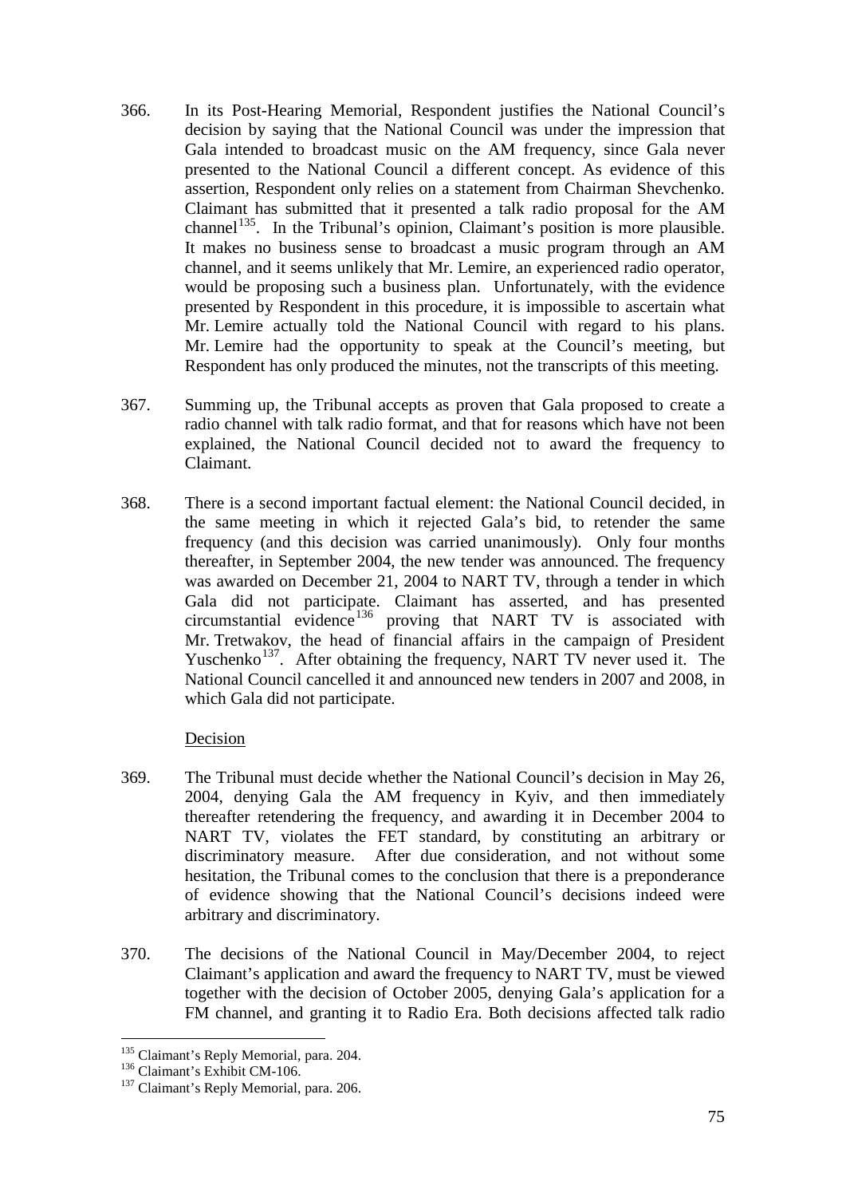366. In its Post-Hearing Memorial, Respondent justifies the National Council's decision by saying that the National Council was under the impression that Gala intended to broadcast music on the AM frequency, since Gala never presented to the National Council a different concept. As evidence of this assertion, Respondent only relies on a statement from Chairman Shevchenko. Claimant has submitted that it presented a talk radio proposal for the AM channel[135]. In the Tribunal's opinion, Claimant's position is more plausible. It makes no business sense to broadcast a music program through an AM channel, and it seems unlikely that Mr. Lemire, an experienced radio operator, would be proposing such a business plan. Unfortunately, with the evidence presented by Respondent in this procedure, it is impossible to ascertain what Mr. Lemire actually told the National Council with regard to his plans. Mr. Lemire had the opportunity to speak at the Council's meeting, but Respondent has only produced the minutes, not the transcripts of this meeting.

367. Summing up, the Tribunal accepts as proven that Gala proposed to create a radio channel with talk radio format, and that for reasons which have not been explained, the National Council decided not to award the frequency to Claimant.

368. There is a second important factual element: the National Council decided, in the same meeting in which it rejected Gala's bid, to retender the same frequency (and this decision was carried unanimously). Only four months thereafter, in September 2004, the new tender was announced. The frequency was awarded on December 21, 2004 to NART TV, through a tender in which Gala did not participate. Claimant has asserted, and has presented circumstantial evidence[136] proving that NART TV is associated with Mr. Tretwakov, the head of financial affairs in the campaign of President Yuschenko[137]. After obtaining the frequency, NART TV never used it. The National Council cancelled it and announced new tenders in 2007 and 2008, in which Gala did not participate.

<u>Decision</u>

369. The Tribunal must decide whether the National Council's decision in May 26, 2004, denying Gala the AM frequency in Kyiv, and then immediately thereafter retendering the frequency, and awarding it in December 2004 to NART TV, violates the FET standard, by constituting an arbitrary or discriminatory measure. After due consideration, and not without some hesitation, the Tribunal comes to the conclusion that there is a preponderance of evidence showing that the National Council's decisions indeed were arbitrary and discriminatory.

370. The decisions of the National Council in May/December 2004, to reject Claimant's application and award the frequency to NART TV, must be viewed together with the decision of October 2005, denying Gala's application for a FM channel, and granting it to Radio Era. Both decisions affected talk radio

---

[135] Claimant's Reply Memorial, para. 204.

[136] Claimant's Exhibit CM-106.

[137] Claimant's Reply Memorial, para. 206.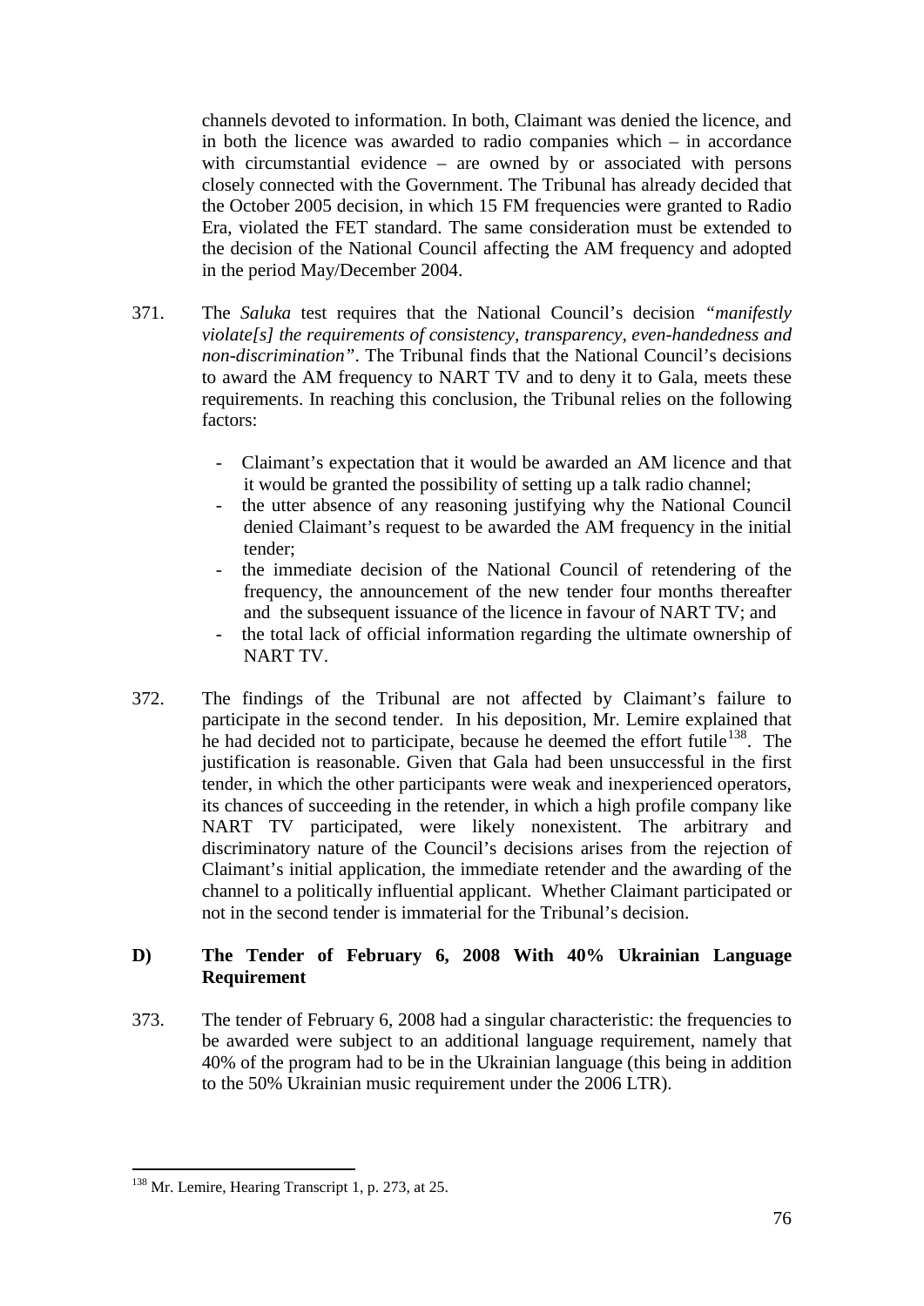channels devoted to information. In both, Claimant was denied the licence, and in both the licence was awarded to radio companies which – in accordance with circumstantial evidence – are owned by or associated with persons closely connected with the Government. The Tribunal has already decided that the October 2005 decision, in which 15 FM frequencies were granted to Radio Era, violated the FET standard. The same consideration must be extended to the decision of the National Council affecting the AM frequency and adopted in the period May/December 2004.

371. The *Saluka* test requires that the National Council's decision *"manifestly violate[s] the requirements of consistency, transparency, even-handedness and non-discrimination"*. The Tribunal finds that the National Council's decisions to award the AM frequency to NART TV and to deny it to Gala, meets these requirements. In reaching this conclusion, the Tribunal relies on the following factors:

- Claimant's expectation that it would be awarded an AM licence and that it would be granted the possibility of setting up a talk radio channel;
- the utter absence of any reasoning justifying why the National Council denied Claimant's request to be awarded the AM frequency in the initial tender;
- the immediate decision of the National Council of retendering of the frequency, the announcement of the new tender four months thereafter and the subsequent issuance of the licence in favour of NART TV; and
- the total lack of official information regarding the ultimate ownership of NART TV.

372. The findings of the Tribunal are not affected by Claimant's failure to participate in the second tender. In his deposition, Mr. Lemire explained that he had decided not to participate, because he deemed the effort futile[138]. The justification is reasonable. Given that Gala had been unsuccessful in the first tender, in which the other participants were weak and inexperienced operators, its chances of succeeding in the retender, in which a high profile company like NART TV participated, were likely nonexistent. The arbitrary and discriminatory nature of the Council's decisions arises from the rejection of Claimant's initial application, the immediate retender and the awarding of the channel to a politically influential applicant. Whether Claimant participated or not in the second tender is immaterial for the Tribunal's decision.

## D) The Tender of February 6, 2008 With 40% Ukrainian Language Requirement

373. The tender of February 6, 2008 had a singular characteristic: the frequencies to be awarded were subject to an additional language requirement, namely that 40% of the program had to be in the Ukrainian language (this being in addition to the 50% Ukrainian music requirement under the 2006 LTR).

[138] Mr. Lemire, Hearing Transcript 1, p. 273, at 25.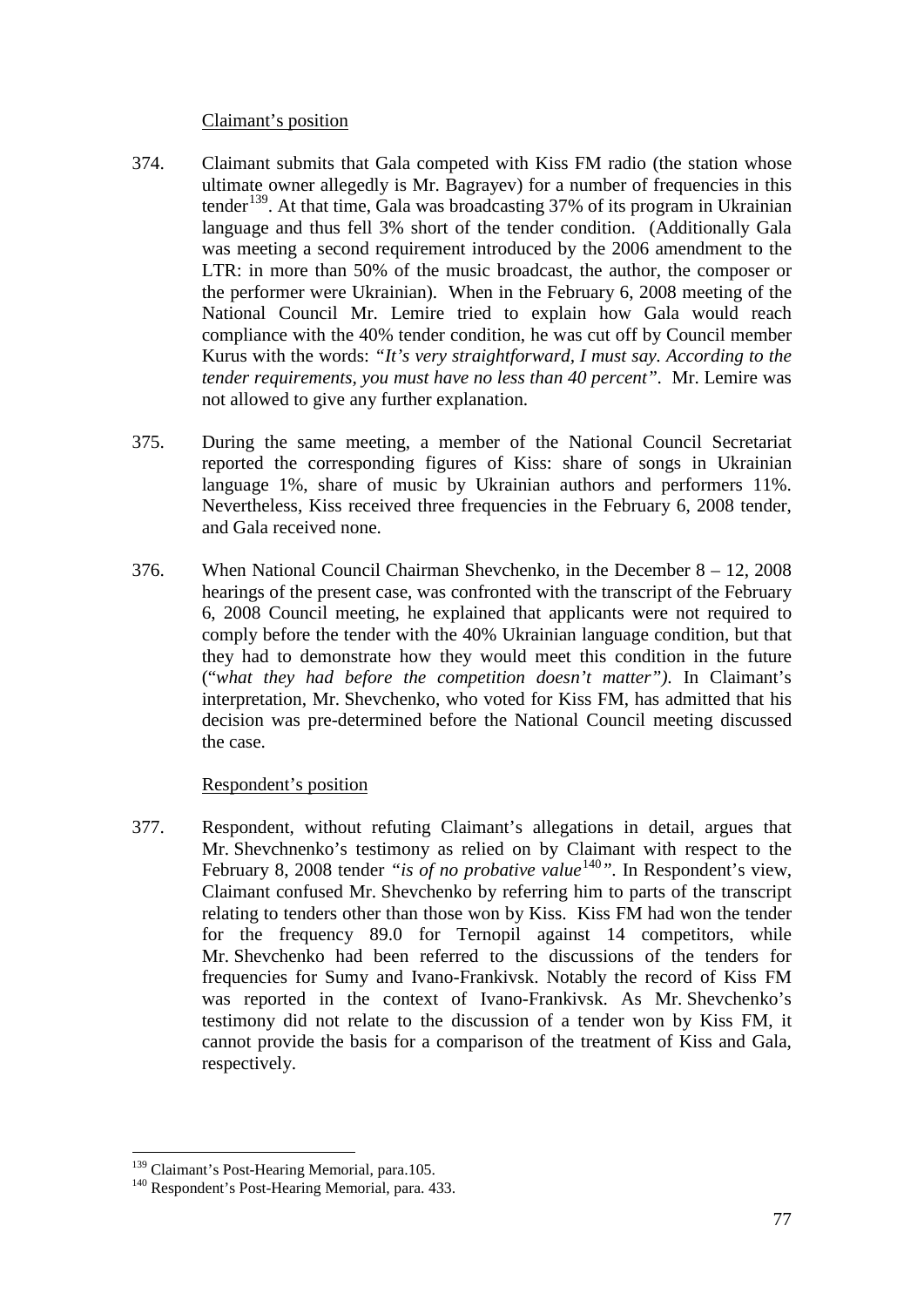Claimant's position

374. Claimant submits that Gala competed with Kiss FM radio (the station whose ultimate owner allegedly is Mr. Bagrayev) for a number of frequencies in this tender[139]. At that time, Gala was broadcasting 37% of its program in Ukrainian language and thus fell 3% short of the tender condition. (Additionally Gala was meeting a second requirement introduced by the 2006 amendment to the LTR: in more than 50% of the music broadcast, the author, the composer or the performer were Ukrainian). When in the February 6, 2008 meeting of the National Council Mr. Lemire tried to explain how Gala would reach compliance with the 40% tender condition, he was cut off by Council member Kurus with the words: *"It's very straightforward, I must say. According to the tender requirements, you must have no less than 40 percent"*. Mr. Lemire was not allowed to give any further explanation.

375. During the same meeting, a member of the National Council Secretariat reported the corresponding figures of Kiss: share of songs in Ukrainian language 1%, share of music by Ukrainian authors and performers 11%. Nevertheless, Kiss received three frequencies in the February 6, 2008 tender, and Gala received none.

376. When National Council Chairman Shevchenko, in the December 8 – 12, 2008 hearings of the present case, was confronted with the transcript of the February 6, 2008 Council meeting, he explained that applicants were not required to comply before the tender with the 40% Ukrainian language condition, but that they had to demonstrate how they would meet this condition in the future ("*what they had before the competition doesn't matter")*. In Claimant's interpretation, Mr. Shevchenko, who voted for Kiss FM, has admitted that his decision was pre-determined before the National Council meeting discussed the case.

Respondent's position

377. Respondent, without refuting Claimant's allegations in detail, argues that Mr. Shevchnenko's testimony as relied on by Claimant with respect to the February 8, 2008 tender *"is of no probative value*[140]*"*. In Respondent's view, Claimant confused Mr. Shevchenko by referring him to parts of the transcript relating to tenders other than those won by Kiss. Kiss FM had won the tender for the frequency 89.0 for Ternopil against 14 competitors, while Mr. Shevchenko had been referred to the discussions of the tenders for frequencies for Sumy and Ivano-Frankivsk. Notably the record of Kiss FM was reported in the context of Ivano-Frankivsk. As Mr. Shevchenko's testimony did not relate to the discussion of a tender won by Kiss FM, it cannot provide the basis for a comparison of the treatment of Kiss and Gala, respectively.

---

[139] Claimant's Post-Hearing Memorial, para.105.

[140] Respondent's Post-Hearing Memorial, para. 433.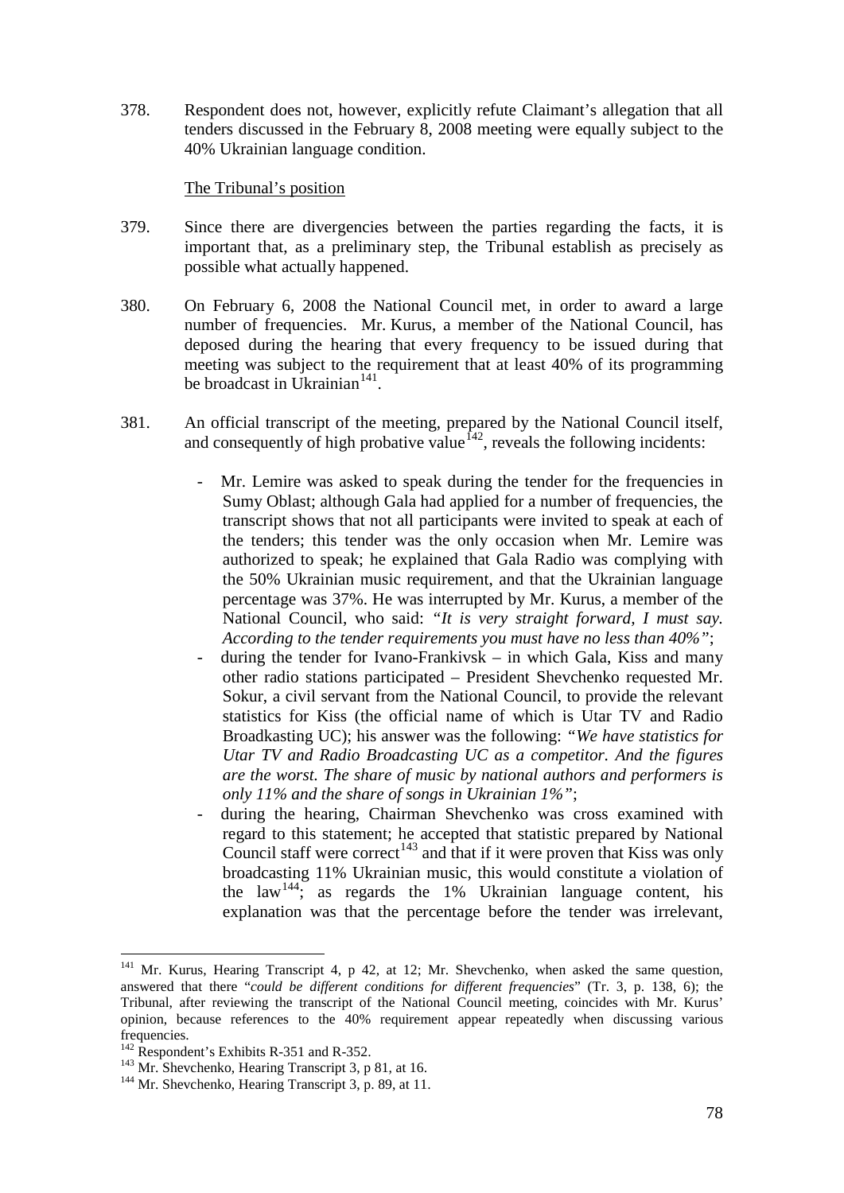378. Respondent does not, however, explicitly refute Claimant's allegation that all tenders discussed in the February 8, 2008 meeting were equally subject to the 40% Ukrainian language condition.

The Tribunal's position

379. Since there are divergencies between the parties regarding the facts, it is important that, as a preliminary step, the Tribunal establish as precisely as possible what actually happened.

380. On February 6, 2008 the National Council met, in order to award a large number of frequencies. Mr. Kurus, a member of the National Council, has deposed during the hearing that every frequency to be issued during that meeting was subject to the requirement that at least 40% of its programming be broadcast in Ukrainian[141].

381. An official transcript of the meeting, prepared by the National Council itself, and consequently of high probative value[142], reveals the following incidents:

- Mr. Lemire was asked to speak during the tender for the frequencies in Sumy Oblast; although Gala had applied for a number of frequencies, the transcript shows that not all participants were invited to speak at each of the tenders; this tender was the only occasion when Mr. Lemire was authorized to speak; he explained that Gala Radio was complying with the 50% Ukrainian music requirement, and that the Ukrainian language percentage was 37%. He was interrupted by Mr. Kurus, a member of the National Council, who said: *"It is very straight forward, I must say. According to the tender requirements you must have no less than 40%"*;
- during the tender for Ivano-Frankivsk – in which Gala, Kiss and many other radio stations participated – President Shevchenko requested Mr. Sokur, a civil servant from the National Council, to provide the relevant statistics for Kiss (the official name of which is Utar TV and Radio Broadkasting UC); his answer was the following: *"We have statistics for Utar TV and Radio Broadcasting UC as a competitor. And the figures are the worst. The share of music by national authors and performers is only 11% and the share of songs in Ukrainian 1%"*;
- during the hearing, Chairman Shevchenko was cross examined with regard to this statement; he accepted that statistic prepared by National Council staff were correct[143] and that if it were proven that Kiss was only broadcasting 11% Ukrainian music, this would constitute a violation of the law[144]; as regards the 1% Ukrainian language content, his explanation was that the percentage before the tender was irrelevant,

---

[141] Mr. Kurus, Hearing Transcript 4, p 42, at 12; Mr. Shevchenko, when asked the same question, answered that there "*could be different conditions for different frequencies*" (Tr. 3, p. 138, 6); the Tribunal, after reviewing the transcript of the National Council meeting, coincides with Mr. Kurus' opinion, because references to the 40% requirement appear repeatedly when discussing various frequencies.

[142] Respondent's Exhibits R-351 and R-352.

[143] Mr. Shevchenko, Hearing Transcript 3, p 81, at 16.

[144] Mr. Shevchenko, Hearing Transcript 3, p. 89, at 11.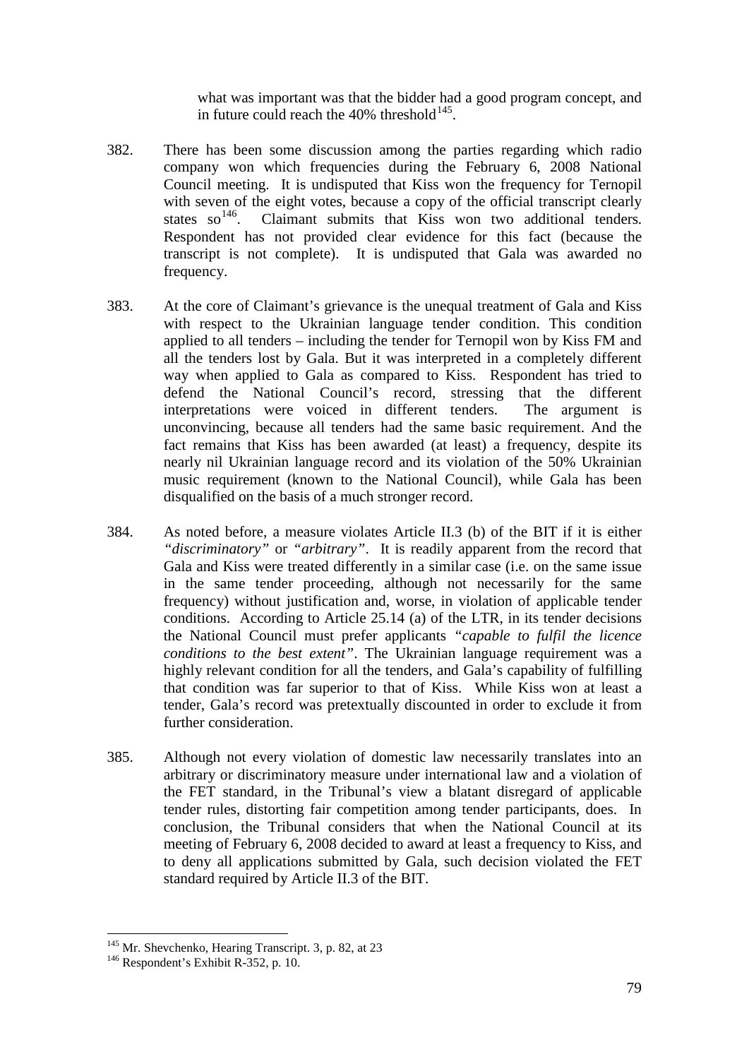> what was important was that the bidder had a good program concept, and in future could reach the 40% threshold[145].

382. There has been some discussion among the parties regarding which radio company won which frequencies during the February 6, 2008 National Council meeting. It is undisputed that Kiss won the frequency for Ternopil with seven of the eight votes, because a copy of the official transcript clearly states so[146]. Claimant submits that Kiss won two additional tenders. Respondent has not provided clear evidence for this fact (because the transcript is not complete). It is undisputed that Gala was awarded no frequency.

383. At the core of Claimant's grievance is the unequal treatment of Gala and Kiss with respect to the Ukrainian language tender condition. This condition applied to all tenders – including the tender for Ternopil won by Kiss FM and all the tenders lost by Gala. But it was interpreted in a completely different way when applied to Gala as compared to Kiss. Respondent has tried to defend the National Council's record, stressing that the different interpretations were voiced in different tenders. The argument is unconvincing, because all tenders had the same basic requirement. And the fact remains that Kiss has been awarded (at least) a frequency, despite its nearly nil Ukrainian language record and its violation of the 50% Ukrainian music requirement (known to the National Council), while Gala has been disqualified on the basis of a much stronger record.

384. As noted before, a measure violates Article II.3 (b) of the BIT if it is either *"discriminatory"* or *"arbitrary"*. It is readily apparent from the record that Gala and Kiss were treated differently in a similar case (i.e. on the same issue in the same tender proceeding, although not necessarily for the same frequency) without justification and, worse, in violation of applicable tender conditions. According to Article 25.14 (a) of the LTR, in its tender decisions the National Council must prefer applicants *"capable to fulfil the licence conditions to the best extent"*. The Ukrainian language requirement was a highly relevant condition for all the tenders, and Gala's capability of fulfilling that condition was far superior to that of Kiss. While Kiss won at least a tender, Gala's record was pretextually discounted in order to exclude it from further consideration.

385. Although not every violation of domestic law necessarily translates into an arbitrary or discriminatory measure under international law and a violation of the FET standard, in the Tribunal's view a blatant disregard of applicable tender rules, distorting fair competition among tender participants, does. In conclusion, the Tribunal considers that when the National Council at its meeting of February 6, 2008 decided to award at least a frequency to Kiss, and to deny all applications submitted by Gala, such decision violated the FET standard required by Article II.3 of the BIT.

---

[145] Mr. Shevchenko, Hearing Transcript. 3, p. 82, at 23

[146] Respondent's Exhibit R-352, p. 10.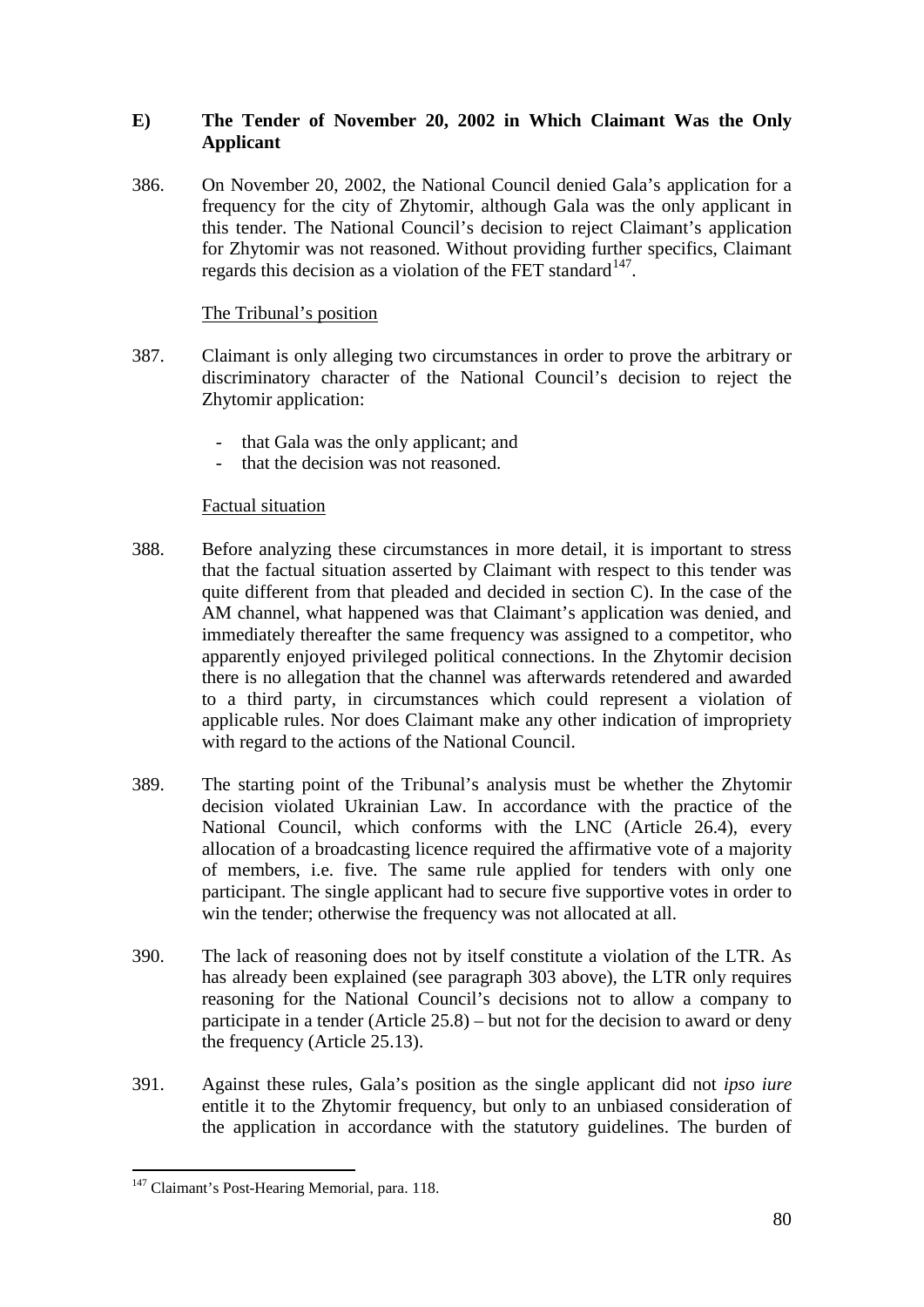### E) The Tender of November 20, 2002 in Which Claimant Was the Only Applicant

386. On November 20, 2002, the National Council denied Gala's application for a frequency for the city of Zhytomir, although Gala was the only applicant in this tender. The National Council's decision to reject Claimant's application for Zhytomir was not reasoned. Without providing further specifics, Claimant regards this decision as a violation of the FET standard[147].

The Tribunal's position

387. Claimant is only alleging two circumstances in order to prove the arbitrary or discriminatory character of the National Council's decision to reject the Zhytomir application:

- that Gala was the only applicant; and
- that the decision was not reasoned.

Factual situation

388. Before analyzing these circumstances in more detail, it is important to stress that the factual situation asserted by Claimant with respect to this tender was quite different from that pleaded and decided in section C). In the case of the AM channel, what happened was that Claimant's application was denied, and immediately thereafter the same frequency was assigned to a competitor, who apparently enjoyed privileged political connections. In the Zhytomir decision there is no allegation that the channel was afterwards retendered and awarded to a third party, in circumstances which could represent a violation of applicable rules. Nor does Claimant make any other indication of impropriety with regard to the actions of the National Council.

389. The starting point of the Tribunal's analysis must be whether the Zhytomir decision violated Ukrainian Law. In accordance with the practice of the National Council, which conforms with the LNC (Article 26.4), every allocation of a broadcasting licence required the affirmative vote of a majority of members, i.e. five. The same rule applied for tenders with only one participant. The single applicant had to secure five supportive votes in order to win the tender; otherwise the frequency was not allocated at all.

390. The lack of reasoning does not by itself constitute a violation of the LTR. As has already been explained (see paragraph 303 above), the LTR only requires reasoning for the National Council's decisions not to allow a company to participate in a tender (Article 25.8) – but not for the decision to award or deny the frequency (Article 25.13).

391. Against these rules, Gala's position as the single applicant did not *ipso iure* entitle it to the Zhytomir frequency, but only to an unbiased consideration of the application in accordance with the statutory guidelines. The burden of

[147] Claimant's Post-Hearing Memorial, para. 118.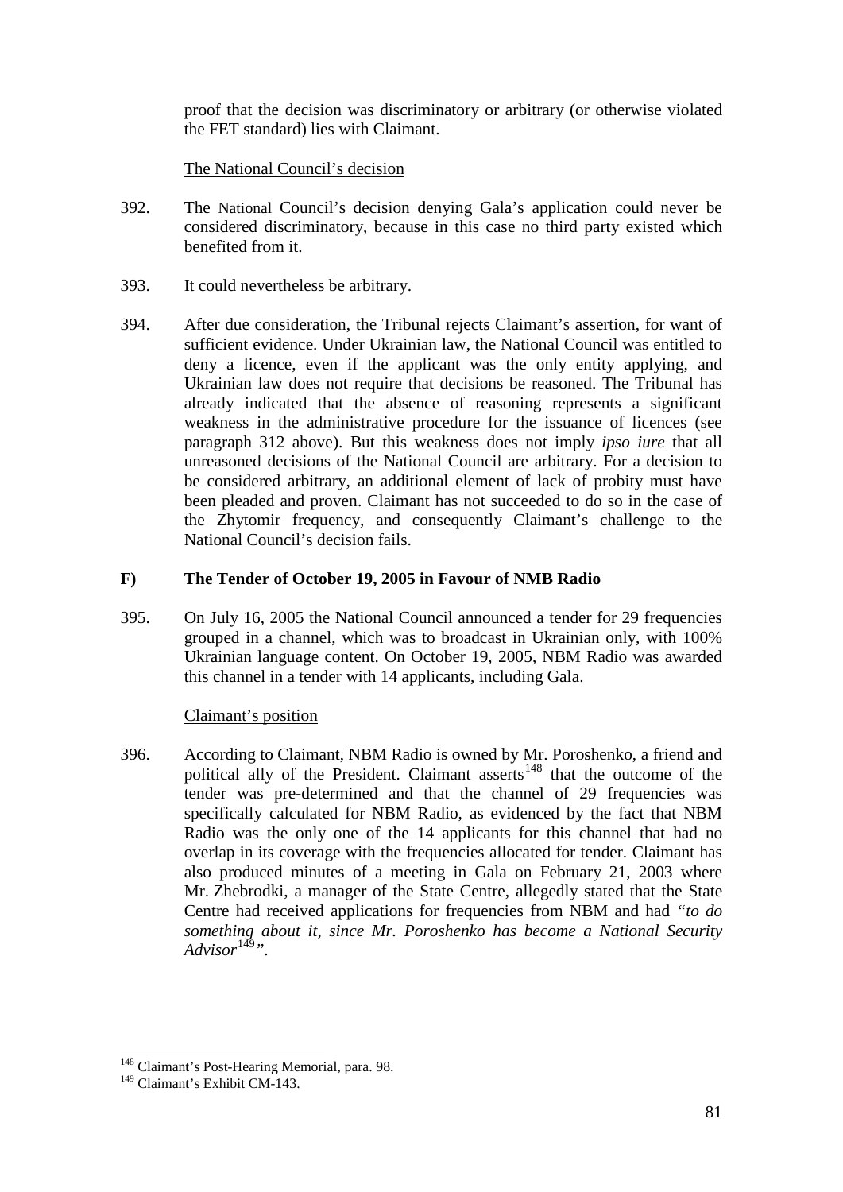proof that the decision was discriminatory or arbitrary (or otherwise violated the FET standard) lies with Claimant.

The National Council's decision

392. The National Council's decision denying Gala's application could never be considered discriminatory, because in this case no third party existed which benefited from it.

393. It could nevertheless be arbitrary.

394. After due consideration, the Tribunal rejects Claimant's assertion, for want of sufficient evidence. Under Ukrainian law, the National Council was entitled to deny a licence, even if the applicant was the only entity applying, and Ukrainian law does not require that decisions be reasoned. The Tribunal has already indicated that the absence of reasoning represents a significant weakness in the administrative procedure for the issuance of licences (see paragraph 312 above). But this weakness does not imply *ipso iure* that all unreasoned decisions of the National Council are arbitrary. For a decision to be considered arbitrary, an additional element of lack of probity must have been pleaded and proven. Claimant has not succeeded to do so in the case of the Zhytomir frequency, and consequently Claimant's challenge to the National Council's decision fails.

### F) The Tender of October 19, 2005 in Favour of NMB Radio

395. On July 16, 2005 the National Council announced a tender for 29 frequencies grouped in a channel, which was to broadcast in Ukrainian only, with 100% Ukrainian language content. On October 19, 2005, NBM Radio was awarded this channel in a tender with 14 applicants, including Gala.

Claimant's position

396. According to Claimant, NBM Radio is owned by Mr. Poroshenko, a friend and political ally of the President. Claimant asserts[148] that the outcome of the tender was pre-determined and that the channel of 29 frequencies was specifically calculated for NBM Radio, as evidenced by the fact that NBM Radio was the only one of the 14 applicants for this channel that had no overlap in its coverage with the frequencies allocated for tender. Claimant has also produced minutes of a meeting in Gala on February 21, 2003 where Mr. Zhebrodki, a manager of the State Centre, allegedly stated that the State Centre had received applications for frequencies from NBM and had "*to do something about it, since Mr. Poroshenko has become a National Security Advisor*[149]".

---

[148] Claimant's Post-Hearing Memorial, para. 98.

[149] Claimant's Exhibit CM-143.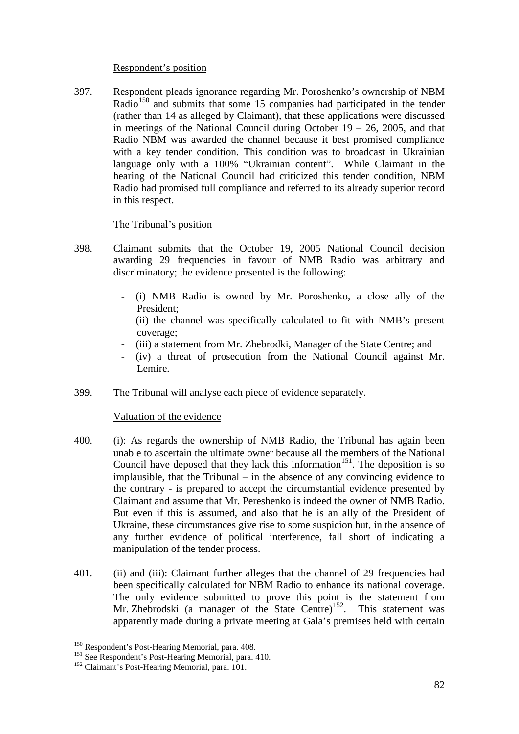Respondent's position

397. Respondent pleads ignorance regarding Mr. Poroshenko's ownership of NBM Radio[150] and submits that some 15 companies had participated in the tender (rather than 14 as alleged by Claimant), that these applications were discussed in meetings of the National Council during October 19 – 26, 2005, and that Radio NBM was awarded the channel because it best promised compliance with a key tender condition. This condition was to broadcast in Ukrainian language only with a 100% "Ukrainian content". While Claimant in the hearing of the National Council had criticized this tender condition, NBM Radio had promised full compliance and referred to its already superior record in this respect.

The Tribunal's position

398. Claimant submits that the October 19, 2005 National Council decision awarding 29 frequencies in favour of NMB Radio was arbitrary and discriminatory; the evidence presented is the following:

- (i) NMB Radio is owned by Mr. Poroshenko, a close ally of the President;
- (ii) the channel was specifically calculated to fit with NMB's present coverage;
- (iii) a statement from Mr. Zhebrodki, Manager of the State Centre; and
- (iv) a threat of prosecution from the National Council against Mr. Lemire.

399. The Tribunal will analyse each piece of evidence separately.

Valuation of the evidence

400. (i): As regards the ownership of NMB Radio, the Tribunal has again been unable to ascertain the ultimate owner because all the members of the National Council have deposed that they lack this information[151]. The deposition is so implausible, that the Tribunal – in the absence of any convincing evidence to the contrary - is prepared to accept the circumstantial evidence presented by Claimant and assume that Mr. Pereshenko is indeed the owner of NMB Radio. But even if this is assumed, and also that he is an ally of the President of Ukraine, these circumstances give rise to some suspicion but, in the absence of any further evidence of political interference, fall short of indicating a manipulation of the tender process.

401. (ii) and (iii): Claimant further alleges that the channel of 29 frequencies had been specifically calculated for NBM Radio to enhance its national coverage. The only evidence submitted to prove this point is the statement from Mr. Zhebrodski (a manager of the State Centre)[152]. This statement was apparently made during a private meeting at Gala's premises held with certain

---

[150] Respondent's Post-Hearing Memorial, para. 408.

[151] See Respondent's Post-Hearing Memorial, para. 410.

[152] Claimant's Post-Hearing Memorial, para. 101.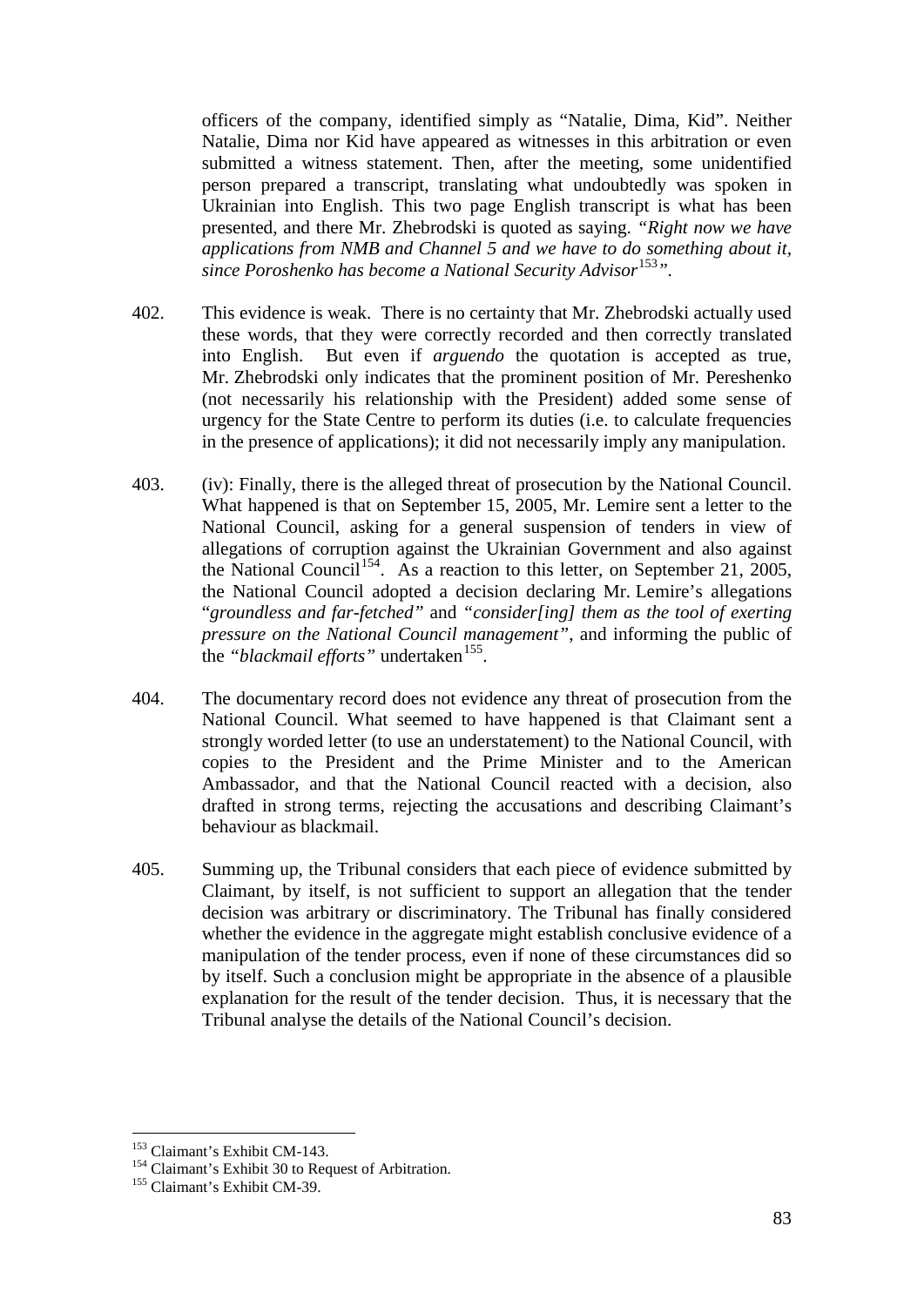officers of the company, identified simply as "Natalie, Dima, Kid". Neither Natalie, Dima nor Kid have appeared as witnesses in this arbitration or even submitted a witness statement. Then, after the meeting, some unidentified person prepared a transcript, translating what undoubtedly was spoken in Ukrainian into English. This two page English transcript is what has been presented, and there Mr. Zhebrodski is quoted as saying. *"Right now we have applications from NMB and Channel 5 and we have to do something about it, since Poroshenko has become a National Security Advisor*[153]*"*.

402. This evidence is weak. There is no certainty that Mr. Zhebrodski actually used these words, that they were correctly recorded and then correctly translated into English. But even if *arguendo* the quotation is accepted as true, Mr. Zhebrodski only indicates that the prominent position of Mr. Pereshenko (not necessarily his relationship with the President) added some sense of urgency for the State Centre to perform its duties (i.e. to calculate frequencies in the presence of applications); it did not necessarily imply any manipulation.

403. (iv): Finally, there is the alleged threat of prosecution by the National Council. What happened is that on September 15, 2005, Mr. Lemire sent a letter to the National Council, asking for a general suspension of tenders in view of allegations of corruption against the Ukrainian Government and also against the National Council[154]. As a reaction to this letter, on September 21, 2005, the National Council adopted a decision declaring Mr. Lemire's allegations "*groundless and far-fetched"* and *"consider[ing] them as the tool of exerting pressure on the National Council management"*, and informing the public of the *"blackmail efforts"* undertaken[155].

404. The documentary record does not evidence any threat of prosecution from the National Council. What seemed to have happened is that Claimant sent a strongly worded letter (to use an understatement) to the National Council, with copies to the President and the Prime Minister and to the American Ambassador, and that the National Council reacted with a decision, also drafted in strong terms, rejecting the accusations and describing Claimant's behaviour as blackmail.

405. Summing up, the Tribunal considers that each piece of evidence submitted by Claimant, by itself, is not sufficient to support an allegation that the tender decision was arbitrary or discriminatory. The Tribunal has finally considered whether the evidence in the aggregate might establish conclusive evidence of a manipulation of the tender process, even if none of these circumstances did so by itself. Such a conclusion might be appropriate in the absence of a plausible explanation for the result of the tender decision. Thus, it is necessary that the Tribunal analyse the details of the National Council's decision.

---

[153] Claimant's Exhibit CM-143.

[154] Claimant's Exhibit 30 to Request of Arbitration.

[155] Claimant's Exhibit CM-39.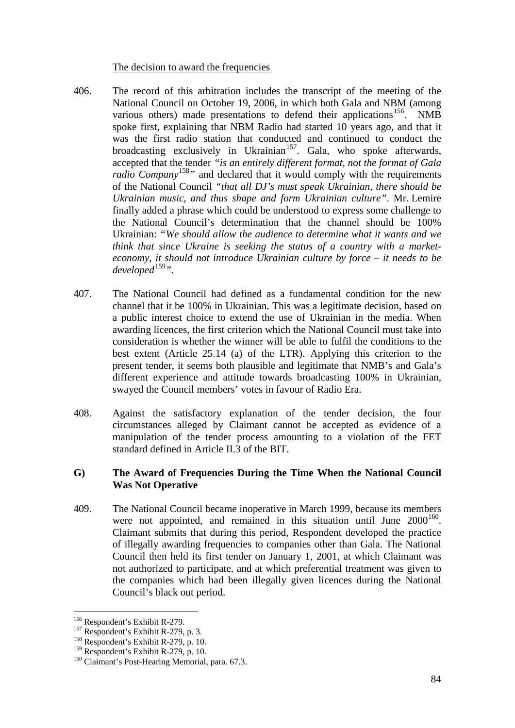The decision to award the frequencies

406. The record of this arbitration includes the transcript of the meeting of the National Council on October 19, 2006, in which both Gala and NBM (among various others) made presentations to defend their applications[156]. NMB spoke first, explaining that NBM Radio had started 10 years ago, and that it was the first radio station that conducted and continued to conduct the broadcasting exclusively in Ukrainian[157]. Gala, who spoke afterwards, accepted that the tender *"is an entirely different format, not the format of Gala radio Company[158]"* and declared that it would comply with the requirements of the National Council *"that all DJ's must speak Ukrainian, there should be Ukrainian music, and thus shape and form Ukrainian culture"*. Mr. Lemire finally added a phrase which could be understood to express some challenge to the National Council's determination that the channel should be 100% Ukrainian: *"We should allow the audience to determine what it wants and we think that since Ukraine is seeking the status of a country with a market-economy, it should not introduce Ukrainian culture by force – it needs to be developed[159]"*.

407. The National Council had defined as a fundamental condition for the new channel that it be 100% in Ukrainian. This was a legitimate decision, based on a public interest choice to extend the use of Ukrainian in the media. When awarding licences, the first criterion which the National Council must take into consideration is whether the winner will be able to fulfil the conditions to the best extent (Article 25.14 (a) of the LTR). Applying this criterion to the present tender, it seems both plausible and legitimate that NMB's and Gala's different experience and attitude towards broadcasting 100% in Ukrainian, swayed the Council members' votes in favour of Radio Era.

408. Against the satisfactory explanation of the tender decision, the four circumstances alleged by Claimant cannot be accepted as evidence of a manipulation of the tender process amounting to a violation of the FET standard defined in Article II.3 of the BIT.

## G) The Award of Frequencies During the Time When the National Council Was Not Operative

409. The National Council became inoperative in March 1999, because its members were not appointed, and remained in this situation until June 2000[160]. Claimant submits that during this period, Respondent developed the practice of illegally awarding frequencies to companies other than Gala. The National Council then held its first tender on January 1, 2001, at which Claimant was not authorized to participate, and at which preferential treatment was given to the companies which had been illegally given licences during the National Council's black out period.

---

[156] Respondent's Exhibit R-279.

[157] Respondent's Exhibit R-279, p. 3.

[158] Respondent's Exhibit R-279, p. 10.

[159] Respondent's Exhibit R-279, p. 10.

[160] Claimant's Post-Hearing Memorial, para. 67.3.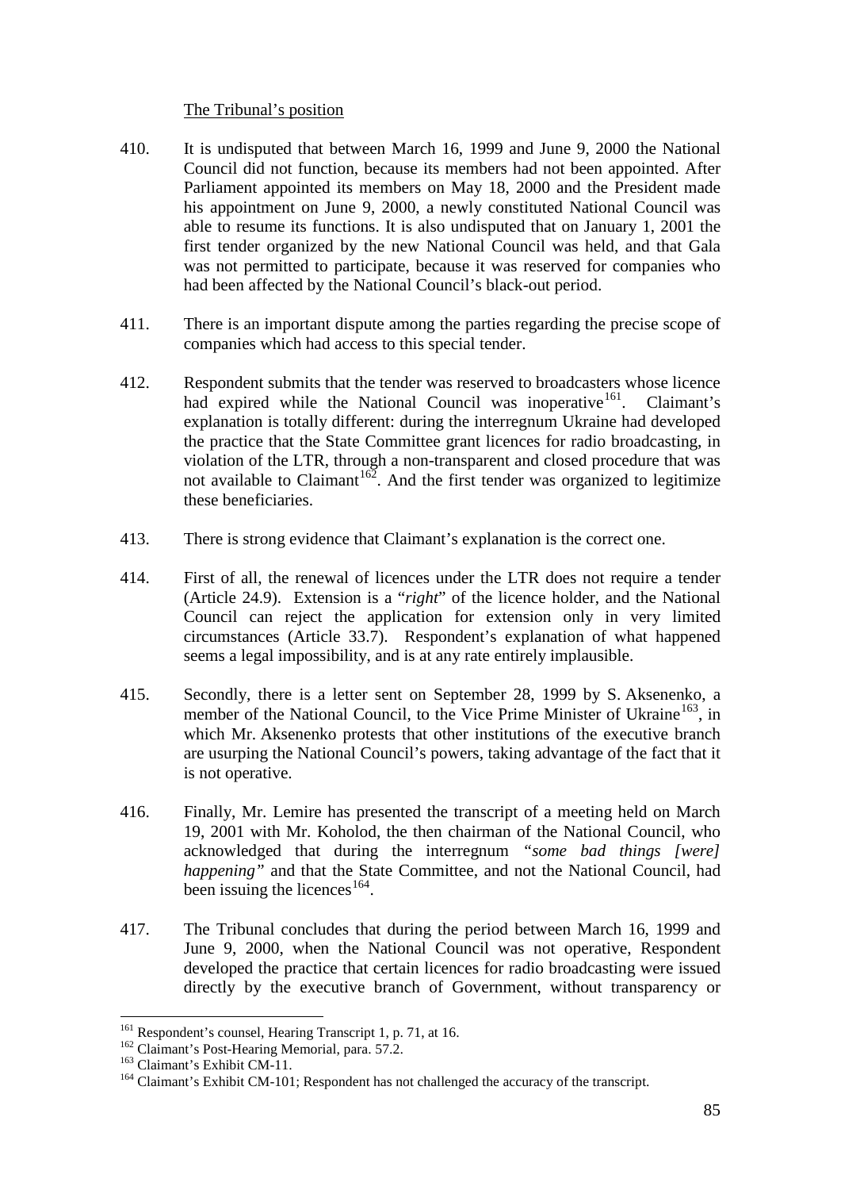The Tribunal's position

410. It is undisputed that between March 16, 1999 and June 9, 2000 the National Council did not function, because its members had not been appointed. After Parliament appointed its members on May 18, 2000 and the President made his appointment on June 9, 2000, a newly constituted National Council was able to resume its functions. It is also undisputed that on January 1, 2001 the first tender organized by the new National Council was held, and that Gala was not permitted to participate, because it was reserved for companies who had been affected by the National Council's black-out period.

411. There is an important dispute among the parties regarding the precise scope of companies which had access to this special tender.

412. Respondent submits that the tender was reserved to broadcasters whose licence had expired while the National Council was inoperative[161]. Claimant's explanation is totally different: during the interregnum Ukraine had developed the practice that the State Committee grant licences for radio broadcasting, in violation of the LTR, through a non-transparent and closed procedure that was not available to Claimant[162]. And the first tender was organized to legitimize these beneficiaries.

413. There is strong evidence that Claimant's explanation is the correct one.

414. First of all, the renewal of licences under the LTR does not require a tender (Article 24.9). Extension is a "*right*" of the licence holder, and the National Council can reject the application for extension only in very limited circumstances (Article 33.7). Respondent's explanation of what happened seems a legal impossibility, and is at any rate entirely implausible.

415. Secondly, there is a letter sent on September 28, 1999 by S. Aksenenko, a member of the National Council, to the Vice Prime Minister of Ukraine[163], in which Mr. Aksenenko protests that other institutions of the executive branch are usurping the National Council's powers, taking advantage of the fact that it is not operative.

416. Finally, Mr. Lemire has presented the transcript of a meeting held on March 19, 2001 with Mr. Koholod, the then chairman of the National Council, who acknowledged that during the interregnum "*some bad things [were] happening"* and that the State Committee, and not the National Council, had been issuing the licences[164].

417. The Tribunal concludes that during the period between March 16, 1999 and June 9, 2000, when the National Council was not operative, Respondent developed the practice that certain licences for radio broadcasting were issued directly by the executive branch of Government, without transparency or

---

[161] Respondent's counsel, Hearing Transcript 1, p. 71, at 16.

[162] Claimant's Post-Hearing Memorial, para. 57.2.

[163] Claimant's Exhibit CM-11.

[164] Claimant's Exhibit CM-101; Respondent has not challenged the accuracy of the transcript.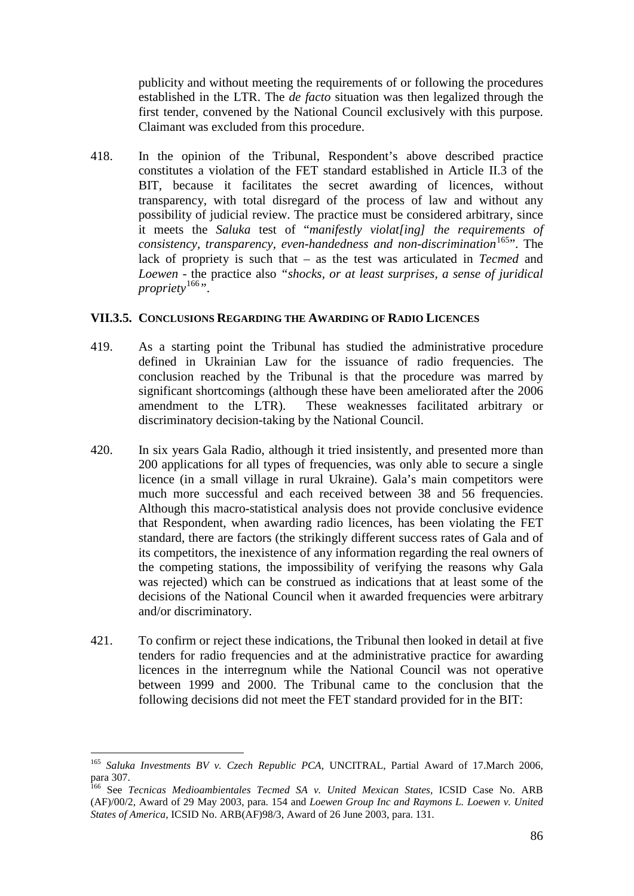publicity and without meeting the requirements of or following the procedures established in the LTR. The *de facto* situation was then legalized through the first tender, convened by the National Council exclusively with this purpose. Claimant was excluded from this procedure.

418. In the opinion of the Tribunal, Respondent's above described practice constitutes a violation of the FET standard established in Article II.3 of the BIT, because it facilitates the secret awarding of licences, without transparency, with total disregard of the process of law and without any possibility of judicial review. The practice must be considered arbitrary, since it meets the *Saluka* test of "*manifestly violat[ing] the requirements of consistency, transparency, even-handedness and non-discrimination*[165]". The lack of propriety is such that – as the test was articulated in *Tecmed* and *Loewen* - the practice also *"shocks, or at least surprises, a sense of juridical propriety*[166]*"*.

### VII.3.5. Conclusions Regarding the Awarding of Radio Licences

419. As a starting point the Tribunal has studied the administrative procedure defined in Ukrainian Law for the issuance of radio frequencies. The conclusion reached by the Tribunal is that the procedure was marred by significant shortcomings (although these have been ameliorated after the 2006 amendment to the LTR). These weaknesses facilitated arbitrary or discriminatory decision-taking by the National Council.

420. In six years Gala Radio, although it tried insistently, and presented more than 200 applications for all types of frequencies, was only able to secure a single licence (in a small village in rural Ukraine). Gala's main competitors were much more successful and each received between 38 and 56 frequencies. Although this macro-statistical analysis does not provide conclusive evidence that Respondent, when awarding radio licences, has been violating the FET standard, there are factors (the strikingly different success rates of Gala and of its competitors, the inexistence of any information regarding the real owners of the competing stations, the impossibility of verifying the reasons why Gala was rejected) which can be construed as indications that at least some of the decisions of the National Council when it awarded frequencies were arbitrary and/or discriminatory.

421. To confirm or reject these indications, the Tribunal then looked in detail at five tenders for radio frequencies and at the administrative practice for awarding licences in the interregnum while the National Council was not operative between 1999 and 2000. The Tribunal came to the conclusion that the following decisions did not meet the FET standard provided for in the BIT:

---

[165] *Saluka Investments BV v. Czech Republic PCA*, UNCITRAL, Partial Award of 17.March 2006, para 307.

[166] See *Tecnicas Medioambientales Tecmed SA v. United Mexican States*, ICSID Case No. ARB (AF)/00/2, Award of 29 May 2003, para. 154 and *Loewen Group Inc and Raymons L. Loewen v. United States of America*, ICSID No. ARB(AF)98/3, Award of 26 June 2003, para. 131.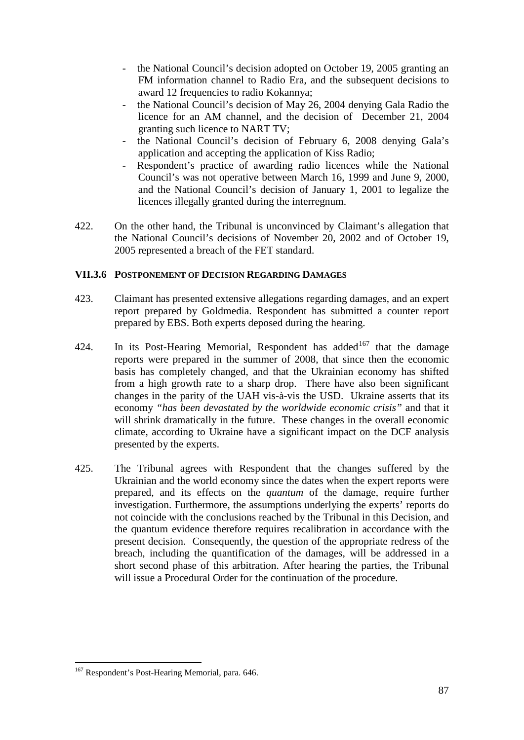- the National Council's decision adopted on October 19, 2005 granting an FM information channel to Radio Era, and the subsequent decisions to award 12 frequencies to radio Kokannya;
- the National Council's decision of May 26, 2004 denying Gala Radio the licence for an AM channel, and the decision of December 21, 2004 granting such licence to NART TV;
- the National Council's decision of February 6, 2008 denying Gala's application and accepting the application of Kiss Radio;
- Respondent's practice of awarding radio licences while the National Council's was not operative between March 16, 1999 and June 9, 2000, and the National Council's decision of January 1, 2001 to legalize the licences illegally granted during the interregnum.

422. On the other hand, the Tribunal is unconvinced by Claimant's allegation that the National Council's decisions of November 20, 2002 and of October 19, 2005 represented a breach of the FET standard.

### VII.3.6 POSTPONEMENT OF DECISION REGARDING DAMAGES

423. Claimant has presented extensive allegations regarding damages, and an expert report prepared by Goldmedia. Respondent has submitted a counter report prepared by EBS. Both experts deposed during the hearing.

424. In its Post-Hearing Memorial, Respondent has added[167] that the damage reports were prepared in the summer of 2008, that since then the economic basis has completely changed, and that the Ukrainian economy has shifted from a high growth rate to a sharp drop. There have also been significant changes in the parity of the UAH vis-à-vis the USD. Ukraine asserts that its economy *"has been devastated by the worldwide economic crisis"* and that it will shrink dramatically in the future. These changes in the overall economic climate, according to Ukraine have a significant impact on the DCF analysis presented by the experts.

425. The Tribunal agrees with Respondent that the changes suffered by the Ukrainian and the world economy since the dates when the expert reports were prepared, and its effects on the *quantum* of the damage, require further investigation. Furthermore, the assumptions underlying the experts' reports do not coincide with the conclusions reached by the Tribunal in this Decision, and the quantum evidence therefore requires recalibration in accordance with the present decision. Consequently, the question of the appropriate redress of the breach, including the quantification of the damages, will be addressed in a short second phase of this arbitration. After hearing the parties, the Tribunal will issue a Procedural Order for the continuation of the procedure.

---

[167] Respondent's Post-Hearing Memorial, para. 646.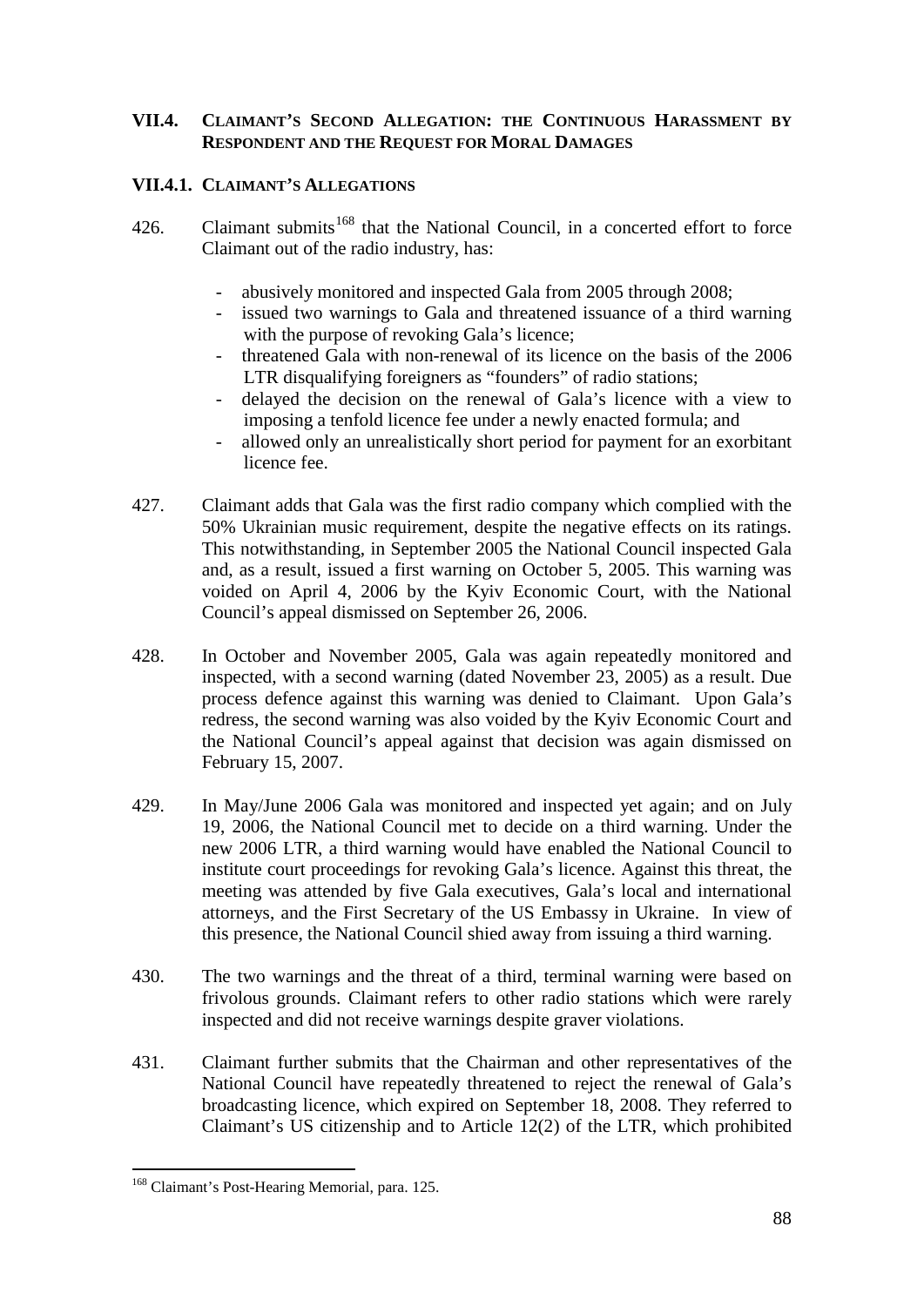### VII.4. CLAIMANT'S SECOND ALLEGATION: THE CONTINUOUS HARASSMENT BY RESPONDENT AND THE REQUEST FOR MORAL DAMAGES

#### VII.4.1. CLAIMANT'S ALLEGATIONS

426. Claimant submits[168] that the National Council, in a concerted effort to force Claimant out of the radio industry, has:

- abusively monitored and inspected Gala from 2005 through 2008;
- issued two warnings to Gala and threatened issuance of a third warning with the purpose of revoking Gala's licence;
- threatened Gala with non-renewal of its licence on the basis of the 2006 LTR disqualifying foreigners as "founders" of radio stations;
- delayed the decision on the renewal of Gala's licence with a view to imposing a tenfold licence fee under a newly enacted formula; and
- allowed only an unrealistically short period for payment for an exorbitant licence fee.

427. Claimant adds that Gala was the first radio company which complied with the 50% Ukrainian music requirement, despite the negative effects on its ratings. This notwithstanding, in September 2005 the National Council inspected Gala and, as a result, issued a first warning on October 5, 2005. This warning was voided on April 4, 2006 by the Kyiv Economic Court, with the National Council's appeal dismissed on September 26, 2006.

428. In October and November 2005, Gala was again repeatedly monitored and inspected, with a second warning (dated November 23, 2005) as a result. Due process defence against this warning was denied to Claimant. Upon Gala's redress, the second warning was also voided by the Kyiv Economic Court and the National Council's appeal against that decision was again dismissed on February 15, 2007.

429. In May/June 2006 Gala was monitored and inspected yet again; and on July 19, 2006, the National Council met to decide on a third warning. Under the new 2006 LTR, a third warning would have enabled the National Council to institute court proceedings for revoking Gala's licence. Against this threat, the meeting was attended by five Gala executives, Gala's local and international attorneys, and the First Secretary of the US Embassy in Ukraine. In view of this presence, the National Council shied away from issuing a third warning.

430. The two warnings and the threat of a third, terminal warning were based on frivolous grounds. Claimant refers to other radio stations which were rarely inspected and did not receive warnings despite graver violations.

431. Claimant further submits that the Chairman and other representatives of the National Council have repeatedly threatened to reject the renewal of Gala's broadcasting licence, which expired on September 18, 2008. They referred to Claimant's US citizenship and to Article 12(2) of the LTR, which prohibited

---

[168] Claimant's Post-Hearing Memorial, para. 125.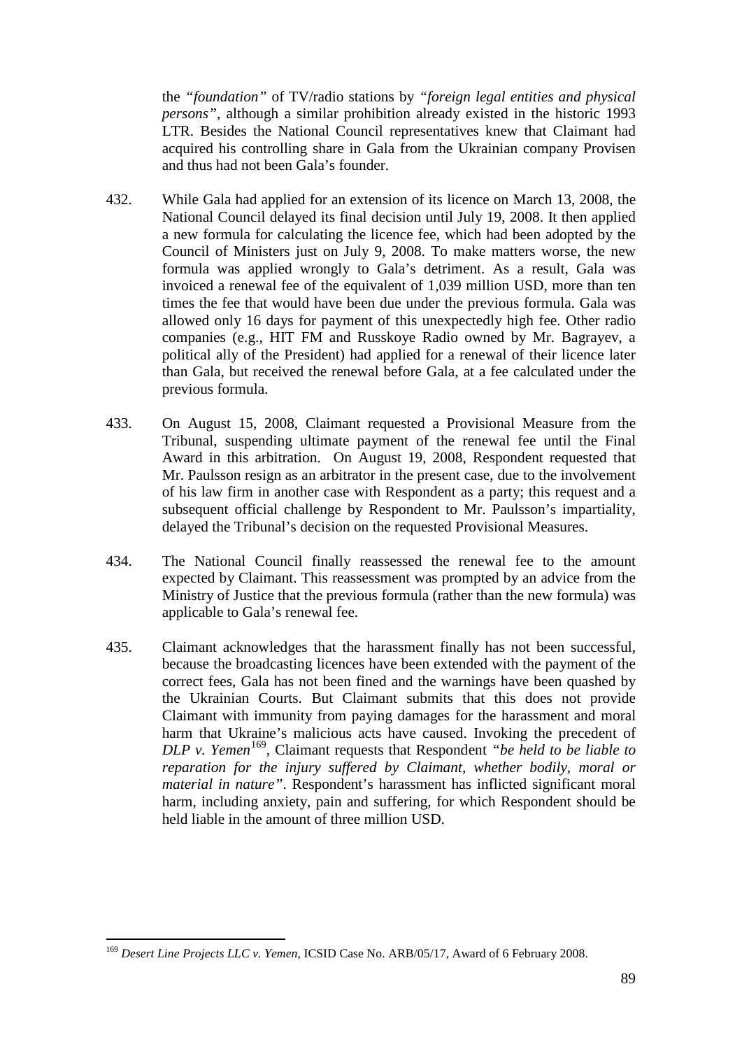the *"foundation"* of TV/radio stations by *"foreign legal entities and physical persons"*, although a similar prohibition already existed in the historic 1993 LTR. Besides the National Council representatives knew that Claimant had acquired his controlling share in Gala from the Ukrainian company Provisen and thus had not been Gala's founder.

432. While Gala had applied for an extension of its licence on March 13, 2008, the National Council delayed its final decision until July 19, 2008. It then applied a new formula for calculating the licence fee, which had been adopted by the Council of Ministers just on July 9, 2008. To make matters worse, the new formula was applied wrongly to Gala's detriment. As a result, Gala was invoiced a renewal fee of the equivalent of 1,039 million USD, more than ten times the fee that would have been due under the previous formula. Gala was allowed only 16 days for payment of this unexpectedly high fee. Other radio companies (e.g., HIT FM and Russkoye Radio owned by Mr. Bagrayev, a political ally of the President) had applied for a renewal of their licence later than Gala, but received the renewal before Gala, at a fee calculated under the previous formula.

433. On August 15, 2008, Claimant requested a Provisional Measure from the Tribunal, suspending ultimate payment of the renewal fee until the Final Award in this arbitration. On August 19, 2008, Respondent requested that Mr. Paulsson resign as an arbitrator in the present case, due to the involvement of his law firm in another case with Respondent as a party; this request and a subsequent official challenge by Respondent to Mr. Paulsson's impartiality, delayed the Tribunal's decision on the requested Provisional Measures.

434. The National Council finally reassessed the renewal fee to the amount expected by Claimant. This reassessment was prompted by an advice from the Ministry of Justice that the previous formula (rather than the new formula) was applicable to Gala's renewal fee.

435. Claimant acknowledges that the harassment finally has not been successful, because the broadcasting licences have been extended with the payment of the correct fees, Gala has not been fined and the warnings have been quashed by the Ukrainian Courts. But Claimant submits that this does not provide Claimant with immunity from paying damages for the harassment and moral harm that Ukraine's malicious acts have caused. Invoking the precedent of *DLP v. Yemen*[169], Claimant requests that Respondent *"be held to be liable to reparation for the injury suffered by Claimant, whether bodily, moral or material in nature"*. Respondent's harassment has inflicted significant moral harm, including anxiety, pain and suffering, for which Respondent should be held liable in the amount of three million USD.

---

[169] *Desert Line Projects LLC v. Yemen*, ICSID Case No. ARB/05/17, Award of 6 February 2008.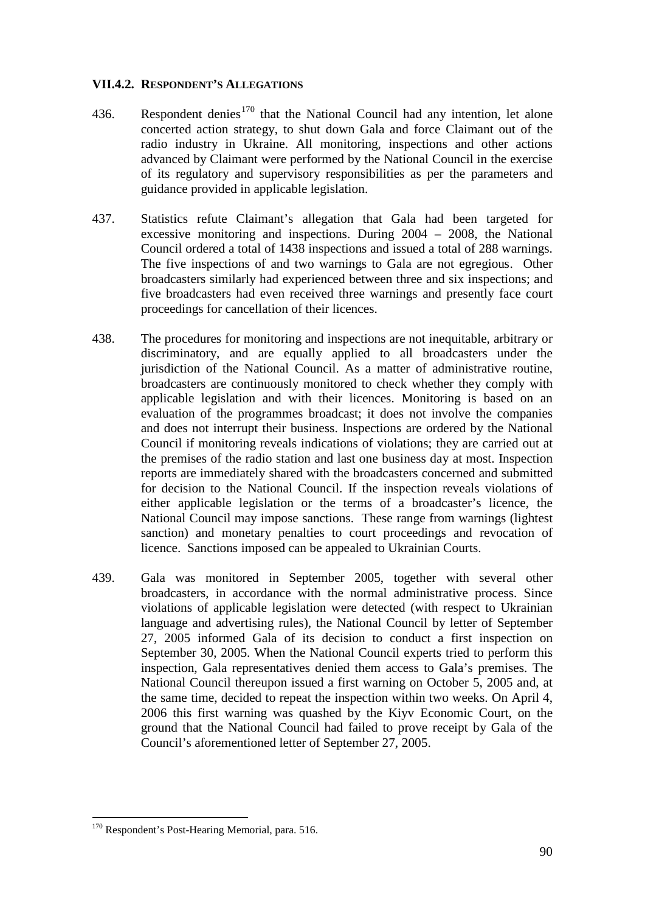### VII.4.2. RESPONDENT'S ALLEGATIONS

436. Respondent denies[170] that the National Council had any intention, let alone concerted action strategy, to shut down Gala and force Claimant out of the radio industry in Ukraine. All monitoring, inspections and other actions advanced by Claimant were performed by the National Council in the exercise of its regulatory and supervisory responsibilities as per the parameters and guidance provided in applicable legislation.

437. Statistics refute Claimant's allegation that Gala had been targeted for excessive monitoring and inspections. During 2004 – 2008, the National Council ordered a total of 1438 inspections and issued a total of 288 warnings. The five inspections of and two warnings to Gala are not egregious. Other broadcasters similarly had experienced between three and six inspections; and five broadcasters had even received three warnings and presently face court proceedings for cancellation of their licences.

438. The procedures for monitoring and inspections are not inequitable, arbitrary or discriminatory, and are equally applied to all broadcasters under the jurisdiction of the National Council. As a matter of administrative routine, broadcasters are continuously monitored to check whether they comply with applicable legislation and with their licences. Monitoring is based on an evaluation of the programmes broadcast; it does not involve the companies and does not interrupt their business. Inspections are ordered by the National Council if monitoring reveals indications of violations; they are carried out at the premises of the radio station and last one business day at most. Inspection reports are immediately shared with the broadcasters concerned and submitted for decision to the National Council. If the inspection reveals violations of either applicable legislation or the terms of a broadcaster's licence, the National Council may impose sanctions. These range from warnings (lightest sanction) and monetary penalties to court proceedings and revocation of licence. Sanctions imposed can be appealed to Ukrainian Courts.

439. Gala was monitored in September 2005, together with several other broadcasters, in accordance with the normal administrative process. Since violations of applicable legislation were detected (with respect to Ukrainian language and advertising rules), the National Council by letter of September 27, 2005 informed Gala of its decision to conduct a first inspection on September 30, 2005. When the National Council experts tried to perform this inspection, Gala representatives denied them access to Gala's premises. The National Council thereupon issued a first warning on October 5, 2005 and, at the same time, decided to repeat the inspection within two weeks. On April 4, 2006 this first warning was quashed by the Kiyv Economic Court, on the ground that the National Council had failed to prove receipt by Gala of the Council's aforementioned letter of September 27, 2005.

---

[170] Respondent's Post-Hearing Memorial, para. 516.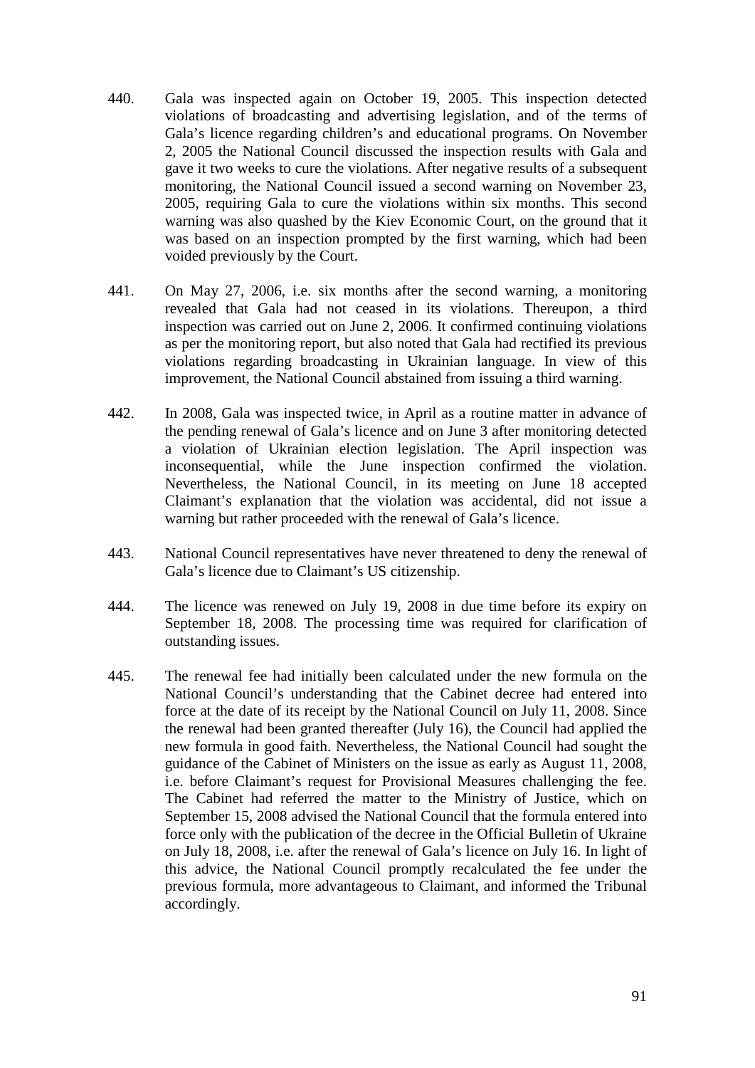440. Gala was inspected again on October 19, 2005. This inspection detected violations of broadcasting and advertising legislation, and of the terms of Gala's licence regarding children's and educational programs. On November 2, 2005 the National Council discussed the inspection results with Gala and gave it two weeks to cure the violations. After negative results of a subsequent monitoring, the National Council issued a second warning on November 23, 2005, requiring Gala to cure the violations within six months. This second warning was also quashed by the Kiev Economic Court, on the ground that it was based on an inspection prompted by the first warning, which had been voided previously by the Court.

441. On May 27, 2006, i.e. six months after the second warning, a monitoring revealed that Gala had not ceased in its violations. Thereupon, a third inspection was carried out on June 2, 2006. It confirmed continuing violations as per the monitoring report, but also noted that Gala had rectified its previous violations regarding broadcasting in Ukrainian language. In view of this improvement, the National Council abstained from issuing a third warning.

442. In 2008, Gala was inspected twice, in April as a routine matter in advance of the pending renewal of Gala's licence and on June 3 after monitoring detected a violation of Ukrainian election legislation. The April inspection was inconsequential, while the June inspection confirmed the violation. Nevertheless, the National Council, in its meeting on June 18 accepted Claimant's explanation that the violation was accidental, did not issue a warning but rather proceeded with the renewal of Gala's licence.

443. National Council representatives have never threatened to deny the renewal of Gala's licence due to Claimant's US citizenship.

444. The licence was renewed on July 19, 2008 in due time before its expiry on September 18, 2008. The processing time was required for clarification of outstanding issues.

445. The renewal fee had initially been calculated under the new formula on the National Council's understanding that the Cabinet decree had entered into force at the date of its receipt by the National Council on July 11, 2008. Since the renewal had been granted thereafter (July 16), the Council had applied the new formula in good faith. Nevertheless, the National Council had sought the guidance of the Cabinet of Ministers on the issue as early as August 11, 2008, i.e. before Claimant's request for Provisional Measures challenging the fee. The Cabinet had referred the matter to the Ministry of Justice, which on September 15, 2008 advised the National Council that the formula entered into force only with the publication of the decree in the Official Bulletin of Ukraine on July 18, 2008, i.e. after the renewal of Gala's licence on July 16. In light of this advice, the National Council promptly recalculated the fee under the previous formula, more advantageous to Claimant, and informed the Tribunal accordingly.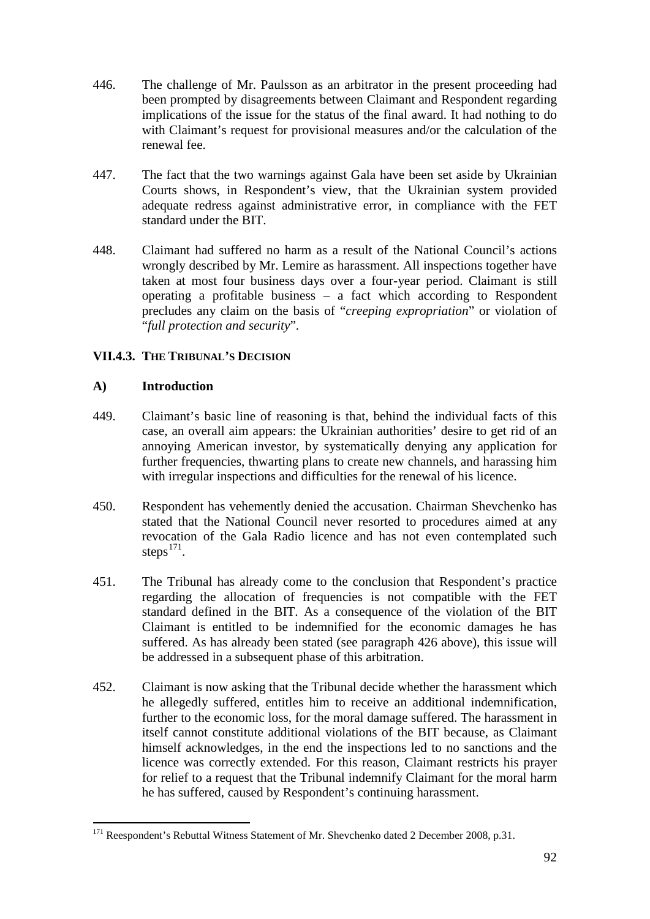446. The challenge of Mr. Paulsson as an arbitrator in the present proceeding had been prompted by disagreements between Claimant and Respondent regarding implications of the issue for the status of the final award. It had nothing to do with Claimant's request for provisional measures and/or the calculation of the renewal fee.

447. The fact that the two warnings against Gala have been set aside by Ukrainian Courts shows, in Respondent's view, that the Ukrainian system provided adequate redress against administrative error, in compliance with the FET standard under the BIT.

448. Claimant had suffered no harm as a result of the National Council's actions wrongly described by Mr. Lemire as harassment. All inspections together have taken at most four business days over a four-year period. Claimant is still operating a profitable business – a fact which according to Respondent precludes any claim on the basis of "*creeping expropriation*" or violation of "*full protection and security*".

### VII.4.3. THE TRIBUNAL'S DECISION

### A) Introduction

449. Claimant's basic line of reasoning is that, behind the individual facts of this case, an overall aim appears: the Ukrainian authorities' desire to get rid of an annoying American investor, by systematically denying any application for further frequencies, thwarting plans to create new channels, and harassing him with irregular inspections and difficulties for the renewal of his licence.

450. Respondent has vehemently denied the accusation. Chairman Shevchenko has stated that the National Council never resorted to procedures aimed at any revocation of the Gala Radio licence and has not even contemplated such steps[171].

451. The Tribunal has already come to the conclusion that Respondent's practice regarding the allocation of frequencies is not compatible with the FET standard defined in the BIT. As a consequence of the violation of the BIT Claimant is entitled to be indemnified for the economic damages he has suffered. As has already been stated (see paragraph 426 above), this issue will be addressed in a subsequent phase of this arbitration.

452. Claimant is now asking that the Tribunal decide whether the harassment which he allegedly suffered, entitles him to receive an additional indemnification, further to the economic loss, for the moral damage suffered. The harassment in itself cannot constitute additional violations of the BIT because, as Claimant himself acknowledges, in the end the inspections led to no sanctions and the licence was correctly extended. For this reason, Claimant restricts his prayer for relief to a request that the Tribunal indemnify Claimant for the moral harm he has suffered, caused by Respondent's continuing harassment.

---

[171] Reespondent's Rebuttal Witness Statement of Mr. Shevchenko dated 2 December 2008, p.31.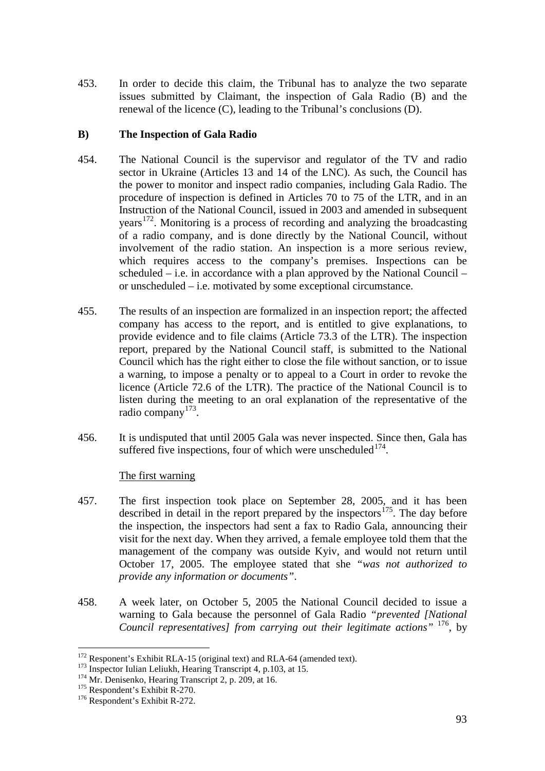453. In order to decide this claim, the Tribunal has to analyze the two separate issues submitted by Claimant, the inspection of Gala Radio (B) and the renewal of the licence (C), leading to the Tribunal's conclusions (D).

## B) The Inspection of Gala Radio

454. The National Council is the supervisor and regulator of the TV and radio sector in Ukraine (Articles 13 and 14 of the LNC). As such, the Council has the power to monitor and inspect radio companies, including Gala Radio. The procedure of inspection is defined in Articles 70 to 75 of the LTR, and in an Instruction of the National Council, issued in 2003 and amended in subsequent years[172]. Monitoring is a process of recording and analyzing the broadcasting of a radio company, and is done directly by the National Council, without involvement of the radio station. An inspection is a more serious review, which requires access to the company's premises. Inspections can be scheduled – i.e. in accordance with a plan approved by the National Council – or unscheduled – i.e. motivated by some exceptional circumstance.

455. The results of an inspection are formalized in an inspection report; the affected company has access to the report, and is entitled to give explanations, to provide evidence and to file claims (Article 73.3 of the LTR). The inspection report, prepared by the National Council staff, is submitted to the National Council which has the right either to close the file without sanction, or to issue a warning, to impose a penalty or to appeal to a Court in order to revoke the licence (Article 72.6 of the LTR). The practice of the National Council is to listen during the meeting to an oral explanation of the representative of the radio company[173].

456. It is undisputed that until 2005 Gala was never inspected. Since then, Gala has suffered five inspections, four of which were unscheduled[174].

The first warning

457. The first inspection took place on September 28, 2005, and it has been described in detail in the report prepared by the inspectors[175]. The day before the inspection, the inspectors had sent a fax to Radio Gala, announcing their visit for the next day. When they arrived, a female employee told them that the management of the company was outside Kyiv, and would not return until October 17, 2005. The employee stated that she *"was not authorized to provide any information or documents"*.

458. A week later, on October 5, 2005 the National Council decided to issue a warning to Gala because the personnel of Gala Radio *"prevented [National Council representatives] from carrying out their legitimate actions"* [176], by

---

[172] Responent's Exhibit RLA-15 (original text) and RLA-64 (amended text).
[173] Inspector Iulian Leliukh, Hearing Transcript 4, p.103, at 15.
[174] Mr. Denisenko, Hearing Transcript 2, p. 209, at 16.
[175] Respondent's Exhibit R-270.
[176] Respondent's Exhibit R-272.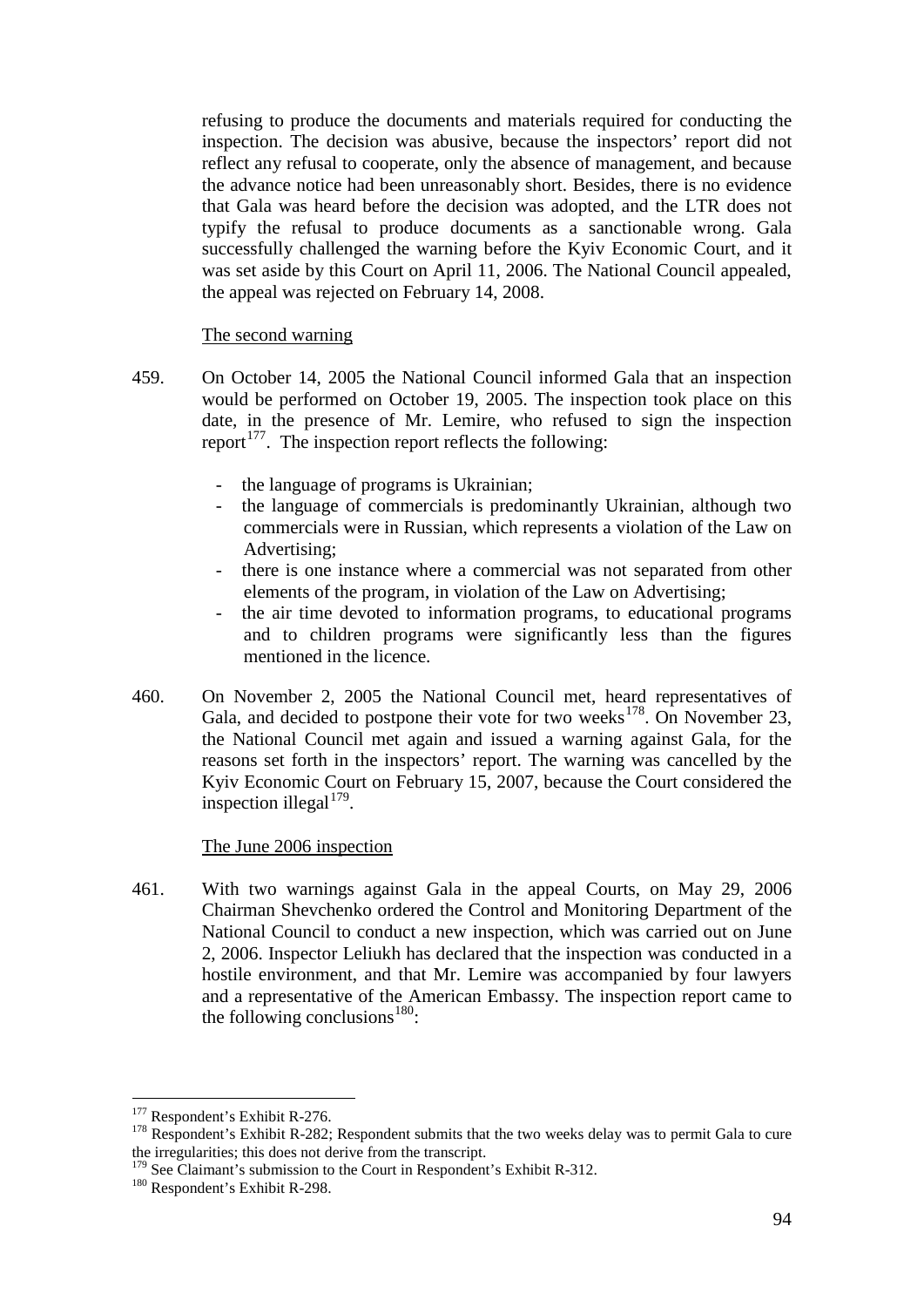refusing to produce the documents and materials required for conducting the inspection. The decision was abusive, because the inspectors' report did not reflect any refusal to cooperate, only the absence of management, and because the advance notice had been unreasonably short. Besides, there is no evidence that Gala was heard before the decision was adopted, and the LTR does not typify the refusal to produce documents as a sanctionable wrong. Gala successfully challenged the warning before the Kyiv Economic Court, and it was set aside by this Court on April 11, 2006. The National Council appealed, the appeal was rejected on February 14, 2008.

<u>The second warning</u>

459. On October 14, 2005 the National Council informed Gala that an inspection would be performed on October 19, 2005. The inspection took place on this date, in the presence of Mr. Lemire, who refused to sign the inspection report[177]. The inspection report reflects the following:

- the language of programs is Ukrainian;
- the language of commercials is predominantly Ukrainian, although two commercials were in Russian, which represents a violation of the Law on Advertising;
- there is one instance where a commercial was not separated from other elements of the program, in violation of the Law on Advertising;
- the air time devoted to information programs, to educational programs and to children programs were significantly less than the figures mentioned in the licence.

460. On November 2, 2005 the National Council met, heard representatives of Gala, and decided to postpone their vote for two weeks[178]. On November 23, the National Council met again and issued a warning against Gala, for the reasons set forth in the inspectors' report. The warning was cancelled by the Kyiv Economic Court on February 15, 2007, because the Court considered the inspection illegal[179].

<u>The June 2006 inspection</u>

461. With two warnings against Gala in the appeal Courts, on May 29, 2006 Chairman Shevchenko ordered the Control and Monitoring Department of the National Council to conduct a new inspection, which was carried out on June 2, 2006. Inspector Leliukh has declared that the inspection was conducted in a hostile environment, and that Mr. Lemire was accompanied by four lawyers and a representative of the American Embassy. The inspection report came to the following conclusions[180]:

---

[177] Respondent's Exhibit R-276.

[178] Respondent's Exhibit R-282; Respondent submits that the two weeks delay was to permit Gala to cure the irregularities; this does not derive from the transcript.

[179] See Claimant's submission to the Court in Respondent's Exhibit R-312.

[180] Respondent's Exhibit R-298.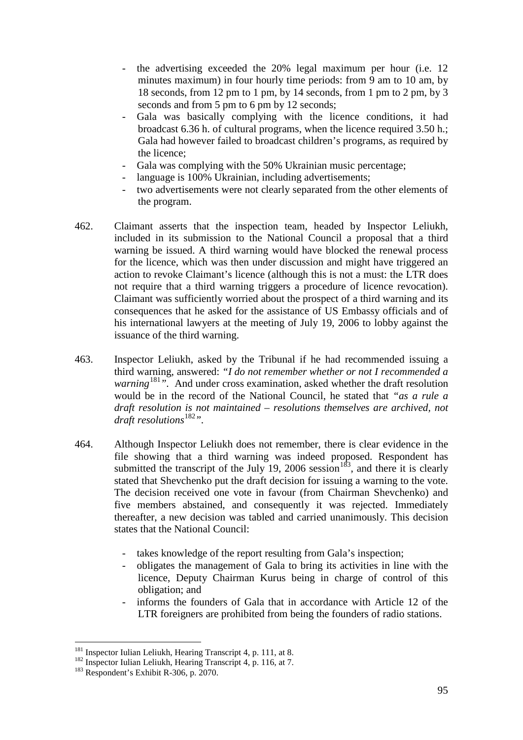- the advertising exceeded the 20% legal maximum per hour (i.e. 12 minutes maximum) in four hourly time periods: from 9 am to 10 am, by 18 seconds, from 12 pm to 1 pm, by 14 seconds, from 1 pm to 2 pm, by 3 seconds and from 5 pm to 6 pm by 12 seconds;
- Gala was basically complying with the licence conditions, it had broadcast 6.36 h. of cultural programs, when the licence required 3.50 h.; Gala had however failed to broadcast children's programs, as required by the licence;
- Gala was complying with the 50% Ukrainian music percentage;
- language is 100% Ukrainian, including advertisements;
- two advertisements were not clearly separated from the other elements of the program.

462. Claimant asserts that the inspection team, headed by Inspector Leliukh, included in its submission to the National Council a proposal that a third warning be issued. A third warning would have blocked the renewal process for the licence, which was then under discussion and might have triggered an action to revoke Claimant's licence (although this is not a must: the LTR does not require that a third warning triggers a procedure of licence revocation). Claimant was sufficiently worried about the prospect of a third warning and its consequences that he asked for the assistance of US Embassy officials and of his international lawyers at the meeting of July 19, 2006 to lobby against the issuance of the third warning.

463. Inspector Leliukh, asked by the Tribunal if he had recommended issuing a third warning, answered: *"I do not remember whether or not I recommended a warning*[181]*"*. And under cross examination, asked whether the draft resolution would be in the record of the National Council, he stated that *"as a rule a draft resolution is not maintained – resolutions themselves are archived, not draft resolutions*[182]*"*.

464. Although Inspector Leliukh does not remember, there is clear evidence in the file showing that a third warning was indeed proposed. Respondent has submitted the transcript of the July 19, 2006 session[183], and there it is clearly stated that Shevchenko put the draft decision for issuing a warning to the vote. The decision received one vote in favour (from Chairman Shevchenko) and five members abstained, and consequently it was rejected. Immediately thereafter, a new decision was tabled and carried unanimously. This decision states that the National Council:

- takes knowledge of the report resulting from Gala's inspection;
- obligates the management of Gala to bring its activities in line with the licence, Deputy Chairman Kurus being in charge of control of this obligation; and
- informs the founders of Gala that in accordance with Article 12 of the LTR foreigners are prohibited from being the founders of radio stations.

---

[181] Inspector Iulian Leliukh, Hearing Transcript 4, p. 111, at 8.

[182] Inspector Iulian Leliukh, Hearing Transcript 4, p. 116, at 7.

[183] Respondent's Exhibit R-306, p. 2070.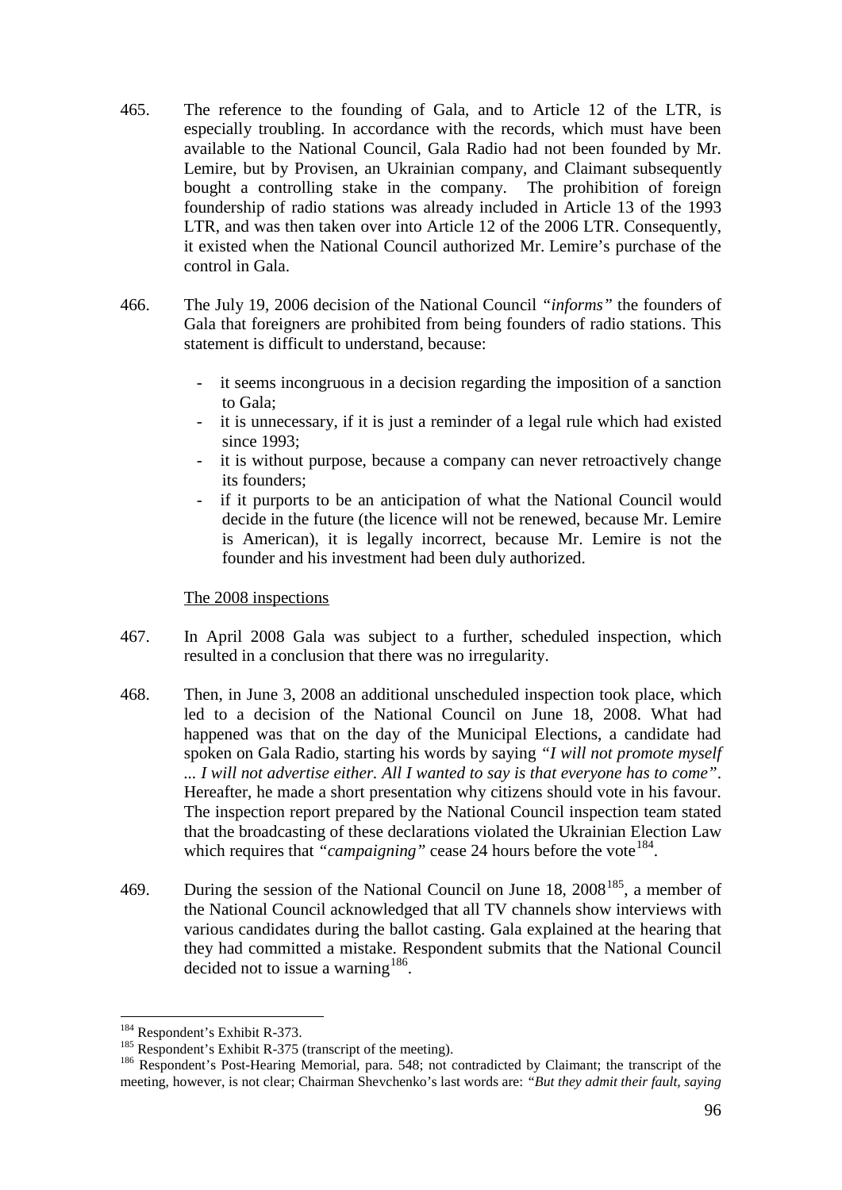465. The reference to the founding of Gala, and to Article 12 of the LTR, is especially troubling. In accordance with the records, which must have been available to the National Council, Gala Radio had not been founded by Mr. Lemire, but by Provisen, an Ukrainian company, and Claimant subsequently bought a controlling stake in the company. The prohibition of foreign foundership of radio stations was already included in Article 13 of the 1993 LTR, and was then taken over into Article 12 of the 2006 LTR. Consequently, it existed when the National Council authorized Mr. Lemire's purchase of the control in Gala.

466. The July 19, 2006 decision of the National Council *"informs"* the founders of Gala that foreigners are prohibited from being founders of radio stations. This statement is difficult to understand, because:

- it seems incongruous in a decision regarding the imposition of a sanction to Gala;
- it is unnecessary, if it is just a reminder of a legal rule which had existed since 1993;
- it is without purpose, because a company can never retroactively change its founders;
- if it purports to be an anticipation of what the National Council would decide in the future (the licence will not be renewed, because Mr. Lemire is American), it is legally incorrect, because Mr. Lemire is not the founder and his investment had been duly authorized.

The 2008 inspections

467. In April 2008 Gala was subject to a further, scheduled inspection, which resulted in a conclusion that there was no irregularity.

468. Then, in June 3, 2008 an additional unscheduled inspection took place, which led to a decision of the National Council on June 18, 2008. What had happened was that on the day of the Municipal Elections, a candidate had spoken on Gala Radio, starting his words by saying *"I will not promote myself ... I will not advertise either. All I wanted to say is that everyone has to come"*. Hereafter, he made a short presentation why citizens should vote in his favour. The inspection report prepared by the National Council inspection team stated that the broadcasting of these declarations violated the Ukrainian Election Law which requires that *"campaigning"* cease 24 hours before the vote[184].

469. During the session of the National Council on June 18, 2008[185], a member of the National Council acknowledged that all TV channels show interviews with various candidates during the ballot casting. Gala explained at the hearing that they had committed a mistake. Respondent submits that the National Council decided not to issue a warning[186].

---

[184] Respondent's Exhibit R-373.

[185] Respondent's Exhibit R-375 (transcript of the meeting).

[186] Respondent's Post-Hearing Memorial, para. 548; not contradicted by Claimant; the transcript of the meeting, however, is not clear; Chairman Shevchenko's last words are: *"But they admit their fault, saying*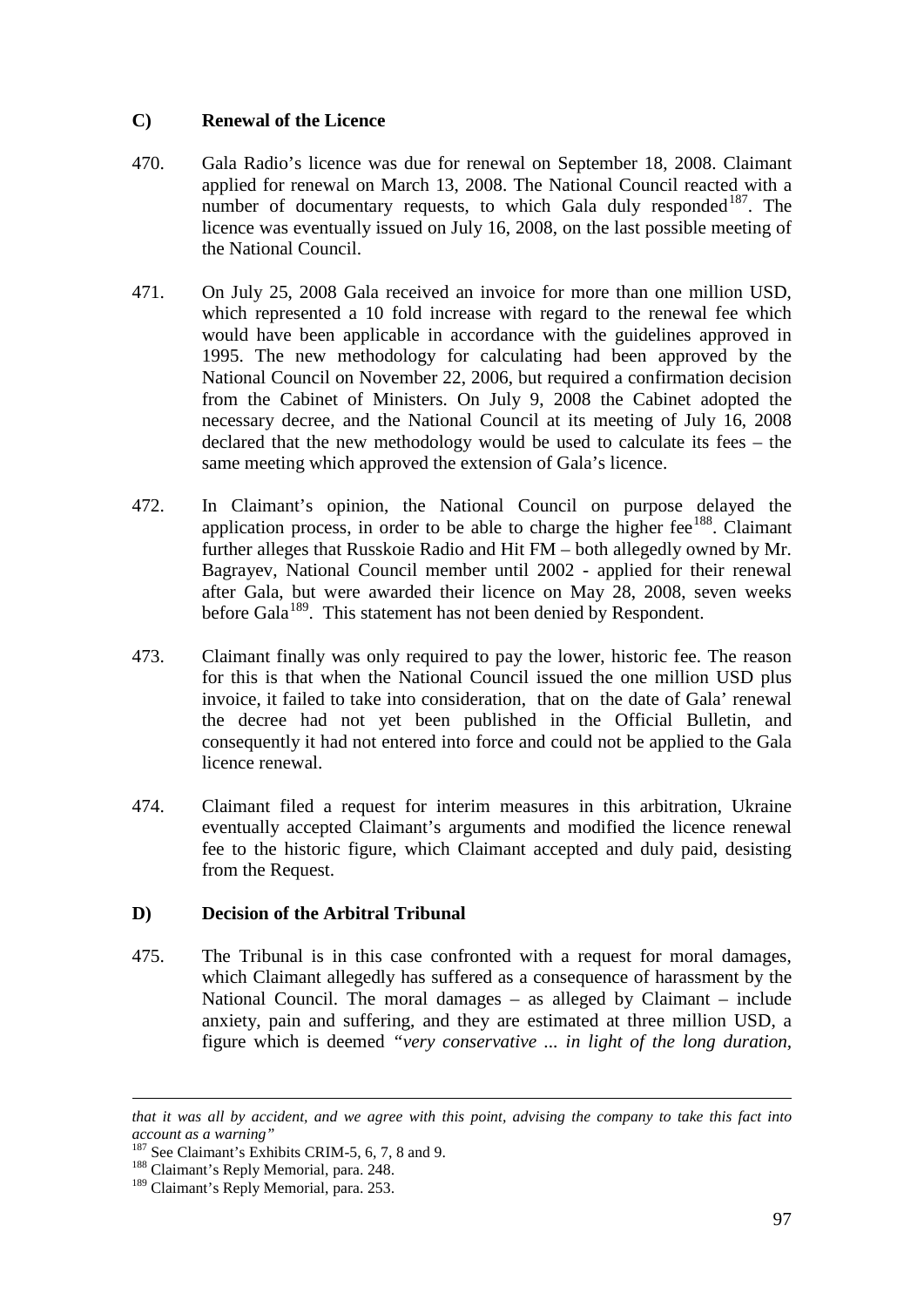### C) Renewal of the Licence

470. Gala Radio's licence was due for renewal on September 18, 2008. Claimant applied for renewal on March 13, 2008. The National Council reacted with a number of documentary requests, to which Gala duly responded[187]. The licence was eventually issued on July 16, 2008, on the last possible meeting of the National Council.

471. On July 25, 2008 Gala received an invoice for more than one million USD, which represented a 10 fold increase with regard to the renewal fee which would have been applicable in accordance with the guidelines approved in 1995. The new methodology for calculating had been approved by the National Council on November 22, 2006, but required a confirmation decision from the Cabinet of Ministers. On July 9, 2008 the Cabinet adopted the necessary decree, and the National Council at its meeting of July 16, 2008 declared that the new methodology would be used to calculate its fees – the same meeting which approved the extension of Gala's licence.

472. In Claimant's opinion, the National Council on purpose delayed the application process, in order to be able to charge the higher fee[188]. Claimant further alleges that Russkoie Radio and Hit FM – both allegedly owned by Mr. Bagrayev, National Council member until 2002 - applied for their renewal after Gala, but were awarded their licence on May 28, 2008, seven weeks before Gala[189]. This statement has not been denied by Respondent.

473. Claimant finally was only required to pay the lower, historic fee. The reason for this is that when the National Council issued the one million USD plus invoice, it failed to take into consideration, that on the date of Gala' renewal the decree had not yet been published in the Official Bulletin, and consequently it had not entered into force and could not be applied to the Gala licence renewal.

474. Claimant filed a request for interim measures in this arbitration, Ukraine eventually accepted Claimant's arguments and modified the licence renewal fee to the historic figure, which Claimant accepted and duly paid, desisting from the Request.

### D) Decision of the Arbitral Tribunal

475. The Tribunal is in this case confronted with a request for moral damages, which Claimant allegedly has suffered as a consequence of harassment by the National Council. The moral damages – as alleged by Claimant – include anxiety, pain and suffering, and they are estimated at three million USD, a figure which is deemed *"very conservative ... in light of the long duration,*

---

*that it was all by accident, and we agree with this point, advising the company to take this fact into account as a warning"*

[187] See Claimant's Exhibits CRIM-5, 6, 7, 8 and 9.

[188] Claimant's Reply Memorial, para. 248.

[189] Claimant's Reply Memorial, para. 253.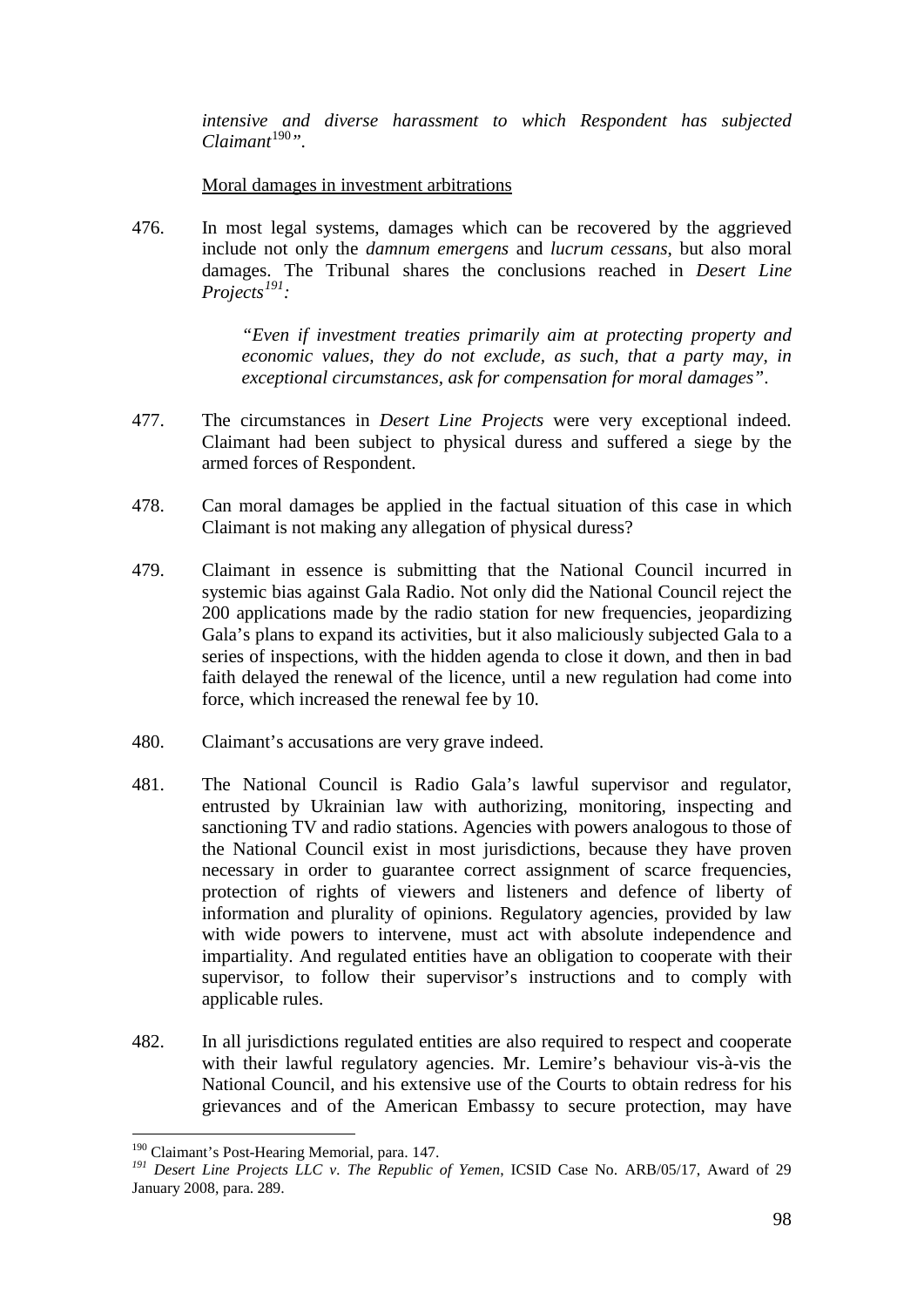*intensive and diverse harassment to which Respondent has subjected Claimant*[190]*"*.

Moral damages in investment arbitrations

476. In most legal systems, damages which can be recovered by the aggrieved include not only the *damnum emergens* and *lucrum cessans*, but also moral damages. The Tribunal shares the conclusions reached in *Desert Line Projects*[191]*:*

> *"Even if investment treaties primarily aim at protecting property and economic values, they do not exclude, as such, that a party may, in exceptional circumstances, ask for compensation for moral damages"*.

477. The circumstances in *Desert Line Projects* were very exceptional indeed. Claimant had been subject to physical duress and suffered a siege by the armed forces of Respondent.

478. Can moral damages be applied in the factual situation of this case in which Claimant is not making any allegation of physical duress?

479. Claimant in essence is submitting that the National Council incurred in systemic bias against Gala Radio. Not only did the National Council reject the 200 applications made by the radio station for new frequencies, jeopardizing Gala's plans to expand its activities, but it also maliciously subjected Gala to a series of inspections, with the hidden agenda to close it down, and then in bad faith delayed the renewal of the licence, until a new regulation had come into force, which increased the renewal fee by 10.

480. Claimant's accusations are very grave indeed.

481. The National Council is Radio Gala's lawful supervisor and regulator, entrusted by Ukrainian law with authorizing, monitoring, inspecting and sanctioning TV and radio stations. Agencies with powers analogous to those of the National Council exist in most jurisdictions, because they have proven necessary in order to guarantee correct assignment of scarce frequencies, protection of rights of viewers and listeners and defence of liberty of information and plurality of opinions. Regulatory agencies, provided by law with wide powers to intervene, must act with absolute independence and impartiality. And regulated entities have an obligation to cooperate with their supervisor, to follow their supervisor's instructions and to comply with applicable rules.

482. In all jurisdictions regulated entities are also required to respect and cooperate with their lawful regulatory agencies. Mr. Lemire's behaviour vis-à-vis the National Council, and his extensive use of the Courts to obtain redress for his grievances and of the American Embassy to secure protection, may have

---

[190] Claimant's Post-Hearing Memorial, para. 147.

[191] *Desert Line Projects LLC v. The Republic of Yemen*, ICSID Case No. ARB/05/17, Award of 29 January 2008, para. 289.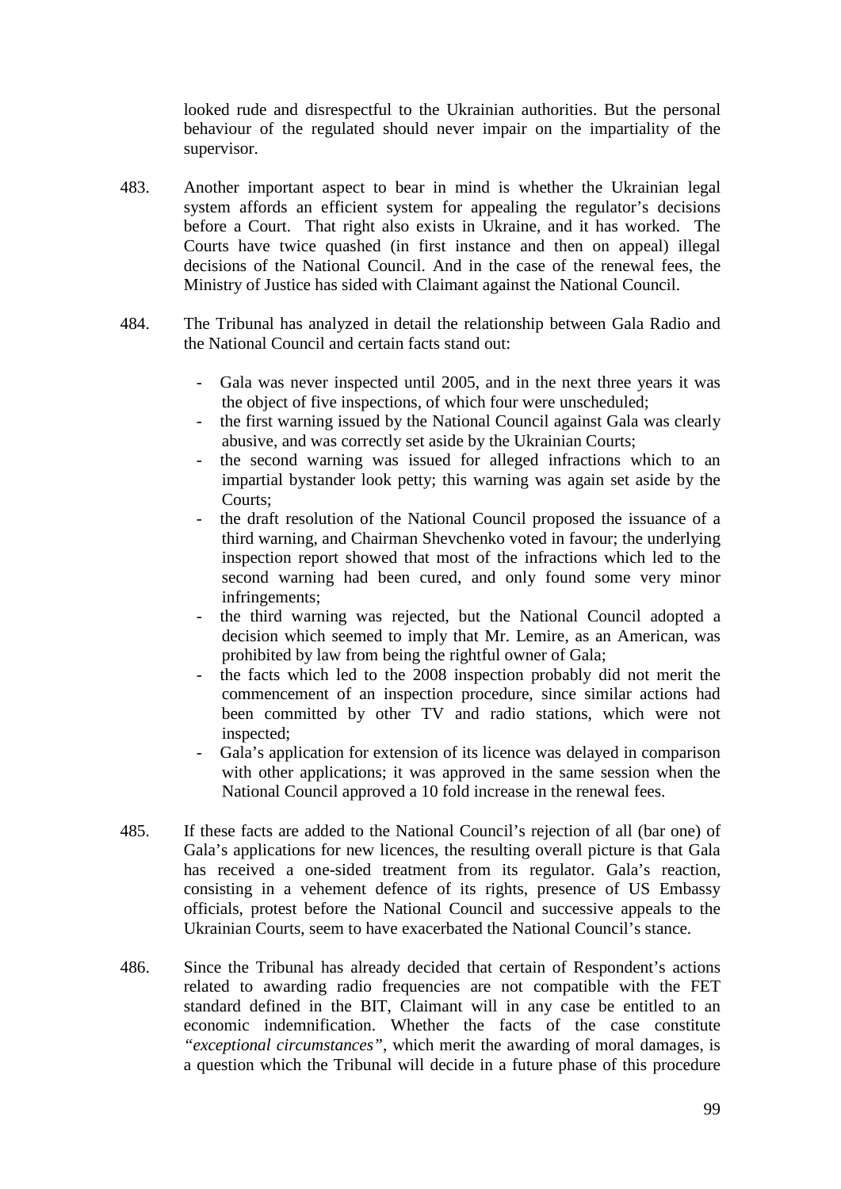looked rude and disrespectful to the Ukrainian authorities. But the personal behaviour of the regulated should never impair on the impartiality of the supervisor.

483. Another important aspect to bear in mind is whether the Ukrainian legal system affords an efficient system for appealing the regulator's decisions before a Court. That right also exists in Ukraine, and it has worked. The Courts have twice quashed (in first instance and then on appeal) illegal decisions of the National Council. And in the case of the renewal fees, the Ministry of Justice has sided with Claimant against the National Council.

484. The Tribunal has analyzed in detail the relationship between Gala Radio and the National Council and certain facts stand out:

- Gala was never inspected until 2005, and in the next three years it was the object of five inspections, of which four were unscheduled;
- the first warning issued by the National Council against Gala was clearly abusive, and was correctly set aside by the Ukrainian Courts;
- the second warning was issued for alleged infractions which to an impartial bystander look petty; this warning was again set aside by the Courts;
- the draft resolution of the National Council proposed the issuance of a third warning, and Chairman Shevchenko voted in favour; the underlying inspection report showed that most of the infractions which led to the second warning had been cured, and only found some very minor infringements;
- the third warning was rejected, but the National Council adopted a decision which seemed to imply that Mr. Lemire, as an American, was prohibited by law from being the rightful owner of Gala;
- the facts which led to the 2008 inspection probably did not merit the commencement of an inspection procedure, since similar actions had been committed by other TV and radio stations, which were not inspected;
- Gala's application for extension of its licence was delayed in comparison with other applications; it was approved in the same session when the National Council approved a 10 fold increase in the renewal fees.

485. If these facts are added to the National Council's rejection of all (bar one) of Gala's applications for new licences, the resulting overall picture is that Gala has received a one-sided treatment from its regulator. Gala's reaction, consisting in a vehement defence of its rights, presence of US Embassy officials, protest before the National Council and successive appeals to the Ukrainian Courts, seem to have exacerbated the National Council's stance.

486. Since the Tribunal has already decided that certain of Respondent's actions related to awarding radio frequencies are not compatible with the FET standard defined in the BIT, Claimant will in any case be entitled to an economic indemnification. Whether the facts of the case constitute *"exceptional circumstances"*, which merit the awarding of moral damages, is a question which the Tribunal will decide in a future phase of this procedure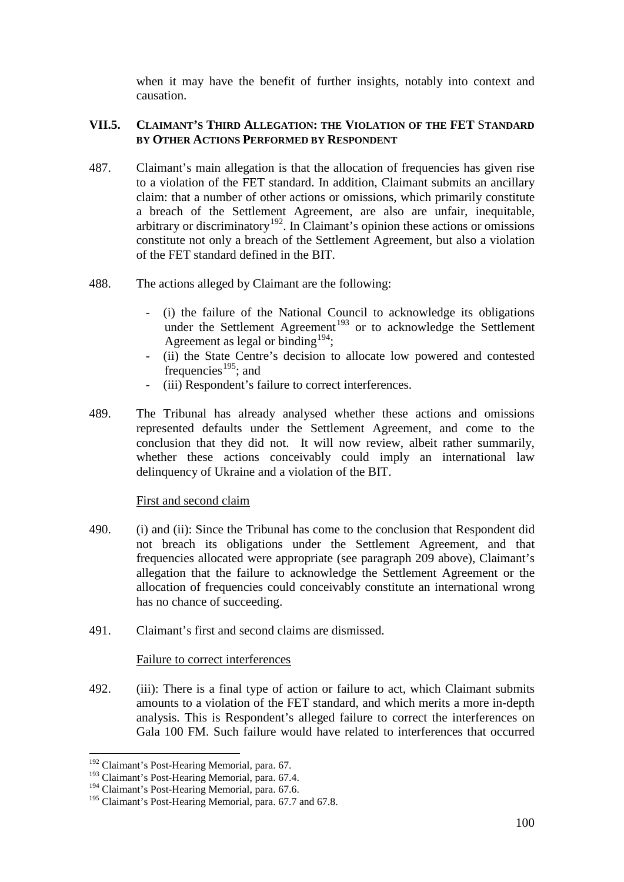when it may have the benefit of further insights, notably into context and causation.

### VII.5. CLAIMANT'S THIRD ALLEGATION: THE VIOLATION OF THE FET STANDARD BY OTHER ACTIONS PERFORMED BY RESPONDENT

487. Claimant's main allegation is that the allocation of frequencies has given rise to a violation of the FET standard. In addition, Claimant submits an ancillary claim: that a number of other actions or omissions, which primarily constitute a breach of the Settlement Agreement, are also are unfair, inequitable, arbitrary or discriminatory[192]. In Claimant's opinion these actions or omissions constitute not only a breach of the Settlement Agreement, but also a violation of the FET standard defined in the BIT.

488. The actions alleged by Claimant are the following:

- (i) the failure of the National Council to acknowledge its obligations under the Settlement Agreement[193] or to acknowledge the Settlement Agreement as legal or binding[194];
- (ii) the State Centre's decision to allocate low powered and contested frequencies[195]; and
- (iii) Respondent's failure to correct interferences.

489. The Tribunal has already analysed whether these actions and omissions represented defaults under the Settlement Agreement, and come to the conclusion that they did not. It will now review, albeit rather summarily, whether these actions conceivably could imply an international law delinquency of Ukraine and a violation of the BIT.

<u>First and second claim</u>

490. (i) and (ii): Since the Tribunal has come to the conclusion that Respondent did not breach its obligations under the Settlement Agreement, and that frequencies allocated were appropriate (see paragraph 209 above), Claimant's allegation that the failure to acknowledge the Settlement Agreement or the allocation of frequencies could conceivably constitute an international wrong has no chance of succeeding.

491. Claimant's first and second claims are dismissed.

<u>Failure to correct interferences</u>

492. (iii): There is a final type of action or failure to act, which Claimant submits amounts to a violation of the FET standard, and which merits a more in-depth analysis. This is Respondent's alleged failure to correct the interferences on Gala 100 FM. Such failure would have related to interferences that occurred

---

[192] Claimant's Post-Hearing Memorial, para. 67.

[193] Claimant's Post-Hearing Memorial, para. 67.4.

[194] Claimant's Post-Hearing Memorial, para. 67.6.

[195] Claimant's Post-Hearing Memorial, para. 67.7 and 67.8.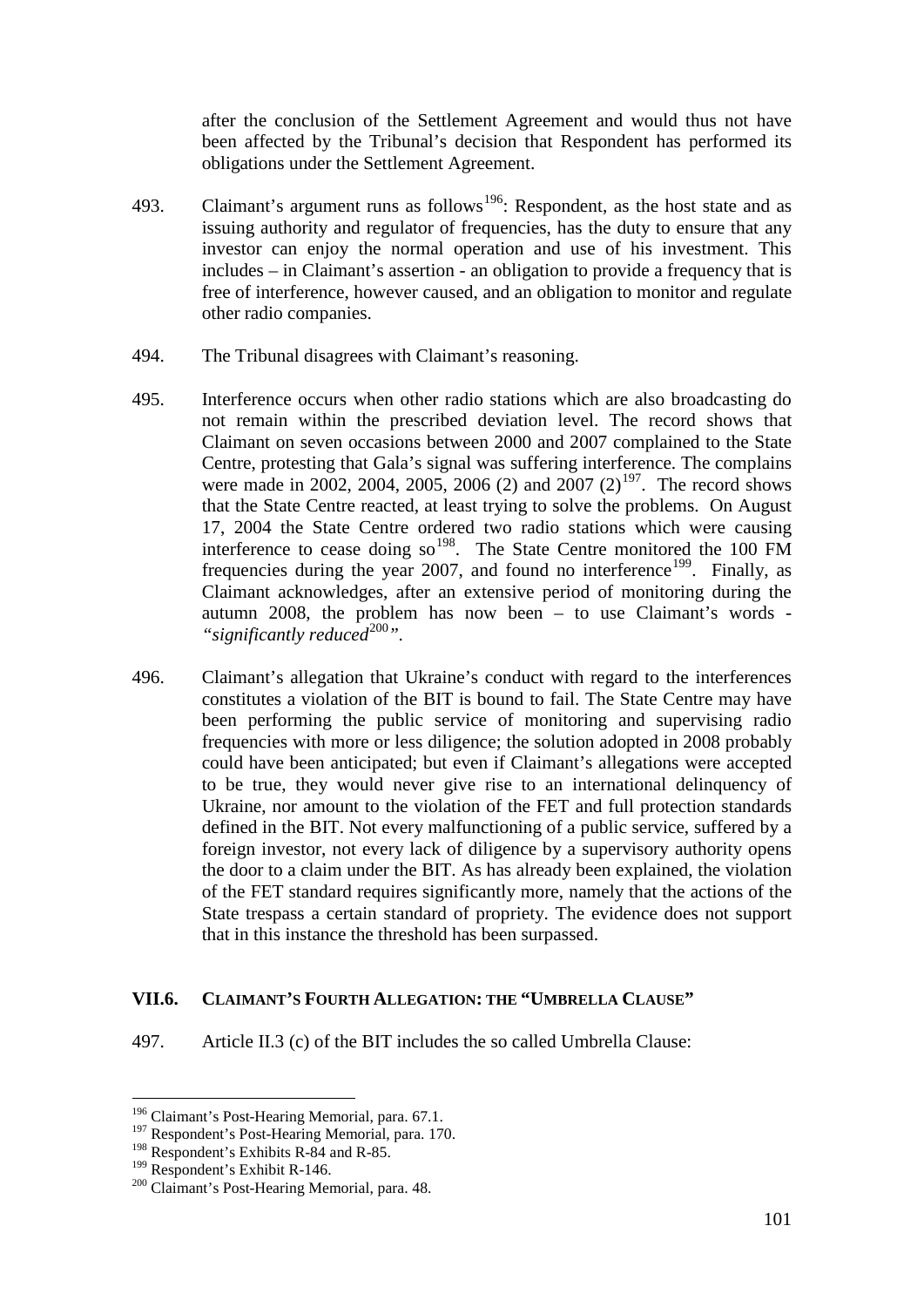after the conclusion of the Settlement Agreement and would thus not have been affected by the Tribunal's decision that Respondent has performed its obligations under the Settlement Agreement.

493. Claimant's argument runs as follows[196]: Respondent, as the host state and as issuing authority and regulator of frequencies, has the duty to ensure that any investor can enjoy the normal operation and use of his investment. This includes – in Claimant's assertion - an obligation to provide a frequency that is free of interference, however caused, and an obligation to monitor and regulate other radio companies.

494. The Tribunal disagrees with Claimant's reasoning.

495. Interference occurs when other radio stations which are also broadcasting do not remain within the prescribed deviation level. The record shows that Claimant on seven occasions between 2000 and 2007 complained to the State Centre, protesting that Gala's signal was suffering interference. The complains were made in 2002, 2004, 2005, 2006 (2) and 2007 (2)[197]. The record shows that the State Centre reacted, at least trying to solve the problems. On August 17, 2004 the State Centre ordered two radio stations which were causing interference to cease doing so[198]. The State Centre monitored the 100 FM frequencies during the year 2007, and found no interference[199]. Finally, as Claimant acknowledges, after an extensive period of monitoring during the autumn 2008, the problem has now been – to use Claimant's words - *"significantly reduced*[200]*"*.

496. Claimant's allegation that Ukraine's conduct with regard to the interferences constitutes a violation of the BIT is bound to fail. The State Centre may have been performing the public service of monitoring and supervising radio frequencies with more or less diligence; the solution adopted in 2008 probably could have been anticipated; but even if Claimant's allegations were accepted to be true, they would never give rise to an international delinquency of Ukraine, nor amount to the violation of the FET and full protection standards defined in the BIT. Not every malfunctioning of a public service, suffered by a foreign investor, not every lack of diligence by a supervisory authority opens the door to a claim under the BIT. As has already been explained, the violation of the FET standard requires significantly more, namely that the actions of the State trespass a certain standard of propriety. The evidence does not support that in this instance the threshold has been surpassed.

### VII.6. CLAIMANT'S FOURTH ALLEGATION: THE "UMBRELLA CLAUSE"

497. Article II.3 (c) of the BIT includes the so called Umbrella Clause:

---

[196] Claimant's Post-Hearing Memorial, para. 67.1.

[197] Respondent's Post-Hearing Memorial, para. 170.

[198] Respondent's Exhibits R-84 and R-85.

[199] Respondent's Exhibit R-146.

[200] Claimant's Post-Hearing Memorial, para. 48.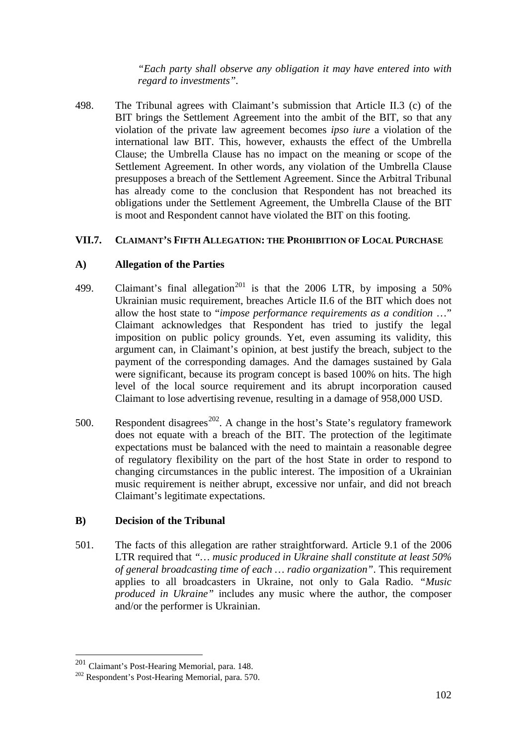*"Each party shall observe any obligation it may have entered into with regard to investments"*.

498. The Tribunal agrees with Claimant's submission that Article II.3 (c) of the BIT brings the Settlement Agreement into the ambit of the BIT, so that any violation of the private law agreement becomes *ipso iure* a violation of the international law BIT. This, however, exhausts the effect of the Umbrella Clause; the Umbrella Clause has no impact on the meaning or scope of the Settlement Agreement. In other words, any violation of the Umbrella Clause presupposes a breach of the Settlement Agreement. Since the Arbitral Tribunal has already come to the conclusion that Respondent has not breached its obligations under the Settlement Agreement, the Umbrella Clause of the BIT is moot and Respondent cannot have violated the BIT on this footing.

## VII.7. CLAIMANT'S FIFTH ALLEGATION: THE PROHIBITION OF LOCAL PURCHASE

### A) Allegation of the Parties

499. Claimant's final allegation[201] is that the 2006 LTR, by imposing a 50% Ukrainian music requirement, breaches Article II.6 of the BIT which does not allow the host state to "*impose performance requirements as a condition* …" Claimant acknowledges that Respondent has tried to justify the legal imposition on public policy grounds. Yet, even assuming its validity, this argument can, in Claimant's opinion, at best justify the breach, subject to the payment of the corresponding damages. And the damages sustained by Gala were significant, because its program concept is based 100% on hits. The high level of the local source requirement and its abrupt incorporation caused Claimant to lose advertising revenue, resulting in a damage of 958,000 USD.

500. Respondent disagrees[202]. A change in the host's State's regulatory framework does not equate with a breach of the BIT. The protection of the legitimate expectations must be balanced with the need to maintain a reasonable degree of regulatory flexibility on the part of the host State in order to respond to changing circumstances in the public interest. The imposition of a Ukrainian music requirement is neither abrupt, excessive nor unfair, and did not breach Claimant's legitimate expectations.

### B) Decision of the Tribunal

501. The facts of this allegation are rather straightforward. Article 9.1 of the 2006 LTR required that *"… music produced in Ukraine shall constitute at least 50% of general broadcasting time of each … radio organization"*. This requirement applies to all broadcasters in Ukraine, not only to Gala Radio. *"Music produced in Ukraine"* includes any music where the author, the composer and/or the performer is Ukrainian.

---

[201] Claimant's Post-Hearing Memorial, para. 148.

[202] Respondent's Post-Hearing Memorial, para. 570.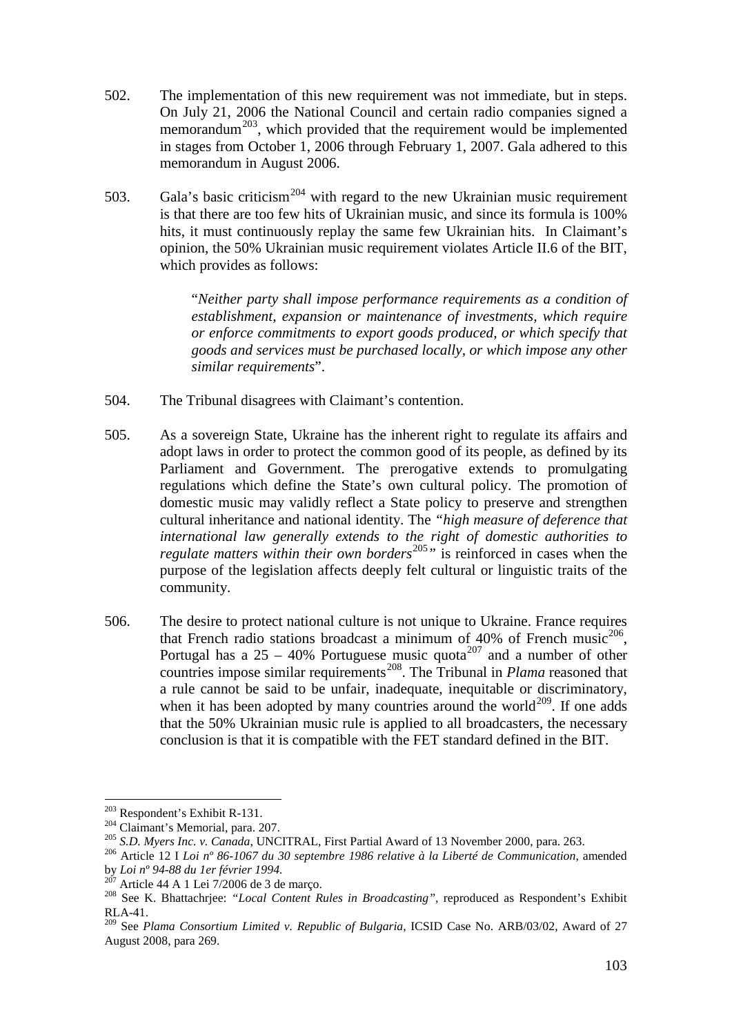502. The implementation of this new requirement was not immediate, but in steps. On July 21, 2006 the National Council and certain radio companies signed a memorandum[203], which provided that the requirement would be implemented in stages from October 1, 2006 through February 1, 2007. Gala adhered to this memorandum in August 2006.

503. Gala's basic criticism[204] with regard to the new Ukrainian music requirement is that there are too few hits of Ukrainian music, and since its formula is 100% hits, it must continuously replay the same few Ukrainian hits. In Claimant's opinion, the 50% Ukrainian music requirement violates Article II.6 of the BIT, which provides as follows:

> "*Neither party shall impose performance requirements as a condition of establishment, expansion or maintenance of investments, which require or enforce commitments to export goods produced, or which specify that goods and services must be purchased locally, or which impose any other similar requirements*".

504. The Tribunal disagrees with Claimant's contention.

505. As a sovereign State, Ukraine has the inherent right to regulate its affairs and adopt laws in order to protect the common good of its people, as defined by its Parliament and Government. The prerogative extends to promulgating regulations which define the State's own cultural policy. The promotion of domestic music may validly reflect a State policy to preserve and strengthen cultural inheritance and national identity. The *"high measure of deference that international law generally extends to the right of domestic authorities to regulate matters within their own borders*[205]*"* is reinforced in cases when the purpose of the legislation affects deeply felt cultural or linguistic traits of the community.

506. The desire to protect national culture is not unique to Ukraine. France requires that French radio stations broadcast a minimum of 40% of French music[206], Portugal has a 25 – 40% Portuguese music quota[207] and a number of other countries impose similar requirements[208]. The Tribunal in *Plama* reasoned that a rule cannot be said to be unfair, inadequate, inequitable or discriminatory, when it has been adopted by many countries around the world[209]. If one adds that the 50% Ukrainian music rule is applied to all broadcasters, the necessary conclusion is that it is compatible with the FET standard defined in the BIT.

---

[203] Respondent's Exhibit R-131.

[204] Claimant's Memorial, para. 207.

[205] *S.D. Myers Inc. v. Canada*, UNCITRAL, First Partial Award of 13 November 2000, para. 263.

[206] Article 12 I *Loi nº 86-1067 du 30 septembre 1986 relative à la Liberté de Communication*, amended by *Loi nº 94-88 du 1er février 1994.*

[207] Article 44 A 1 Lei 7/2006 de 3 de março.

[208] See K. Bhattachrjee: *"Local Content Rules in Broadcasting"*, reproduced as Respondent's Exhibit RLA-41.

[209] See *Plama Consortium Limited v. Republic of Bulgaria*, ICSID Case No. ARB/03/02, Award of 27 August 2008, para 269.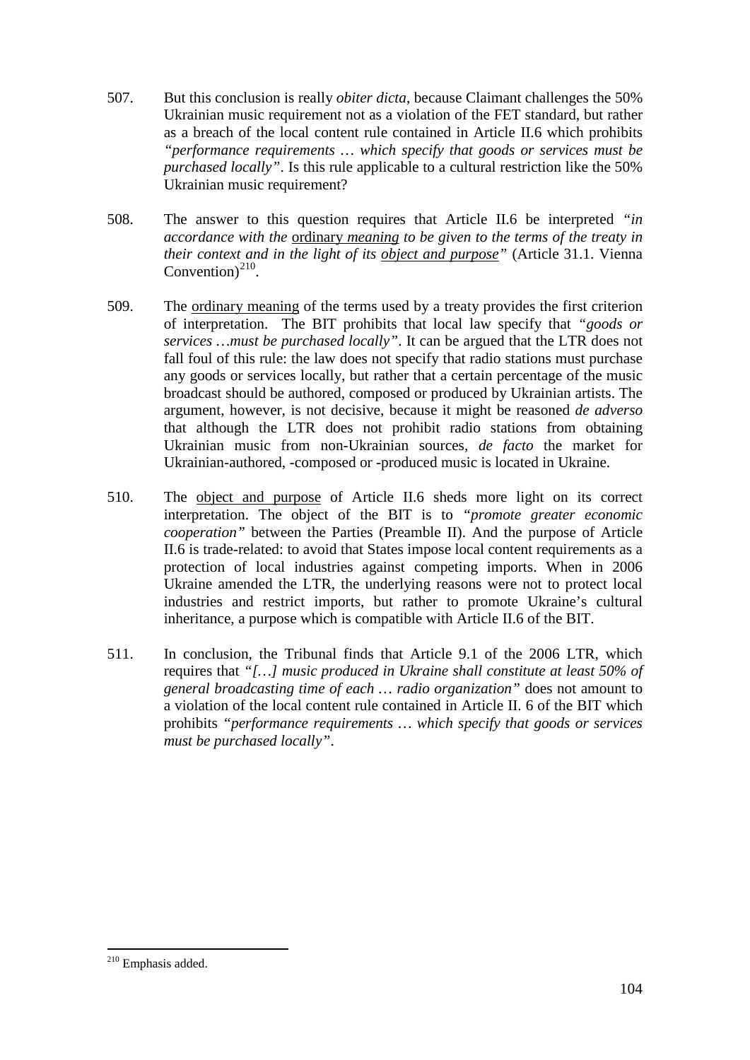507. But this conclusion is really *obiter dicta*, because Claimant challenges the 50% Ukrainian music requirement not as a violation of the FET standard, but rather as a breach of the local content rule contained in Article II.6 which prohibits *"performance requirements … which specify that goods or services must be purchased locally"*. Is this rule applicable to a cultural restriction like the 50% Ukrainian music requirement?

508. The answer to this question requires that Article II.6 be interpreted *"in accordance with the* <u>ordinary</u> *<u>meaning</u> to be given to the terms of the treaty in their context and in the light of its <u>object and purpose</u>"* (Article 31.1. Vienna Convention)[210].

509. The <u>ordinary meaning</u> of the terms used by a treaty provides the first criterion of interpretation. The BIT prohibits that local law specify that *"goods or services …must be purchased locally"*. It can be argued that the LTR does not fall foul of this rule: the law does not specify that radio stations must purchase any goods or services locally, but rather that a certain percentage of the music broadcast should be authored, composed or produced by Ukrainian artists. The argument, however, is not decisive, because it might be reasoned *de adverso* that although the LTR does not prohibit radio stations from obtaining Ukrainian music from non-Ukrainian sources, *de facto* the market for Ukrainian-authored, -composed or -produced music is located in Ukraine.

510. The <u>object and purpose</u> of Article II.6 sheds more light on its correct interpretation. The object of the BIT is to *"promote greater economic cooperation"* between the Parties (Preamble II). And the purpose of Article II.6 is trade-related: to avoid that States impose local content requirements as a protection of local industries against competing imports. When in 2006 Ukraine amended the LTR, the underlying reasons were not to protect local industries and restrict imports, but rather to promote Ukraine's cultural inheritance, a purpose which is compatible with Article II.6 of the BIT.

511. In conclusion, the Tribunal finds that Article 9.1 of the 2006 LTR, which requires that *"[…] music produced in Ukraine shall constitute at least 50% of general broadcasting time of each … radio organization"* does not amount to a violation of the local content rule contained in Article II. 6 of the BIT which prohibits *"performance requirements … which specify that goods or services must be purchased locally"*.

---

[210] Emphasis added.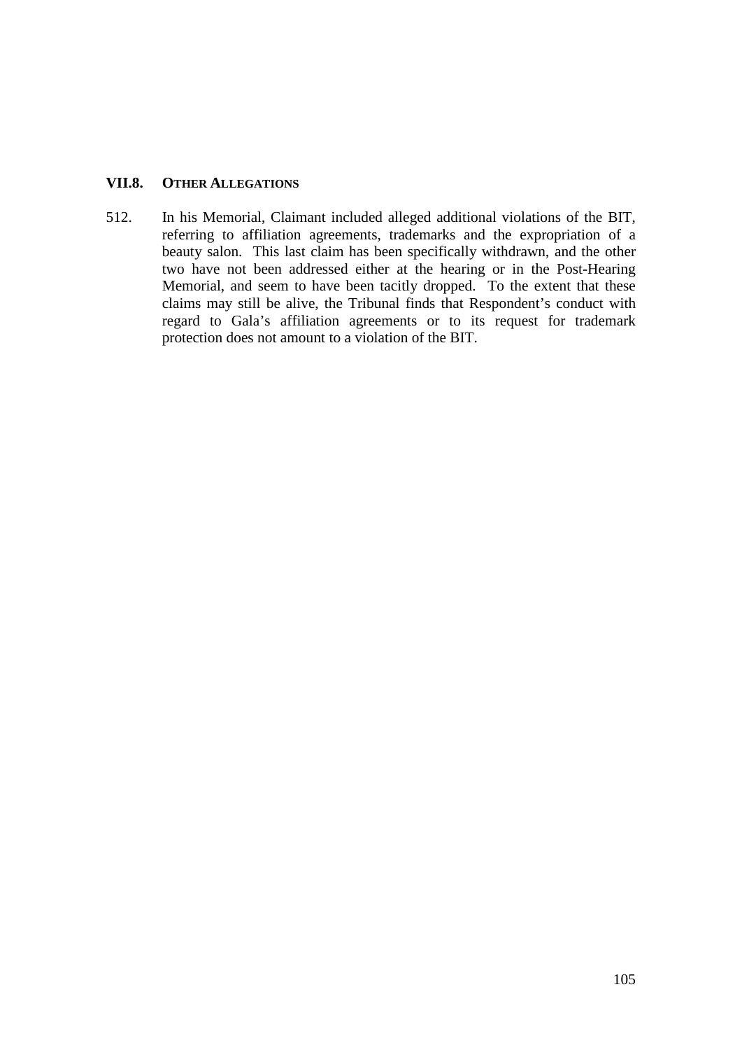### VII.8. OTHER ALLEGATIONS

512. In his Memorial, Claimant included alleged additional violations of the BIT, referring to affiliation agreements, trademarks and the expropriation of a beauty salon. This last claim has been specifically withdrawn, and the other two have not been addressed either at the hearing or in the Post-Hearing Memorial, and seem to have been tacitly dropped. To the extent that these claims may still be alive, the Tribunal finds that Respondent's conduct with regard to Gala's affiliation agreements or to its request for trademark protection does not amount to a violation of the BIT.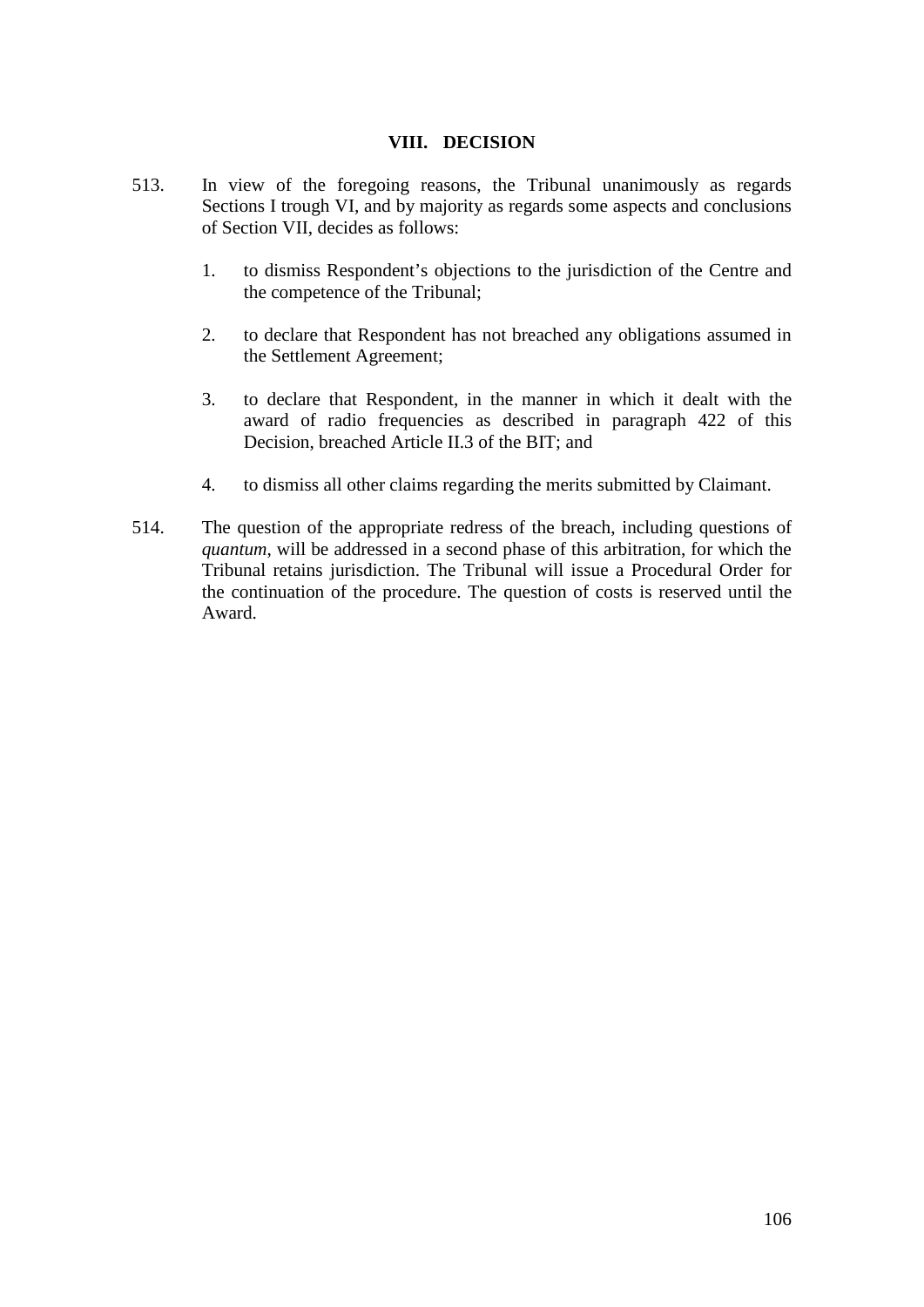## VIII. DECISION

513. In view of the foregoing reasons, the Tribunal unanimously as regards Sections I trough VI, and by majority as regards some aspects and conclusions of Section VII, decides as follows:

   1. to dismiss Respondent's objections to the jurisdiction of the Centre and the competence of the Tribunal;

   2. to declare that Respondent has not breached any obligations assumed in the Settlement Agreement;

   3. to declare that Respondent, in the manner in which it dealt with the award of radio frequencies as described in paragraph 422 of this Decision, breached Article II.3 of the BIT; and

   4. to dismiss all other claims regarding the merits submitted by Claimant.

514. The question of the appropriate redress of the breach, including questions of *quantum*, will be addressed in a second phase of this arbitration, for which the Tribunal retains jurisdiction. The Tribunal will issue a Procedural Order for the continuation of the procedure. The question of costs is reserved until the Award.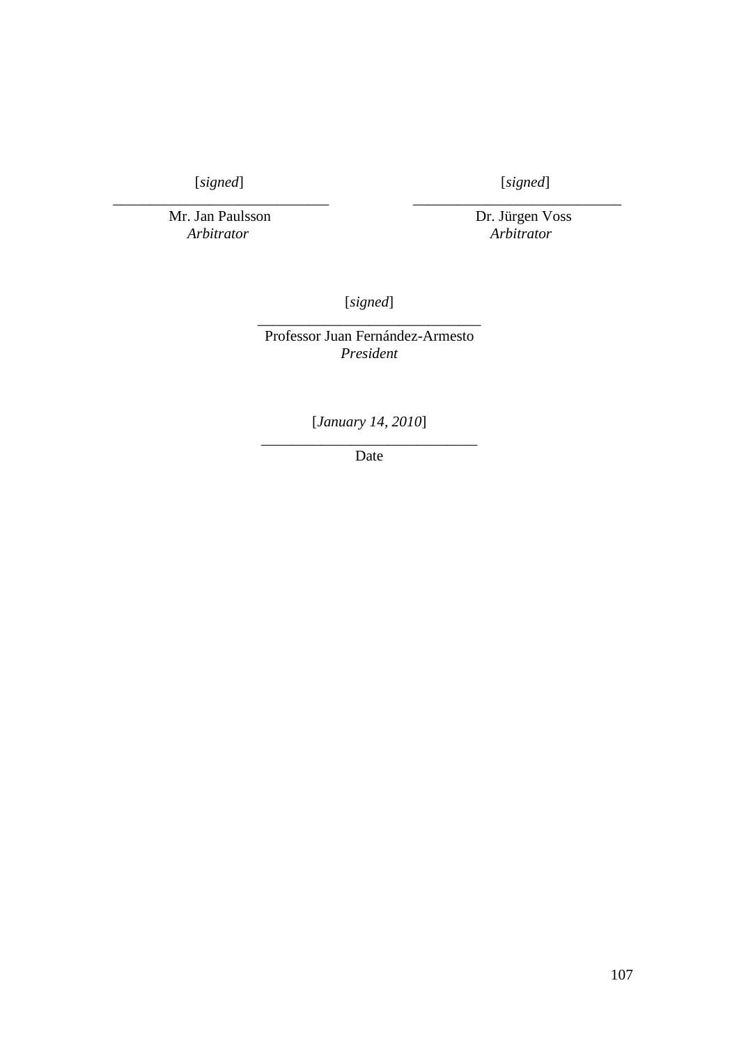[*signed*]

\_\_\_\_\_\_\_\_\_\_\_\_\_\_\_\_\_\_\_\_\_\_\_\_\_\_\_\_\_\_

Mr. Jan Paulsson
*Arbitrator*

[*signed*]

\_\_\_\_\_\_\_\_\_\_\_\_\_\_\_\_\_\_\_\_\_\_\_\_\_\_\_\_\_\_

Dr. Jürgen Voss
*Arbitrator*

[*signed*]

\_\_\_\_\_\_\_\_\_\_\_\_\_\_\_\_\_\_\_\_\_\_\_\_\_\_\_\_\_\_

Professor Juan Fernández-Armesto
*President*

[*January 14, 2010*]

\_\_\_\_\_\_\_\_\_\_\_\_\_\_\_\_\_\_\_\_\_\_\_\_\_\_\_\_\_\_

Date